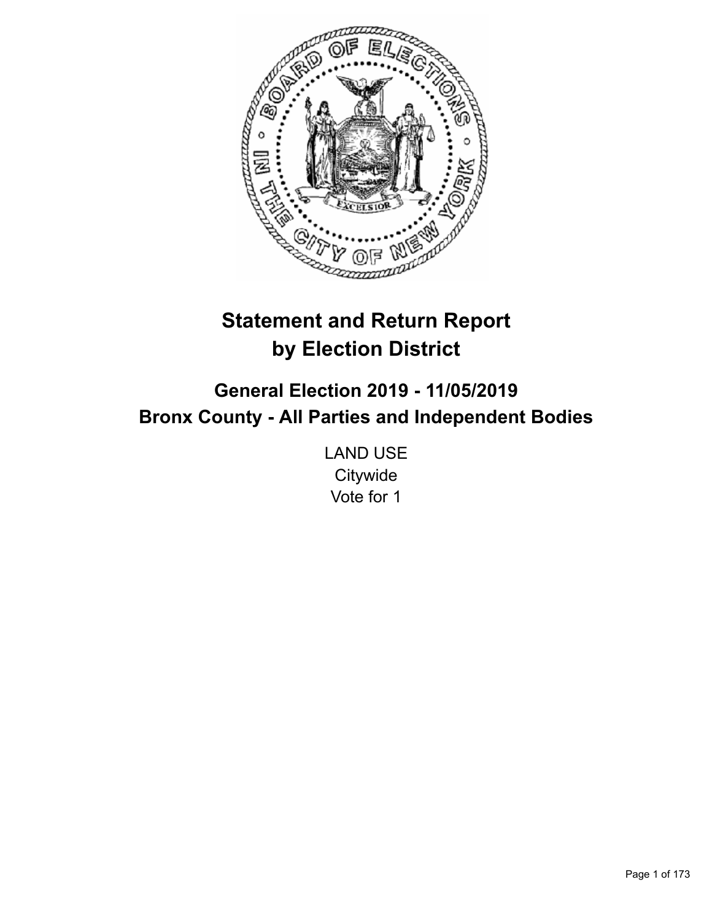# Statement and Return Report by Election District

## General Election 2019 - 11/05/2019
## Bronx County - All Parties and Independent Bodies

LAND USE
Citywide
Vote for 1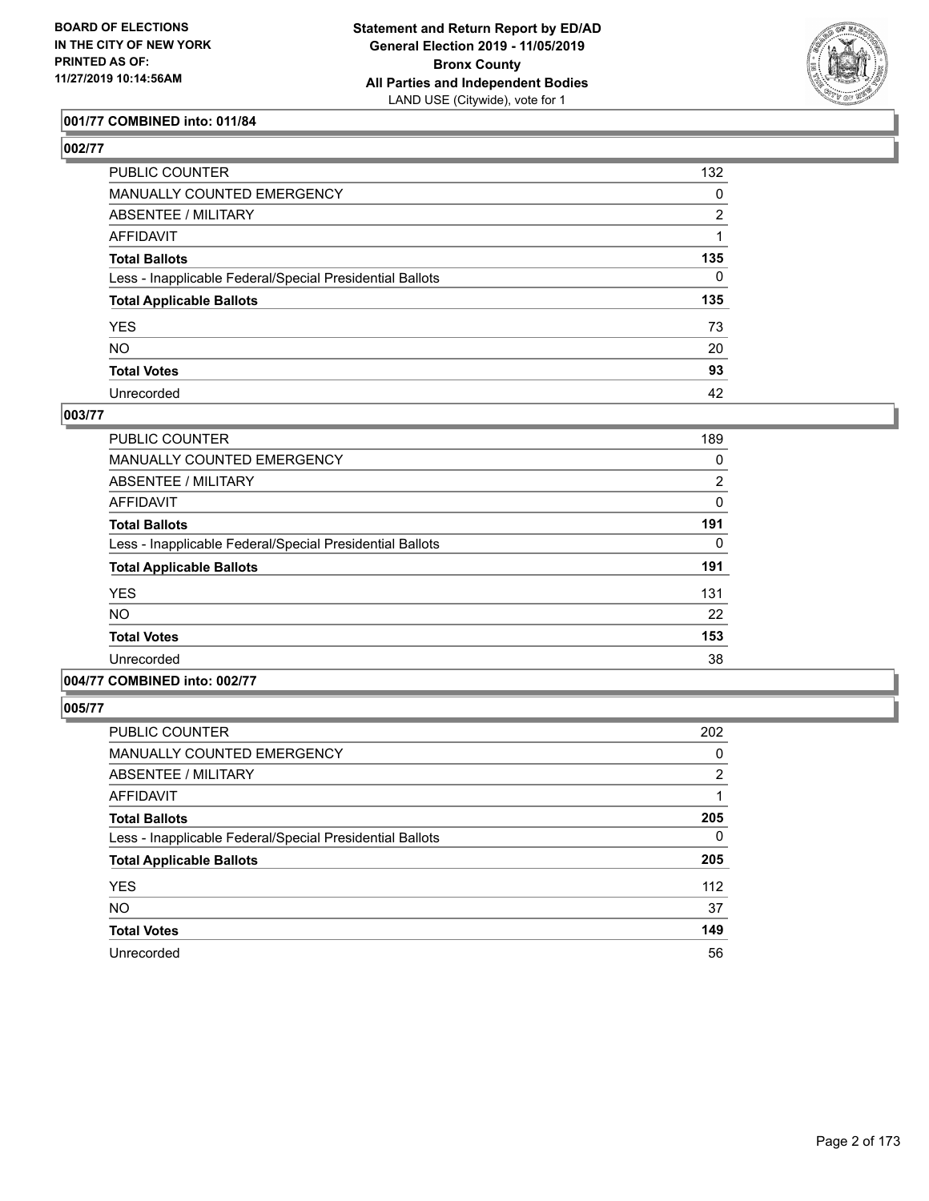### 001/77 COMBINED into: 011/84

### 002/77

| | |
|---|---|
| PUBLIC COUNTER | 132 |
| MANUALLY COUNTED EMERGENCY | 0 |
| ABSENTEE / MILITARY | 2 |
| AFFIDAVIT | 1 |
| **Total Ballots** | **135** |
| Less - Inapplicable Federal/Special Presidential Ballots | 0 |
| **Total Applicable Ballots** | **135** |
| YES | 73 |
| NO | 20 |
| **Total Votes** | **93** |
| Unrecorded | 42 |

### 003/77

| | |
|---|---|
| PUBLIC COUNTER | 189 |
| MANUALLY COUNTED EMERGENCY | 0 |
| ABSENTEE / MILITARY | 2 |
| AFFIDAVIT | 0 |
| **Total Ballots** | **191** |
| Less - Inapplicable Federal/Special Presidential Ballots | 0 |
| **Total Applicable Ballots** | **191** |
| YES | 131 |
| NO | 22 |
| **Total Votes** | **153** |
| Unrecorded | 38 |

### 004/77 COMBINED into: 002/77

### 005/77

| | |
|---|---|
| PUBLIC COUNTER | 202 |
| MANUALLY COUNTED EMERGENCY | 0 |
| ABSENTEE / MILITARY | 2 |
| AFFIDAVIT | 1 |
| **Total Ballots** | **205** |
| Less - Inapplicable Federal/Special Presidential Ballots | 0 |
| **Total Applicable Ballots** | **205** |
| YES | 112 |
| NO | 37 |
| **Total Votes** | **149** |
| Unrecorded | 56 |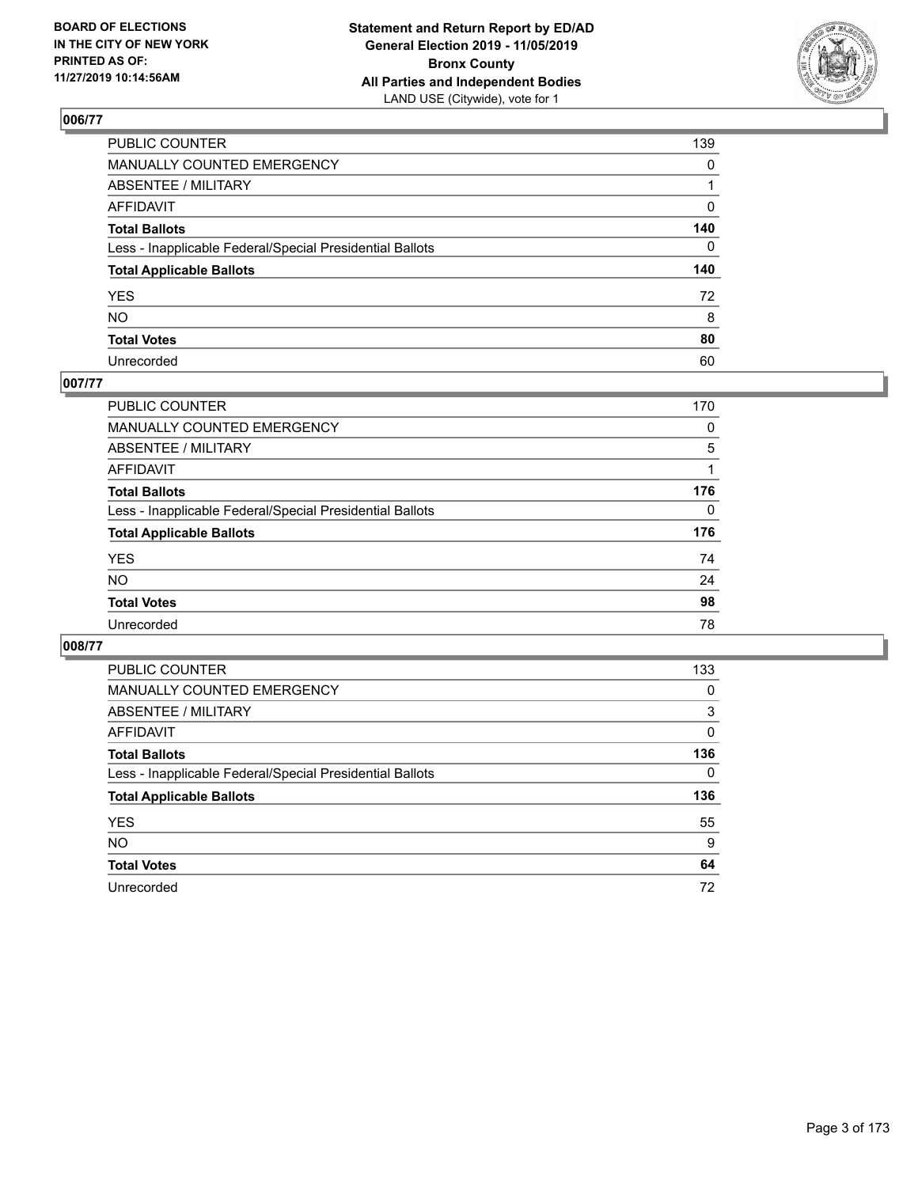BOARD OF ELECTIONS
IN THE CITY OF NEW YORK
PRINTED AS OF:
11/27/2019 10:14:56AM

**Statement and Return Report by ED/AD**
**General Election 2019 - 11/05/2019**
**Bronx County**
**All Parties and Independent Bodies**
LAND USE (Citywide), vote for 1

## 006/77

| | |
|---|---|
| PUBLIC COUNTER | 139 |
| MANUALLY COUNTED EMERGENCY | 0 |
| ABSENTEE / MILITARY | 1 |
| AFFIDAVIT | 0 |
| **Total Ballots** | **140** |
| Less - Inapplicable Federal/Special Presidential Ballots | 0 |
| **Total Applicable Ballots** | **140** |
| YES | 72 |
| NO | 8 |
| **Total Votes** | **80** |
| Unrecorded | 60 |

## 007/77

| | |
|---|---|
| PUBLIC COUNTER | 170 |
| MANUALLY COUNTED EMERGENCY | 0 |
| ABSENTEE / MILITARY | 5 |
| AFFIDAVIT | 1 |
| **Total Ballots** | **176** |
| Less - Inapplicable Federal/Special Presidential Ballots | 0 |
| **Total Applicable Ballots** | **176** |
| YES | 74 |
| NO | 24 |
| **Total Votes** | **98** |
| Unrecorded | 78 |

## 008/77

| | |
|---|---|
| PUBLIC COUNTER | 133 |
| MANUALLY COUNTED EMERGENCY | 0 |
| ABSENTEE / MILITARY | 3 |
| AFFIDAVIT | 0 |
| **Total Ballots** | **136** |
| Less - Inapplicable Federal/Special Presidential Ballots | 0 |
| **Total Applicable Ballots** | **136** |
| YES | 55 |
| NO | 9 |
| **Total Votes** | **64** |
| Unrecorded | 72 |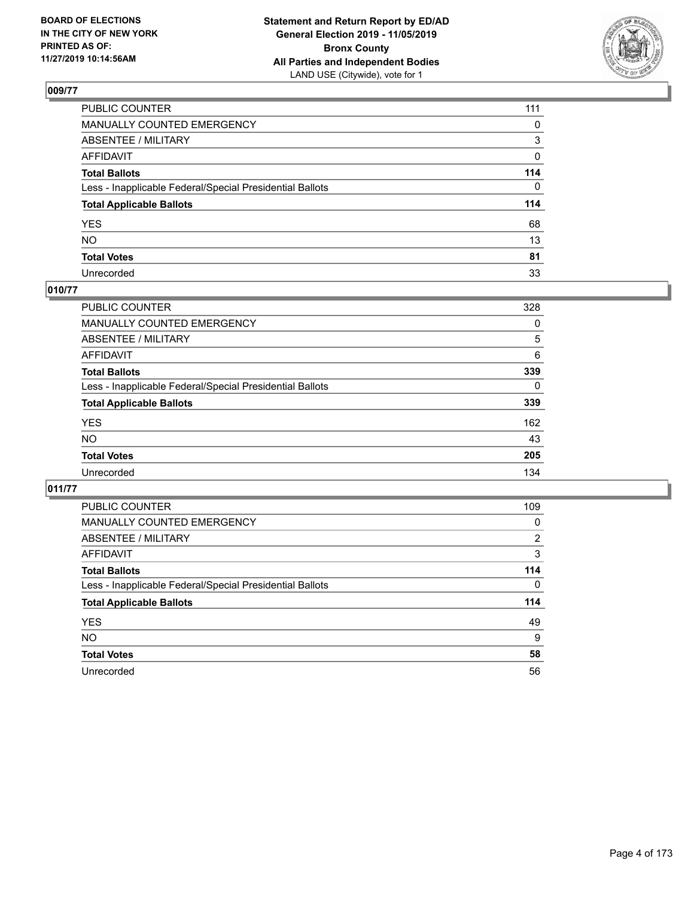BOARD OF ELECTIONS
IN THE CITY OF NEW YORK
PRINTED AS OF:
11/27/2019 10:14:56AM

**Statement and Return Report by ED/AD**
**General Election 2019 - 11/05/2019**
**Bronx County**
**All Parties and Independent Bodies**
LAND USE (Citywide), vote for 1

## 009/77

| | |
|---|---|
| PUBLIC COUNTER | 111 |
| MANUALLY COUNTED EMERGENCY | 0 |
| ABSENTEE / MILITARY | 3 |
| AFFIDAVIT | 0 |
| **Total Ballots** | **114** |
| Less - Inapplicable Federal/Special Presidential Ballots | 0 |
| **Total Applicable Ballots** | **114** |
| YES | 68 |
| NO | 13 |
| **Total Votes** | **81** |
| Unrecorded | 33 |

## 010/77

| | |
|---|---|
| PUBLIC COUNTER | 328 |
| MANUALLY COUNTED EMERGENCY | 0 |
| ABSENTEE / MILITARY | 5 |
| AFFIDAVIT | 6 |
| **Total Ballots** | **339** |
| Less - Inapplicable Federal/Special Presidential Ballots | 0 |
| **Total Applicable Ballots** | **339** |
| YES | 162 |
| NO | 43 |
| **Total Votes** | **205** |
| Unrecorded | 134 |

## 011/77

| | |
|---|---|
| PUBLIC COUNTER | 109 |
| MANUALLY COUNTED EMERGENCY | 0 |
| ABSENTEE / MILITARY | 2 |
| AFFIDAVIT | 3 |
| **Total Ballots** | **114** |
| Less - Inapplicable Federal/Special Presidential Ballots | 0 |
| **Total Applicable Ballots** | **114** |
| YES | 49 |
| NO | 9 |
| **Total Votes** | **58** |
| Unrecorded | 56 |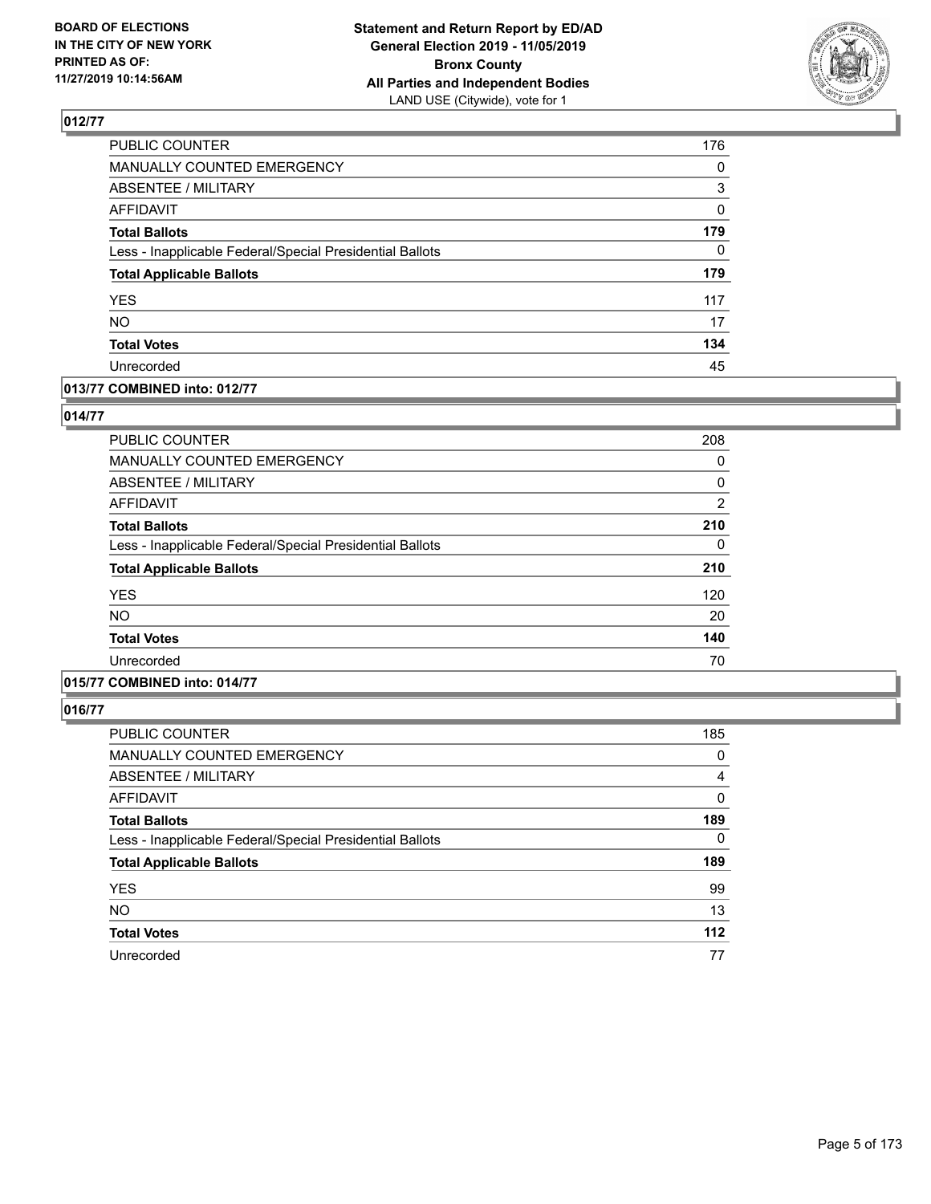## 012/77

| | |
|---|---|
| PUBLIC COUNTER | 176 |
| MANUALLY COUNTED EMERGENCY | 0 |
| ABSENTEE / MILITARY | 3 |
| AFFIDAVIT | 0 |
| **Total Ballots** | **179** |
| Less - Inapplicable Federal/Special Presidential Ballots | 0 |
| **Total Applicable Ballots** | **179** |
| YES | 117 |
| NO | 17 |
| **Total Votes** | **134** |
| Unrecorded | 45 |

## 013/77 COMBINED into: 012/77

## 014/77

| | |
|---|---|
| PUBLIC COUNTER | 208 |
| MANUALLY COUNTED EMERGENCY | 0 |
| ABSENTEE / MILITARY | 0 |
| AFFIDAVIT | 2 |
| **Total Ballots** | **210** |
| Less - Inapplicable Federal/Special Presidential Ballots | 0 |
| **Total Applicable Ballots** | **210** |
| YES | 120 |
| NO | 20 |
| **Total Votes** | **140** |
| Unrecorded | 70 |

## 015/77 COMBINED into: 014/77

## 016/77

| | |
|---|---|
| PUBLIC COUNTER | 185 |
| MANUALLY COUNTED EMERGENCY | 0 |
| ABSENTEE / MILITARY | 4 |
| AFFIDAVIT | 0 |
| **Total Ballots** | **189** |
| Less - Inapplicable Federal/Special Presidential Ballots | 0 |
| **Total Applicable Ballots** | **189** |
| YES | 99 |
| NO | 13 |
| **Total Votes** | **112** |
| Unrecorded | 77 |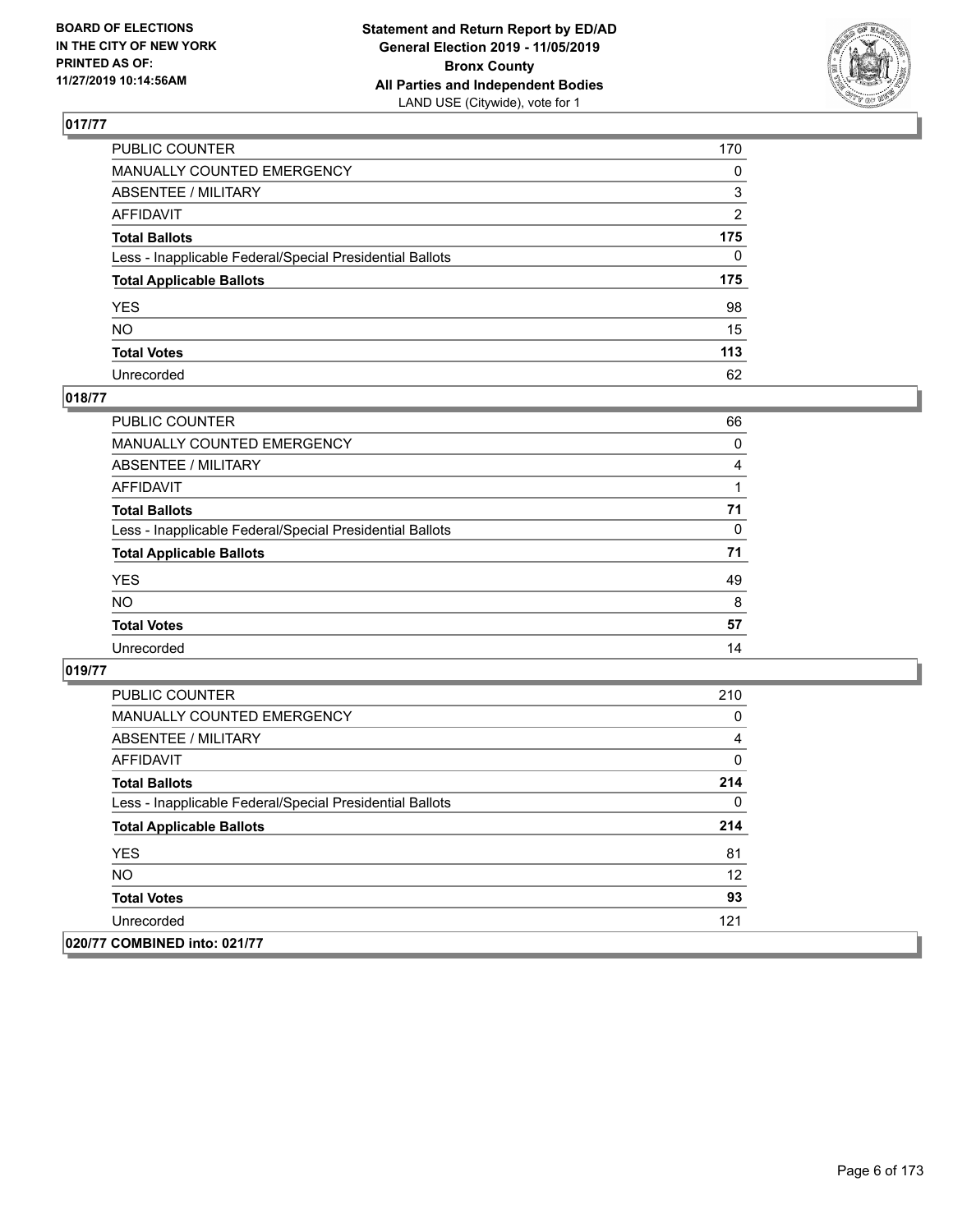**BOARD OF ELECTIONS IN THE CITY OF NEW YORK PRINTED AS OF: 11/27/2019 10:14:56AM**

**Statement and Return Report by ED/AD General Election 2019 - 11/05/2019 Bronx County All Parties and Independent Bodies**
LAND USE (Citywide), vote for 1

## 017/77

| | |
|---|---|
| PUBLIC COUNTER | 170 |
| MANUALLY COUNTED EMERGENCY | 0 |
| ABSENTEE / MILITARY | 3 |
| AFFIDAVIT | 2 |
| **Total Ballots** | **175** |
| Less - Inapplicable Federal/Special Presidential Ballots | 0 |
| **Total Applicable Ballots** | **175** |
| YES | 98 |
| NO | 15 |
| **Total Votes** | **113** |
| Unrecorded | 62 |

## 018/77

| | |
|---|---|
| PUBLIC COUNTER | 66 |
| MANUALLY COUNTED EMERGENCY | 0 |
| ABSENTEE / MILITARY | 4 |
| AFFIDAVIT | 1 |
| **Total Ballots** | **71** |
| Less - Inapplicable Federal/Special Presidential Ballots | 0 |
| **Total Applicable Ballots** | **71** |
| YES | 49 |
| NO | 8 |
| **Total Votes** | **57** |
| Unrecorded | 14 |

## 019/77

| | |
|---|---|
| PUBLIC COUNTER | 210 |
| MANUALLY COUNTED EMERGENCY | 0 |
| ABSENTEE / MILITARY | 4 |
| AFFIDAVIT | 0 |
| **Total Ballots** | **214** |
| Less - Inapplicable Federal/Special Presidential Ballots | 0 |
| **Total Applicable Ballots** | **214** |
| YES | 81 |
| NO | 12 |
| **Total Votes** | **93** |
| Unrecorded | 121 |

## 020/77 COMBINED into: 021/77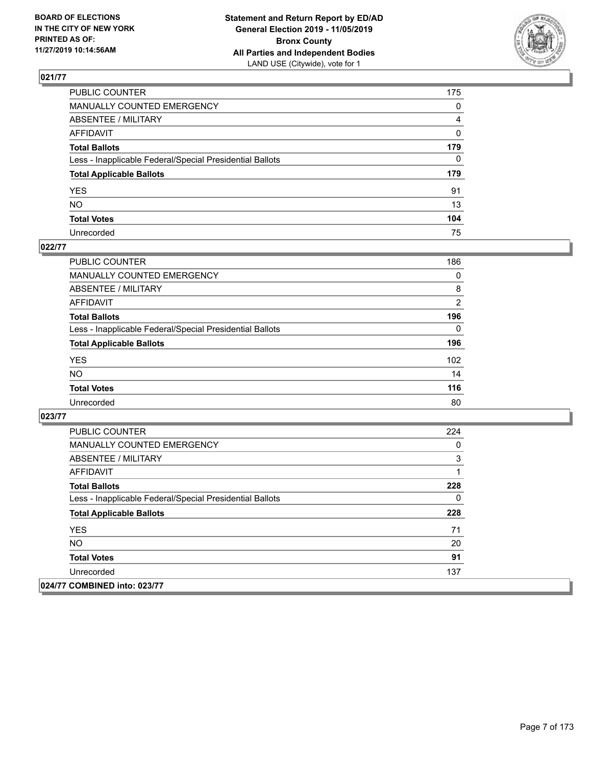**BOARD OF ELECTIONS IN THE CITY OF NEW YORK PRINTED AS OF: 11/27/2019 10:14:56AM**

**Statement and Return Report by ED/AD General Election 2019 - 11/05/2019 Bronx County All Parties and Independent Bodies** LAND USE (Citywide), vote for 1

## 021/77

| | |
|---|---|
| PUBLIC COUNTER | 175 |
| MANUALLY COUNTED EMERGENCY | 0 |
| ABSENTEE / MILITARY | 4 |
| AFFIDAVIT | 0 |
| **Total Ballots** | **179** |
| Less - Inapplicable Federal/Special Presidential Ballots | 0 |
| **Total Applicable Ballots** | **179** |
| YES | 91 |
| NO | 13 |
| **Total Votes** | **104** |
| Unrecorded | 75 |

## 022/77

| | |
|---|---|
| PUBLIC COUNTER | 186 |
| MANUALLY COUNTED EMERGENCY | 0 |
| ABSENTEE / MILITARY | 8 |
| AFFIDAVIT | 2 |
| **Total Ballots** | **196** |
| Less - Inapplicable Federal/Special Presidential Ballots | 0 |
| **Total Applicable Ballots** | **196** |
| YES | 102 |
| NO | 14 |
| **Total Votes** | **116** |
| Unrecorded | 80 |

## 023/77

| | |
|---|---|
| PUBLIC COUNTER | 224 |
| MANUALLY COUNTED EMERGENCY | 0 |
| ABSENTEE / MILITARY | 3 |
| AFFIDAVIT | 1 |
| **Total Ballots** | **228** |
| Less - Inapplicable Federal/Special Presidential Ballots | 0 |
| **Total Applicable Ballots** | **228** |
| YES | 71 |
| NO | 20 |
| **Total Votes** | **91** |
| Unrecorded | 137 |

## 024/77 COMBINED into: 023/77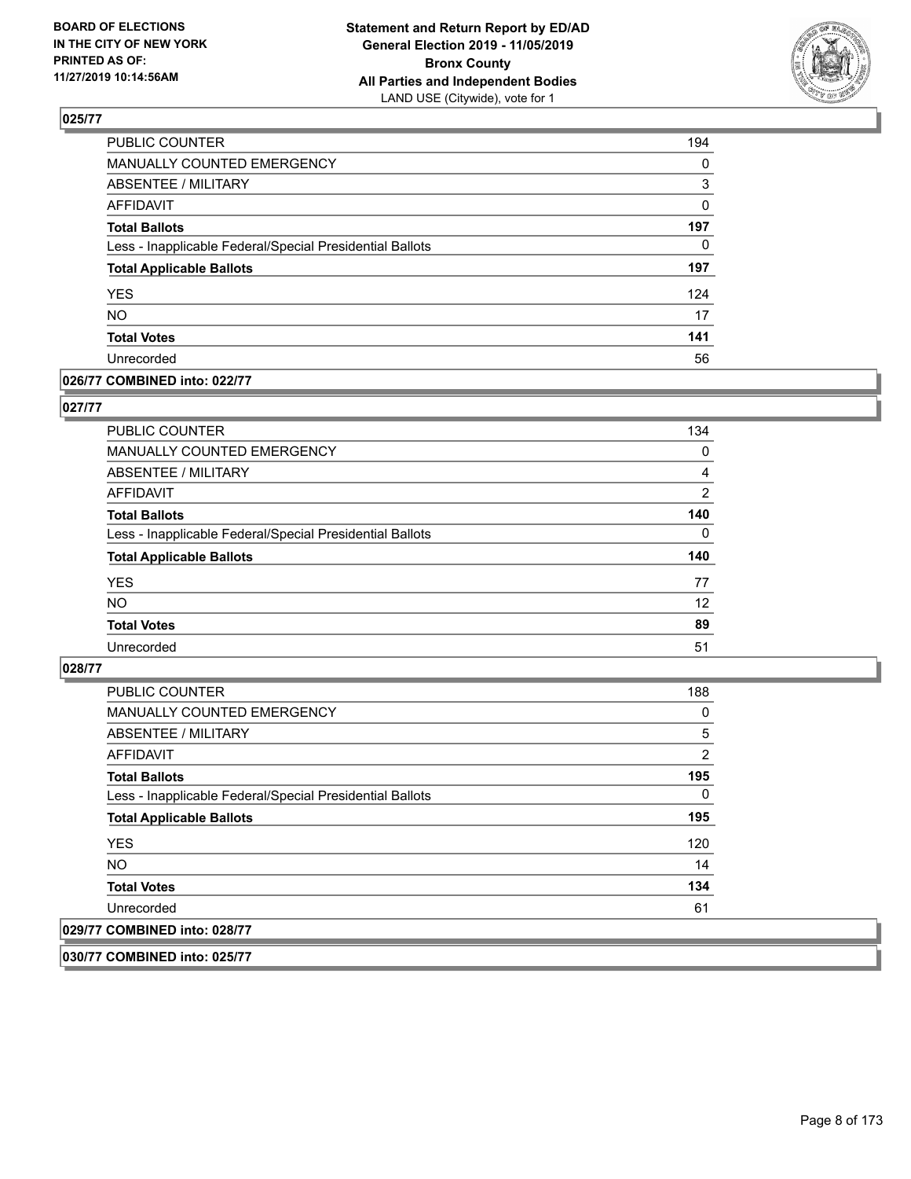### 025/77

| | |
|---|---|
| PUBLIC COUNTER | 194 |
| MANUALLY COUNTED EMERGENCY | 0 |
| ABSENTEE / MILITARY | 3 |
| AFFIDAVIT | 0 |
| **Total Ballots** | **197** |
| Less - Inapplicable Federal/Special Presidential Ballots | 0 |
| **Total Applicable Ballots** | **197** |
| YES | 124 |
| NO | 17 |
| **Total Votes** | **141** |
| Unrecorded | 56 |

### 026/77 COMBINED into: 022/77

### 027/77

| | |
|---|---|
| PUBLIC COUNTER | 134 |
| MANUALLY COUNTED EMERGENCY | 0 |
| ABSENTEE / MILITARY | 4 |
| AFFIDAVIT | 2 |
| **Total Ballots** | **140** |
| Less - Inapplicable Federal/Special Presidential Ballots | 0 |
| **Total Applicable Ballots** | **140** |
| YES | 77 |
| NO | 12 |
| **Total Votes** | **89** |
| Unrecorded | 51 |

### 028/77

| | |
|---|---|
| PUBLIC COUNTER | 188 |
| MANUALLY COUNTED EMERGENCY | 0 |
| ABSENTEE / MILITARY | 5 |
| AFFIDAVIT | 2 |
| **Total Ballots** | **195** |
| Less - Inapplicable Federal/Special Presidential Ballots | 0 |
| **Total Applicable Ballots** | **195** |
| YES | 120 |
| NO | 14 |
| **Total Votes** | **134** |
| Unrecorded | 61 |

### 029/77 COMBINED into: 028/77

### 030/77 COMBINED into: 025/77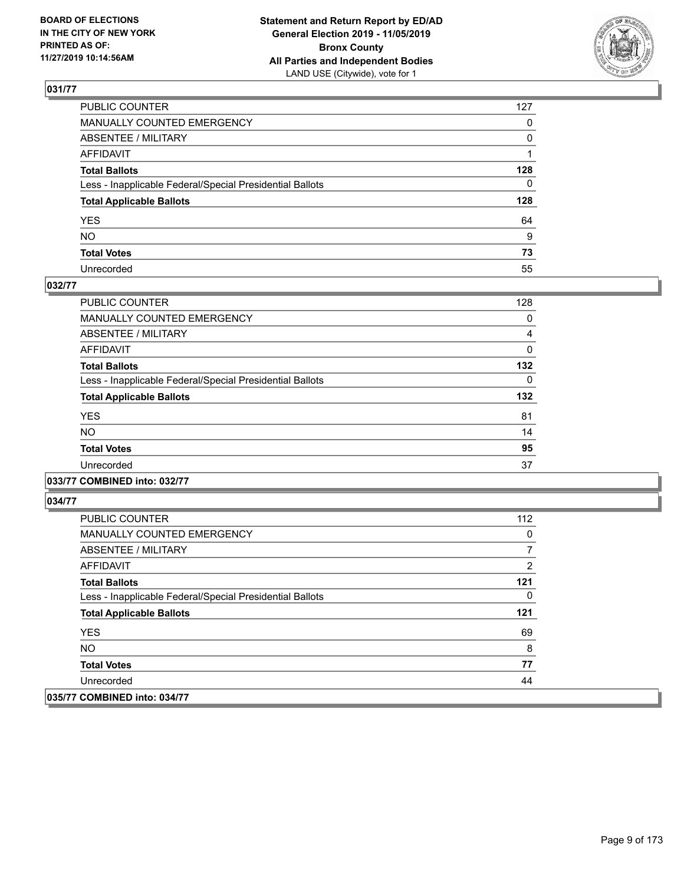## 031/77

| | |
|---|---|
| PUBLIC COUNTER | 127 |
| MANUALLY COUNTED EMERGENCY | 0 |
| ABSENTEE / MILITARY | 0 |
| AFFIDAVIT | 1 |
| **Total Ballots** | **128** |
| Less - Inapplicable Federal/Special Presidential Ballots | 0 |
| **Total Applicable Ballots** | **128** |
| YES | 64 |
| NO | 9 |
| **Total Votes** | **73** |
| Unrecorded | 55 |

## 032/77

| | |
|---|---|
| PUBLIC COUNTER | 128 |
| MANUALLY COUNTED EMERGENCY | 0 |
| ABSENTEE / MILITARY | 4 |
| AFFIDAVIT | 0 |
| **Total Ballots** | **132** |
| Less - Inapplicable Federal/Special Presidential Ballots | 0 |
| **Total Applicable Ballots** | **132** |
| YES | 81 |
| NO | 14 |
| **Total Votes** | **95** |
| Unrecorded | 37 |

## 033/77 COMBINED into: 032/77

## 034/77

| | |
|---|---|
| PUBLIC COUNTER | 112 |
| MANUALLY COUNTED EMERGENCY | 0 |
| ABSENTEE / MILITARY | 7 |
| AFFIDAVIT | 2 |
| **Total Ballots** | **121** |
| Less - Inapplicable Federal/Special Presidential Ballots | 0 |
| **Total Applicable Ballots** | **121** |
| YES | 69 |
| NO | 8 |
| **Total Votes** | **77** |
| Unrecorded | 44 |

## 035/77 COMBINED into: 034/77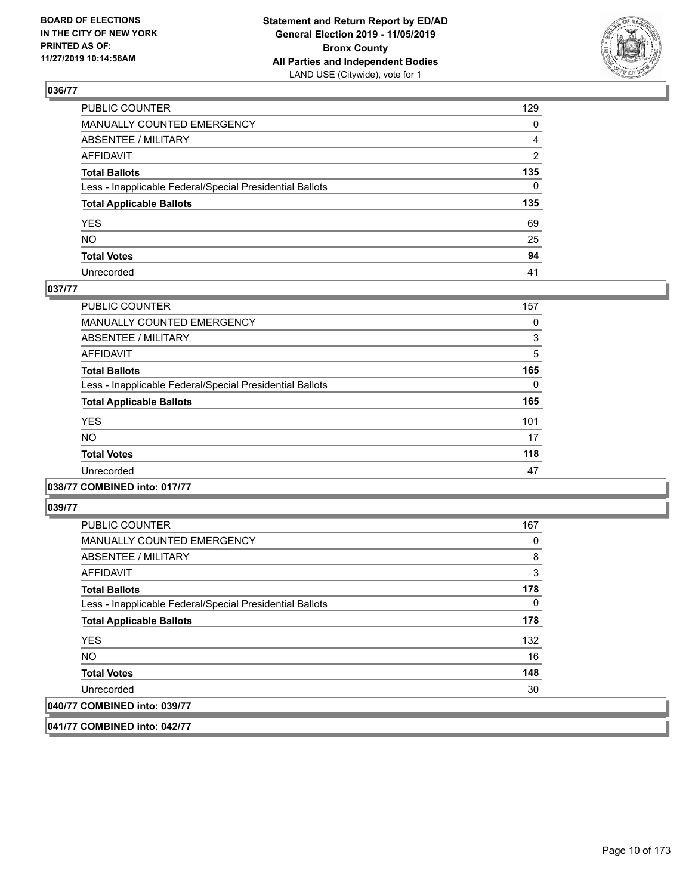**BOARD OF ELECTIONS IN THE CITY OF NEW YORK PRINTED AS OF: 11/27/2019 10:14:56AM**

**Statement and Return Report by ED/AD General Election 2019 - 11/05/2019 Bronx County All Parties and Independent Bodies**
LAND USE (Citywide), vote for 1

### 036/77

| | |
|---|---|
| PUBLIC COUNTER | 129 |
| MANUALLY COUNTED EMERGENCY | 0 |
| ABSENTEE / MILITARY | 4 |
| AFFIDAVIT | 2 |
| **Total Ballots** | **135** |
| Less - Inapplicable Federal/Special Presidential Ballots | 0 |
| **Total Applicable Ballots** | **135** |
| YES | 69 |
| NO | 25 |
| **Total Votes** | **94** |
| Unrecorded | 41 |

### 037/77

| | |
|---|---|
| PUBLIC COUNTER | 157 |
| MANUALLY COUNTED EMERGENCY | 0 |
| ABSENTEE / MILITARY | 3 |
| AFFIDAVIT | 5 |
| **Total Ballots** | **165** |
| Less - Inapplicable Federal/Special Presidential Ballots | 0 |
| **Total Applicable Ballots** | **165** |
| YES | 101 |
| NO | 17 |
| **Total Votes** | **118** |
| Unrecorded | 47 |

### 038/77 COMBINED into: 017/77

### 039/77

| | |
|---|---|
| PUBLIC COUNTER | 167 |
| MANUALLY COUNTED EMERGENCY | 0 |
| ABSENTEE / MILITARY | 8 |
| AFFIDAVIT | 3 |
| **Total Ballots** | **178** |
| Less - Inapplicable Federal/Special Presidential Ballots | 0 |
| **Total Applicable Ballots** | **178** |
| YES | 132 |
| NO | 16 |
| **Total Votes** | **148** |
| Unrecorded | 30 |

### 040/77 COMBINED into: 039/77

### 041/77 COMBINED into: 042/77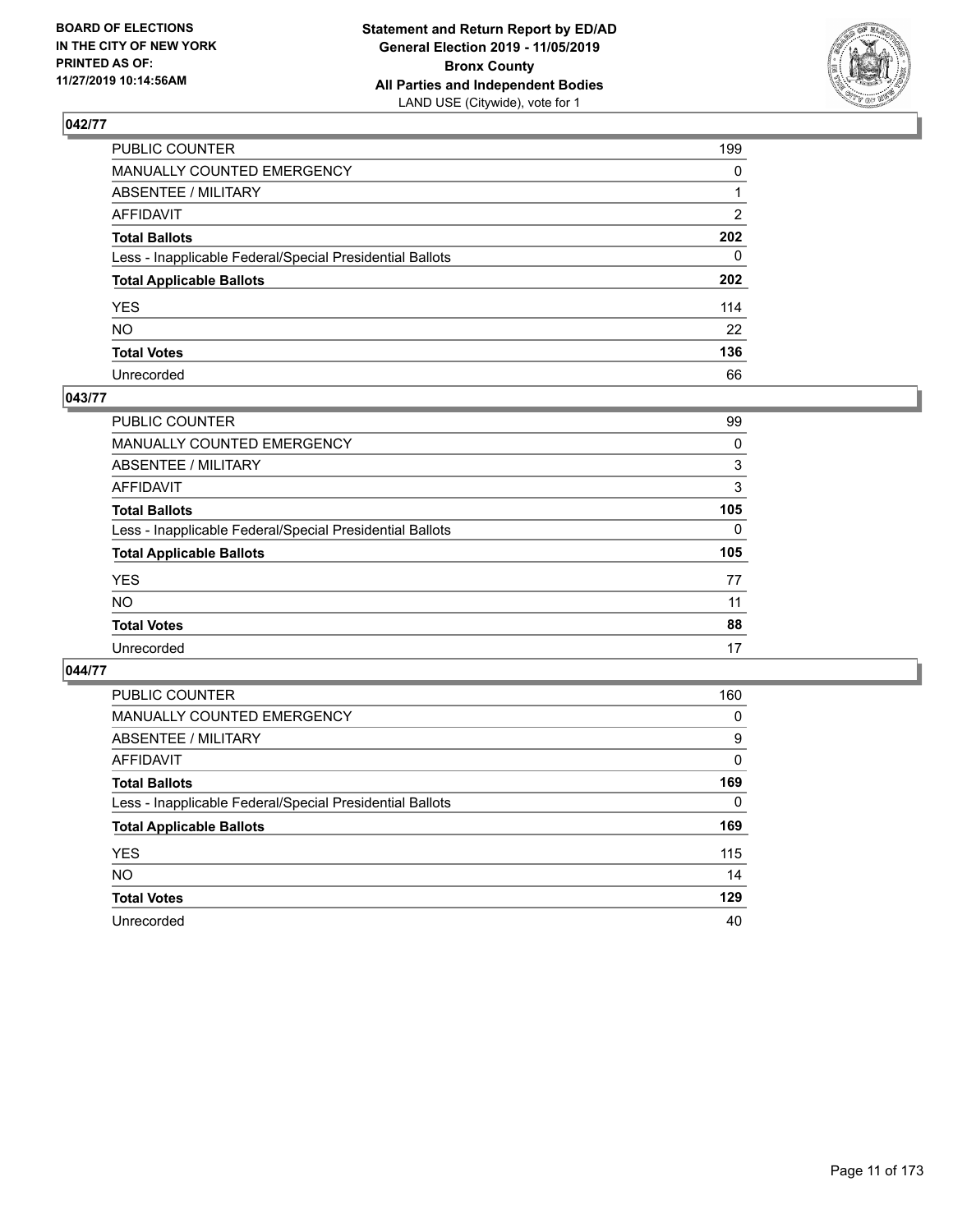BOARD OF ELECTIONS
IN THE CITY OF NEW YORK
PRINTED AS OF:
11/27/2019 10:14:56AM

**Statement and Return Report by ED/AD**
**General Election 2019 - 11/05/2019**
**Bronx County**
**All Parties and Independent Bodies**
LAND USE (Citywide), vote for 1

### 042/77

| | |
|---|---|
| PUBLIC COUNTER | 199 |
| MANUALLY COUNTED EMERGENCY | 0 |
| ABSENTEE / MILITARY | 1 |
| AFFIDAVIT | 2 |
| **Total Ballots** | **202** |
| Less - Inapplicable Federal/Special Presidential Ballots | 0 |
| **Total Applicable Ballots** | **202** |
| YES | 114 |
| NO | 22 |
| **Total Votes** | **136** |
| Unrecorded | 66 |

### 043/77

| | |
|---|---|
| PUBLIC COUNTER | 99 |
| MANUALLY COUNTED EMERGENCY | 0 |
| ABSENTEE / MILITARY | 3 |
| AFFIDAVIT | 3 |
| **Total Ballots** | **105** |
| Less - Inapplicable Federal/Special Presidential Ballots | 0 |
| **Total Applicable Ballots** | **105** |
| YES | 77 |
| NO | 11 |
| **Total Votes** | **88** |
| Unrecorded | 17 |

### 044/77

| | |
|---|---|
| PUBLIC COUNTER | 160 |
| MANUALLY COUNTED EMERGENCY | 0 |
| ABSENTEE / MILITARY | 9 |
| AFFIDAVIT | 0 |
| **Total Ballots** | **169** |
| Less - Inapplicable Federal/Special Presidential Ballots | 0 |
| **Total Applicable Ballots** | **169** |
| YES | 115 |
| NO | 14 |
| **Total Votes** | **129** |
| Unrecorded | 40 |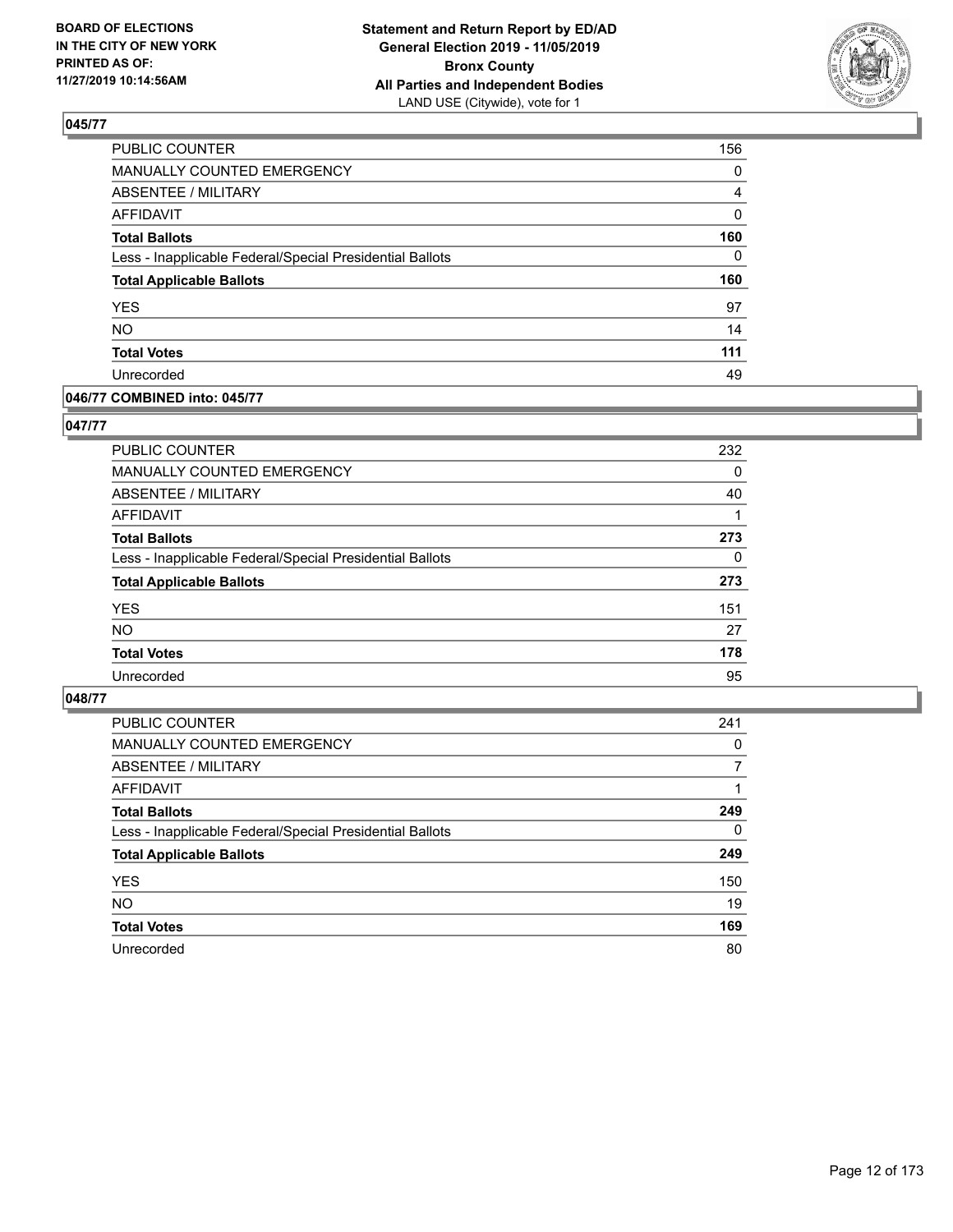BOARD OF ELECTIONS
IN THE CITY OF NEW YORK
PRINTED AS OF:
11/27/2019 10:14:56AM

**Statement and Return Report by ED/AD**
**General Election 2019 - 11/05/2019**
**Bronx County**
**All Parties and Independent Bodies**
LAND USE (Citywide), vote for 1

## 045/77

| | |
|---|---|
| PUBLIC COUNTER | 156 |
| MANUALLY COUNTED EMERGENCY | 0 |
| ABSENTEE / MILITARY | 4 |
| AFFIDAVIT | 0 |
| **Total Ballots** | **160** |
| Less - Inapplicable Federal/Special Presidential Ballots | 0 |
| **Total Applicable Ballots** | **160** |
| YES | 97 |
| NO | 14 |
| **Total Votes** | **111** |
| Unrecorded | 49 |

## 046/77 COMBINED into: 045/77

## 047/77

| | |
|---|---|
| PUBLIC COUNTER | 232 |
| MANUALLY COUNTED EMERGENCY | 0 |
| ABSENTEE / MILITARY | 40 |
| AFFIDAVIT | 1 |
| **Total Ballots** | **273** |
| Less - Inapplicable Federal/Special Presidential Ballots | 0 |
| **Total Applicable Ballots** | **273** |
| YES | 151 |
| NO | 27 |
| **Total Votes** | **178** |
| Unrecorded | 95 |

## 048/77

| | |
|---|---|
| PUBLIC COUNTER | 241 |
| MANUALLY COUNTED EMERGENCY | 0 |
| ABSENTEE / MILITARY | 7 |
| AFFIDAVIT | 1 |
| **Total Ballots** | **249** |
| Less - Inapplicable Federal/Special Presidential Ballots | 0 |
| **Total Applicable Ballots** | **249** |
| YES | 150 |
| NO | 19 |
| **Total Votes** | **169** |
| Unrecorded | 80 |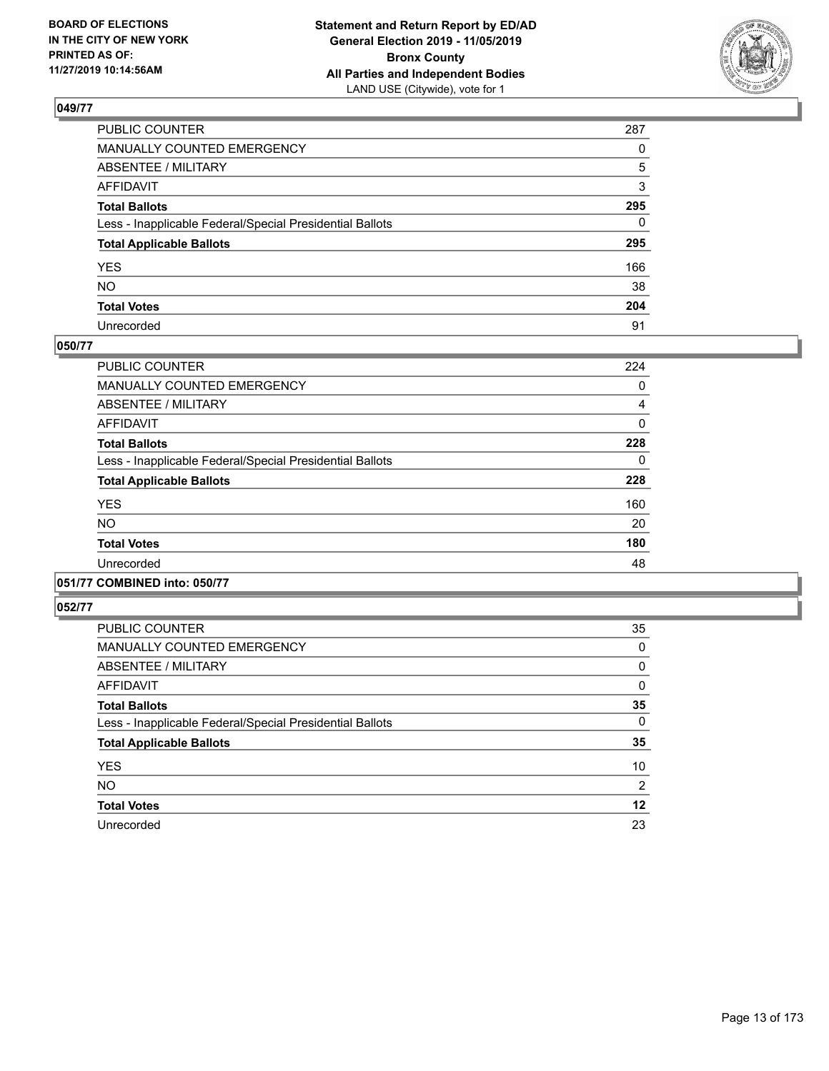## 049/77

| | |
|---|---|
| PUBLIC COUNTER | 287 |
| MANUALLY COUNTED EMERGENCY | 0 |
| ABSENTEE / MILITARY | 5 |
| AFFIDAVIT | 3 |
| **Total Ballots** | **295** |
| Less - Inapplicable Federal/Special Presidential Ballots | 0 |
| **Total Applicable Ballots** | **295** |
| YES | 166 |
| NO | 38 |
| **Total Votes** | **204** |
| Unrecorded | 91 |

## 050/77

| | |
|---|---|
| PUBLIC COUNTER | 224 |
| MANUALLY COUNTED EMERGENCY | 0 |
| ABSENTEE / MILITARY | 4 |
| AFFIDAVIT | 0 |
| **Total Ballots** | **228** |
| Less - Inapplicable Federal/Special Presidential Ballots | 0 |
| **Total Applicable Ballots** | **228** |
| YES | 160 |
| NO | 20 |
| **Total Votes** | **180** |
| Unrecorded | 48 |

## 051/77 COMBINED into: 050/77

## 052/77

| | |
|---|---|
| PUBLIC COUNTER | 35 |
| MANUALLY COUNTED EMERGENCY | 0 |
| ABSENTEE / MILITARY | 0 |
| AFFIDAVIT | 0 |
| **Total Ballots** | **35** |
| Less - Inapplicable Federal/Special Presidential Ballots | 0 |
| **Total Applicable Ballots** | **35** |
| YES | 10 |
| NO | 2 |
| **Total Votes** | **12** |
| Unrecorded | 23 |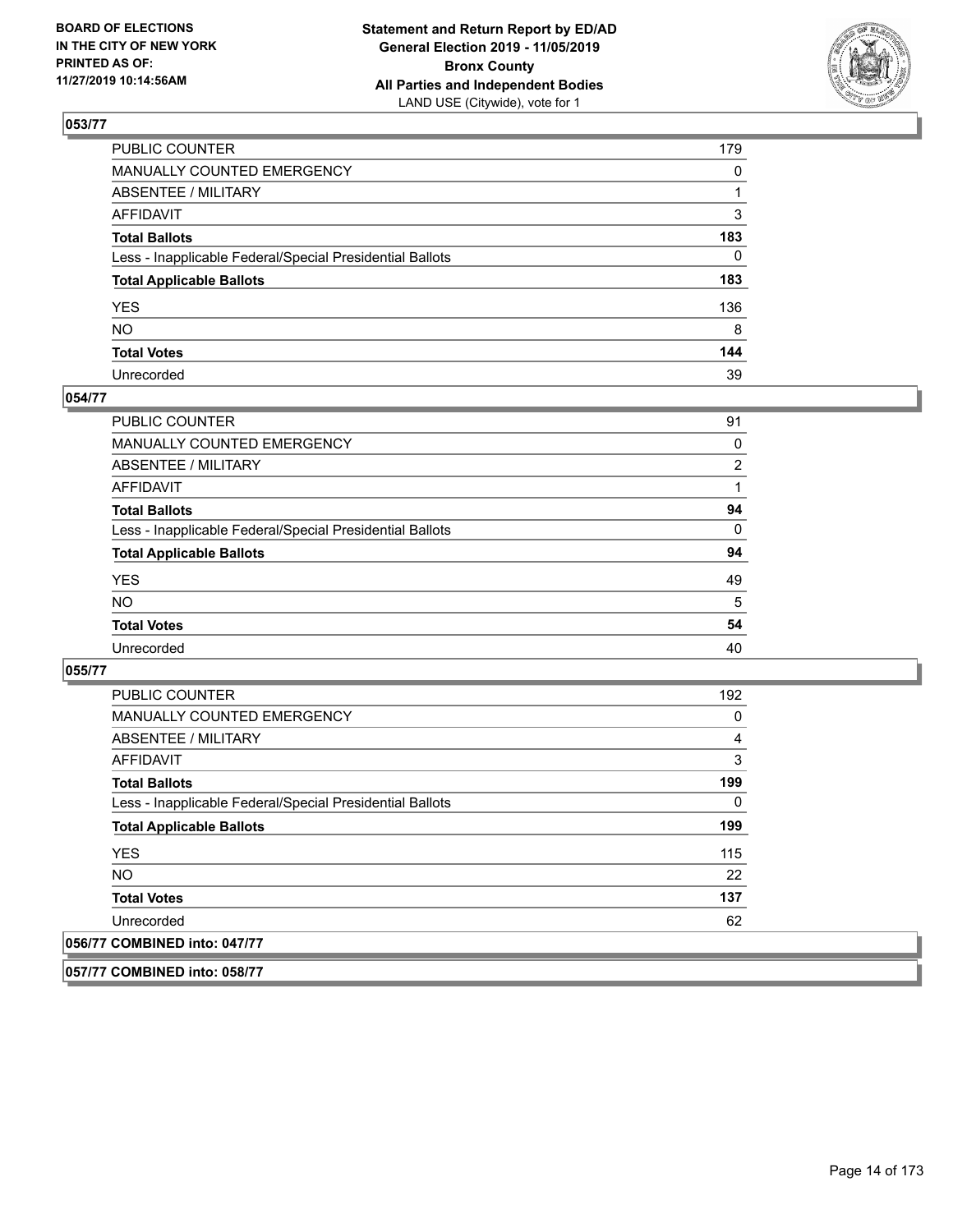**BOARD OF ELECTIONS IN THE CITY OF NEW YORK PRINTED AS OF: 11/27/2019 10:14:56AM**

**Statement and Return Report by ED/AD General Election 2019 - 11/05/2019 Bronx County All Parties and Independent Bodies**
LAND USE (Citywide), vote for 1

## 053/77

| | |
|---|---|
| PUBLIC COUNTER | 179 |
| MANUALLY COUNTED EMERGENCY | 0 |
| ABSENTEE / MILITARY | 1 |
| AFFIDAVIT | 3 |
| **Total Ballots** | **183** |
| Less - Inapplicable Federal/Special Presidential Ballots | 0 |
| **Total Applicable Ballots** | **183** |
| YES | 136 |
| NO | 8 |
| **Total Votes** | **144** |
| Unrecorded | 39 |

## 054/77

| | |
|---|---|
| PUBLIC COUNTER | 91 |
| MANUALLY COUNTED EMERGENCY | 0 |
| ABSENTEE / MILITARY | 2 |
| AFFIDAVIT | 1 |
| **Total Ballots** | **94** |
| Less - Inapplicable Federal/Special Presidential Ballots | 0 |
| **Total Applicable Ballots** | **94** |
| YES | 49 |
| NO | 5 |
| **Total Votes** | **54** |
| Unrecorded | 40 |

## 055/77

| | |
|---|---|
| PUBLIC COUNTER | 192 |
| MANUALLY COUNTED EMERGENCY | 0 |
| ABSENTEE / MILITARY | 4 |
| AFFIDAVIT | 3 |
| **Total Ballots** | **199** |
| Less - Inapplicable Federal/Special Presidential Ballots | 0 |
| **Total Applicable Ballots** | **199** |
| YES | 115 |
| NO | 22 |
| **Total Votes** | **137** |
| Unrecorded | 62 |

## 056/77 COMBINED into: 047/77

## 057/77 COMBINED into: 058/77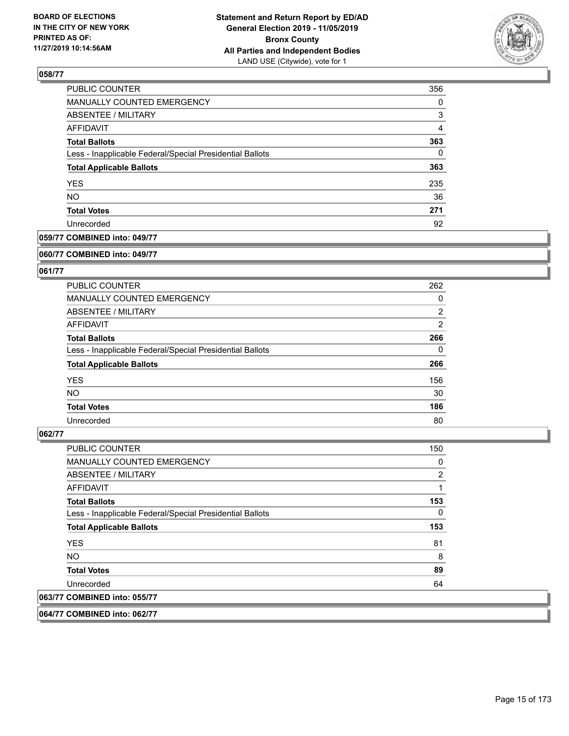## 058/77

| | |
|---|---|
| PUBLIC COUNTER | 356 |
| MANUALLY COUNTED EMERGENCY | 0 |
| ABSENTEE / MILITARY | 3 |
| AFFIDAVIT | 4 |
| **Total Ballots** | **363** |
| Less - Inapplicable Federal/Special Presidential Ballots | 0 |
| **Total Applicable Ballots** | **363** |
| YES | 235 |
| NO | 36 |
| **Total Votes** | **271** |
| Unrecorded | 92 |

## 059/77 COMBINED into: 049/77

## 060/77 COMBINED into: 049/77

## 061/77

| | |
|---|---|
| PUBLIC COUNTER | 262 |
| MANUALLY COUNTED EMERGENCY | 0 |
| ABSENTEE / MILITARY | 2 |
| AFFIDAVIT | 2 |
| **Total Ballots** | **266** |
| Less - Inapplicable Federal/Special Presidential Ballots | 0 |
| **Total Applicable Ballots** | **266** |
| YES | 156 |
| NO | 30 |
| **Total Votes** | **186** |
| Unrecorded | 80 |

## 062/77

| | |
|---|---|
| PUBLIC COUNTER | 150 |
| MANUALLY COUNTED EMERGENCY | 0 |
| ABSENTEE / MILITARY | 2 |
| AFFIDAVIT | 1 |
| **Total Ballots** | **153** |
| Less - Inapplicable Federal/Special Presidential Ballots | 0 |
| **Total Applicable Ballots** | **153** |
| YES | 81 |
| NO | 8 |
| **Total Votes** | **89** |
| Unrecorded | 64 |

## 063/77 COMBINED into: 055/77

## 064/77 COMBINED into: 062/77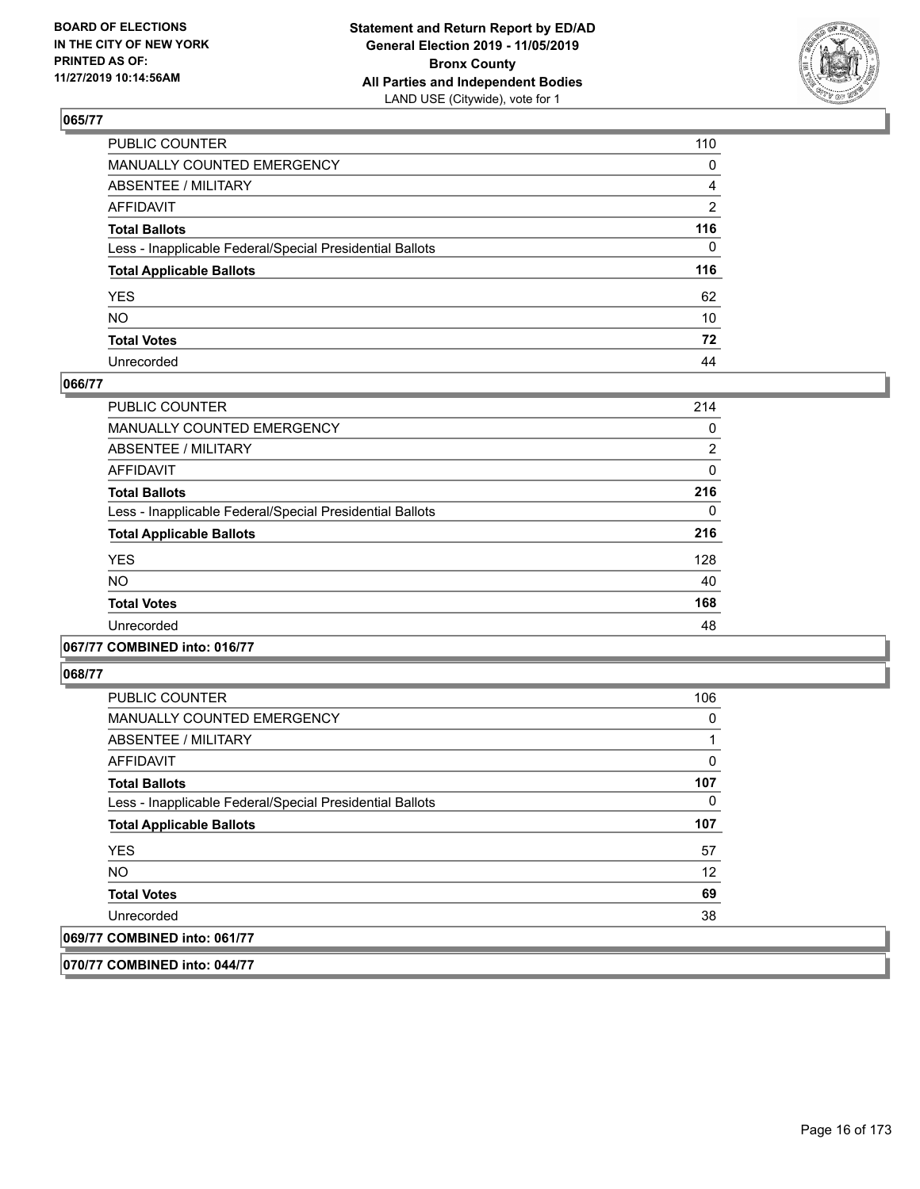**BOARD OF ELECTIONS IN THE CITY OF NEW YORK PRINTED AS OF: 11/27/2019 10:14:56AM**

**Statement and Return Report by ED/AD General Election 2019 - 11/05/2019 Bronx County All Parties and Independent Bodies**
LAND USE (Citywide), vote for 1

## 065/77

| | |
|---|---|
| PUBLIC COUNTER | 110 |
| MANUALLY COUNTED EMERGENCY | 0 |
| ABSENTEE / MILITARY | 4 |
| AFFIDAVIT | 2 |
| **Total Ballots** | **116** |
| Less - Inapplicable Federal/Special Presidential Ballots | 0 |
| **Total Applicable Ballots** | **116** |
| YES | 62 |
| NO | 10 |
| **Total Votes** | **72** |
| Unrecorded | 44 |

## 066/77

| | |
|---|---|
| PUBLIC COUNTER | 214 |
| MANUALLY COUNTED EMERGENCY | 0 |
| ABSENTEE / MILITARY | 2 |
| AFFIDAVIT | 0 |
| **Total Ballots** | **216** |
| Less - Inapplicable Federal/Special Presidential Ballots | 0 |
| **Total Applicable Ballots** | **216** |
| YES | 128 |
| NO | 40 |
| **Total Votes** | **168** |
| Unrecorded | 48 |

## 067/77 COMBINED into: 016/77

## 068/77

| | |
|---|---|
| PUBLIC COUNTER | 106 |
| MANUALLY COUNTED EMERGENCY | 0 |
| ABSENTEE / MILITARY | 1 |
| AFFIDAVIT | 0 |
| **Total Ballots** | **107** |
| Less - Inapplicable Federal/Special Presidential Ballots | 0 |
| **Total Applicable Ballots** | **107** |
| YES | 57 |
| NO | 12 |
| **Total Votes** | **69** |
| Unrecorded | 38 |

## 069/77 COMBINED into: 061/77

## 070/77 COMBINED into: 044/77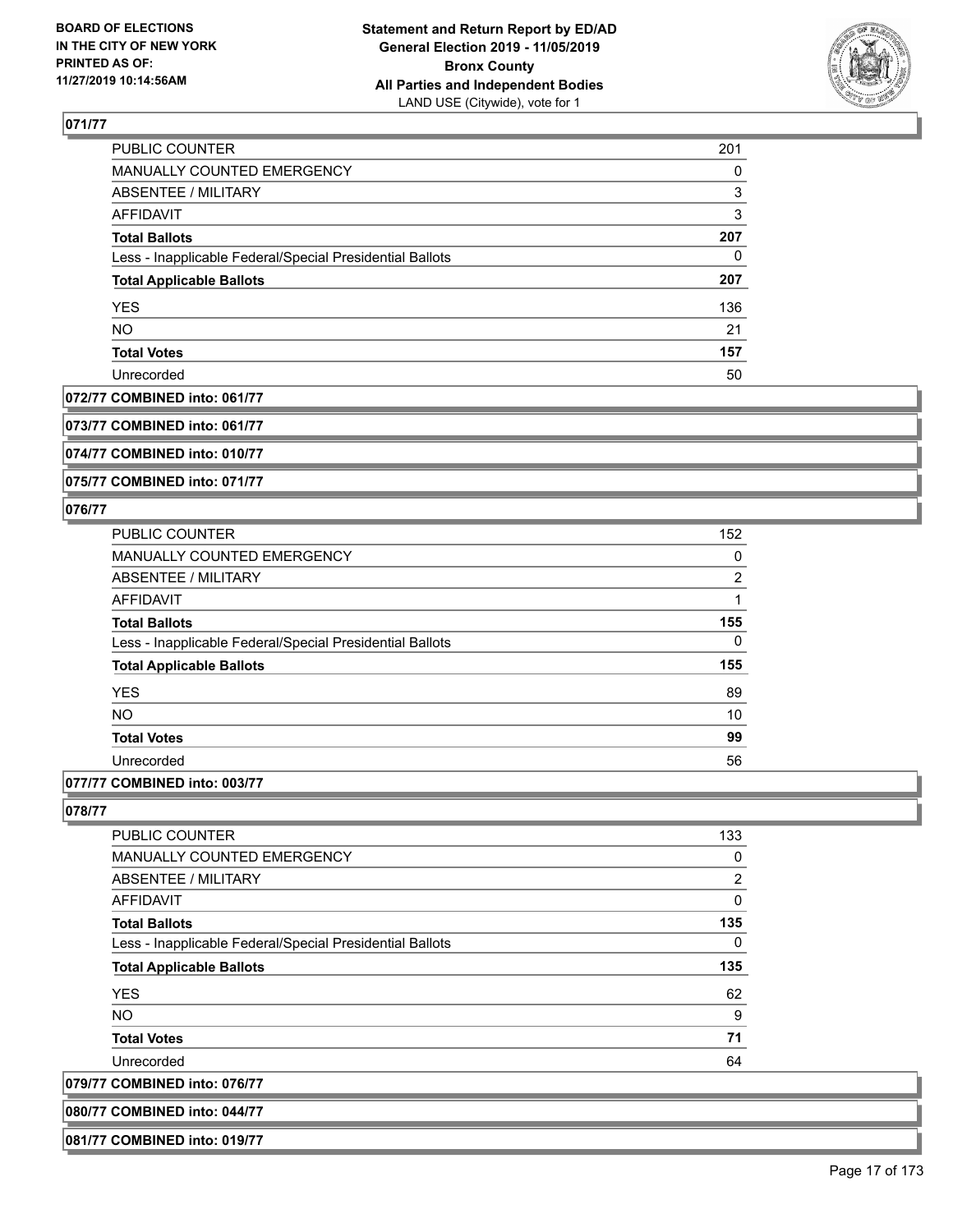## 071/77

| | |
|---|---|
| PUBLIC COUNTER | 201 |
| MANUALLY COUNTED EMERGENCY | 0 |
| ABSENTEE / MILITARY | 3 |
| AFFIDAVIT | 3 |
| **Total Ballots** | **207** |
| Less - Inapplicable Federal/Special Presidential Ballots | 0 |
| **Total Applicable Ballots** | **207** |
| YES | 136 |
| NO | 21 |
| **Total Votes** | **157** |
| Unrecorded | 50 |

**072/77 COMBINED into: 061/77**

**073/77 COMBINED into: 061/77**

**074/77 COMBINED into: 010/77**

**075/77 COMBINED into: 071/77**

## 076/77

| | |
|---|---|
| PUBLIC COUNTER | 152 |
| MANUALLY COUNTED EMERGENCY | 0 |
| ABSENTEE / MILITARY | 2 |
| AFFIDAVIT | 1 |
| **Total Ballots** | **155** |
| Less - Inapplicable Federal/Special Presidential Ballots | 0 |
| **Total Applicable Ballots** | **155** |
| YES | 89 |
| NO | 10 |
| **Total Votes** | **99** |
| Unrecorded | 56 |

**077/77 COMBINED into: 003/77**

## 078/77

| | |
|---|---|
| PUBLIC COUNTER | 133 |
| MANUALLY COUNTED EMERGENCY | 0 |
| ABSENTEE / MILITARY | 2 |
| AFFIDAVIT | 0 |
| **Total Ballots** | **135** |
| Less - Inapplicable Federal/Special Presidential Ballots | 0 |
| **Total Applicable Ballots** | **135** |
| YES | 62 |
| NO | 9 |
| **Total Votes** | **71** |
| Unrecorded | 64 |

**079/77 COMBINED into: 076/77**

**080/77 COMBINED into: 044/77**

**081/77 COMBINED into: 019/77**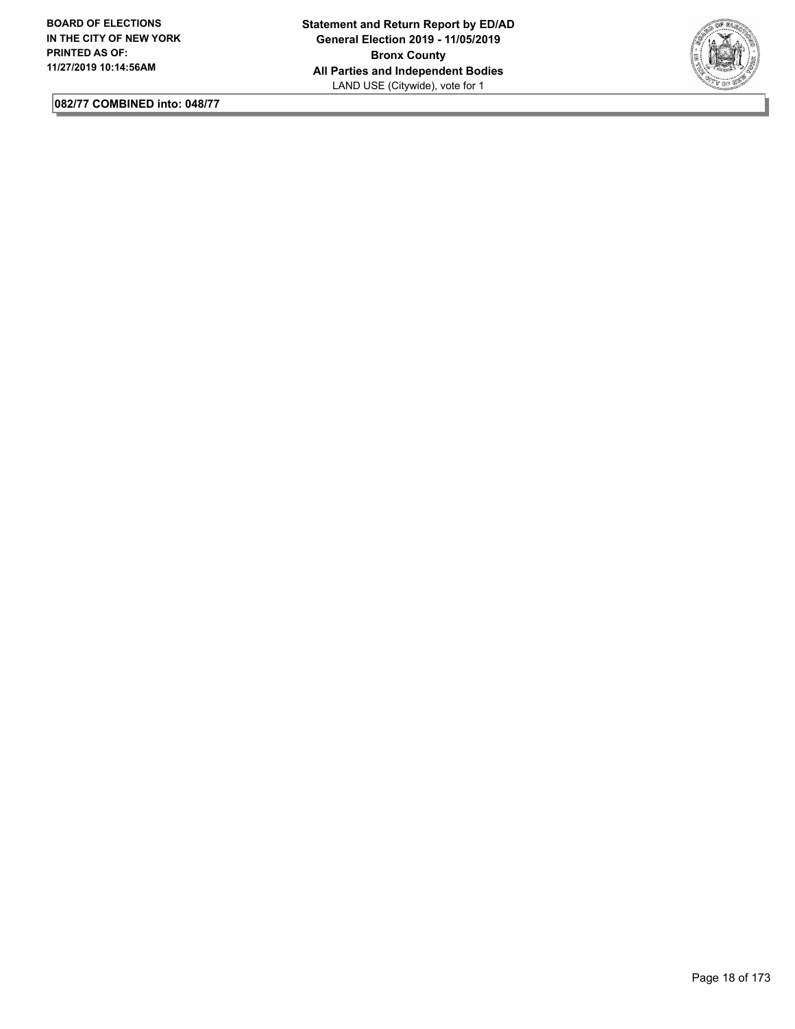**082/77 COMBINED into: 048/77**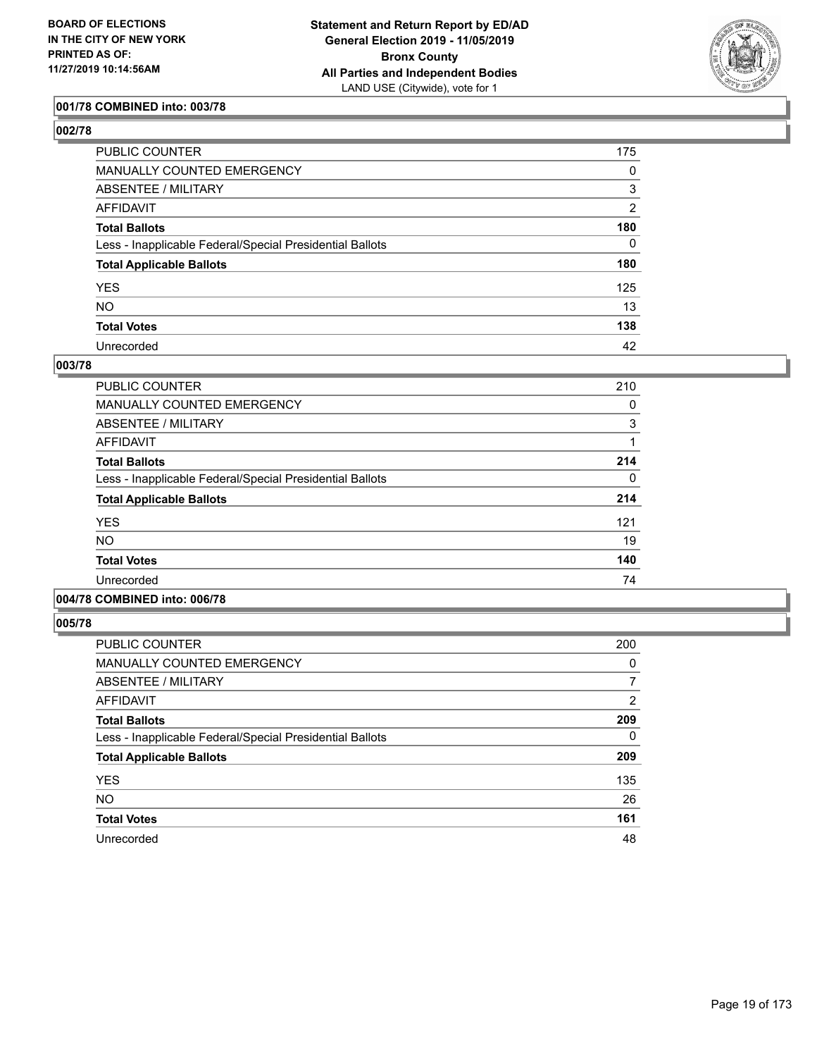**BOARD OF ELECTIONS IN THE CITY OF NEW YORK PRINTED AS OF: 11/27/2019 10:14:56AM**

**Statement and Return Report by ED/AD General Election 2019 - 11/05/2019 Bronx County All Parties and Independent Bodies**
LAND USE (Citywide), vote for 1

### 001/78 COMBINED into: 003/78

### 002/78

| | |
|---|---|
| PUBLIC COUNTER | 175 |
| MANUALLY COUNTED EMERGENCY | 0 |
| ABSENTEE / MILITARY | 3 |
| AFFIDAVIT | 2 |
| **Total Ballots** | **180** |
| Less - Inapplicable Federal/Special Presidential Ballots | 0 |
| **Total Applicable Ballots** | **180** |
| YES | 125 |
| NO | 13 |
| **Total Votes** | **138** |
| Unrecorded | 42 |

### 003/78

| | |
|---|---|
| PUBLIC COUNTER | 210 |
| MANUALLY COUNTED EMERGENCY | 0 |
| ABSENTEE / MILITARY | 3 |
| AFFIDAVIT | 1 |
| **Total Ballots** | **214** |
| Less - Inapplicable Federal/Special Presidential Ballots | 0 |
| **Total Applicable Ballots** | **214** |
| YES | 121 |
| NO | 19 |
| **Total Votes** | **140** |
| Unrecorded | 74 |

### 004/78 COMBINED into: 006/78

### 005/78

| | |
|---|---|
| PUBLIC COUNTER | 200 |
| MANUALLY COUNTED EMERGENCY | 0 |
| ABSENTEE / MILITARY | 7 |
| AFFIDAVIT | 2 |
| **Total Ballots** | **209** |
| Less - Inapplicable Federal/Special Presidential Ballots | 0 |
| **Total Applicable Ballots** | **209** |
| YES | 135 |
| NO | 26 |
| **Total Votes** | **161** |
| Unrecorded | 48 |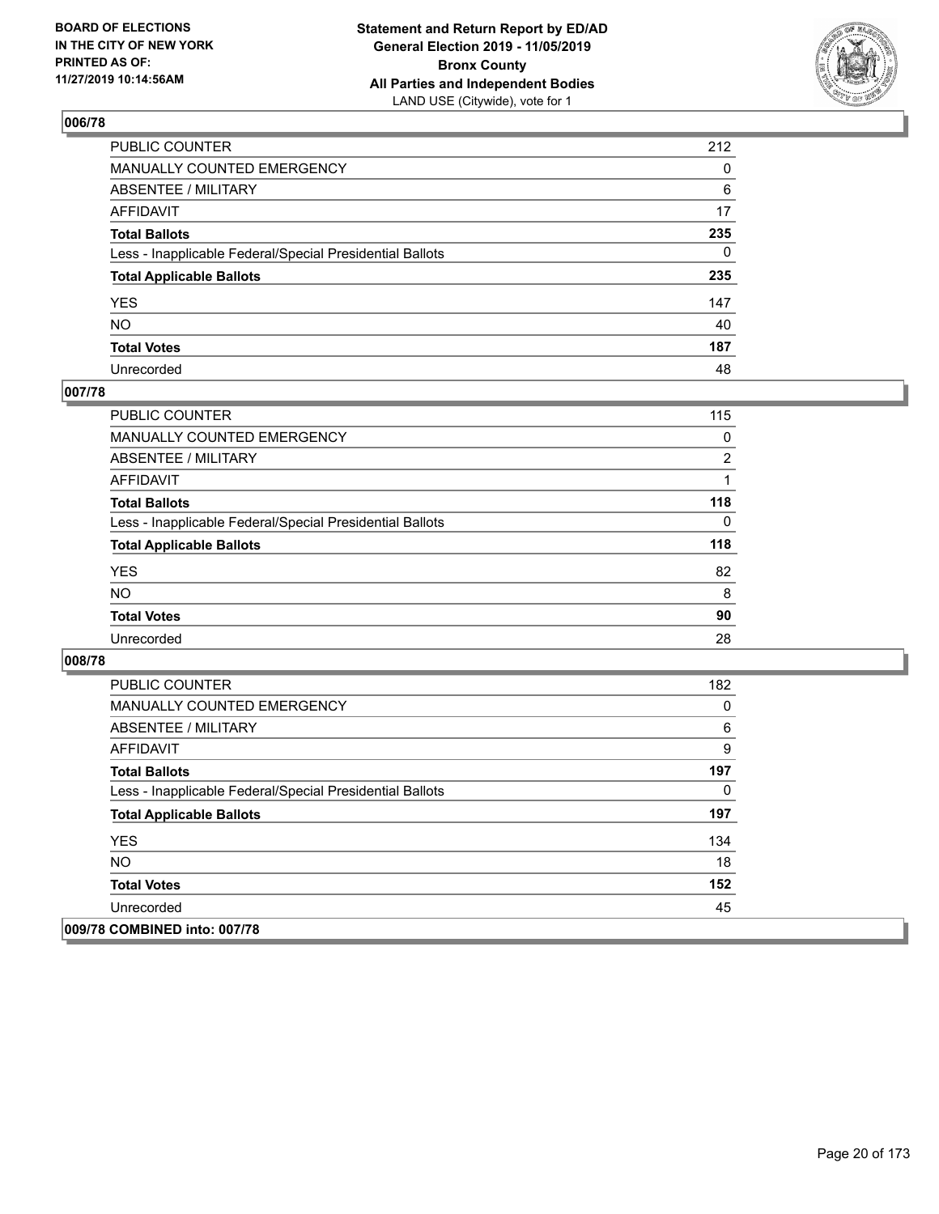## 006/78

| | |
|---|---|
| PUBLIC COUNTER | 212 |
| MANUALLY COUNTED EMERGENCY | 0 |
| ABSENTEE / MILITARY | 6 |
| AFFIDAVIT | 17 |
| **Total Ballots** | **235** |
| Less - Inapplicable Federal/Special Presidential Ballots | 0 |
| **Total Applicable Ballots** | **235** |
| YES | 147 |
| NO | 40 |
| **Total Votes** | **187** |
| Unrecorded | 48 |

## 007/78

| | |
|---|---|
| PUBLIC COUNTER | 115 |
| MANUALLY COUNTED EMERGENCY | 0 |
| ABSENTEE / MILITARY | 2 |
| AFFIDAVIT | 1 |
| **Total Ballots** | **118** |
| Less - Inapplicable Federal/Special Presidential Ballots | 0 |
| **Total Applicable Ballots** | **118** |
| YES | 82 |
| NO | 8 |
| **Total Votes** | **90** |
| Unrecorded | 28 |

## 008/78

| | |
|---|---|
| PUBLIC COUNTER | 182 |
| MANUALLY COUNTED EMERGENCY | 0 |
| ABSENTEE / MILITARY | 6 |
| AFFIDAVIT | 9 |
| **Total Ballots** | **197** |
| Less - Inapplicable Federal/Special Presidential Ballots | 0 |
| **Total Applicable Ballots** | **197** |
| YES | 134 |
| NO | 18 |
| **Total Votes** | **152** |
| Unrecorded | 45 |

## 009/78 COMBINED into: 007/78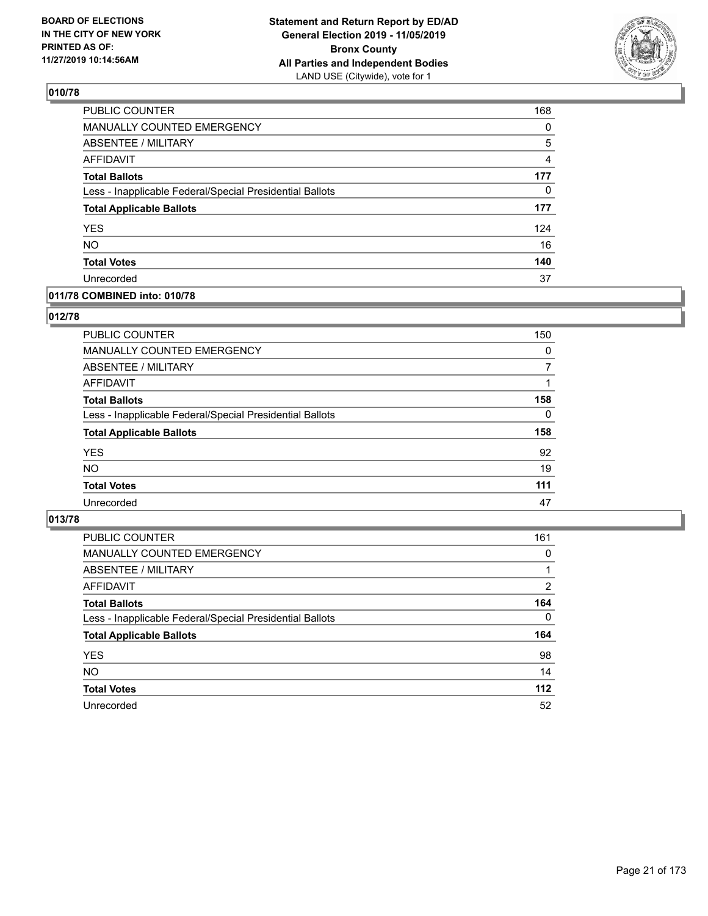**BOARD OF ELECTIONS IN THE CITY OF NEW YORK PRINTED AS OF: 11/27/2019 10:14:56AM**

**Statement and Return Report by ED/AD General Election 2019 - 11/05/2019 Bronx County All Parties and Independent Bodies**
LAND USE (Citywide), vote for 1

## 010/78

| | |
|---|---|
| PUBLIC COUNTER | 168 |
| MANUALLY COUNTED EMERGENCY | 0 |
| ABSENTEE / MILITARY | 5 |
| AFFIDAVIT | 4 |
| **Total Ballots** | **177** |
| Less - Inapplicable Federal/Special Presidential Ballots | 0 |
| **Total Applicable Ballots** | **177** |
| YES | 124 |
| NO | 16 |
| **Total Votes** | **140** |
| Unrecorded | 37 |

## 011/78 COMBINED into: 010/78

## 012/78

| | |
|---|---|
| PUBLIC COUNTER | 150 |
| MANUALLY COUNTED EMERGENCY | 0 |
| ABSENTEE / MILITARY | 7 |
| AFFIDAVIT | 1 |
| **Total Ballots** | **158** |
| Less - Inapplicable Federal/Special Presidential Ballots | 0 |
| **Total Applicable Ballots** | **158** |
| YES | 92 |
| NO | 19 |
| **Total Votes** | **111** |
| Unrecorded | 47 |

## 013/78

| | |
|---|---|
| PUBLIC COUNTER | 161 |
| MANUALLY COUNTED EMERGENCY | 0 |
| ABSENTEE / MILITARY | 1 |
| AFFIDAVIT | 2 |
| **Total Ballots** | **164** |
| Less - Inapplicable Federal/Special Presidential Ballots | 0 |
| **Total Applicable Ballots** | **164** |
| YES | 98 |
| NO | 14 |
| **Total Votes** | **112** |
| Unrecorded | 52 |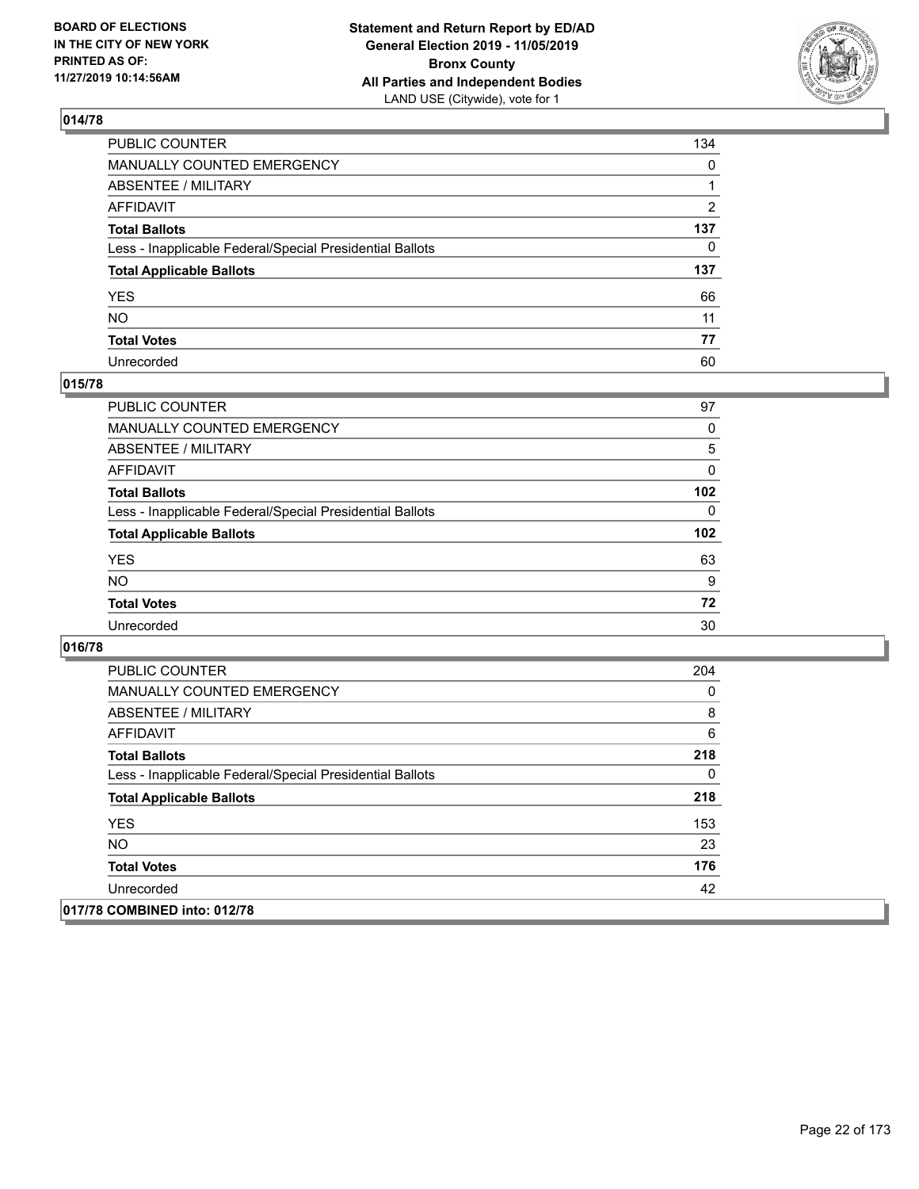## 014/78

| | |
|---|---|
| PUBLIC COUNTER | 134 |
| MANUALLY COUNTED EMERGENCY | 0 |
| ABSENTEE / MILITARY | 1 |
| AFFIDAVIT | 2 |
| **Total Ballots** | **137** |
| Less - Inapplicable Federal/Special Presidential Ballots | 0 |
| **Total Applicable Ballots** | **137** |
| YES | 66 |
| NO | 11 |
| **Total Votes** | **77** |
| Unrecorded | 60 |

## 015/78

| | |
|---|---|
| PUBLIC COUNTER | 97 |
| MANUALLY COUNTED EMERGENCY | 0 |
| ABSENTEE / MILITARY | 5 |
| AFFIDAVIT | 0 |
| **Total Ballots** | **102** |
| Less - Inapplicable Federal/Special Presidential Ballots | 0 |
| **Total Applicable Ballots** | **102** |
| YES | 63 |
| NO | 9 |
| **Total Votes** | **72** |
| Unrecorded | 30 |

## 016/78

| | |
|---|---|
| PUBLIC COUNTER | 204 |
| MANUALLY COUNTED EMERGENCY | 0 |
| ABSENTEE / MILITARY | 8 |
| AFFIDAVIT | 6 |
| **Total Ballots** | **218** |
| Less - Inapplicable Federal/Special Presidential Ballots | 0 |
| **Total Applicable Ballots** | **218** |
| YES | 153 |
| NO | 23 |
| **Total Votes** | **176** |
| Unrecorded | 42 |

## 017/78 COMBINED into: 012/78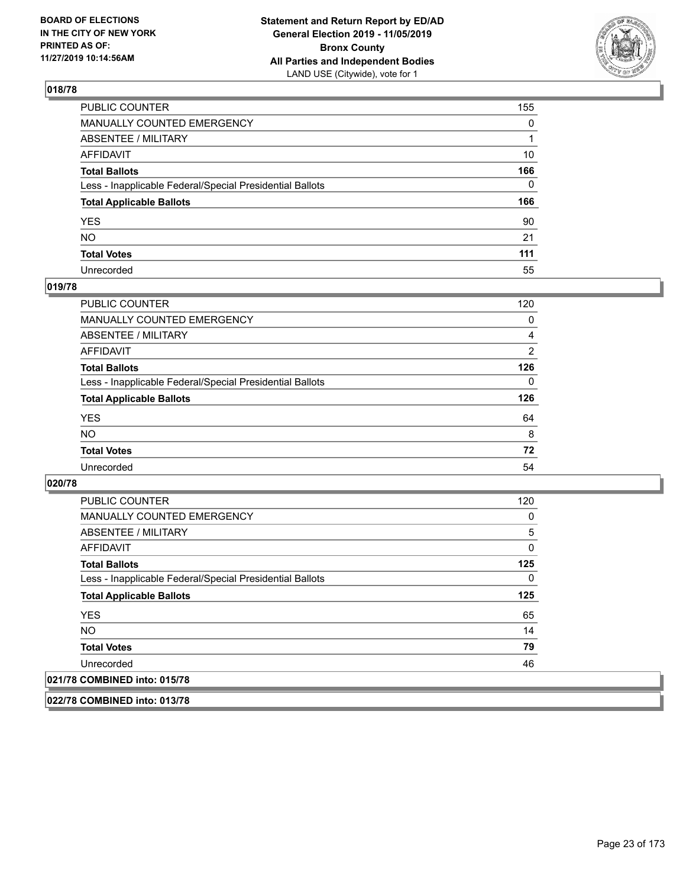## 018/78

| | |
|---|---|
| PUBLIC COUNTER | 155 |
| MANUALLY COUNTED EMERGENCY | 0 |
| ABSENTEE / MILITARY | 1 |
| AFFIDAVIT | 10 |
| **Total Ballots** | **166** |
| Less - Inapplicable Federal/Special Presidential Ballots | 0 |
| **Total Applicable Ballots** | **166** |
| YES | 90 |
| NO | 21 |
| **Total Votes** | **111** |
| Unrecorded | 55 |

## 019/78

| | |
|---|---|
| PUBLIC COUNTER | 120 |
| MANUALLY COUNTED EMERGENCY | 0 |
| ABSENTEE / MILITARY | 4 |
| AFFIDAVIT | 2 |
| **Total Ballots** | **126** |
| Less - Inapplicable Federal/Special Presidential Ballots | 0 |
| **Total Applicable Ballots** | **126** |
| YES | 64 |
| NO | 8 |
| **Total Votes** | **72** |
| Unrecorded | 54 |

## 020/78

| | |
|---|---|
| PUBLIC COUNTER | 120 |
| MANUALLY COUNTED EMERGENCY | 0 |
| ABSENTEE / MILITARY | 5 |
| AFFIDAVIT | 0 |
| **Total Ballots** | **125** |
| Less - Inapplicable Federal/Special Presidential Ballots | 0 |
| **Total Applicable Ballots** | **125** |
| YES | 65 |
| NO | 14 |
| **Total Votes** | **79** |
| Unrecorded | 46 |

## 021/78 COMBINED into: 015/78

## 022/78 COMBINED into: 013/78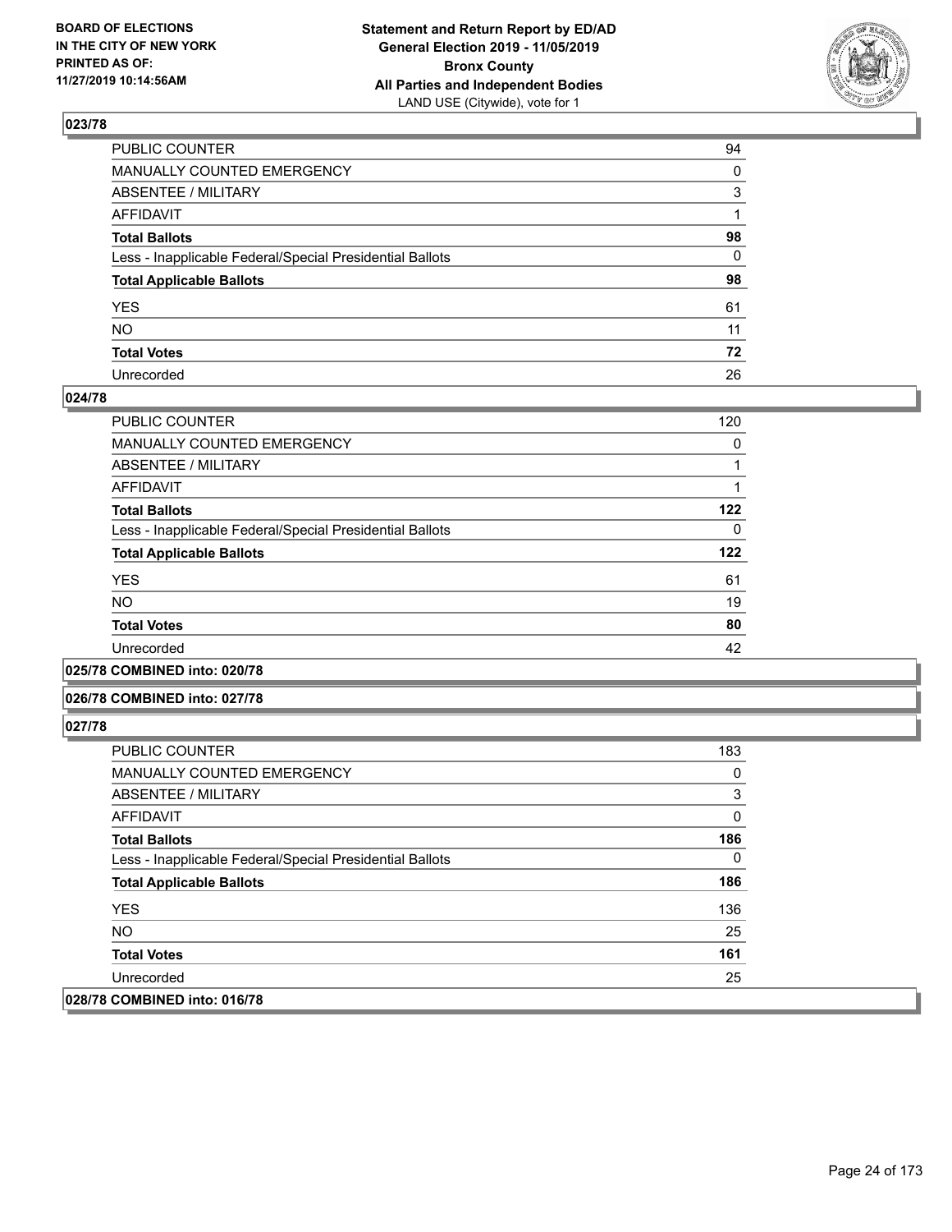## 023/78

| | |
|---|---|
| PUBLIC COUNTER | 94 |
| MANUALLY COUNTED EMERGENCY | 0 |
| ABSENTEE / MILITARY | 3 |
| AFFIDAVIT | 1 |
| **Total Ballots** | **98** |
| Less - Inapplicable Federal/Special Presidential Ballots | 0 |
| **Total Applicable Ballots** | **98** |
| YES | 61 |
| NO | 11 |
| **Total Votes** | **72** |
| Unrecorded | 26 |

## 024/78

| | |
|---|---|
| PUBLIC COUNTER | 120 |
| MANUALLY COUNTED EMERGENCY | 0 |
| ABSENTEE / MILITARY | 1 |
| AFFIDAVIT | 1 |
| **Total Ballots** | **122** |
| Less - Inapplicable Federal/Special Presidential Ballots | 0 |
| **Total Applicable Ballots** | **122** |
| YES | 61 |
| NO | 19 |
| **Total Votes** | **80** |
| Unrecorded | 42 |

## 025/78 COMBINED into: 020/78

## 026/78 COMBINED into: 027/78

## 027/78

| | |
|---|---|
| PUBLIC COUNTER | 183 |
| MANUALLY COUNTED EMERGENCY | 0 |
| ABSENTEE / MILITARY | 3 |
| AFFIDAVIT | 0 |
| **Total Ballots** | **186** |
| Less - Inapplicable Federal/Special Presidential Ballots | 0 |
| **Total Applicable Ballots** | **186** |
| YES | 136 |
| NO | 25 |
| **Total Votes** | **161** |
| Unrecorded | 25 |

## 028/78 COMBINED into: 016/78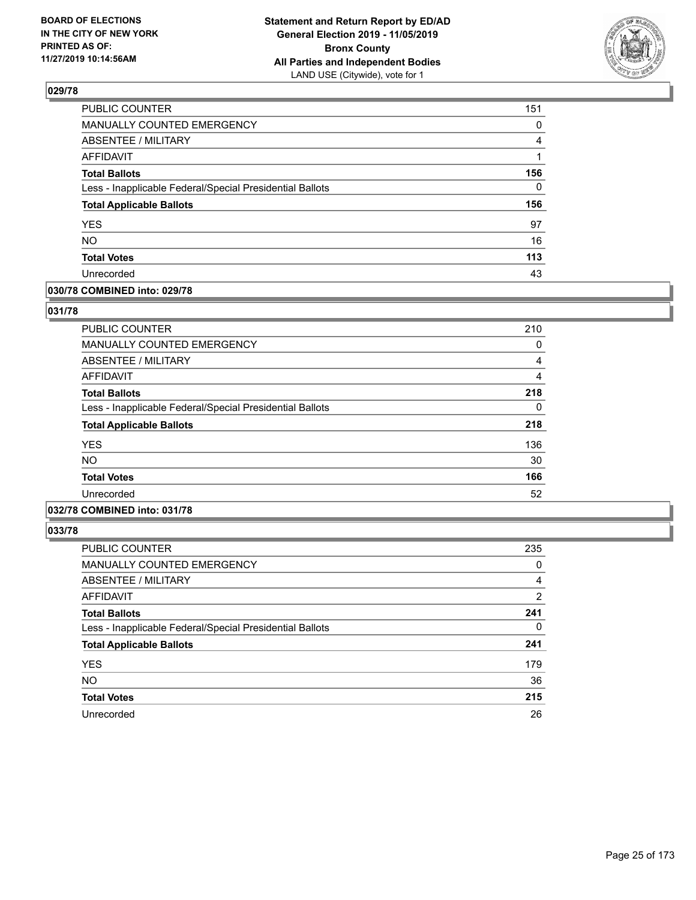**BOARD OF ELECTIONS IN THE CITY OF NEW YORK PRINTED AS OF: 11/27/2019 10:14:56AM**

**Statement and Return Report by ED/AD General Election 2019 - 11/05/2019 Bronx County All Parties and Independent Bodies**
LAND USE (Citywide), vote for 1

### 029/78

| | |
|---|---|
| PUBLIC COUNTER | 151 |
| MANUALLY COUNTED EMERGENCY | 0 |
| ABSENTEE / MILITARY | 4 |
| AFFIDAVIT | 1 |
| **Total Ballots** | **156** |
| Less - Inapplicable Federal/Special Presidential Ballots | 0 |
| **Total Applicable Ballots** | **156** |
| YES | 97 |
| NO | 16 |
| **Total Votes** | **113** |
| Unrecorded | 43 |

### 030/78 COMBINED into: 029/78

### 031/78

| | |
|---|---|
| PUBLIC COUNTER | 210 |
| MANUALLY COUNTED EMERGENCY | 0 |
| ABSENTEE / MILITARY | 4 |
| AFFIDAVIT | 4 |
| **Total Ballots** | **218** |
| Less - Inapplicable Federal/Special Presidential Ballots | 0 |
| **Total Applicable Ballots** | **218** |
| YES | 136 |
| NO | 30 |
| **Total Votes** | **166** |
| Unrecorded | 52 |

### 032/78 COMBINED into: 031/78

### 033/78

| | |
|---|---|
| PUBLIC COUNTER | 235 |
| MANUALLY COUNTED EMERGENCY | 0 |
| ABSENTEE / MILITARY | 4 |
| AFFIDAVIT | 2 |
| **Total Ballots** | **241** |
| Less - Inapplicable Federal/Special Presidential Ballots | 0 |
| **Total Applicable Ballots** | **241** |
| YES | 179 |
| NO | 36 |
| **Total Votes** | **215** |
| Unrecorded | 26 |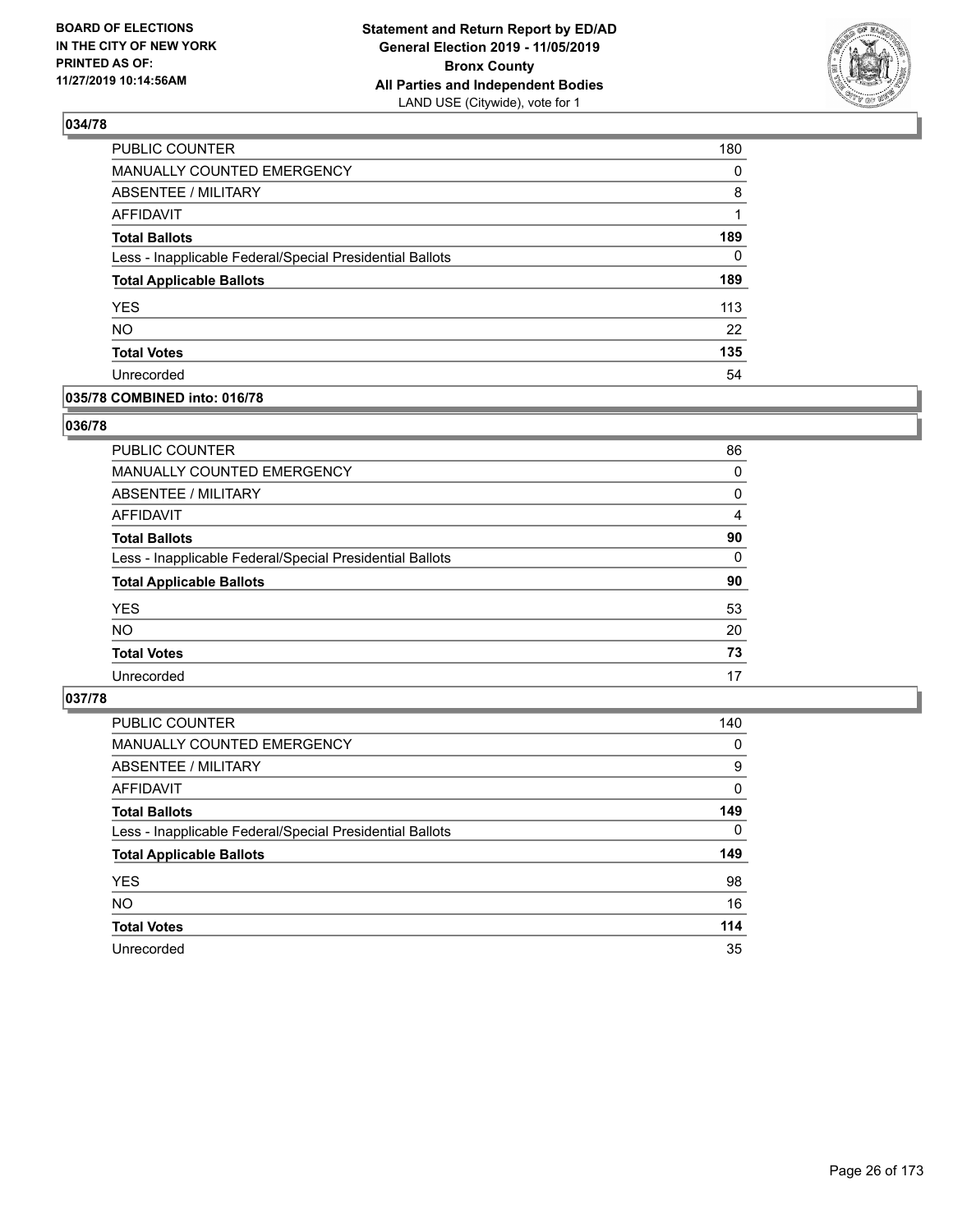## 034/78

| | |
|---|---|
| PUBLIC COUNTER | 180 |
| MANUALLY COUNTED EMERGENCY | 0 |
| ABSENTEE / MILITARY | 8 |
| AFFIDAVIT | 1 |
| **Total Ballots** | **189** |
| Less - Inapplicable Federal/Special Presidential Ballots | 0 |
| **Total Applicable Ballots** | **189** |
| YES | 113 |
| NO | 22 |
| **Total Votes** | **135** |
| Unrecorded | 54 |

## 035/78 COMBINED into: 016/78

## 036/78

| | |
|---|---|
| PUBLIC COUNTER | 86 |
| MANUALLY COUNTED EMERGENCY | 0 |
| ABSENTEE / MILITARY | 0 |
| AFFIDAVIT | 4 |
| **Total Ballots** | **90** |
| Less - Inapplicable Federal/Special Presidential Ballots | 0 |
| **Total Applicable Ballots** | **90** |
| YES | 53 |
| NO | 20 |
| **Total Votes** | **73** |
| Unrecorded | 17 |

## 037/78

| | |
|---|---|
| PUBLIC COUNTER | 140 |
| MANUALLY COUNTED EMERGENCY | 0 |
| ABSENTEE / MILITARY | 9 |
| AFFIDAVIT | 0 |
| **Total Ballots** | **149** |
| Less - Inapplicable Federal/Special Presidential Ballots | 0 |
| **Total Applicable Ballots** | **149** |
| YES | 98 |
| NO | 16 |
| **Total Votes** | **114** |
| Unrecorded | 35 |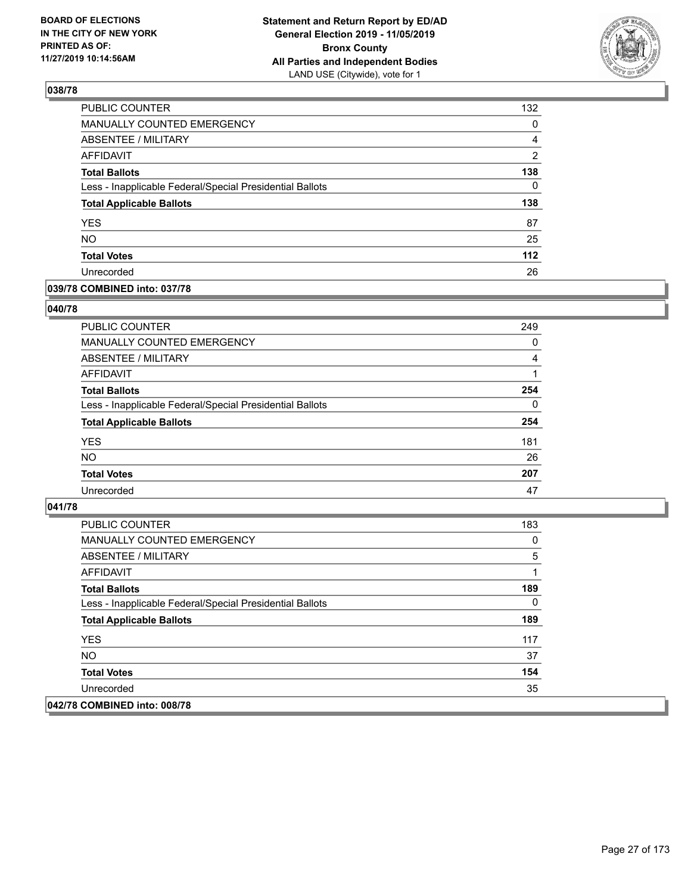## 038/78

| | |
|---|---|
| PUBLIC COUNTER | 132 |
| MANUALLY COUNTED EMERGENCY | 0 |
| ABSENTEE / MILITARY | 4 |
| AFFIDAVIT | 2 |
| **Total Ballots** | **138** |
| Less - Inapplicable Federal/Special Presidential Ballots | 0 |
| **Total Applicable Ballots** | **138** |
| YES | 87 |
| NO | 25 |
| **Total Votes** | **112** |
| Unrecorded | 26 |

## 039/78 COMBINED into: 037/78

## 040/78

| | |
|---|---|
| PUBLIC COUNTER | 249 |
| MANUALLY COUNTED EMERGENCY | 0 |
| ABSENTEE / MILITARY | 4 |
| AFFIDAVIT | 1 |
| **Total Ballots** | **254** |
| Less - Inapplicable Federal/Special Presidential Ballots | 0 |
| **Total Applicable Ballots** | **254** |
| YES | 181 |
| NO | 26 |
| **Total Votes** | **207** |
| Unrecorded | 47 |

## 041/78

| | |
|---|---|
| PUBLIC COUNTER | 183 |
| MANUALLY COUNTED EMERGENCY | 0 |
| ABSENTEE / MILITARY | 5 |
| AFFIDAVIT | 1 |
| **Total Ballots** | **189** |
| Less - Inapplicable Federal/Special Presidential Ballots | 0 |
| **Total Applicable Ballots** | **189** |
| YES | 117 |
| NO | 37 |
| **Total Votes** | **154** |
| Unrecorded | 35 |

## 042/78 COMBINED into: 008/78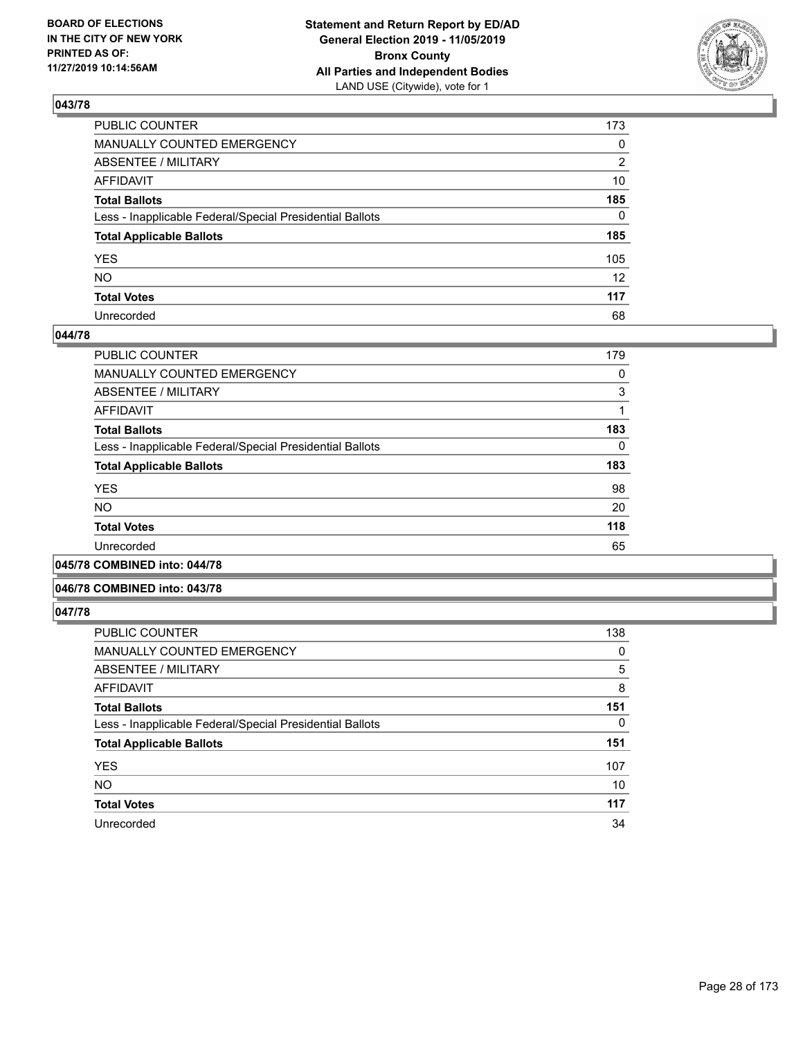## 043/78

| | |
|---|---|
| PUBLIC COUNTER | 173 |
| MANUALLY COUNTED EMERGENCY | 0 |
| ABSENTEE / MILITARY | 2 |
| AFFIDAVIT | 10 |
| **Total Ballots** | **185** |
| Less - Inapplicable Federal/Special Presidential Ballots | 0 |
| **Total Applicable Ballots** | **185** |
| YES | 105 |
| NO | 12 |
| **Total Votes** | **117** |
| Unrecorded | 68 |

## 044/78

| | |
|---|---|
| PUBLIC COUNTER | 179 |
| MANUALLY COUNTED EMERGENCY | 0 |
| ABSENTEE / MILITARY | 3 |
| AFFIDAVIT | 1 |
| **Total Ballots** | **183** |
| Less - Inapplicable Federal/Special Presidential Ballots | 0 |
| **Total Applicable Ballots** | **183** |
| YES | 98 |
| NO | 20 |
| **Total Votes** | **118** |
| Unrecorded | 65 |

## 045/78 COMBINED into: 044/78

## 046/78 COMBINED into: 043/78

## 047/78

| | |
|---|---|
| PUBLIC COUNTER | 138 |
| MANUALLY COUNTED EMERGENCY | 0 |
| ABSENTEE / MILITARY | 5 |
| AFFIDAVIT | 8 |
| **Total Ballots** | **151** |
| Less - Inapplicable Federal/Special Presidential Ballots | 0 |
| **Total Applicable Ballots** | **151** |
| YES | 107 |
| NO | 10 |
| **Total Votes** | **117** |
| Unrecorded | 34 |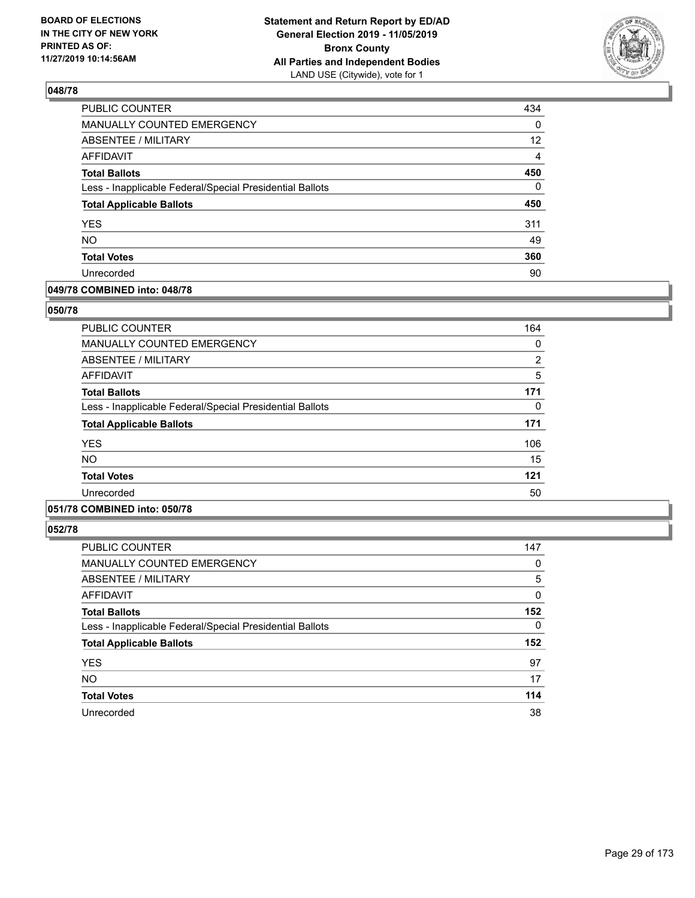## 048/78

| | |
|---|---|
| PUBLIC COUNTER | 434 |
| MANUALLY COUNTED EMERGENCY | 0 |
| ABSENTEE / MILITARY | 12 |
| AFFIDAVIT | 4 |
| **Total Ballots** | **450** |
| Less - Inapplicable Federal/Special Presidential Ballots | 0 |
| **Total Applicable Ballots** | **450** |
| YES | 311 |
| NO | 49 |
| **Total Votes** | **360** |
| Unrecorded | 90 |

## 049/78 COMBINED into: 048/78

## 050/78

| | |
|---|---|
| PUBLIC COUNTER | 164 |
| MANUALLY COUNTED EMERGENCY | 0 |
| ABSENTEE / MILITARY | 2 |
| AFFIDAVIT | 5 |
| **Total Ballots** | **171** |
| Less - Inapplicable Federal/Special Presidential Ballots | 0 |
| **Total Applicable Ballots** | **171** |
| YES | 106 |
| NO | 15 |
| **Total Votes** | **121** |
| Unrecorded | 50 |

## 051/78 COMBINED into: 050/78

## 052/78

| | |
|---|---|
| PUBLIC COUNTER | 147 |
| MANUALLY COUNTED EMERGENCY | 0 |
| ABSENTEE / MILITARY | 5 |
| AFFIDAVIT | 0 |
| **Total Ballots** | **152** |
| Less - Inapplicable Federal/Special Presidential Ballots | 0 |
| **Total Applicable Ballots** | **152** |
| YES | 97 |
| NO | 17 |
| **Total Votes** | **114** |
| Unrecorded | 38 |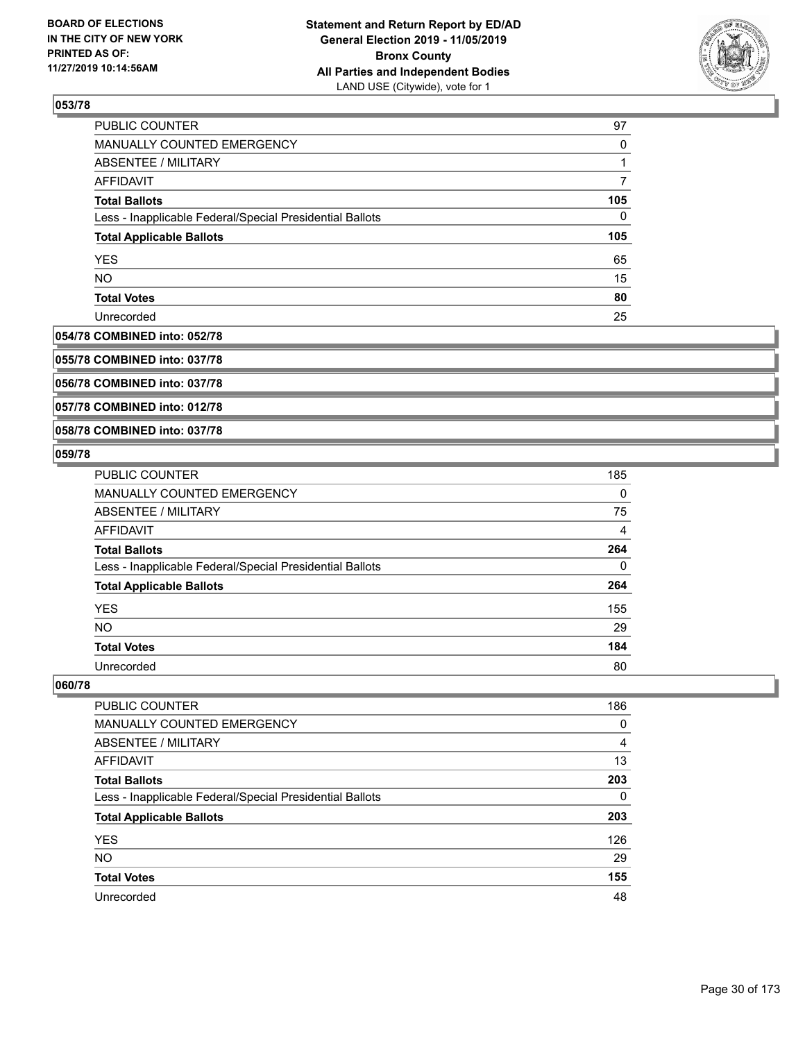## 053/78

| | |
|---|---|
| PUBLIC COUNTER | 97 |
| MANUALLY COUNTED EMERGENCY | 0 |
| ABSENTEE / MILITARY | 1 |
| AFFIDAVIT | 7 |
| **Total Ballots** | **105** |
| Less - Inapplicable Federal/Special Presidential Ballots | 0 |
| **Total Applicable Ballots** | **105** |
| YES | 65 |
| NO | 15 |
| **Total Votes** | **80** |
| Unrecorded | 25 |

## 054/78 COMBINED into: 052/78

## 055/78 COMBINED into: 037/78

## 056/78 COMBINED into: 037/78

## 057/78 COMBINED into: 012/78

## 058/78 COMBINED into: 037/78

## 059/78

| | |
|---|---|
| PUBLIC COUNTER | 185 |
| MANUALLY COUNTED EMERGENCY | 0 |
| ABSENTEE / MILITARY | 75 |
| AFFIDAVIT | 4 |
| **Total Ballots** | **264** |
| Less - Inapplicable Federal/Special Presidential Ballots | 0 |
| **Total Applicable Ballots** | **264** |
| YES | 155 |
| NO | 29 |
| **Total Votes** | **184** |
| Unrecorded | 80 |

## 060/78

| | |
|---|---|
| PUBLIC COUNTER | 186 |
| MANUALLY COUNTED EMERGENCY | 0 |
| ABSENTEE / MILITARY | 4 |
| AFFIDAVIT | 13 |
| **Total Ballots** | **203** |
| Less - Inapplicable Federal/Special Presidential Ballots | 0 |
| **Total Applicable Ballots** | **203** |
| YES | 126 |
| NO | 29 |
| **Total Votes** | **155** |
| Unrecorded | 48 |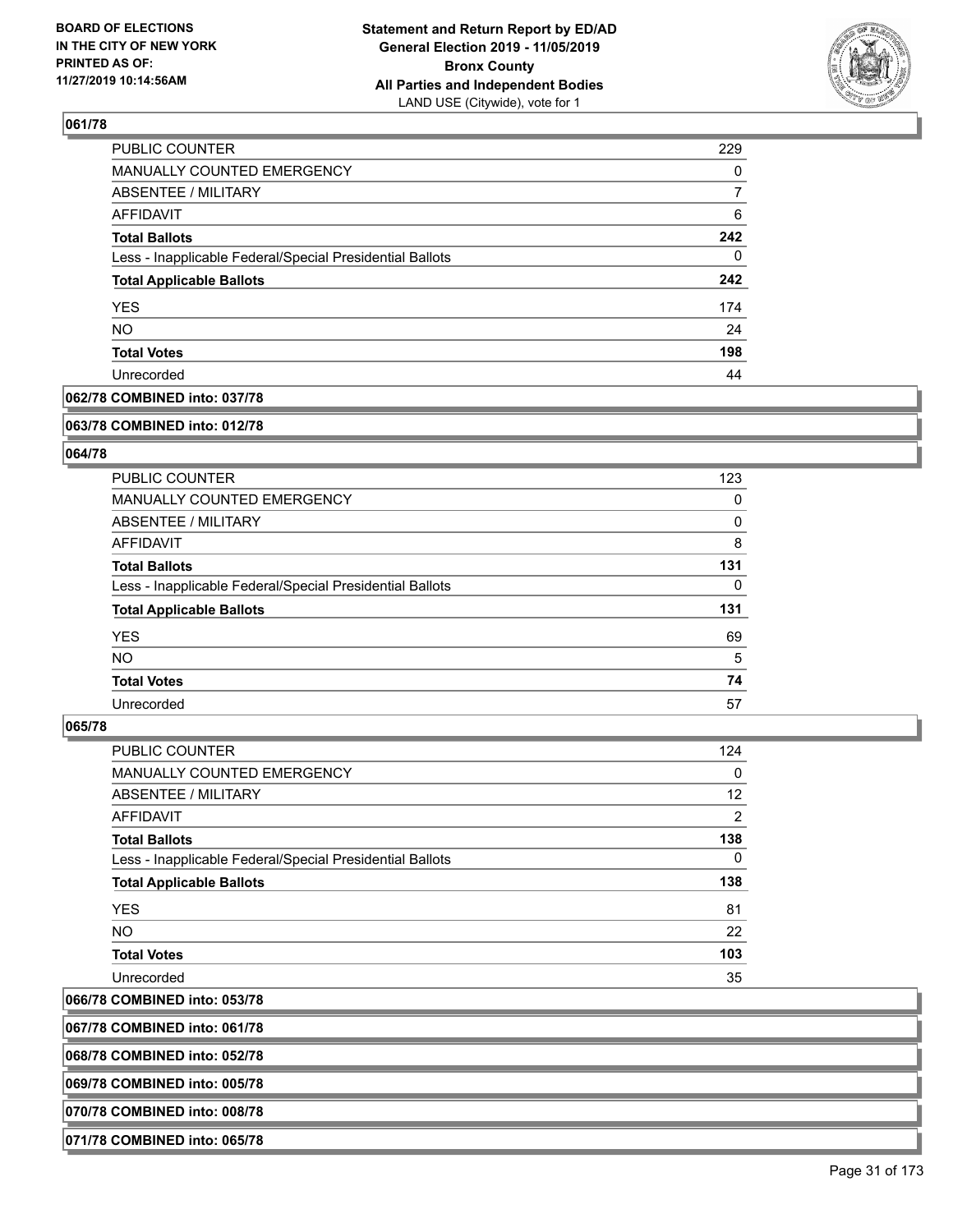**BOARD OF ELECTIONS IN THE CITY OF NEW YORK PRINTED AS OF: 11/27/2019 10:14:56AM**

**Statement and Return Report by ED/AD General Election 2019 - 11/05/2019 Bronx County All Parties and Independent Bodies** LAND USE (Citywide), vote for 1

### 061/78

| | |
|---|---|
| PUBLIC COUNTER | 229 |
| MANUALLY COUNTED EMERGENCY | 0 |
| ABSENTEE / MILITARY | 7 |
| AFFIDAVIT | 6 |
| **Total Ballots** | **242** |
| Less - Inapplicable Federal/Special Presidential Ballots | 0 |
| **Total Applicable Ballots** | **242** |
| YES | 174 |
| NO | 24 |
| **Total Votes** | **198** |
| Unrecorded | 44 |

### 062/78 COMBINED into: 037/78

### 063/78 COMBINED into: 012/78

### 064/78

| | |
|---|---|
| PUBLIC COUNTER | 123 |
| MANUALLY COUNTED EMERGENCY | 0 |
| ABSENTEE / MILITARY | 0 |
| AFFIDAVIT | 8 |
| **Total Ballots** | **131** |
| Less - Inapplicable Federal/Special Presidential Ballots | 0 |
| **Total Applicable Ballots** | **131** |
| YES | 69 |
| NO | 5 |
| **Total Votes** | **74** |
| Unrecorded | 57 |

### 065/78

| | |
|---|---|
| PUBLIC COUNTER | 124 |
| MANUALLY COUNTED EMERGENCY | 0 |
| ABSENTEE / MILITARY | 12 |
| AFFIDAVIT | 2 |
| **Total Ballots** | **138** |
| Less - Inapplicable Federal/Special Presidential Ballots | 0 |
| **Total Applicable Ballots** | **138** |
| YES | 81 |
| NO | 22 |
| **Total Votes** | **103** |
| Unrecorded | 35 |

### 066/78 COMBINED into: 053/78

### 067/78 COMBINED into: 061/78

### 068/78 COMBINED into: 052/78

### 069/78 COMBINED into: 005/78

### 070/78 COMBINED into: 008/78

### 071/78 COMBINED into: 065/78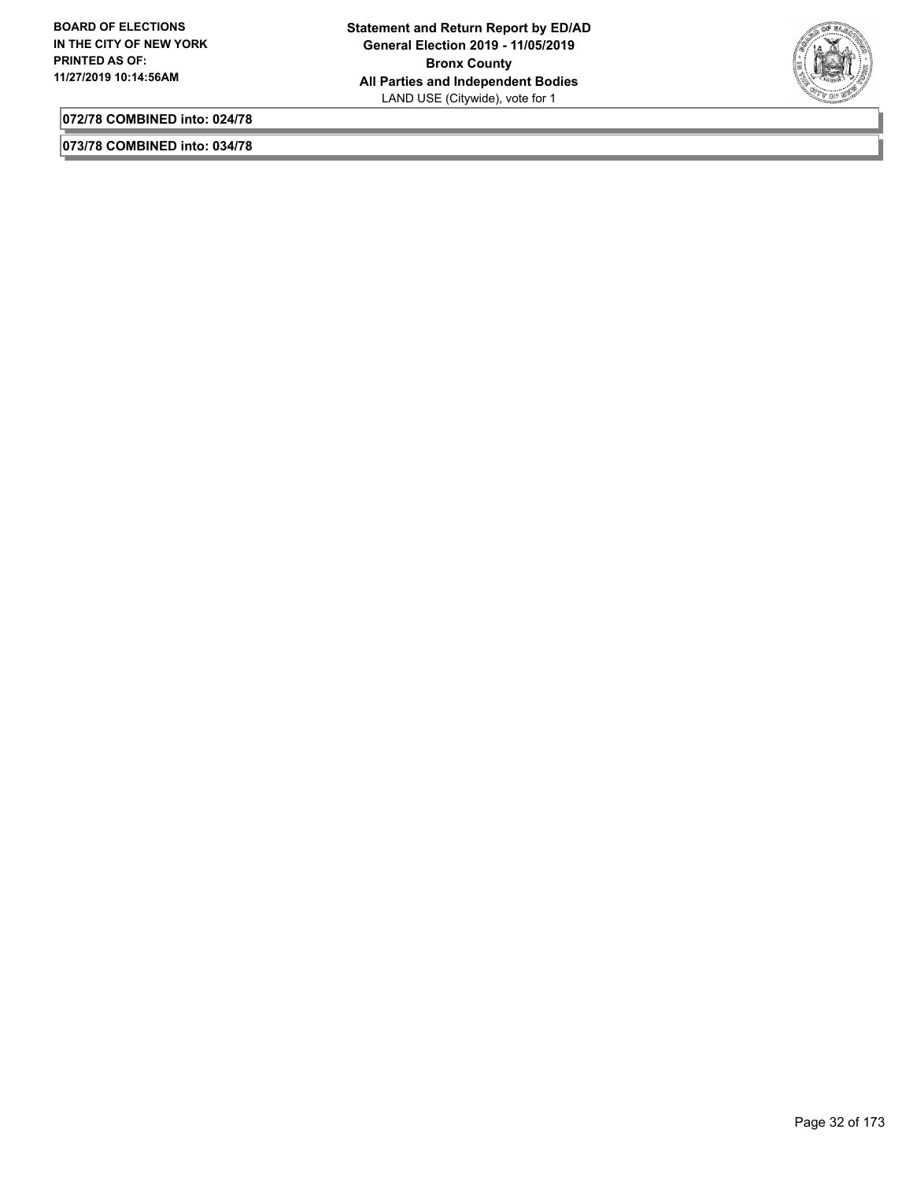**072/78 COMBINED into: 024/78**

**073/78 COMBINED into: 034/78**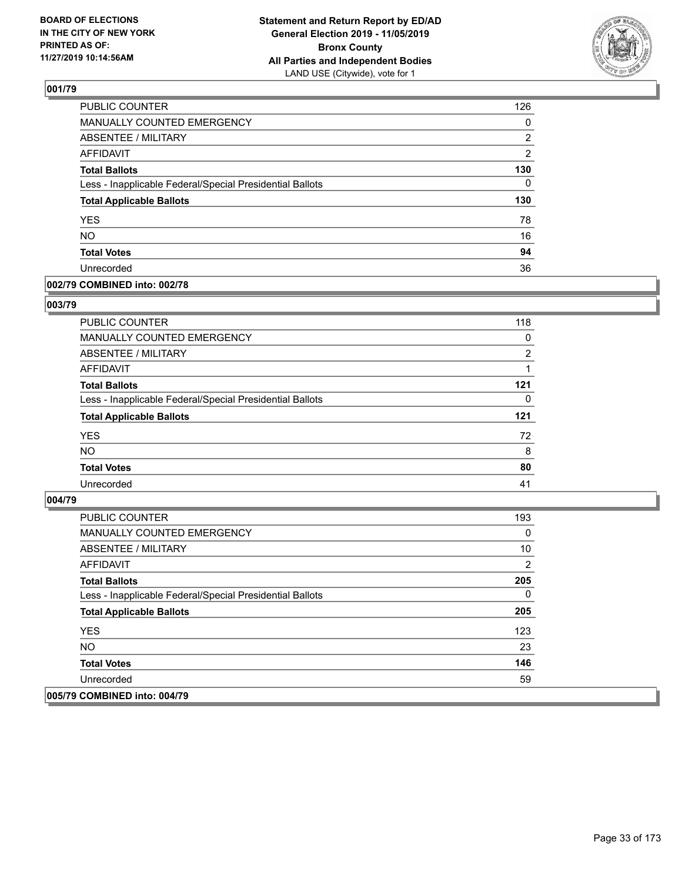**BOARD OF ELECTIONS IN THE CITY OF NEW YORK PRINTED AS OF: 11/27/2019 10:14:56AM**

**Statement and Return Report by ED/AD General Election 2019 - 11/05/2019 Bronx County All Parties and Independent Bodies**
LAND USE (Citywide), vote for 1

### 001/79

| | |
|---|---|
| PUBLIC COUNTER | 126 |
| MANUALLY COUNTED EMERGENCY | 0 |
| ABSENTEE / MILITARY | 2 |
| AFFIDAVIT | 2 |
| **Total Ballots** | **130** |
| Less - Inapplicable Federal/Special Presidential Ballots | 0 |
| **Total Applicable Ballots** | **130** |
| YES | 78 |
| NO | 16 |
| **Total Votes** | **94** |
| Unrecorded | 36 |

### 002/79 COMBINED into: 002/78

### 003/79

| | |
|---|---|
| PUBLIC COUNTER | 118 |
| MANUALLY COUNTED EMERGENCY | 0 |
| ABSENTEE / MILITARY | 2 |
| AFFIDAVIT | 1 |
| **Total Ballots** | **121** |
| Less - Inapplicable Federal/Special Presidential Ballots | 0 |
| **Total Applicable Ballots** | **121** |
| YES | 72 |
| NO | 8 |
| **Total Votes** | **80** |
| Unrecorded | 41 |

### 004/79

| | |
|---|---|
| PUBLIC COUNTER | 193 |
| MANUALLY COUNTED EMERGENCY | 0 |
| ABSENTEE / MILITARY | 10 |
| AFFIDAVIT | 2 |
| **Total Ballots** | **205** |
| Less - Inapplicable Federal/Special Presidential Ballots | 0 |
| **Total Applicable Ballots** | **205** |
| YES | 123 |
| NO | 23 |
| **Total Votes** | **146** |
| Unrecorded | 59 |

### 005/79 COMBINED into: 004/79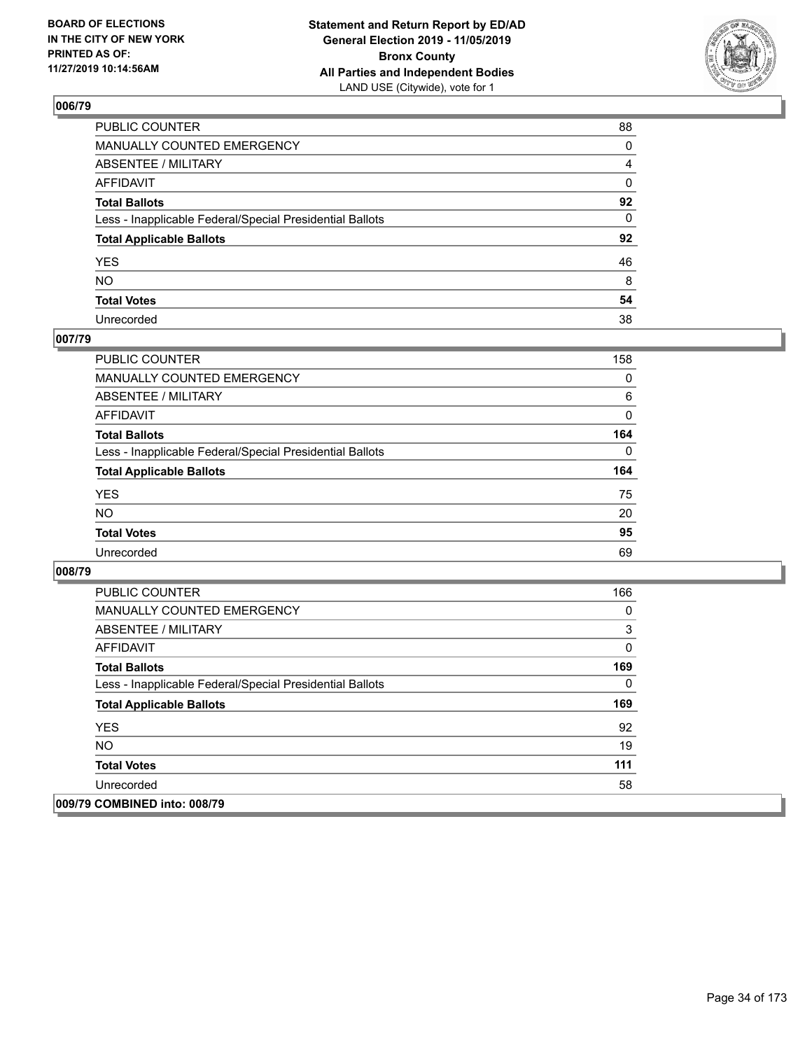## 006/79

| | |
|---|---|
| PUBLIC COUNTER | 88 |
| MANUALLY COUNTED EMERGENCY | 0 |
| ABSENTEE / MILITARY | 4 |
| AFFIDAVIT | 0 |
| **Total Ballots** | **92** |
| Less - Inapplicable Federal/Special Presidential Ballots | 0 |
| **Total Applicable Ballots** | **92** |
| YES | 46 |
| NO | 8 |
| **Total Votes** | **54** |
| Unrecorded | 38 |

## 007/79

| | |
|---|---|
| PUBLIC COUNTER | 158 |
| MANUALLY COUNTED EMERGENCY | 0 |
| ABSENTEE / MILITARY | 6 |
| AFFIDAVIT | 0 |
| **Total Ballots** | **164** |
| Less - Inapplicable Federal/Special Presidential Ballots | 0 |
| **Total Applicable Ballots** | **164** |
| YES | 75 |
| NO | 20 |
| **Total Votes** | **95** |
| Unrecorded | 69 |

## 008/79

| | |
|---|---|
| PUBLIC COUNTER | 166 |
| MANUALLY COUNTED EMERGENCY | 0 |
| ABSENTEE / MILITARY | 3 |
| AFFIDAVIT | 0 |
| **Total Ballots** | **169** |
| Less - Inapplicable Federal/Special Presidential Ballots | 0 |
| **Total Applicable Ballots** | **169** |
| YES | 92 |
| NO | 19 |
| **Total Votes** | **111** |
| Unrecorded | 58 |

## 009/79 COMBINED into: 008/79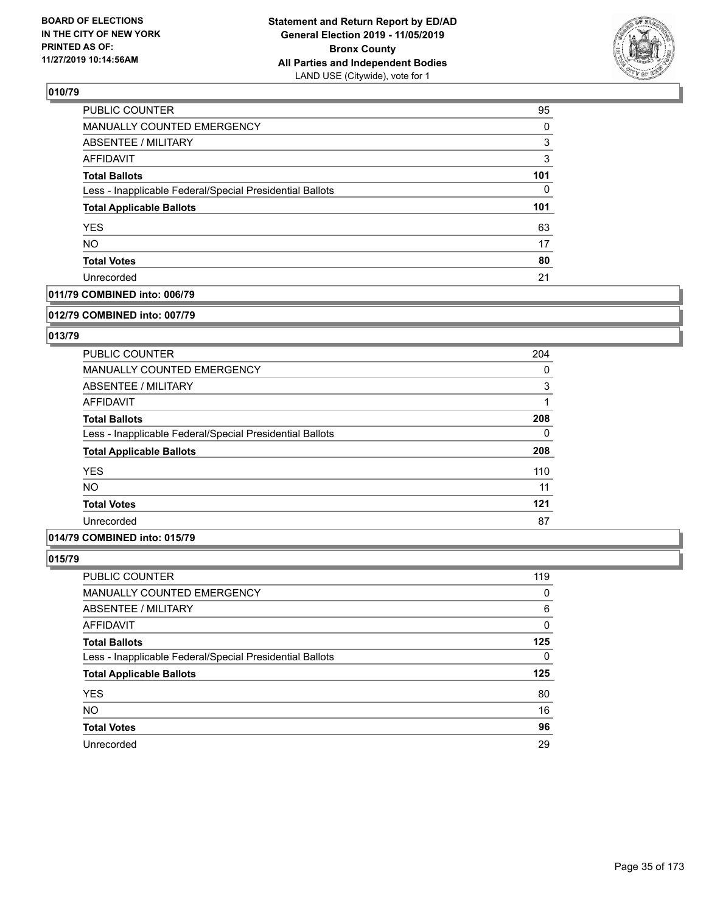## 010/79

| | |
|---|---|
| PUBLIC COUNTER | 95 |
| MANUALLY COUNTED EMERGENCY | 0 |
| ABSENTEE / MILITARY | 3 |
| AFFIDAVIT | 3 |
| **Total Ballots** | **101** |
| Less - Inapplicable Federal/Special Presidential Ballots | 0 |
| **Total Applicable Ballots** | **101** |
| YES | 63 |
| NO | 17 |
| **Total Votes** | **80** |
| Unrecorded | 21 |

## 011/79 COMBINED into: 006/79

## 012/79 COMBINED into: 007/79

## 013/79

| | |
|---|---|
| PUBLIC COUNTER | 204 |
| MANUALLY COUNTED EMERGENCY | 0 |
| ABSENTEE / MILITARY | 3 |
| AFFIDAVIT | 1 |
| **Total Ballots** | **208** |
| Less - Inapplicable Federal/Special Presidential Ballots | 0 |
| **Total Applicable Ballots** | **208** |
| YES | 110 |
| NO | 11 |
| **Total Votes** | **121** |
| Unrecorded | 87 |

## 014/79 COMBINED into: 015/79

## 015/79

| | |
|---|---|
| PUBLIC COUNTER | 119 |
| MANUALLY COUNTED EMERGENCY | 0 |
| ABSENTEE / MILITARY | 6 |
| AFFIDAVIT | 0 |
| **Total Ballots** | **125** |
| Less - Inapplicable Federal/Special Presidential Ballots | 0 |
| **Total Applicable Ballots** | **125** |
| YES | 80 |
| NO | 16 |
| **Total Votes** | **96** |
| Unrecorded | 29 |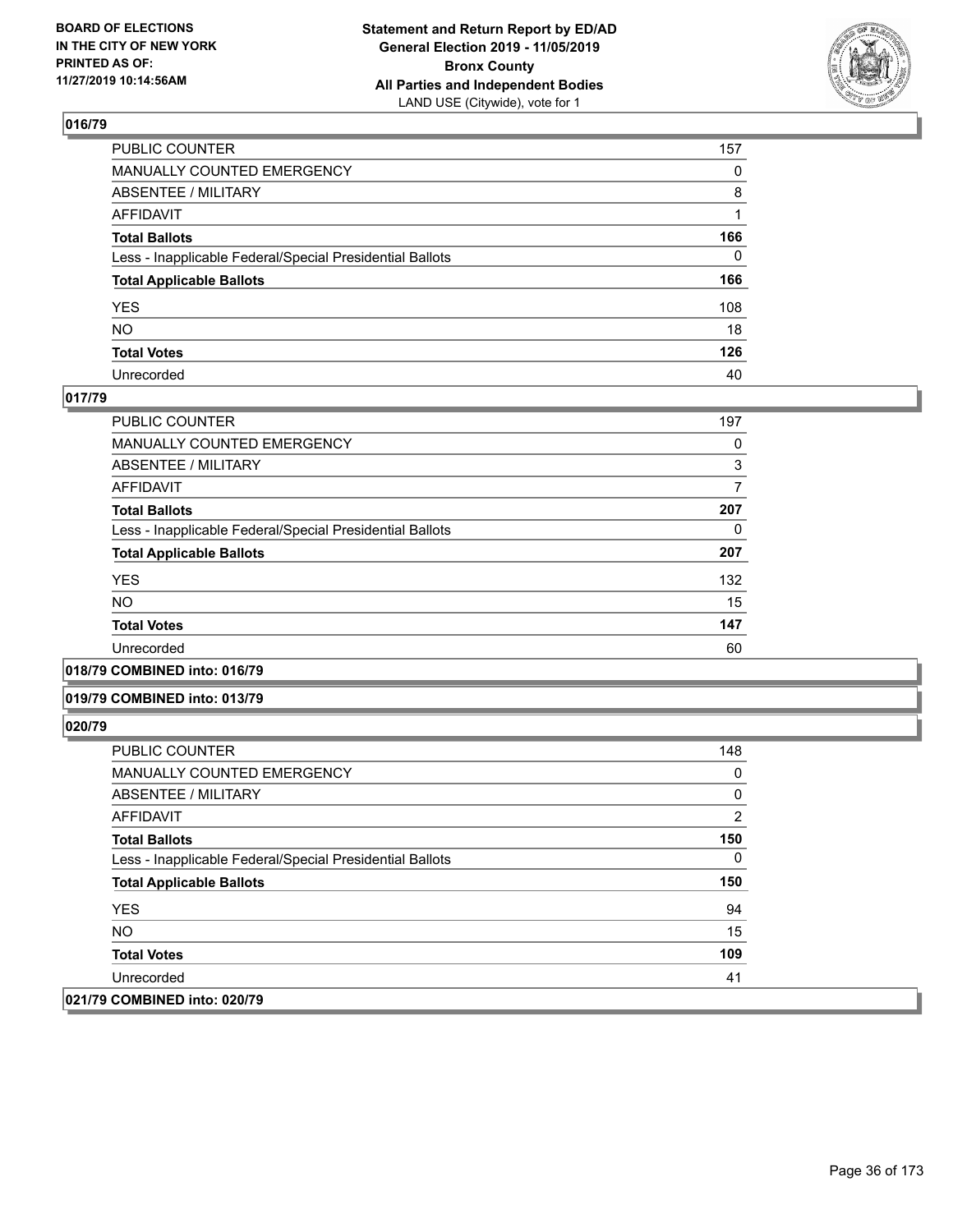## 016/79

| | |
|---|---|
| PUBLIC COUNTER | 157 |
| MANUALLY COUNTED EMERGENCY | 0 |
| ABSENTEE / MILITARY | 8 |
| AFFIDAVIT | 1 |
| **Total Ballots** | **166** |
| Less - Inapplicable Federal/Special Presidential Ballots | 0 |
| **Total Applicable Ballots** | **166** |
| YES | 108 |
| NO | 18 |
| **Total Votes** | **126** |
| Unrecorded | 40 |

## 017/79

| | |
|---|---|
| PUBLIC COUNTER | 197 |
| MANUALLY COUNTED EMERGENCY | 0 |
| ABSENTEE / MILITARY | 3 |
| AFFIDAVIT | 7 |
| **Total Ballots** | **207** |
| Less - Inapplicable Federal/Special Presidential Ballots | 0 |
| **Total Applicable Ballots** | **207** |
| YES | 132 |
| NO | 15 |
| **Total Votes** | **147** |
| Unrecorded | 60 |

## 018/79 COMBINED into: 016/79

## 019/79 COMBINED into: 013/79

## 020/79

| | |
|---|---|
| PUBLIC COUNTER | 148 |
| MANUALLY COUNTED EMERGENCY | 0 |
| ABSENTEE / MILITARY | 0 |
| AFFIDAVIT | 2 |
| **Total Ballots** | **150** |
| Less - Inapplicable Federal/Special Presidential Ballots | 0 |
| **Total Applicable Ballots** | **150** |
| YES | 94 |
| NO | 15 |
| **Total Votes** | **109** |
| Unrecorded | 41 |

## 021/79 COMBINED into: 020/79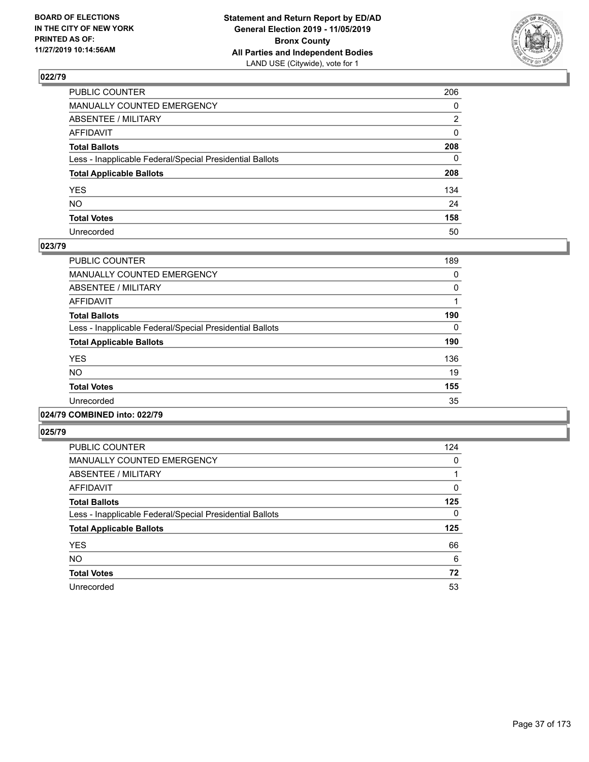BOARD OF ELECTIONS
IN THE CITY OF NEW YORK
PRINTED AS OF:
11/27/2019 10:14:56AM

**Statement and Return Report by ED/AD**
**General Election 2019 - 11/05/2019**
**Bronx County**
**All Parties and Independent Bodies**
LAND USE (Citywide), vote for 1

## 022/79

| | |
|---|---|
| PUBLIC COUNTER | 206 |
| MANUALLY COUNTED EMERGENCY | 0 |
| ABSENTEE / MILITARY | 2 |
| AFFIDAVIT | 0 |
| **Total Ballots** | **208** |
| Less - Inapplicable Federal/Special Presidential Ballots | 0 |
| **Total Applicable Ballots** | **208** |
| YES | 134 |
| NO | 24 |
| **Total Votes** | **158** |
| Unrecorded | 50 |

## 023/79

| | |
|---|---|
| PUBLIC COUNTER | 189 |
| MANUALLY COUNTED EMERGENCY | 0 |
| ABSENTEE / MILITARY | 0 |
| AFFIDAVIT | 1 |
| **Total Ballots** | **190** |
| Less - Inapplicable Federal/Special Presidential Ballots | 0 |
| **Total Applicable Ballots** | **190** |
| YES | 136 |
| NO | 19 |
| **Total Votes** | **155** |
| Unrecorded | 35 |

## 024/79 COMBINED into: 022/79

## 025/79

| | |
|---|---|
| PUBLIC COUNTER | 124 |
| MANUALLY COUNTED EMERGENCY | 0 |
| ABSENTEE / MILITARY | 1 |
| AFFIDAVIT | 0 |
| **Total Ballots** | **125** |
| Less - Inapplicable Federal/Special Presidential Ballots | 0 |
| **Total Applicable Ballots** | **125** |
| YES | 66 |
| NO | 6 |
| **Total Votes** | **72** |
| Unrecorded | 53 |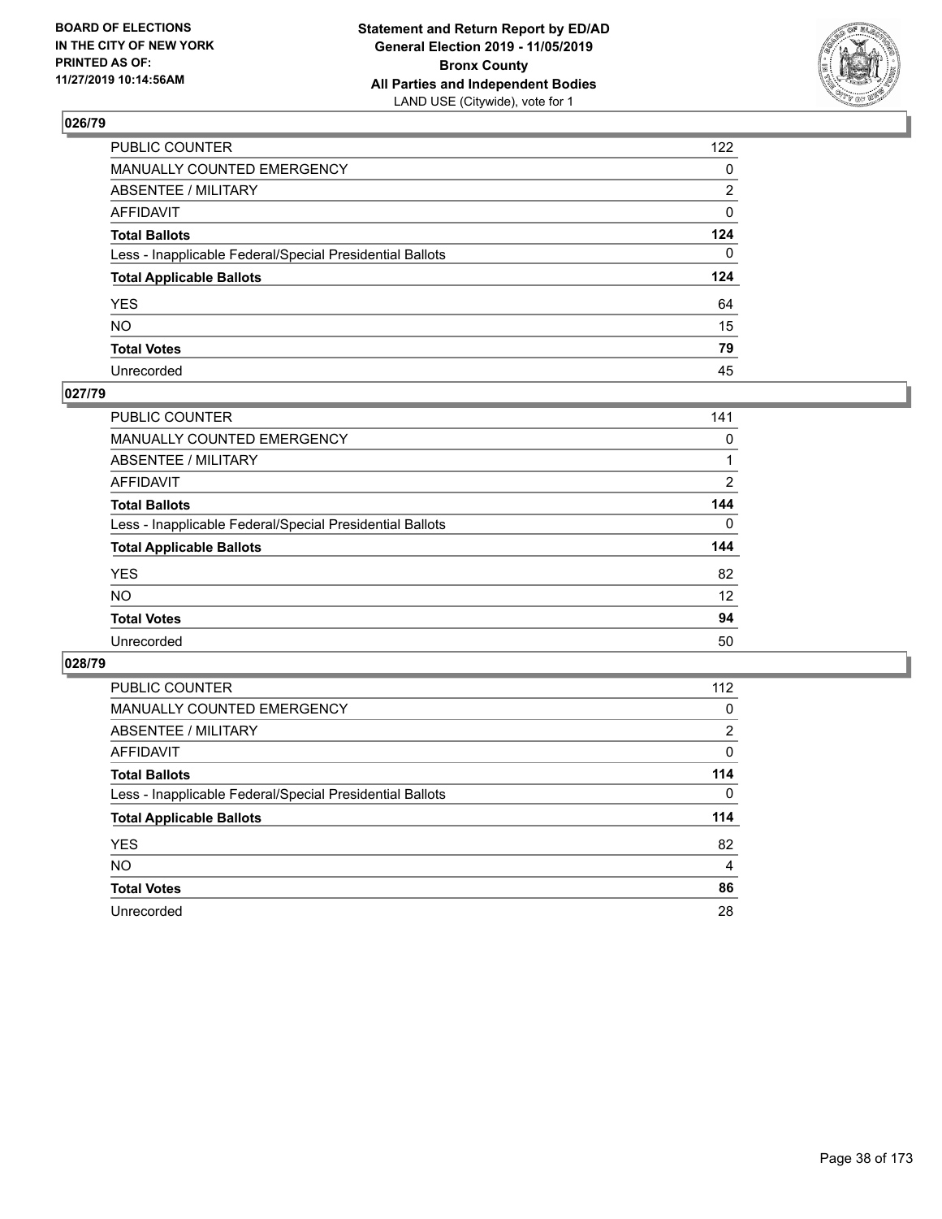BOARD OF ELECTIONS
IN THE CITY OF NEW YORK
PRINTED AS OF:
11/27/2019 10:14:56AM

**Statement and Return Report by ED/AD**
**General Election 2019 - 11/05/2019**
**Bronx County**
**All Parties and Independent Bodies**
LAND USE (Citywide), vote for 1

## 026/79

| | |
|---|---|
| PUBLIC COUNTER | 122 |
| MANUALLY COUNTED EMERGENCY | 0 |
| ABSENTEE / MILITARY | 2 |
| AFFIDAVIT | 0 |
| **Total Ballots** | **124** |
| Less - Inapplicable Federal/Special Presidential Ballots | 0 |
| **Total Applicable Ballots** | **124** |
| YES | 64 |
| NO | 15 |
| **Total Votes** | **79** |
| Unrecorded | 45 |

## 027/79

| | |
|---|---|
| PUBLIC COUNTER | 141 |
| MANUALLY COUNTED EMERGENCY | 0 |
| ABSENTEE / MILITARY | 1 |
| AFFIDAVIT | 2 |
| **Total Ballots** | **144** |
| Less - Inapplicable Federal/Special Presidential Ballots | 0 |
| **Total Applicable Ballots** | **144** |
| YES | 82 |
| NO | 12 |
| **Total Votes** | **94** |
| Unrecorded | 50 |

## 028/79

| | |
|---|---|
| PUBLIC COUNTER | 112 |
| MANUALLY COUNTED EMERGENCY | 0 |
| ABSENTEE / MILITARY | 2 |
| AFFIDAVIT | 0 |
| **Total Ballots** | **114** |
| Less - Inapplicable Federal/Special Presidential Ballots | 0 |
| **Total Applicable Ballots** | **114** |
| YES | 82 |
| NO | 4 |
| **Total Votes** | **86** |
| Unrecorded | 28 |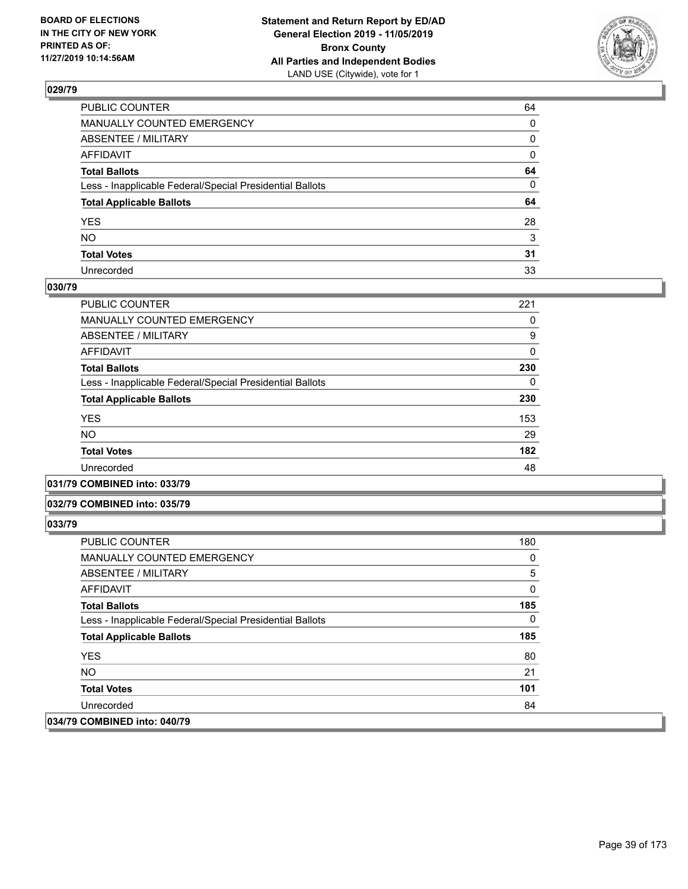## 029/79

| | |
|---|---|
| PUBLIC COUNTER | 64 |
| MANUALLY COUNTED EMERGENCY | 0 |
| ABSENTEE / MILITARY | 0 |
| AFFIDAVIT | 0 |
| **Total Ballots** | **64** |
| Less - Inapplicable Federal/Special Presidential Ballots | 0 |
| **Total Applicable Ballots** | **64** |
| YES | 28 |
| NO | 3 |
| **Total Votes** | **31** |
| Unrecorded | 33 |

## 030/79

| | |
|---|---|
| PUBLIC COUNTER | 221 |
| MANUALLY COUNTED EMERGENCY | 0 |
| ABSENTEE / MILITARY | 9 |
| AFFIDAVIT | 0 |
| **Total Ballots** | **230** |
| Less - Inapplicable Federal/Special Presidential Ballots | 0 |
| **Total Applicable Ballots** | **230** |
| YES | 153 |
| NO | 29 |
| **Total Votes** | **182** |
| Unrecorded | 48 |

## 031/79 COMBINED into: 033/79

## 032/79 COMBINED into: 035/79

## 033/79

| | |
|---|---|
| PUBLIC COUNTER | 180 |
| MANUALLY COUNTED EMERGENCY | 0 |
| ABSENTEE / MILITARY | 5 |
| AFFIDAVIT | 0 |
| **Total Ballots** | **185** |
| Less - Inapplicable Federal/Special Presidential Ballots | 0 |
| **Total Applicable Ballots** | **185** |
| YES | 80 |
| NO | 21 |
| **Total Votes** | **101** |
| Unrecorded | 84 |

## 034/79 COMBINED into: 040/79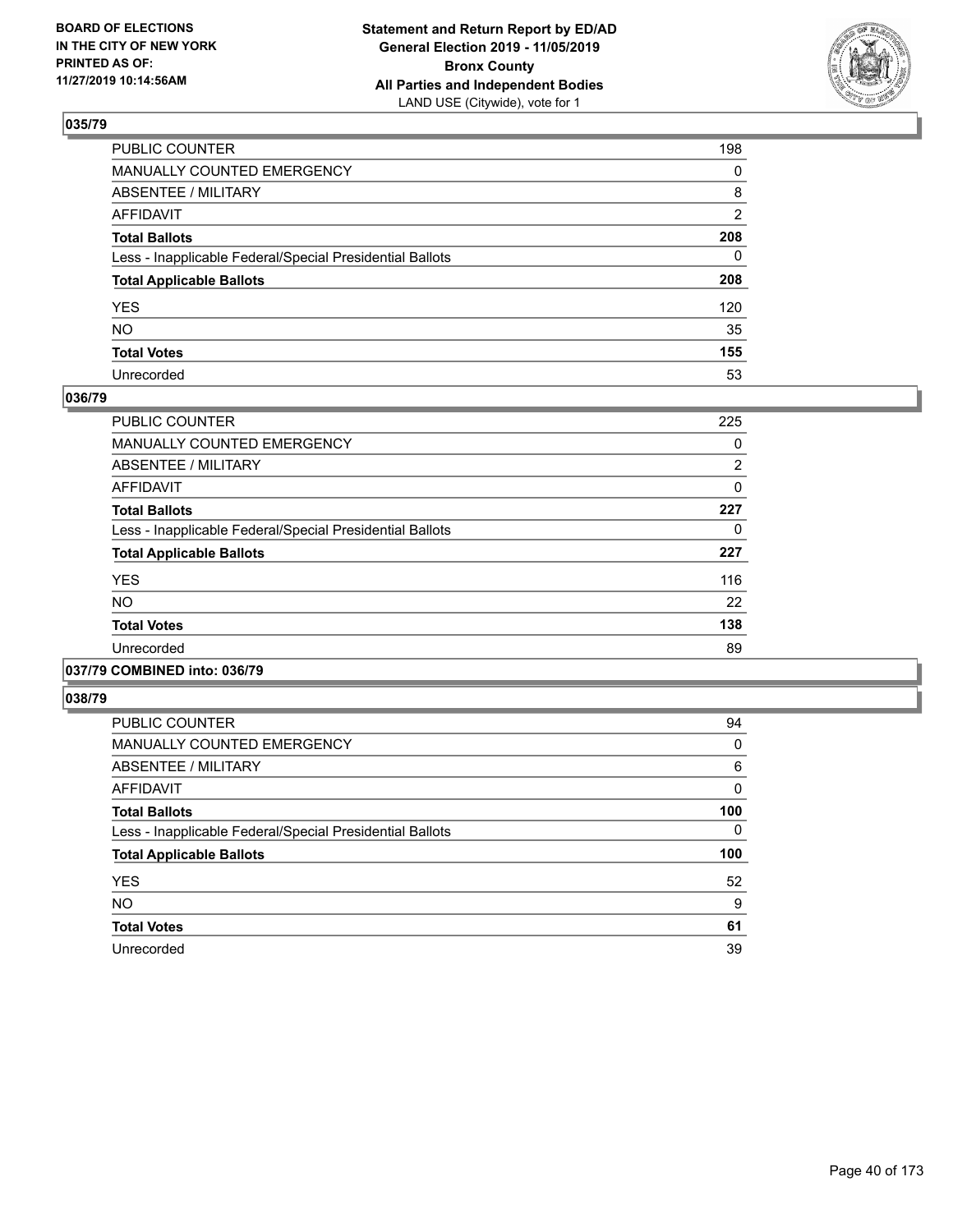**BOARD OF ELECTIONS IN THE CITY OF NEW YORK PRINTED AS OF: 11/27/2019 10:14:56AM**

**Statement and Return Report by ED/AD General Election 2019 - 11/05/2019 Bronx County All Parties and Independent Bodies**
LAND USE (Citywide), vote for 1

### 035/79

| | |
|---|---|
| PUBLIC COUNTER | 198 |
| MANUALLY COUNTED EMERGENCY | 0 |
| ABSENTEE / MILITARY | 8 |
| AFFIDAVIT | 2 |
| **Total Ballots** | **208** |
| Less - Inapplicable Federal/Special Presidential Ballots | 0 |
| **Total Applicable Ballots** | **208** |
| YES | 120 |
| NO | 35 |
| **Total Votes** | **155** |
| Unrecorded | 53 |

### 036/79

| | |
|---|---|
| PUBLIC COUNTER | 225 |
| MANUALLY COUNTED EMERGENCY | 0 |
| ABSENTEE / MILITARY | 2 |
| AFFIDAVIT | 0 |
| **Total Ballots** | **227** |
| Less - Inapplicable Federal/Special Presidential Ballots | 0 |
| **Total Applicable Ballots** | **227** |
| YES | 116 |
| NO | 22 |
| **Total Votes** | **138** |
| Unrecorded | 89 |

### 037/79 COMBINED into: 036/79

### 038/79

| | |
|---|---|
| PUBLIC COUNTER | 94 |
| MANUALLY COUNTED EMERGENCY | 0 |
| ABSENTEE / MILITARY | 6 |
| AFFIDAVIT | 0 |
| **Total Ballots** | **100** |
| Less - Inapplicable Federal/Special Presidential Ballots | 0 |
| **Total Applicable Ballots** | **100** |
| YES | 52 |
| NO | 9 |
| **Total Votes** | **61** |
| Unrecorded | 39 |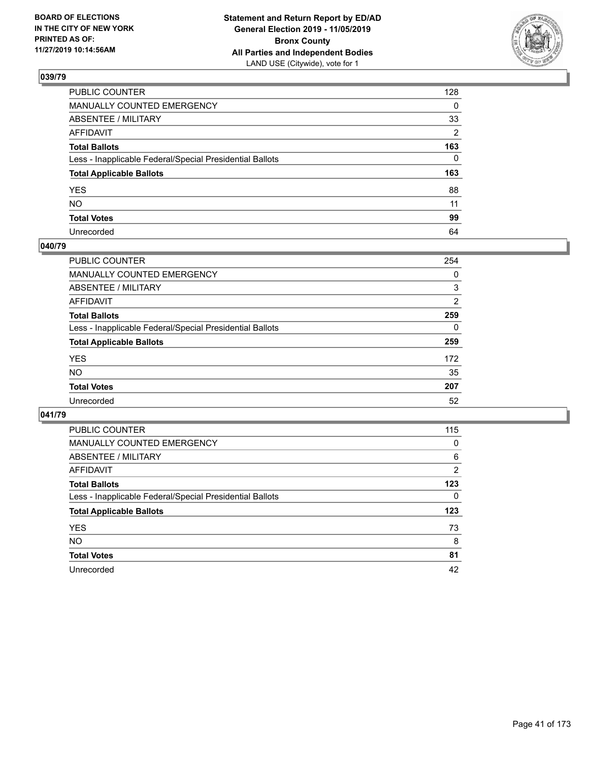BOARD OF ELECTIONS
IN THE CITY OF NEW YORK
PRINTED AS OF:
11/27/2019 10:14:56AM

**Statement and Return Report by ED/AD**
**General Election 2019 - 11/05/2019**
**Bronx County**
**All Parties and Independent Bodies**
LAND USE (Citywide), vote for 1

## 039/79

| | |
|---|---|
| PUBLIC COUNTER | 128 |
| MANUALLY COUNTED EMERGENCY | 0 |
| ABSENTEE / MILITARY | 33 |
| AFFIDAVIT | 2 |
| **Total Ballots** | **163** |
| Less - Inapplicable Federal/Special Presidential Ballots | 0 |
| **Total Applicable Ballots** | **163** |
| YES | 88 |
| NO | 11 |
| **Total Votes** | **99** |
| Unrecorded | 64 |

## 040/79

| | |
|---|---|
| PUBLIC COUNTER | 254 |
| MANUALLY COUNTED EMERGENCY | 0 |
| ABSENTEE / MILITARY | 3 |
| AFFIDAVIT | 2 |
| **Total Ballots** | **259** |
| Less - Inapplicable Federal/Special Presidential Ballots | 0 |
| **Total Applicable Ballots** | **259** |
| YES | 172 |
| NO | 35 |
| **Total Votes** | **207** |
| Unrecorded | 52 |

## 041/79

| | |
|---|---|
| PUBLIC COUNTER | 115 |
| MANUALLY COUNTED EMERGENCY | 0 |
| ABSENTEE / MILITARY | 6 |
| AFFIDAVIT | 2 |
| **Total Ballots** | **123** |
| Less - Inapplicable Federal/Special Presidential Ballots | 0 |
| **Total Applicable Ballots** | **123** |
| YES | 73 |
| NO | 8 |
| **Total Votes** | **81** |
| Unrecorded | 42 |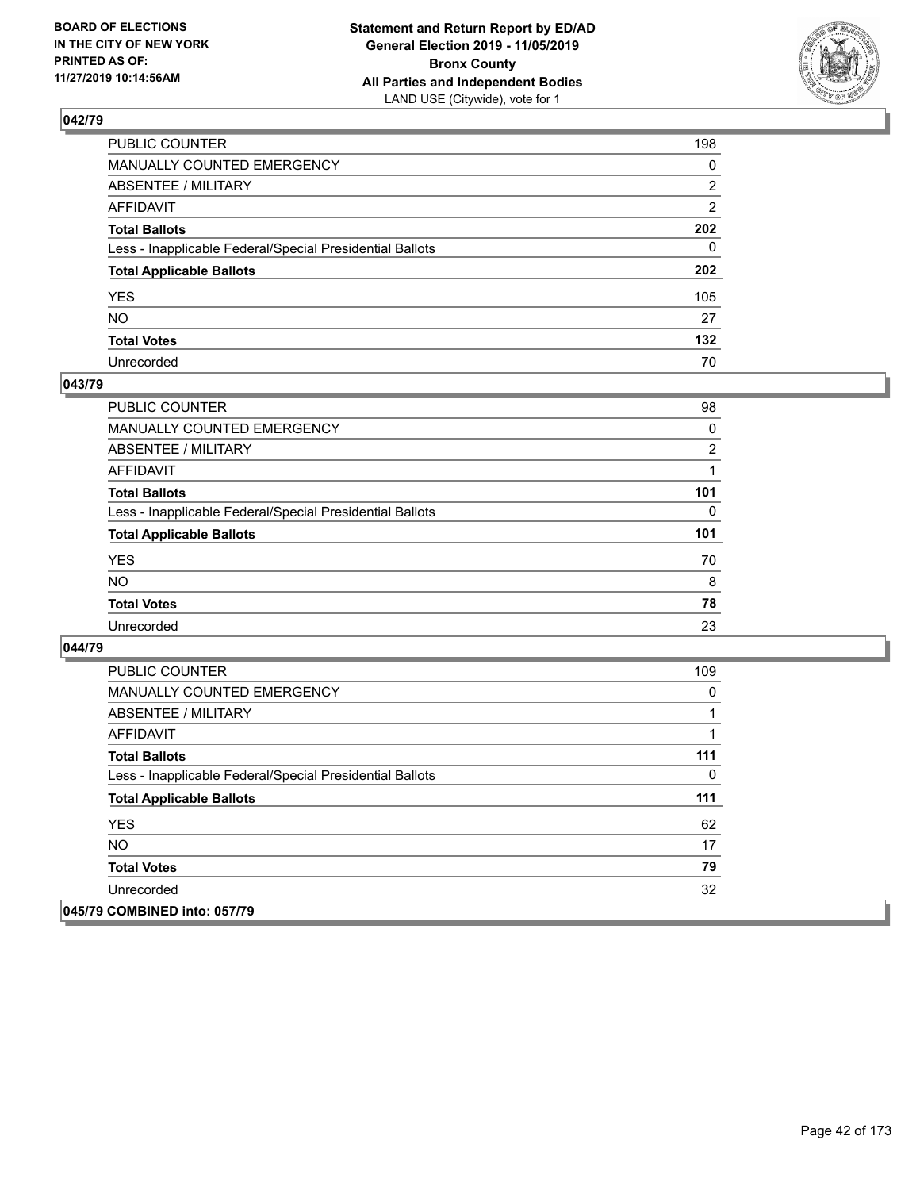BOARD OF ELECTIONS
IN THE CITY OF NEW YORK
PRINTED AS OF:
11/27/2019 10:14:56AM

**Statement and Return Report by ED/AD**
**General Election 2019 - 11/05/2019**
**Bronx County**
**All Parties and Independent Bodies**
LAND USE (Citywide), vote for 1

## 042/79

| | |
|---|---|
| PUBLIC COUNTER | 198 |
| MANUALLY COUNTED EMERGENCY | 0 |
| ABSENTEE / MILITARY | 2 |
| AFFIDAVIT | 2 |
| **Total Ballots** | **202** |
| Less - Inapplicable Federal/Special Presidential Ballots | 0 |
| **Total Applicable Ballots** | **202** |
| YES | 105 |
| NO | 27 |
| **Total Votes** | **132** |
| Unrecorded | 70 |

## 043/79

| | |
|---|---|
| PUBLIC COUNTER | 98 |
| MANUALLY COUNTED EMERGENCY | 0 |
| ABSENTEE / MILITARY | 2 |
| AFFIDAVIT | 1 |
| **Total Ballots** | **101** |
| Less - Inapplicable Federal/Special Presidential Ballots | 0 |
| **Total Applicable Ballots** | **101** |
| YES | 70 |
| NO | 8 |
| **Total Votes** | **78** |
| Unrecorded | 23 |

## 044/79

| | |
|---|---|
| PUBLIC COUNTER | 109 |
| MANUALLY COUNTED EMERGENCY | 0 |
| ABSENTEE / MILITARY | 1 |
| AFFIDAVIT | 1 |
| **Total Ballots** | **111** |
| Less - Inapplicable Federal/Special Presidential Ballots | 0 |
| **Total Applicable Ballots** | **111** |
| YES | 62 |
| NO | 17 |
| **Total Votes** | **79** |
| Unrecorded | 32 |

## 045/79 COMBINED into: 057/79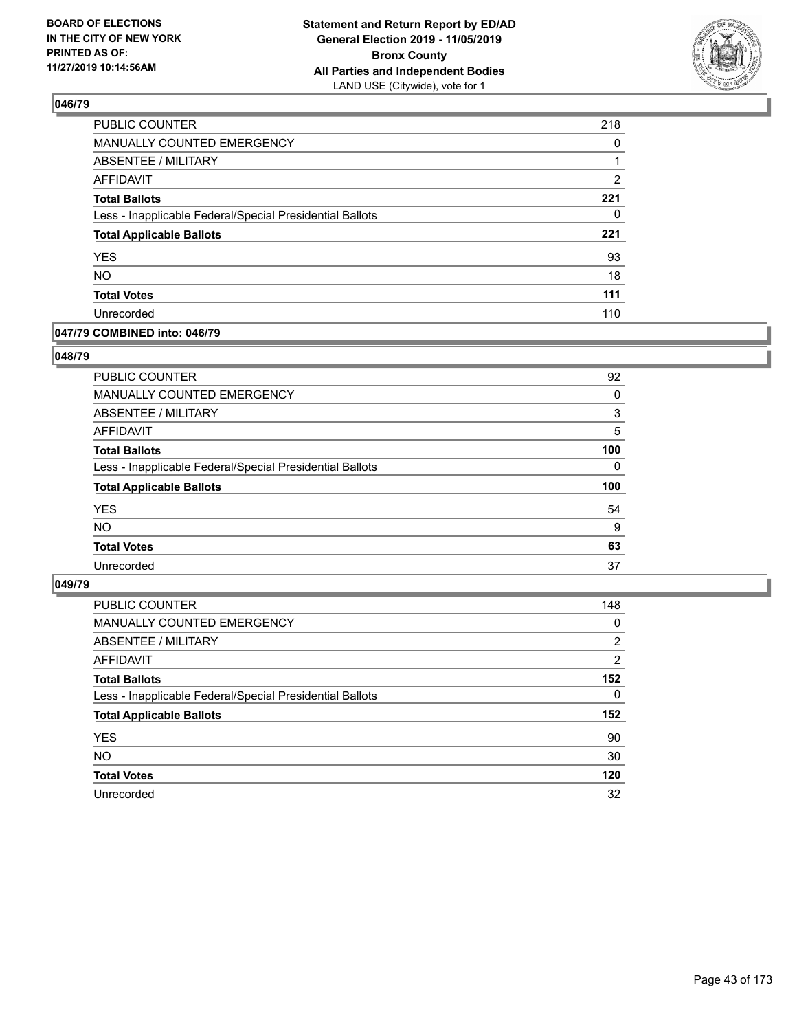**BOARD OF ELECTIONS IN THE CITY OF NEW YORK PRINTED AS OF: 11/27/2019 10:14:56AM**

**Statement and Return Report by ED/AD General Election 2019 - 11/05/2019 Bronx County All Parties and Independent Bodies** LAND USE (Citywide), vote for 1

## 046/79

| | |
|---|---|
| PUBLIC COUNTER | 218 |
| MANUALLY COUNTED EMERGENCY | 0 |
| ABSENTEE / MILITARY | 1 |
| AFFIDAVIT | 2 |
| **Total Ballots** | **221** |
| Less - Inapplicable Federal/Special Presidential Ballots | 0 |
| **Total Applicable Ballots** | **221** |
| YES | 93 |
| NO | 18 |
| **Total Votes** | **111** |
| Unrecorded | 110 |

## 047/79 COMBINED into: 046/79

## 048/79

| | |
|---|---|
| PUBLIC COUNTER | 92 |
| MANUALLY COUNTED EMERGENCY | 0 |
| ABSENTEE / MILITARY | 3 |
| AFFIDAVIT | 5 |
| **Total Ballots** | **100** |
| Less - Inapplicable Federal/Special Presidential Ballots | 0 |
| **Total Applicable Ballots** | **100** |
| YES | 54 |
| NO | 9 |
| **Total Votes** | **63** |
| Unrecorded | 37 |

## 049/79

| | |
|---|---|
| PUBLIC COUNTER | 148 |
| MANUALLY COUNTED EMERGENCY | 0 |
| ABSENTEE / MILITARY | 2 |
| AFFIDAVIT | 2 |
| **Total Ballots** | **152** |
| Less - Inapplicable Federal/Special Presidential Ballots | 0 |
| **Total Applicable Ballots** | **152** |
| YES | 90 |
| NO | 30 |
| **Total Votes** | **120** |
| Unrecorded | 32 |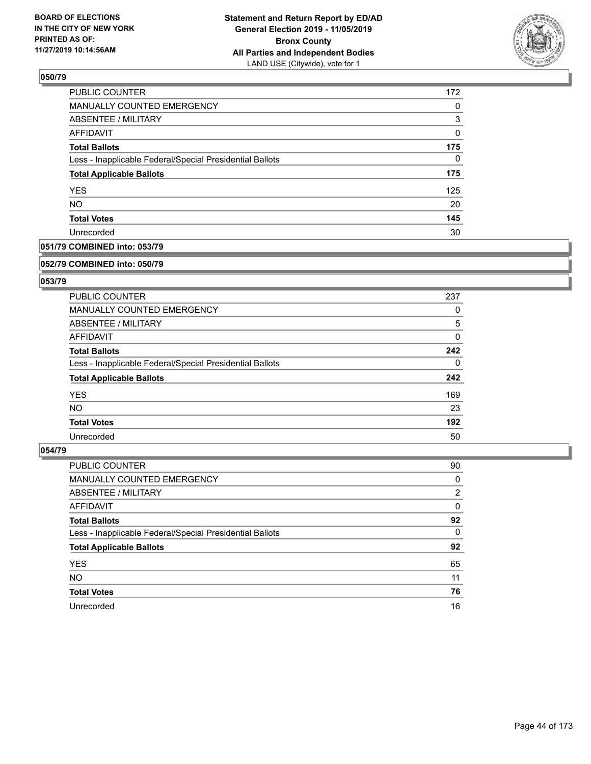## 050/79

| | |
|---|---|
| PUBLIC COUNTER | 172 |
| MANUALLY COUNTED EMERGENCY | 0 |
| ABSENTEE / MILITARY | 3 |
| AFFIDAVIT | 0 |
| **Total Ballots** | **175** |
| Less - Inapplicable Federal/Special Presidential Ballots | 0 |
| **Total Applicable Ballots** | **175** |
| YES | 125 |
| NO | 20 |
| **Total Votes** | **145** |
| Unrecorded | 30 |

## 051/79 COMBINED into: 053/79

## 052/79 COMBINED into: 050/79

## 053/79

| | |
|---|---|
| PUBLIC COUNTER | 237 |
| MANUALLY COUNTED EMERGENCY | 0 |
| ABSENTEE / MILITARY | 5 |
| AFFIDAVIT | 0 |
| **Total Ballots** | **242** |
| Less - Inapplicable Federal/Special Presidential Ballots | 0 |
| **Total Applicable Ballots** | **242** |
| YES | 169 |
| NO | 23 |
| **Total Votes** | **192** |
| Unrecorded | 50 |

## 054/79

| | |
|---|---|
| PUBLIC COUNTER | 90 |
| MANUALLY COUNTED EMERGENCY | 0 |
| ABSENTEE / MILITARY | 2 |
| AFFIDAVIT | 0 |
| **Total Ballots** | **92** |
| Less - Inapplicable Federal/Special Presidential Ballots | 0 |
| **Total Applicable Ballots** | **92** |
| YES | 65 |
| NO | 11 |
| **Total Votes** | **76** |
| Unrecorded | 16 |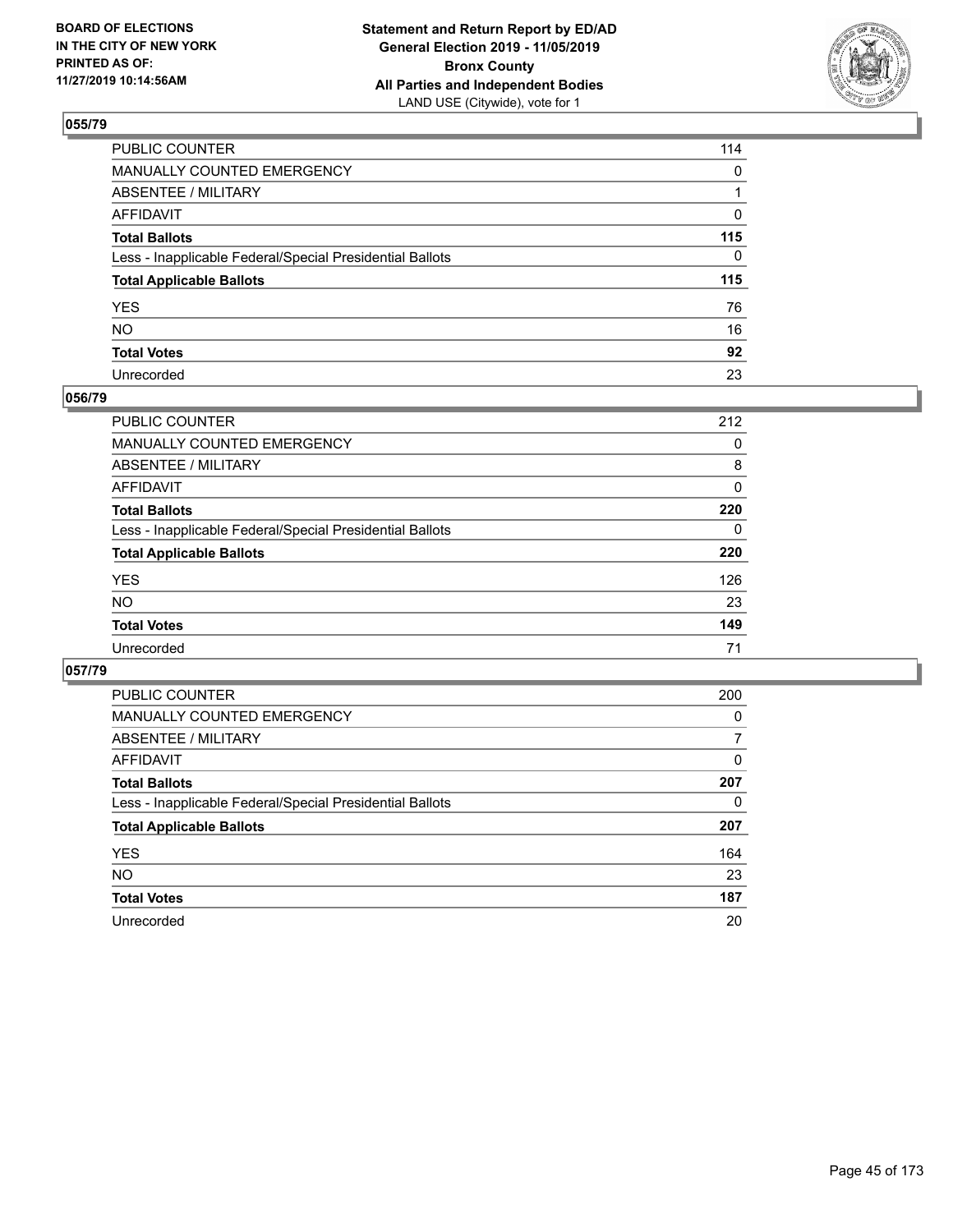BOARD OF ELECTIONS
IN THE CITY OF NEW YORK
PRINTED AS OF:
11/27/2019 10:14:56AM

**Statement and Return Report by ED/AD**
**General Election 2019 - 11/05/2019**
**Bronx County**
**All Parties and Independent Bodies**
LAND USE (Citywide), vote for 1

## 055/79

| | |
|---|---|
| PUBLIC COUNTER | 114 |
| MANUALLY COUNTED EMERGENCY | 0 |
| ABSENTEE / MILITARY | 1 |
| AFFIDAVIT | 0 |
| **Total Ballots** | **115** |
| Less - Inapplicable Federal/Special Presidential Ballots | 0 |
| **Total Applicable Ballots** | **115** |
| YES | 76 |
| NO | 16 |
| **Total Votes** | **92** |
| Unrecorded | 23 |

## 056/79

| | |
|---|---|
| PUBLIC COUNTER | 212 |
| MANUALLY COUNTED EMERGENCY | 0 |
| ABSENTEE / MILITARY | 8 |
| AFFIDAVIT | 0 |
| **Total Ballots** | **220** |
| Less - Inapplicable Federal/Special Presidential Ballots | 0 |
| **Total Applicable Ballots** | **220** |
| YES | 126 |
| NO | 23 |
| **Total Votes** | **149** |
| Unrecorded | 71 |

## 057/79

| | |
|---|---|
| PUBLIC COUNTER | 200 |
| MANUALLY COUNTED EMERGENCY | 0 |
| ABSENTEE / MILITARY | 7 |
| AFFIDAVIT | 0 |
| **Total Ballots** | **207** |
| Less - Inapplicable Federal/Special Presidential Ballots | 0 |
| **Total Applicable Ballots** | **207** |
| YES | 164 |
| NO | 23 |
| **Total Votes** | **187** |
| Unrecorded | 20 |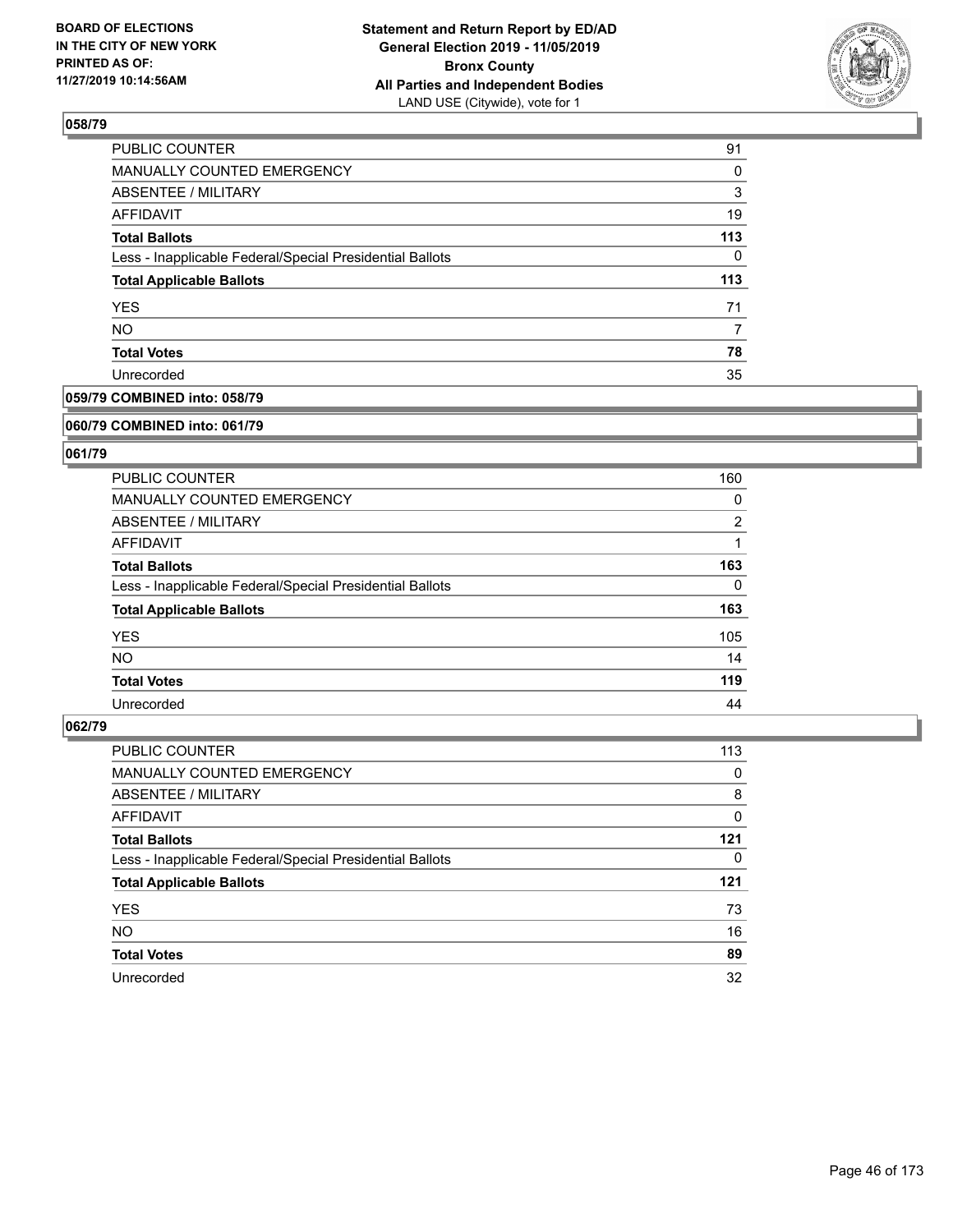BOARD OF ELECTIONS
IN THE CITY OF NEW YORK
PRINTED AS OF:
11/27/2019 10:14:56AM

**Statement and Return Report by ED/AD**
**General Election 2019 - 11/05/2019**
**Bronx County**
**All Parties and Independent Bodies**
LAND USE (Citywide), vote for 1

### 058/79

| | |
|---|---|
| PUBLIC COUNTER | 91 |
| MANUALLY COUNTED EMERGENCY | 0 |
| ABSENTEE / MILITARY | 3 |
| AFFIDAVIT | 19 |
| **Total Ballots** | **113** |
| Less - Inapplicable Federal/Special Presidential Ballots | 0 |
| **Total Applicable Ballots** | **113** |
| YES | 71 |
| NO | 7 |
| **Total Votes** | **78** |
| Unrecorded | 35 |

### 059/79 COMBINED into: 058/79

### 060/79 COMBINED into: 061/79

### 061/79

| | |
|---|---|
| PUBLIC COUNTER | 160 |
| MANUALLY COUNTED EMERGENCY | 0 |
| ABSENTEE / MILITARY | 2 |
| AFFIDAVIT | 1 |
| **Total Ballots** | **163** |
| Less - Inapplicable Federal/Special Presidential Ballots | 0 |
| **Total Applicable Ballots** | **163** |
| YES | 105 |
| NO | 14 |
| **Total Votes** | **119** |
| Unrecorded | 44 |

### 062/79

| | |
|---|---|
| PUBLIC COUNTER | 113 |
| MANUALLY COUNTED EMERGENCY | 0 |
| ABSENTEE / MILITARY | 8 |
| AFFIDAVIT | 0 |
| **Total Ballots** | **121** |
| Less - Inapplicable Federal/Special Presidential Ballots | 0 |
| **Total Applicable Ballots** | **121** |
| YES | 73 |
| NO | 16 |
| **Total Votes** | **89** |
| Unrecorded | 32 |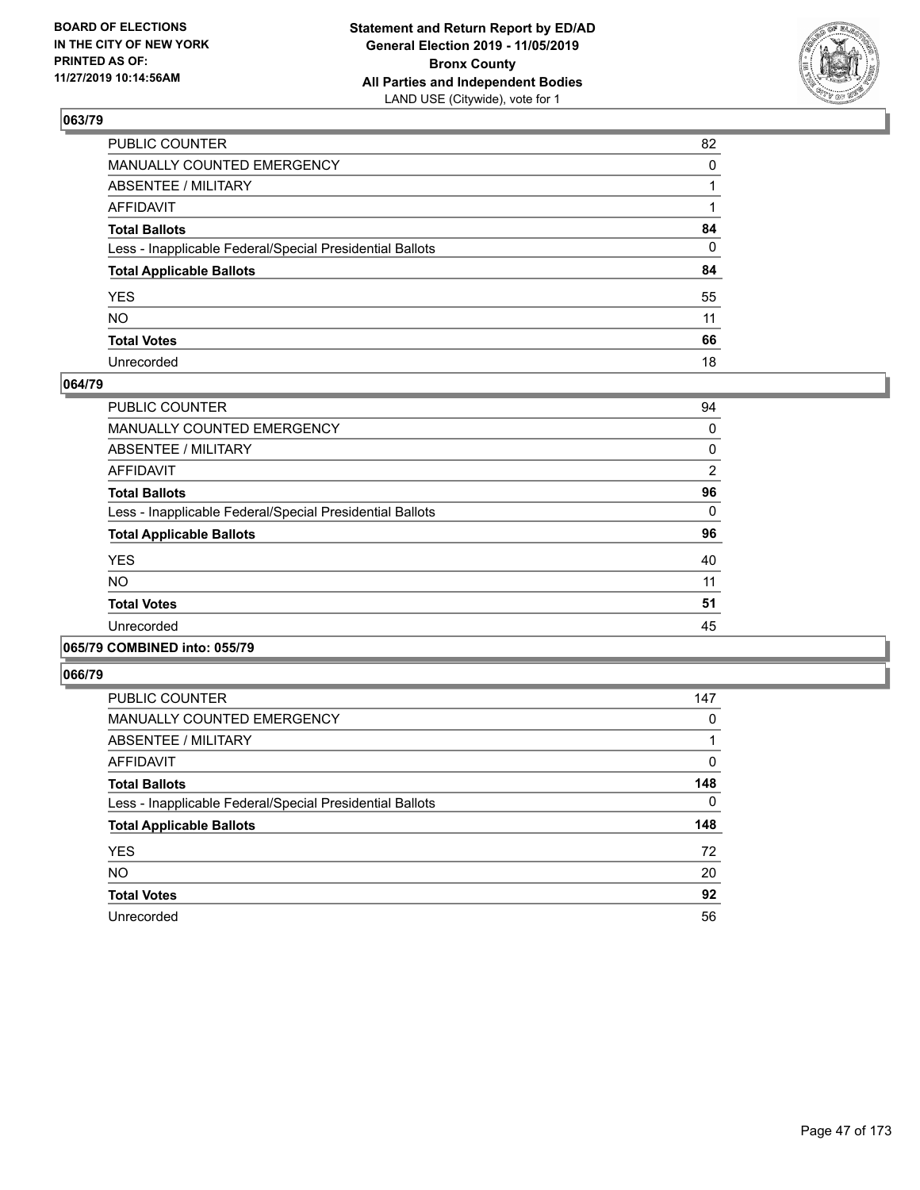BOARD OF ELECTIONS
IN THE CITY OF NEW YORK
PRINTED AS OF:
11/27/2019 10:14:56AM

**Statement and Return Report by ED/AD**
**General Election 2019 - 11/05/2019**
**Bronx County**
**All Parties and Independent Bodies**
LAND USE (Citywide), vote for 1

### 063/79

| | |
|---|---|
| PUBLIC COUNTER | 82 |
| MANUALLY COUNTED EMERGENCY | 0 |
| ABSENTEE / MILITARY | 1 |
| AFFIDAVIT | 1 |
| **Total Ballots** | **84** |
| Less - Inapplicable Federal/Special Presidential Ballots | 0 |
| **Total Applicable Ballots** | **84** |
| YES | 55 |
| NO | 11 |
| **Total Votes** | **66** |
| Unrecorded | 18 |

### 064/79

| | |
|---|---|
| PUBLIC COUNTER | 94 |
| MANUALLY COUNTED EMERGENCY | 0 |
| ABSENTEE / MILITARY | 0 |
| AFFIDAVIT | 2 |
| **Total Ballots** | **96** |
| Less - Inapplicable Federal/Special Presidential Ballots | 0 |
| **Total Applicable Ballots** | **96** |
| YES | 40 |
| NO | 11 |
| **Total Votes** | **51** |
| Unrecorded | 45 |

### 065/79 COMBINED into: 055/79

### 066/79

| | |
|---|---|
| PUBLIC COUNTER | 147 |
| MANUALLY COUNTED EMERGENCY | 0 |
| ABSENTEE / MILITARY | 1 |
| AFFIDAVIT | 0 |
| **Total Ballots** | **148** |
| Less - Inapplicable Federal/Special Presidential Ballots | 0 |
| **Total Applicable Ballots** | **148** |
| YES | 72 |
| NO | 20 |
| **Total Votes** | **92** |
| Unrecorded | 56 |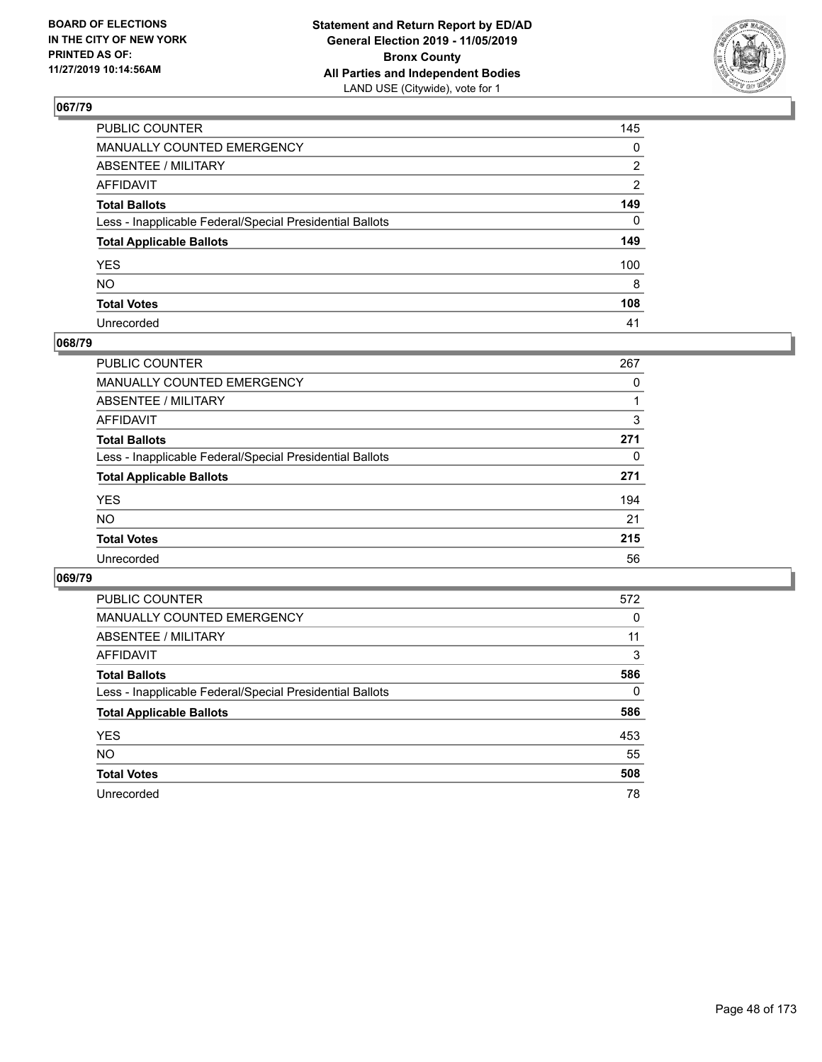BOARD OF ELECTIONS
IN THE CITY OF NEW YORK
PRINTED AS OF:
11/27/2019 10:14:56AM

**Statement and Return Report by ED/AD**
**General Election 2019 - 11/05/2019**
**Bronx County**
**All Parties and Independent Bodies**
LAND USE (Citywide), vote for 1

## 067/79

| | |
|---|---|
| PUBLIC COUNTER | 145 |
| MANUALLY COUNTED EMERGENCY | 0 |
| ABSENTEE / MILITARY | 2 |
| AFFIDAVIT | 2 |
| **Total Ballots** | **149** |
| Less - Inapplicable Federal/Special Presidential Ballots | 0 |
| **Total Applicable Ballots** | **149** |
| YES | 100 |
| NO | 8 |
| **Total Votes** | **108** |
| Unrecorded | 41 |

## 068/79

| | |
|---|---|
| PUBLIC COUNTER | 267 |
| MANUALLY COUNTED EMERGENCY | 0 |
| ABSENTEE / MILITARY | 1 |
| AFFIDAVIT | 3 |
| **Total Ballots** | **271** |
| Less - Inapplicable Federal/Special Presidential Ballots | 0 |
| **Total Applicable Ballots** | **271** |
| YES | 194 |
| NO | 21 |
| **Total Votes** | **215** |
| Unrecorded | 56 |

## 069/79

| | |
|---|---|
| PUBLIC COUNTER | 572 |
| MANUALLY COUNTED EMERGENCY | 0 |
| ABSENTEE / MILITARY | 11 |
| AFFIDAVIT | 3 |
| **Total Ballots** | **586** |
| Less - Inapplicable Federal/Special Presidential Ballots | 0 |
| **Total Applicable Ballots** | **586** |
| YES | 453 |
| NO | 55 |
| **Total Votes** | **508** |
| Unrecorded | 78 |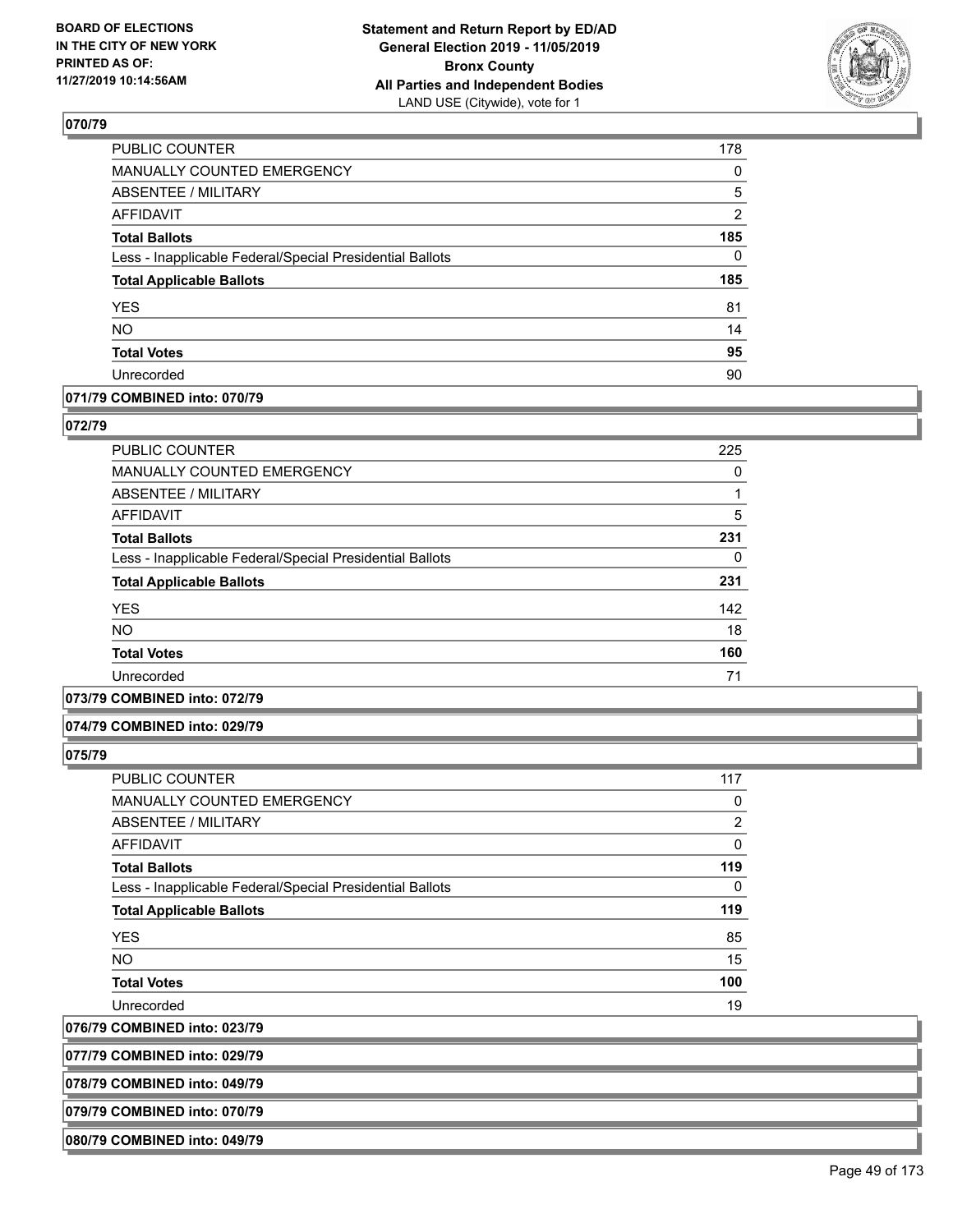**Statement and Return Report by ED/AD**
**General Election 2019 - 11/05/2019**
**Bronx County**
**All Parties and Independent Bodies**
LAND USE (Citywide), vote for 1

BOARD OF ELECTIONS IN THE CITY OF NEW YORK
PRINTED AS OF: 11/27/2019 10:14:56AM

**070/79**

| | |
|---|---|
| PUBLIC COUNTER | 178 |
| MANUALLY COUNTED EMERGENCY | 0 |
| ABSENTEE / MILITARY | 5 |
| AFFIDAVIT | 2 |
| **Total Ballots** | **185** |
| Less - Inapplicable Federal/Special Presidential Ballots | 0 |
| **Total Applicable Ballots** | **185** |
| YES | 81 |
| NO | 14 |
| **Total Votes** | **95** |
| Unrecorded | 90 |

**071/79 COMBINED into: 070/79**

**072/79**

| | |
|---|---|
| PUBLIC COUNTER | 225 |
| MANUALLY COUNTED EMERGENCY | 0 |
| ABSENTEE / MILITARY | 1 |
| AFFIDAVIT | 5 |
| **Total Ballots** | **231** |
| Less - Inapplicable Federal/Special Presidential Ballots | 0 |
| **Total Applicable Ballots** | **231** |
| YES | 142 |
| NO | 18 |
| **Total Votes** | **160** |
| Unrecorded | 71 |

**073/79 COMBINED into: 072/79**

**074/79 COMBINED into: 029/79**

**075/79**

| | |
|---|---|
| PUBLIC COUNTER | 117 |
| MANUALLY COUNTED EMERGENCY | 0 |
| ABSENTEE / MILITARY | 2 |
| AFFIDAVIT | 0 |
| **Total Ballots** | **119** |
| Less - Inapplicable Federal/Special Presidential Ballots | 0 |
| **Total Applicable Ballots** | **119** |
| YES | 85 |
| NO | 15 |
| **Total Votes** | **100** |
| Unrecorded | 19 |

**076/79 COMBINED into: 023/79**

**077/79 COMBINED into: 029/79**

**078/79 COMBINED into: 049/79**

**079/79 COMBINED into: 070/79**

**080/79 COMBINED into: 049/79**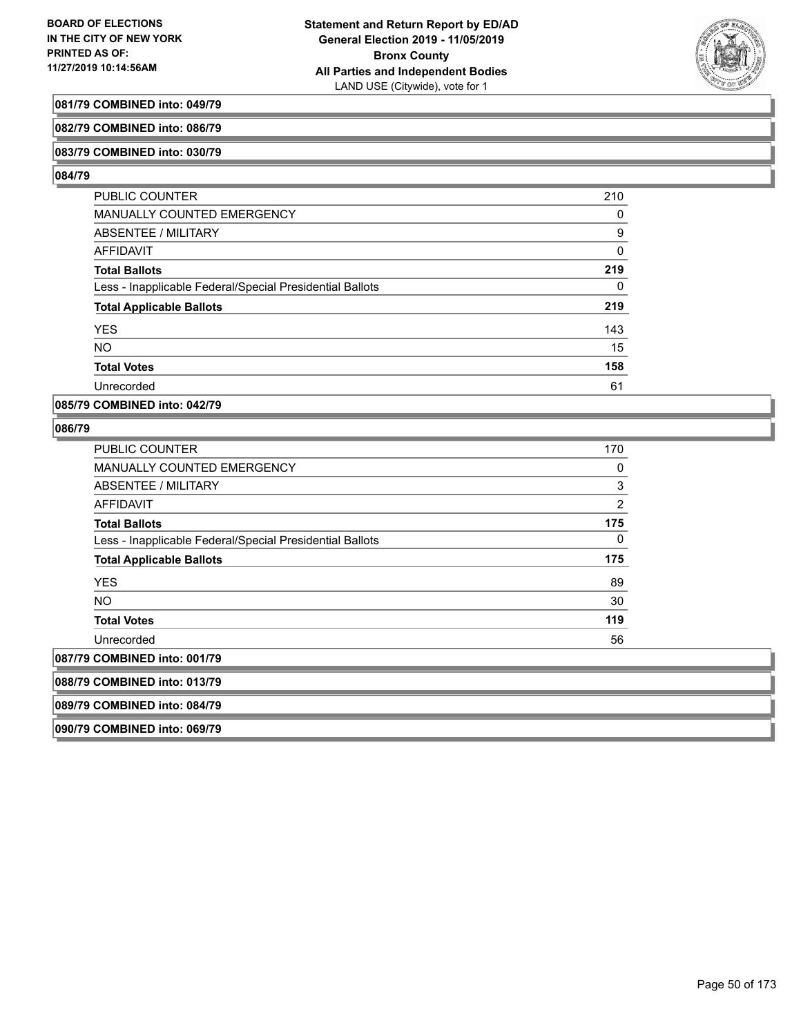**081/79 COMBINED into: 049/79**

**082/79 COMBINED into: 086/79**

**083/79 COMBINED into: 030/79**

**084/79**

| | |
|---|---|
| PUBLIC COUNTER | 210 |
| MANUALLY COUNTED EMERGENCY | 0 |
| ABSENTEE / MILITARY | 9 |
| AFFIDAVIT | 0 |
| **Total Ballots** | **219** |
| Less - Inapplicable Federal/Special Presidential Ballots | 0 |
| **Total Applicable Ballots** | **219** |
| YES | 143 |
| NO | 15 |
| **Total Votes** | **158** |
| Unrecorded | 61 |

**085/79 COMBINED into: 042/79**

**086/79**

| | |
|---|---|
| PUBLIC COUNTER | 170 |
| MANUALLY COUNTED EMERGENCY | 0 |
| ABSENTEE / MILITARY | 3 |
| AFFIDAVIT | 2 |
| **Total Ballots** | **175** |
| Less - Inapplicable Federal/Special Presidential Ballots | 0 |
| **Total Applicable Ballots** | **175** |
| YES | 89 |
| NO | 30 |
| **Total Votes** | **119** |
| Unrecorded | 56 |

**087/79 COMBINED into: 001/79**

**088/79 COMBINED into: 013/79**

**089/79 COMBINED into: 084/79**

**090/79 COMBINED into: 069/79**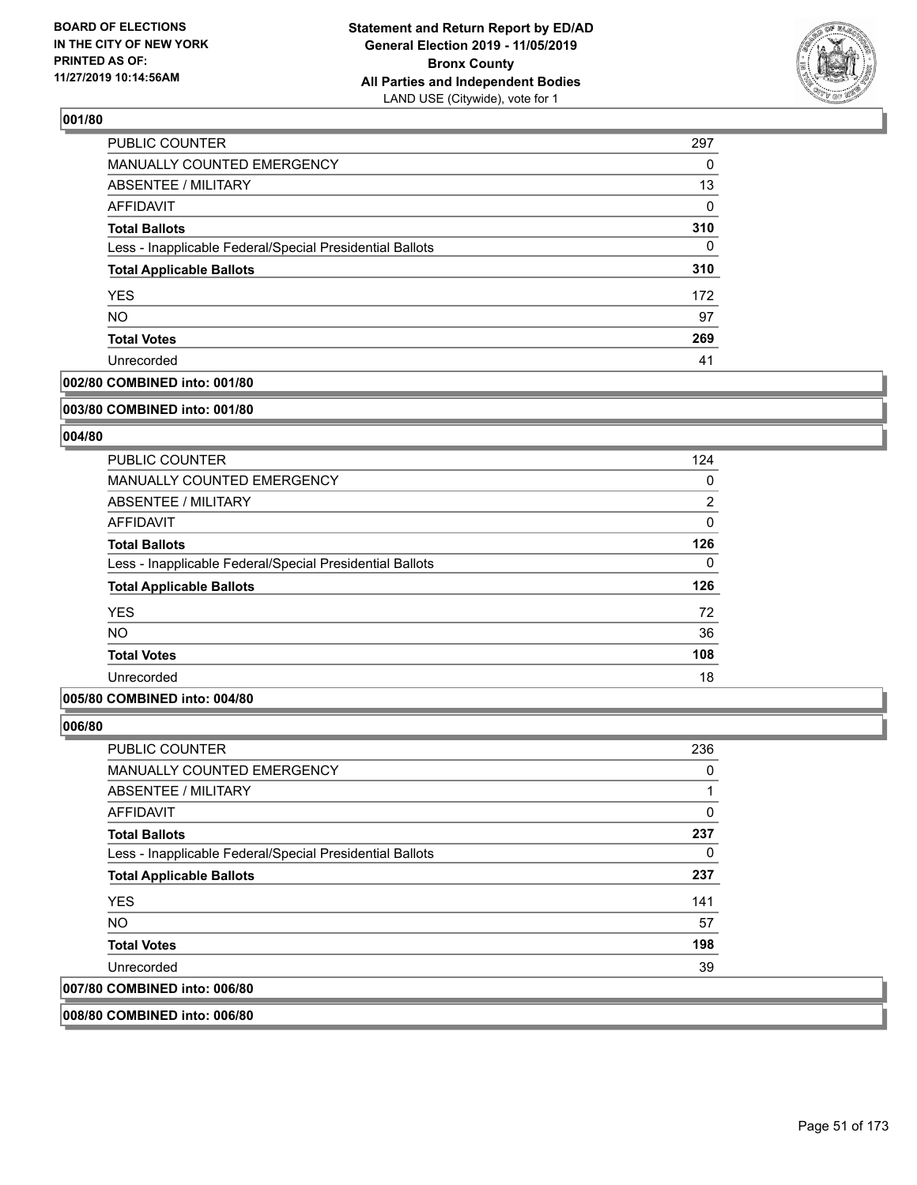**BOARD OF ELECTIONS IN THE CITY OF NEW YORK PRINTED AS OF: 11/27/2019 10:14:56AM**

**Statement and Return Report by ED/AD General Election 2019 - 11/05/2019 Bronx County All Parties and Independent Bodies**
LAND USE (Citywide), vote for 1

### 001/80

| | |
|---|---|
| PUBLIC COUNTER | 297 |
| MANUALLY COUNTED EMERGENCY | 0 |
| ABSENTEE / MILITARY | 13 |
| AFFIDAVIT | 0 |
| **Total Ballots** | **310** |
| Less - Inapplicable Federal/Special Presidential Ballots | 0 |
| **Total Applicable Ballots** | **310** |
| YES | 172 |
| NO | 97 |
| **Total Votes** | **269** |
| Unrecorded | 41 |

**002/80 COMBINED into: 001/80**

**003/80 COMBINED into: 001/80**

### 004/80

| | |
|---|---|
| PUBLIC COUNTER | 124 |
| MANUALLY COUNTED EMERGENCY | 0 |
| ABSENTEE / MILITARY | 2 |
| AFFIDAVIT | 0 |
| **Total Ballots** | **126** |
| Less - Inapplicable Federal/Special Presidential Ballots | 0 |
| **Total Applicable Ballots** | **126** |
| YES | 72 |
| NO | 36 |
| **Total Votes** | **108** |
| Unrecorded | 18 |

**005/80 COMBINED into: 004/80**

### 006/80

| | |
|---|---|
| PUBLIC COUNTER | 236 |
| MANUALLY COUNTED EMERGENCY | 0 |
| ABSENTEE / MILITARY | 1 |
| AFFIDAVIT | 0 |
| **Total Ballots** | **237** |
| Less - Inapplicable Federal/Special Presidential Ballots | 0 |
| **Total Applicable Ballots** | **237** |
| YES | 141 |
| NO | 57 |
| **Total Votes** | **198** |
| Unrecorded | 39 |

**007/80 COMBINED into: 006/80**

**008/80 COMBINED into: 006/80**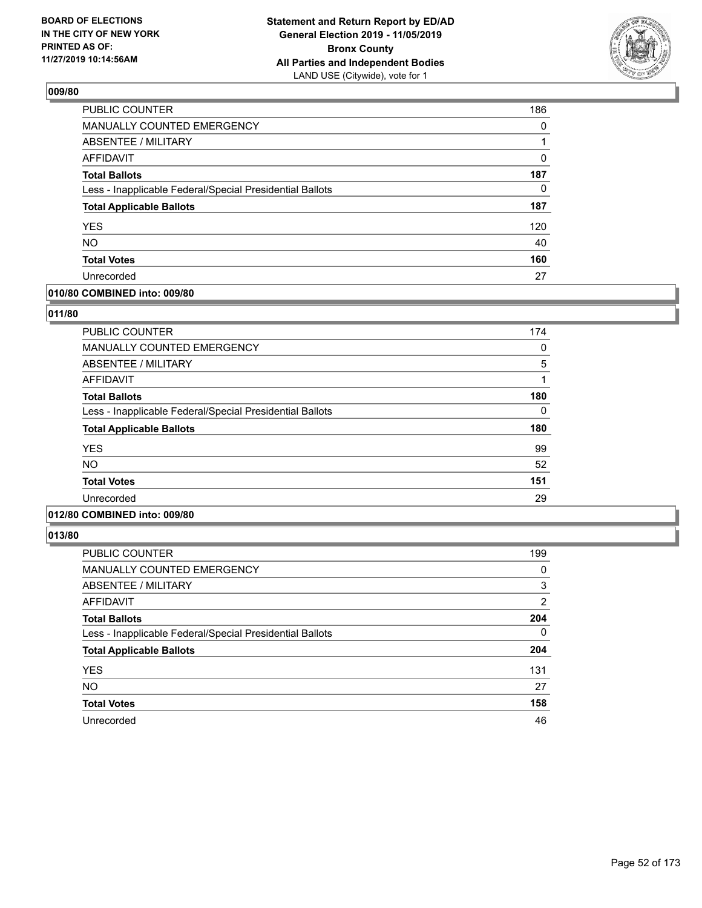**BOARD OF ELECTIONS IN THE CITY OF NEW YORK PRINTED AS OF: 11/27/2019 10:14:56AM**

**Statement and Return Report by ED/AD General Election 2019 - 11/05/2019 Bronx County All Parties and Independent Bodies**
LAND USE (Citywide), vote for 1

## 009/80

| | |
|---|---|
| PUBLIC COUNTER | 186 |
| MANUALLY COUNTED EMERGENCY | 0 |
| ABSENTEE / MILITARY | 1 |
| AFFIDAVIT | 0 |
| **Total Ballots** | **187** |
| Less - Inapplicable Federal/Special Presidential Ballots | 0 |
| **Total Applicable Ballots** | **187** |
| YES | 120 |
| NO | 40 |
| **Total Votes** | **160** |
| Unrecorded | 27 |

## 010/80 COMBINED into: 009/80

## 011/80

| | |
|---|---|
| PUBLIC COUNTER | 174 |
| MANUALLY COUNTED EMERGENCY | 0 |
| ABSENTEE / MILITARY | 5 |
| AFFIDAVIT | 1 |
| **Total Ballots** | **180** |
| Less - Inapplicable Federal/Special Presidential Ballots | 0 |
| **Total Applicable Ballots** | **180** |
| YES | 99 |
| NO | 52 |
| **Total Votes** | **151** |
| Unrecorded | 29 |

## 012/80 COMBINED into: 009/80

## 013/80

| | |
|---|---|
| PUBLIC COUNTER | 199 |
| MANUALLY COUNTED EMERGENCY | 0 |
| ABSENTEE / MILITARY | 3 |
| AFFIDAVIT | 2 |
| **Total Ballots** | **204** |
| Less - Inapplicable Federal/Special Presidential Ballots | 0 |
| **Total Applicable Ballots** | **204** |
| YES | 131 |
| NO | 27 |
| **Total Votes** | **158** |
| Unrecorded | 46 |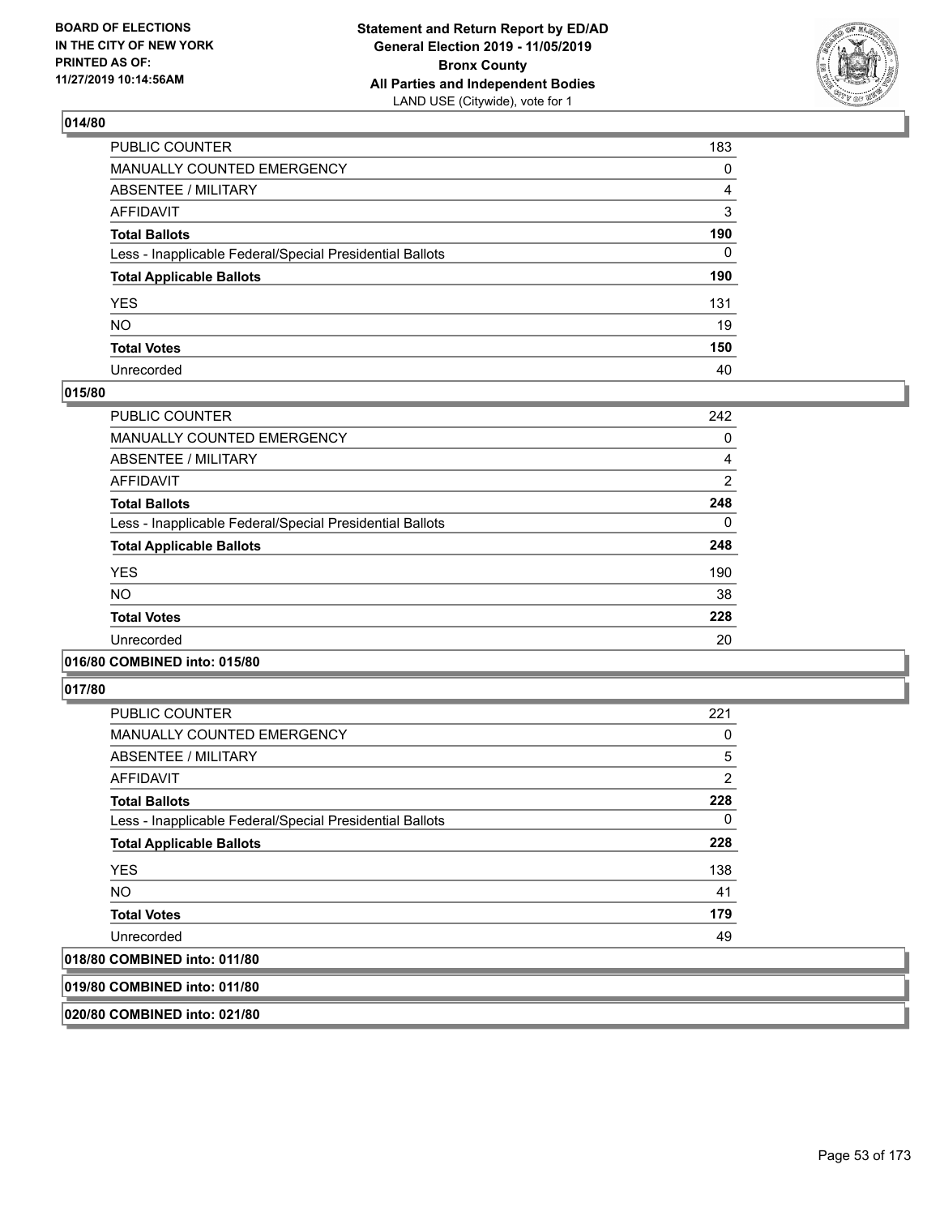### 014/80

| | |
|---|---|
| PUBLIC COUNTER | 183 |
| MANUALLY COUNTED EMERGENCY | 0 |
| ABSENTEE / MILITARY | 4 |
| AFFIDAVIT | 3 |
| **Total Ballots** | **190** |
| Less - Inapplicable Federal/Special Presidential Ballots | 0 |
| **Total Applicable Ballots** | **190** |
| YES | 131 |
| NO | 19 |
| **Total Votes** | **150** |
| Unrecorded | 40 |

### 015/80

| | |
|---|---|
| PUBLIC COUNTER | 242 |
| MANUALLY COUNTED EMERGENCY | 0 |
| ABSENTEE / MILITARY | 4 |
| AFFIDAVIT | 2 |
| **Total Ballots** | **248** |
| Less - Inapplicable Federal/Special Presidential Ballots | 0 |
| **Total Applicable Ballots** | **248** |
| YES | 190 |
| NO | 38 |
| **Total Votes** | **228** |
| Unrecorded | 20 |

### 016/80 COMBINED into: 015/80

### 017/80

| | |
|---|---|
| PUBLIC COUNTER | 221 |
| MANUALLY COUNTED EMERGENCY | 0 |
| ABSENTEE / MILITARY | 5 |
| AFFIDAVIT | 2 |
| **Total Ballots** | **228** |
| Less - Inapplicable Federal/Special Presidential Ballots | 0 |
| **Total Applicable Ballots** | **228** |
| YES | 138 |
| NO | 41 |
| **Total Votes** | **179** |
| Unrecorded | 49 |

### 018/80 COMBINED into: 011/80

### 019/80 COMBINED into: 011/80

### 020/80 COMBINED into: 021/80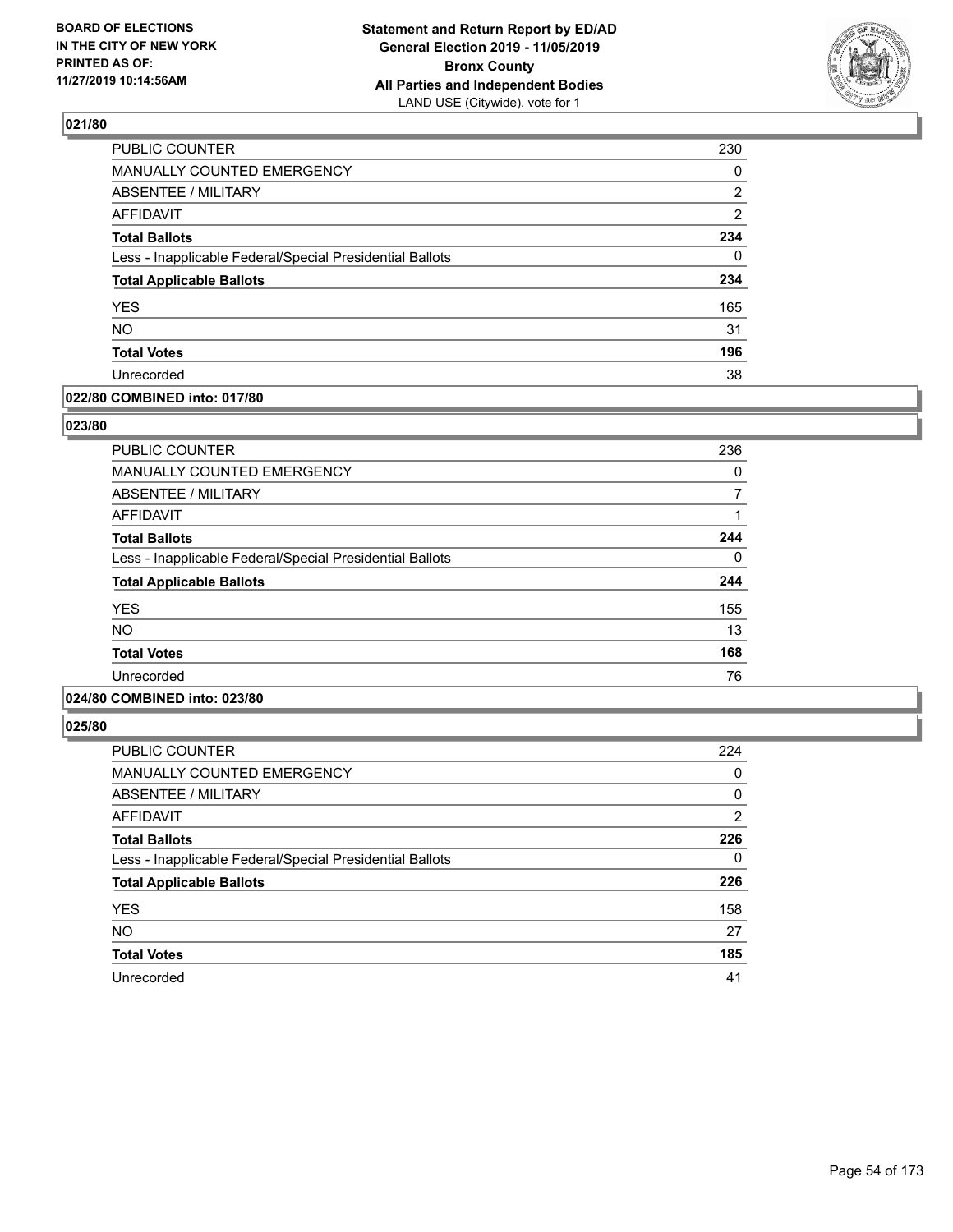**BOARD OF ELECTIONS IN THE CITY OF NEW YORK PRINTED AS OF: 11/27/2019 10:14:56AM**

**Statement and Return Report by ED/AD General Election 2019 - 11/05/2019 Bronx County All Parties and Independent Bodies** LAND USE (Citywide), vote for 1

## 021/80

| | |
|---|---|
| PUBLIC COUNTER | 230 |
| MANUALLY COUNTED EMERGENCY | 0 |
| ABSENTEE / MILITARY | 2 |
| AFFIDAVIT | 2 |
| **Total Ballots** | **234** |
| Less - Inapplicable Federal/Special Presidential Ballots | 0 |
| **Total Applicable Ballots** | **234** |
| YES | 165 |
| NO | 31 |
| **Total Votes** | **196** |
| Unrecorded | 38 |

## 022/80 COMBINED into: 017/80

## 023/80

| | |
|---|---|
| PUBLIC COUNTER | 236 |
| MANUALLY COUNTED EMERGENCY | 0 |
| ABSENTEE / MILITARY | 7 |
| AFFIDAVIT | 1 |
| **Total Ballots** | **244** |
| Less - Inapplicable Federal/Special Presidential Ballots | 0 |
| **Total Applicable Ballots** | **244** |
| YES | 155 |
| NO | 13 |
| **Total Votes** | **168** |
| Unrecorded | 76 |

## 024/80 COMBINED into: 023/80

## 025/80

| | |
|---|---|
| PUBLIC COUNTER | 224 |
| MANUALLY COUNTED EMERGENCY | 0 |
| ABSENTEE / MILITARY | 0 |
| AFFIDAVIT | 2 |
| **Total Ballots** | **226** |
| Less - Inapplicable Federal/Special Presidential Ballots | 0 |
| **Total Applicable Ballots** | **226** |
| YES | 158 |
| NO | 27 |
| **Total Votes** | **185** |
| Unrecorded | 41 |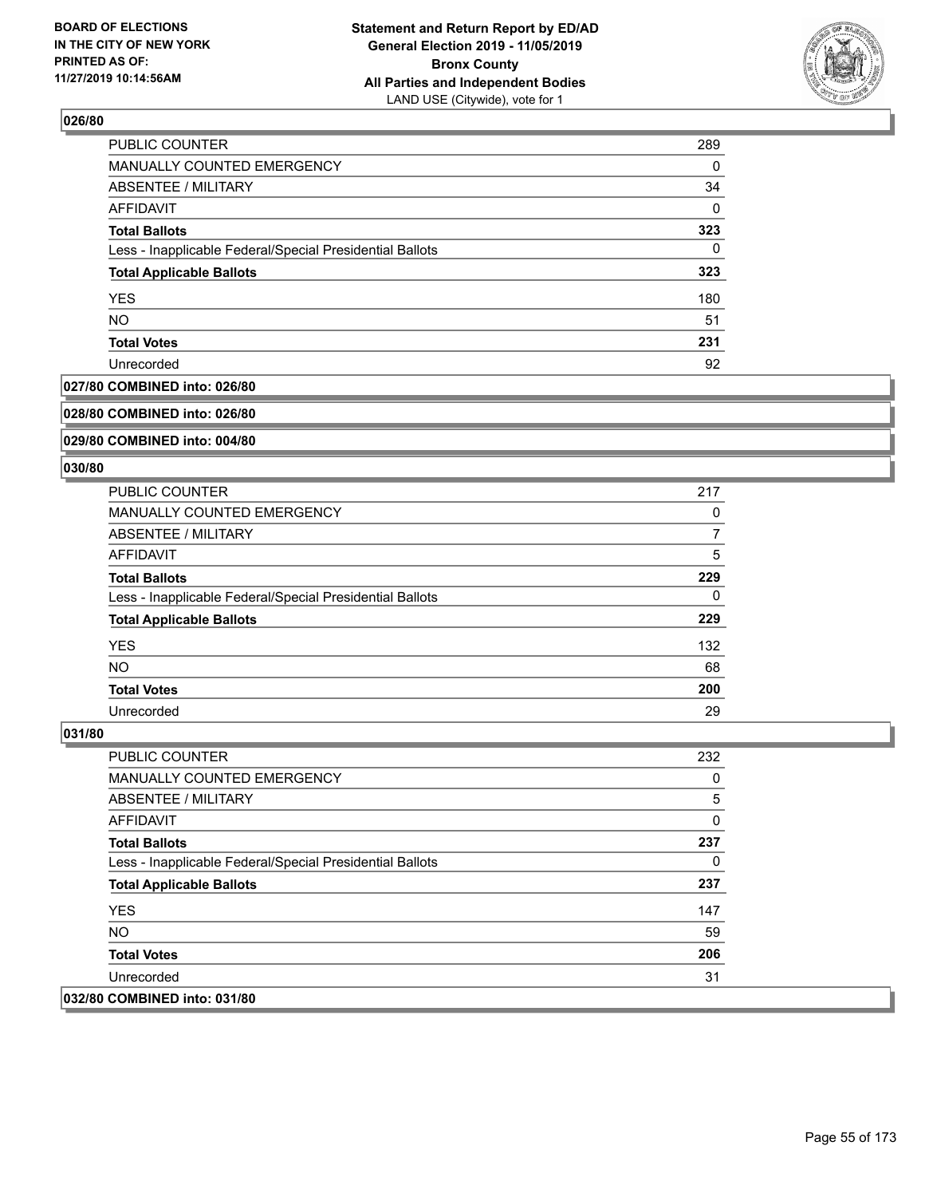## 026/80

| | |
|---|---|
| PUBLIC COUNTER | 289 |
| MANUALLY COUNTED EMERGENCY | 0 |
| ABSENTEE / MILITARY | 34 |
| AFFIDAVIT | 0 |
| **Total Ballots** | **323** |
| Less - Inapplicable Federal/Special Presidential Ballots | 0 |
| **Total Applicable Ballots** | **323** |
| YES | 180 |
| NO | 51 |
| **Total Votes** | **231** |
| Unrecorded | 92 |

## 027/80 COMBINED into: 026/80

## 028/80 COMBINED into: 026/80

## 029/80 COMBINED into: 004/80

## 030/80

| | |
|---|---|
| PUBLIC COUNTER | 217 |
| MANUALLY COUNTED EMERGENCY | 0 |
| ABSENTEE / MILITARY | 7 |
| AFFIDAVIT | 5 |
| **Total Ballots** | **229** |
| Less - Inapplicable Federal/Special Presidential Ballots | 0 |
| **Total Applicable Ballots** | **229** |
| YES | 132 |
| NO | 68 |
| **Total Votes** | **200** |
| Unrecorded | 29 |

## 031/80

| | |
|---|---|
| PUBLIC COUNTER | 232 |
| MANUALLY COUNTED EMERGENCY | 0 |
| ABSENTEE / MILITARY | 5 |
| AFFIDAVIT | 0 |
| **Total Ballots** | **237** |
| Less - Inapplicable Federal/Special Presidential Ballots | 0 |
| **Total Applicable Ballots** | **237** |
| YES | 147 |
| NO | 59 |
| **Total Votes** | **206** |
| Unrecorded | 31 |

## 032/80 COMBINED into: 031/80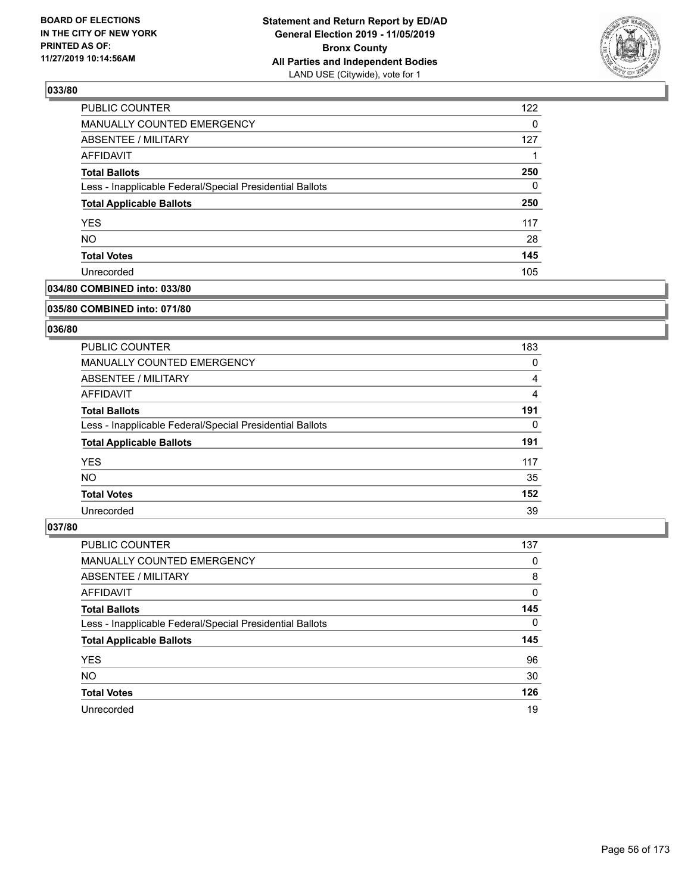BOARD OF ELECTIONS
IN THE CITY OF NEW YORK
PRINTED AS OF:
11/27/2019 10:14:56AM

**Statement and Return Report by ED/AD**
**General Election 2019 - 11/05/2019**
**Bronx County**
**All Parties and Independent Bodies**
LAND USE (Citywide), vote for 1

### 033/80

| | |
|---|---|
| PUBLIC COUNTER | 122 |
| MANUALLY COUNTED EMERGENCY | 0 |
| ABSENTEE / MILITARY | 127 |
| AFFIDAVIT | 1 |
| **Total Ballots** | **250** |
| Less - Inapplicable Federal/Special Presidential Ballots | 0 |
| **Total Applicable Ballots** | **250** |
| YES | 117 |
| NO | 28 |
| **Total Votes** | **145** |
| Unrecorded | 105 |

### 034/80 COMBINED into: 033/80

### 035/80 COMBINED into: 071/80

### 036/80

| | |
|---|---|
| PUBLIC COUNTER | 183 |
| MANUALLY COUNTED EMERGENCY | 0 |
| ABSENTEE / MILITARY | 4 |
| AFFIDAVIT | 4 |
| **Total Ballots** | **191** |
| Less - Inapplicable Federal/Special Presidential Ballots | 0 |
| **Total Applicable Ballots** | **191** |
| YES | 117 |
| NO | 35 |
| **Total Votes** | **152** |
| Unrecorded | 39 |

### 037/80

| | |
|---|---|
| PUBLIC COUNTER | 137 |
| MANUALLY COUNTED EMERGENCY | 0 |
| ABSENTEE / MILITARY | 8 |
| AFFIDAVIT | 0 |
| **Total Ballots** | **145** |
| Less - Inapplicable Federal/Special Presidential Ballots | 0 |
| **Total Applicable Ballots** | **145** |
| YES | 96 |
| NO | 30 |
| **Total Votes** | **126** |
| Unrecorded | 19 |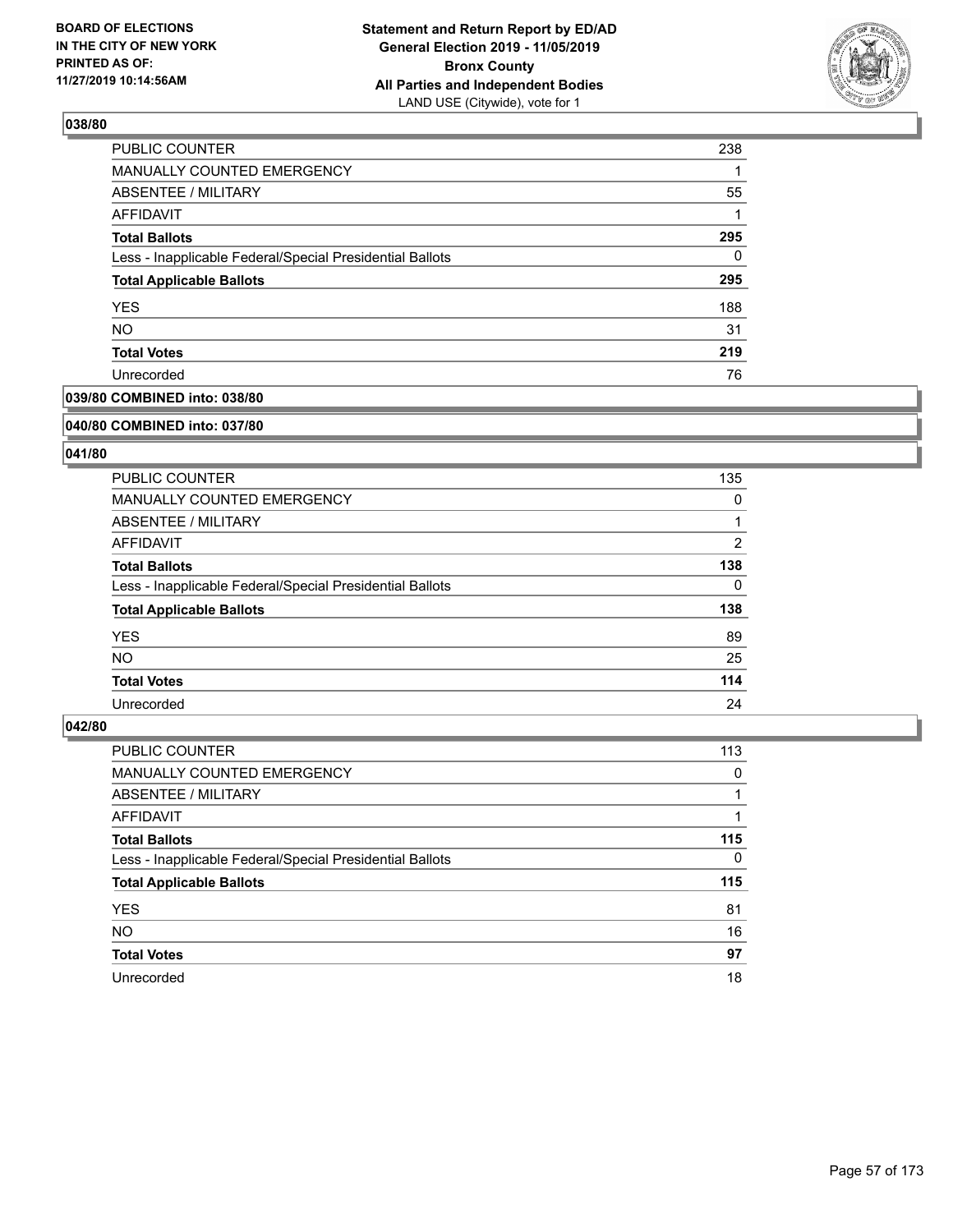## 038/80

| | |
|---|---|
| PUBLIC COUNTER | 238 |
| MANUALLY COUNTED EMERGENCY | 1 |
| ABSENTEE / MILITARY | 55 |
| AFFIDAVIT | 1 |
| **Total Ballots** | **295** |
| Less - Inapplicable Federal/Special Presidential Ballots | 0 |
| **Total Applicable Ballots** | **295** |
| YES | 188 |
| NO | 31 |
| **Total Votes** | **219** |
| Unrecorded | 76 |

## 039/80 COMBINED into: 038/80

## 040/80 COMBINED into: 037/80

## 041/80

| | |
|---|---|
| PUBLIC COUNTER | 135 |
| MANUALLY COUNTED EMERGENCY | 0 |
| ABSENTEE / MILITARY | 1 |
| AFFIDAVIT | 2 |
| **Total Ballots** | **138** |
| Less - Inapplicable Federal/Special Presidential Ballots | 0 |
| **Total Applicable Ballots** | **138** |
| YES | 89 |
| NO | 25 |
| **Total Votes** | **114** |
| Unrecorded | 24 |

## 042/80

| | |
|---|---|
| PUBLIC COUNTER | 113 |
| MANUALLY COUNTED EMERGENCY | 0 |
| ABSENTEE / MILITARY | 1 |
| AFFIDAVIT | 1 |
| **Total Ballots** | **115** |
| Less - Inapplicable Federal/Special Presidential Ballots | 0 |
| **Total Applicable Ballots** | **115** |
| YES | 81 |
| NO | 16 |
| **Total Votes** | **97** |
| Unrecorded | 18 |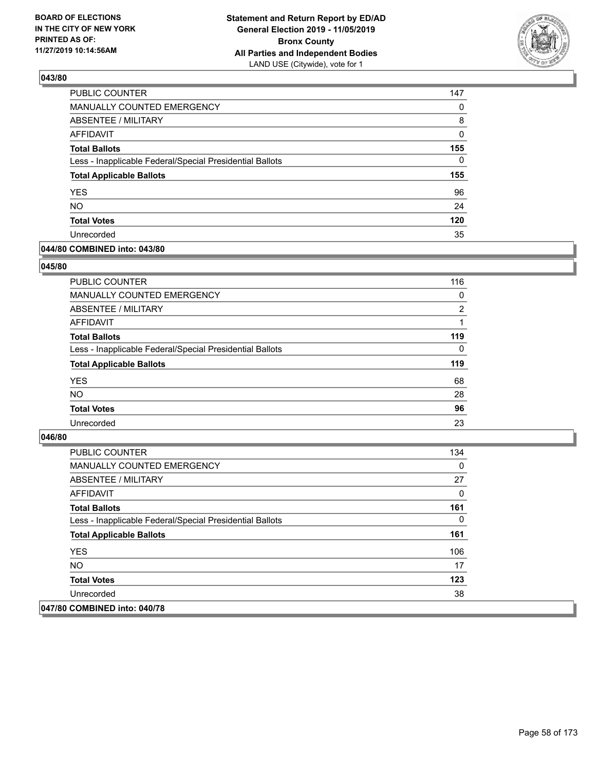### 043/80

| | |
|---|---|
| PUBLIC COUNTER | 147 |
| MANUALLY COUNTED EMERGENCY | 0 |
| ABSENTEE / MILITARY | 8 |
| AFFIDAVIT | 0 |
| **Total Ballots** | **155** |
| Less - Inapplicable Federal/Special Presidential Ballots | 0 |
| **Total Applicable Ballots** | **155** |
| YES | 96 |
| NO | 24 |
| **Total Votes** | **120** |
| Unrecorded | 35 |

### 044/80 COMBINED into: 043/80

### 045/80

| | |
|---|---|
| PUBLIC COUNTER | 116 |
| MANUALLY COUNTED EMERGENCY | 0 |
| ABSENTEE / MILITARY | 2 |
| AFFIDAVIT | 1 |
| **Total Ballots** | **119** |
| Less - Inapplicable Federal/Special Presidential Ballots | 0 |
| **Total Applicable Ballots** | **119** |
| YES | 68 |
| NO | 28 |
| **Total Votes** | **96** |
| Unrecorded | 23 |

### 046/80

| | |
|---|---|
| PUBLIC COUNTER | 134 |
| MANUALLY COUNTED EMERGENCY | 0 |
| ABSENTEE / MILITARY | 27 |
| AFFIDAVIT | 0 |
| **Total Ballots** | **161** |
| Less - Inapplicable Federal/Special Presidential Ballots | 0 |
| **Total Applicable Ballots** | **161** |
| YES | 106 |
| NO | 17 |
| **Total Votes** | **123** |
| Unrecorded | 38 |

### 047/80 COMBINED into: 040/78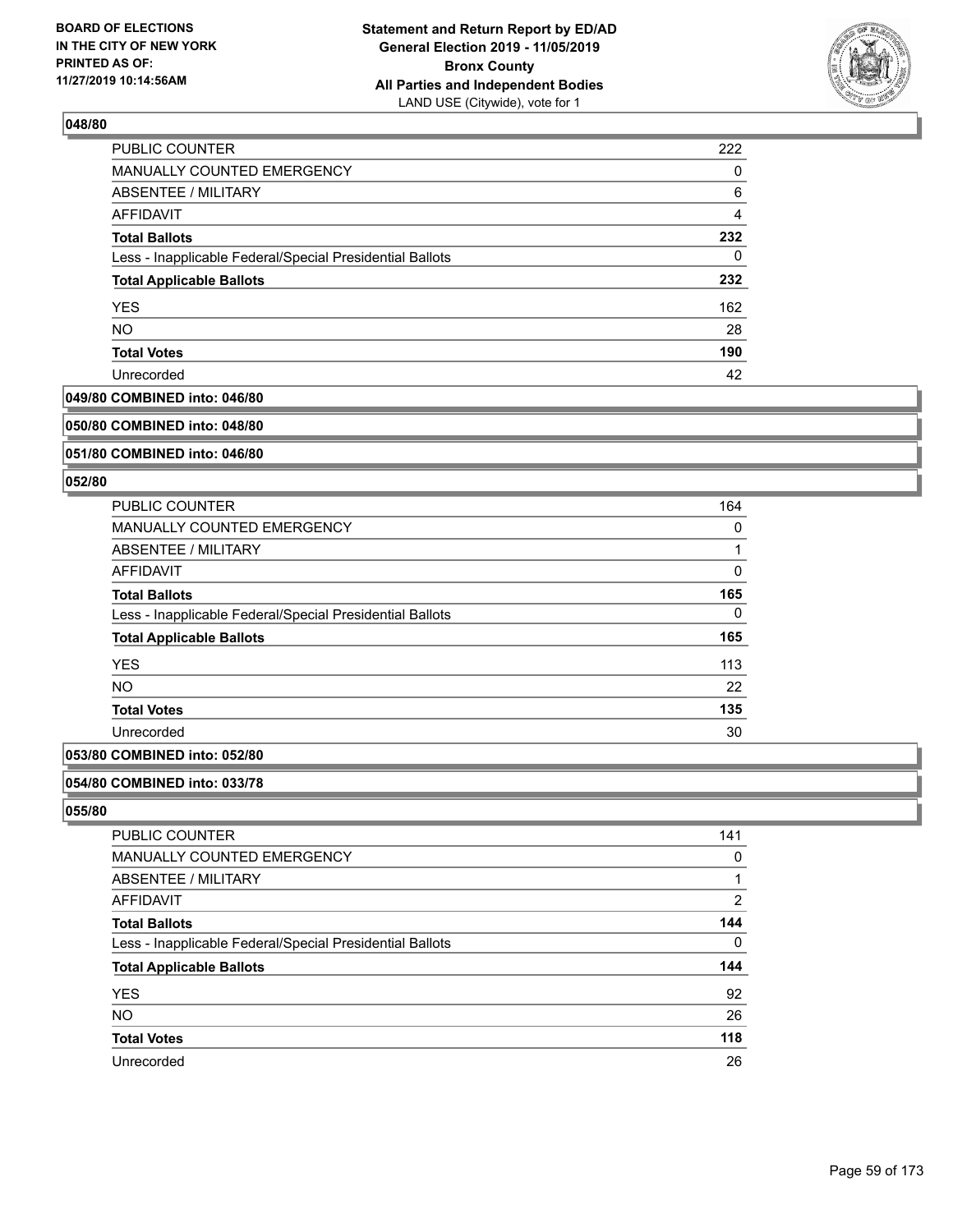**BOARD OF ELECTIONS IN THE CITY OF NEW YORK PRINTED AS OF: 11/27/2019 10:14:56AM**

**Statement and Return Report by ED/AD General Election 2019 - 11/05/2019 Bronx County All Parties and Independent Bodies** LAND USE (Citywide), vote for 1

### 048/80

| | |
|---|---|
| PUBLIC COUNTER | 222 |
| MANUALLY COUNTED EMERGENCY | 0 |
| ABSENTEE / MILITARY | 6 |
| AFFIDAVIT | 4 |
| **Total Ballots** | **232** |
| Less - Inapplicable Federal/Special Presidential Ballots | 0 |
| **Total Applicable Ballots** | **232** |
| YES | 162 |
| NO | 28 |
| **Total Votes** | **190** |
| Unrecorded | 42 |

### 049/80 COMBINED into: 046/80

### 050/80 COMBINED into: 048/80

### 051/80 COMBINED into: 046/80

### 052/80

| | |
|---|---|
| PUBLIC COUNTER | 164 |
| MANUALLY COUNTED EMERGENCY | 0 |
| ABSENTEE / MILITARY | 1 |
| AFFIDAVIT | 0 |
| **Total Ballots** | **165** |
| Less - Inapplicable Federal/Special Presidential Ballots | 0 |
| **Total Applicable Ballots** | **165** |
| YES | 113 |
| NO | 22 |
| **Total Votes** | **135** |
| Unrecorded | 30 |

### 053/80 COMBINED into: 052/80

### 054/80 COMBINED into: 033/78

### 055/80

| | |
|---|---|
| PUBLIC COUNTER | 141 |
| MANUALLY COUNTED EMERGENCY | 0 |
| ABSENTEE / MILITARY | 1 |
| AFFIDAVIT | 2 |
| **Total Ballots** | **144** |
| Less - Inapplicable Federal/Special Presidential Ballots | 0 |
| **Total Applicable Ballots** | **144** |
| YES | 92 |
| NO | 26 |
| **Total Votes** | **118** |
| Unrecorded | 26 |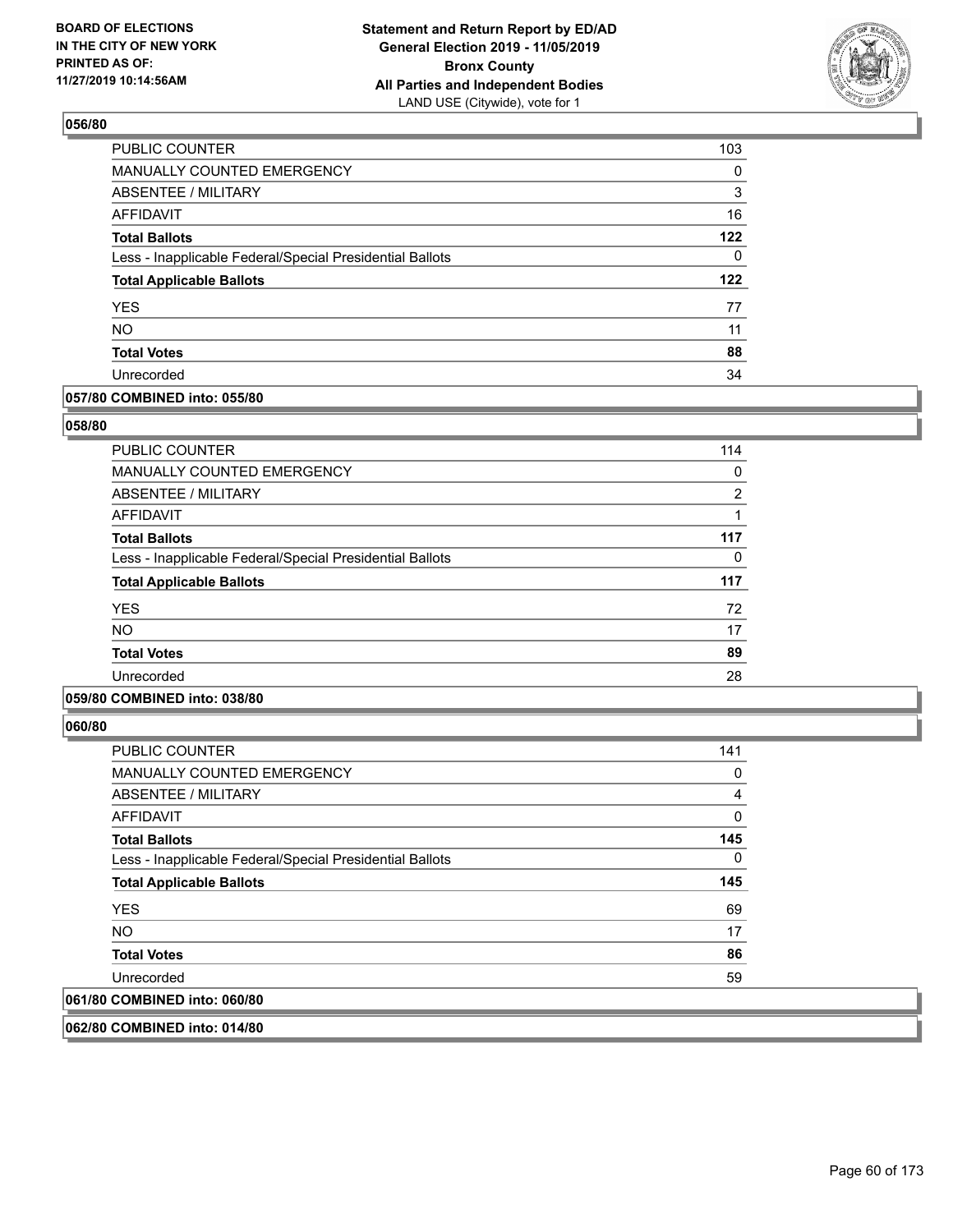**Statement and Return Report by ED/AD**
**General Election 2019 - 11/05/2019**
**Bronx County**
**All Parties and Independent Bodies**
LAND USE (Citywide), vote for 1

BOARD OF ELECTIONS
IN THE CITY OF NEW YORK
PRINTED AS OF:
11/27/2019 10:14:56AM

### 056/80

| | |
|---|---|
| PUBLIC COUNTER | 103 |
| MANUALLY COUNTED EMERGENCY | 0 |
| ABSENTEE / MILITARY | 3 |
| AFFIDAVIT | 16 |
| **Total Ballots** | **122** |
| Less - Inapplicable Federal/Special Presidential Ballots | 0 |
| **Total Applicable Ballots** | **122** |
| YES | 77 |
| NO | 11 |
| **Total Votes** | **88** |
| Unrecorded | 34 |

### 057/80 COMBINED into: 055/80

### 058/80

| | |
|---|---|
| PUBLIC COUNTER | 114 |
| MANUALLY COUNTED EMERGENCY | 0 |
| ABSENTEE / MILITARY | 2 |
| AFFIDAVIT | 1 |
| **Total Ballots** | **117** |
| Less - Inapplicable Federal/Special Presidential Ballots | 0 |
| **Total Applicable Ballots** | **117** |
| YES | 72 |
| NO | 17 |
| **Total Votes** | **89** |
| Unrecorded | 28 |

### 059/80 COMBINED into: 038/80

### 060/80

| | |
|---|---|
| PUBLIC COUNTER | 141 |
| MANUALLY COUNTED EMERGENCY | 0 |
| ABSENTEE / MILITARY | 4 |
| AFFIDAVIT | 0 |
| **Total Ballots** | **145** |
| Less - Inapplicable Federal/Special Presidential Ballots | 0 |
| **Total Applicable Ballots** | **145** |
| YES | 69 |
| NO | 17 |
| **Total Votes** | **86** |
| Unrecorded | 59 |

### 061/80 COMBINED into: 060/80

### 062/80 COMBINED into: 014/80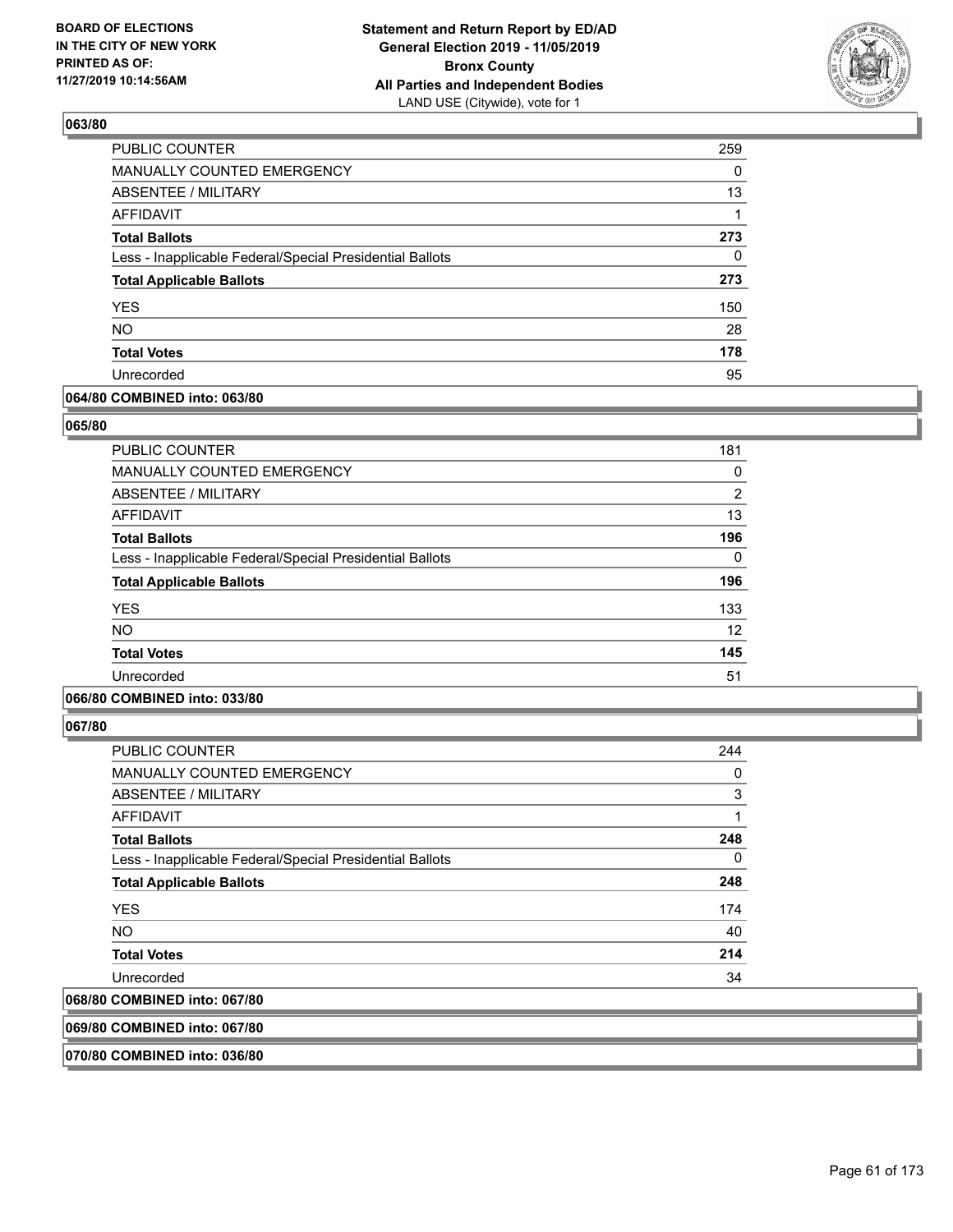**BOARD OF ELECTIONS IN THE CITY OF NEW YORK PRINTED AS OF: 11/27/2019 10:14:56AM**

**Statement and Return Report by ED/AD General Election 2019 - 11/05/2019 Bronx County All Parties and Independent Bodies**
LAND USE (Citywide), vote for 1

### 063/80

| | |
|---|---|
| PUBLIC COUNTER | 259 |
| MANUALLY COUNTED EMERGENCY | 0 |
| ABSENTEE / MILITARY | 13 |
| AFFIDAVIT | 1 |
| **Total Ballots** | **273** |
| Less - Inapplicable Federal/Special Presidential Ballots | 0 |
| **Total Applicable Ballots** | **273** |
| YES | 150 |
| NO | 28 |
| **Total Votes** | **178** |
| Unrecorded | 95 |

### 064/80 COMBINED into: 063/80

### 065/80

| | |
|---|---|
| PUBLIC COUNTER | 181 |
| MANUALLY COUNTED EMERGENCY | 0 |
| ABSENTEE / MILITARY | 2 |
| AFFIDAVIT | 13 |
| **Total Ballots** | **196** |
| Less - Inapplicable Federal/Special Presidential Ballots | 0 |
| **Total Applicable Ballots** | **196** |
| YES | 133 |
| NO | 12 |
| **Total Votes** | **145** |
| Unrecorded | 51 |

### 066/80 COMBINED into: 033/80

### 067/80

| | |
|---|---|
| PUBLIC COUNTER | 244 |
| MANUALLY COUNTED EMERGENCY | 0 |
| ABSENTEE / MILITARY | 3 |
| AFFIDAVIT | 1 |
| **Total Ballots** | **248** |
| Less - Inapplicable Federal/Special Presidential Ballots | 0 |
| **Total Applicable Ballots** | **248** |
| YES | 174 |
| NO | 40 |
| **Total Votes** | **214** |
| Unrecorded | 34 |

### 068/80 COMBINED into: 067/80

### 069/80 COMBINED into: 067/80

### 070/80 COMBINED into: 036/80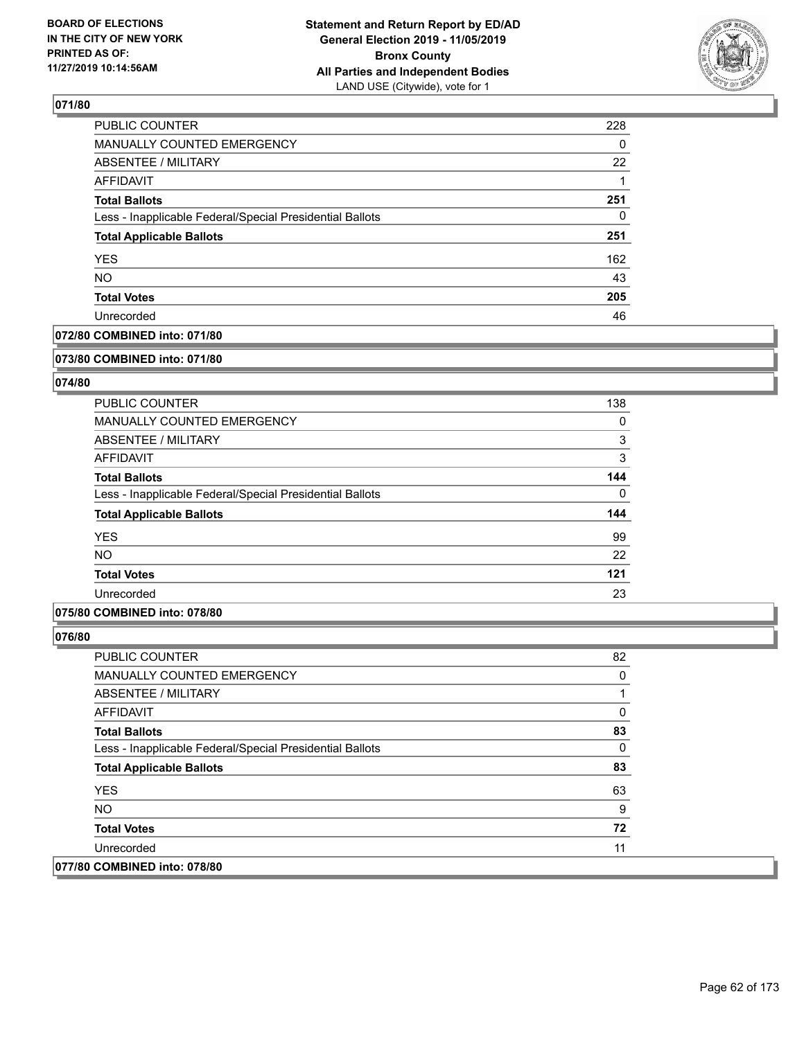## 071/80

| | |
|---|---|
| PUBLIC COUNTER | 228 |
| MANUALLY COUNTED EMERGENCY | 0 |
| ABSENTEE / MILITARY | 22 |
| AFFIDAVIT | 1 |
| **Total Ballots** | **251** |
| Less - Inapplicable Federal/Special Presidential Ballots | 0 |
| **Total Applicable Ballots** | **251** |
| YES | 162 |
| NO | 43 |
| **Total Votes** | **205** |
| Unrecorded | 46 |

## 072/80 COMBINED into: 071/80

## 073/80 COMBINED into: 071/80

## 074/80

| | |
|---|---|
| PUBLIC COUNTER | 138 |
| MANUALLY COUNTED EMERGENCY | 0 |
| ABSENTEE / MILITARY | 3 |
| AFFIDAVIT | 3 |
| **Total Ballots** | **144** |
| Less - Inapplicable Federal/Special Presidential Ballots | 0 |
| **Total Applicable Ballots** | **144** |
| YES | 99 |
| NO | 22 |
| **Total Votes** | **121** |
| Unrecorded | 23 |

## 075/80 COMBINED into: 078/80

## 076/80

| | |
|---|---|
| PUBLIC COUNTER | 82 |
| MANUALLY COUNTED EMERGENCY | 0 |
| ABSENTEE / MILITARY | 1 |
| AFFIDAVIT | 0 |
| **Total Ballots** | **83** |
| Less - Inapplicable Federal/Special Presidential Ballots | 0 |
| **Total Applicable Ballots** | **83** |
| YES | 63 |
| NO | 9 |
| **Total Votes** | **72** |
| Unrecorded | 11 |

## 077/80 COMBINED into: 078/80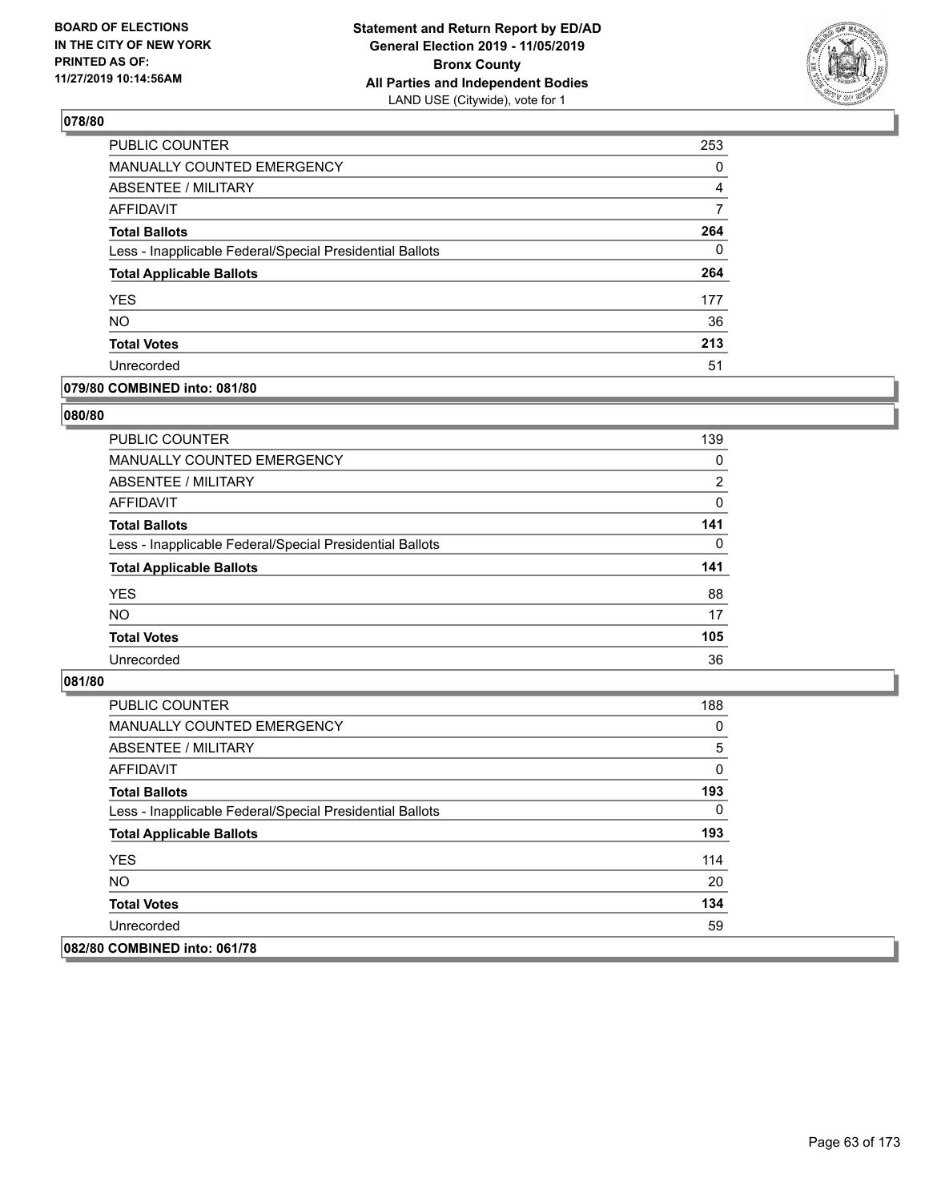**BOARD OF ELECTIONS IN THE CITY OF NEW YORK PRINTED AS OF: 11/27/2019 10:14:56AM**

**Statement and Return Report by ED/AD General Election 2019 - 11/05/2019 Bronx County All Parties and Independent Bodies**
LAND USE (Citywide), vote for 1

## 078/80

| | |
|---|---|
| PUBLIC COUNTER | 253 |
| MANUALLY COUNTED EMERGENCY | 0 |
| ABSENTEE / MILITARY | 4 |
| AFFIDAVIT | 7 |
| **Total Ballots** | **264** |
| Less - Inapplicable Federal/Special Presidential Ballots | 0 |
| **Total Applicable Ballots** | **264** |
| YES | 177 |
| NO | 36 |
| **Total Votes** | **213** |
| Unrecorded | 51 |

## 079/80 COMBINED into: 081/80

## 080/80

| | |
|---|---|
| PUBLIC COUNTER | 139 |
| MANUALLY COUNTED EMERGENCY | 0 |
| ABSENTEE / MILITARY | 2 |
| AFFIDAVIT | 0 |
| **Total Ballots** | **141** |
| Less - Inapplicable Federal/Special Presidential Ballots | 0 |
| **Total Applicable Ballots** | **141** |
| YES | 88 |
| NO | 17 |
| **Total Votes** | **105** |
| Unrecorded | 36 |

## 081/80

| | |
|---|---|
| PUBLIC COUNTER | 188 |
| MANUALLY COUNTED EMERGENCY | 0 |
| ABSENTEE / MILITARY | 5 |
| AFFIDAVIT | 0 |
| **Total Ballots** | **193** |
| Less - Inapplicable Federal/Special Presidential Ballots | 0 |
| **Total Applicable Ballots** | **193** |
| YES | 114 |
| NO | 20 |
| **Total Votes** | **134** |
| Unrecorded | 59 |

## 082/80 COMBINED into: 061/78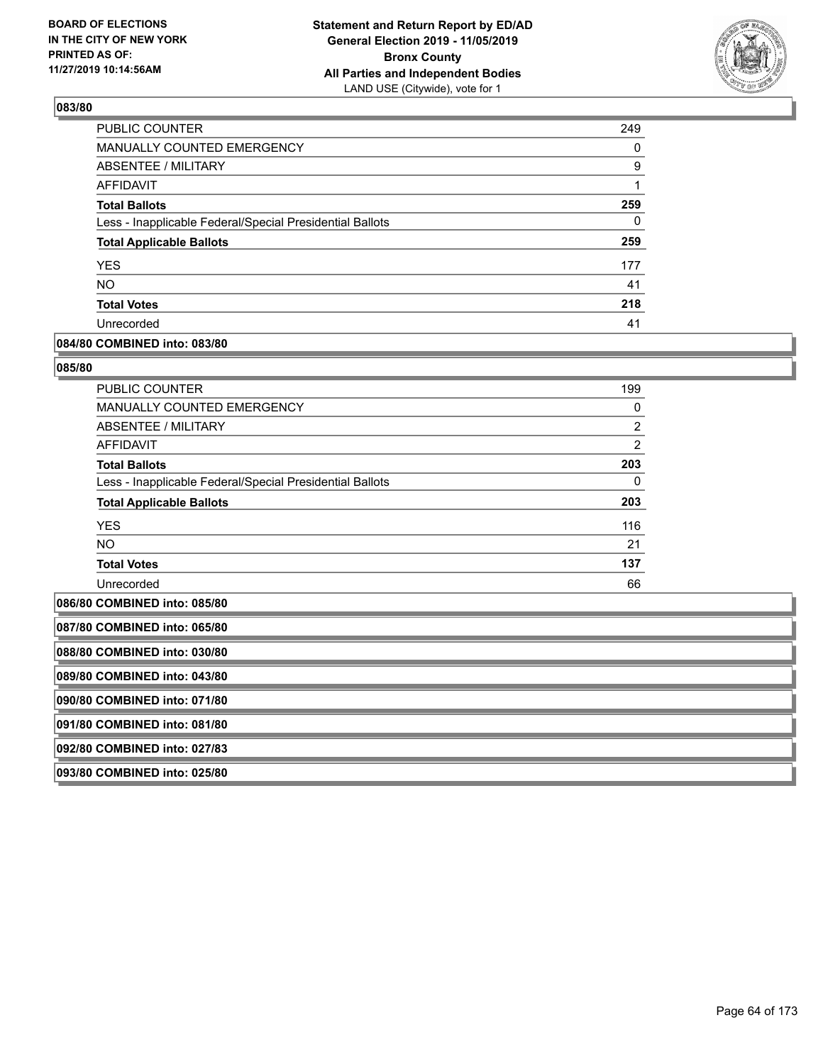**BOARD OF ELECTIONS IN THE CITY OF NEW YORK PRINTED AS OF: 11/27/2019 10:14:56AM**

**Statement and Return Report by ED/AD General Election 2019 - 11/05/2019 Bronx County All Parties and Independent Bodies**
LAND USE (Citywide), vote for 1

### 083/80

| | |
|---|---|
| PUBLIC COUNTER | 249 |
| MANUALLY COUNTED EMERGENCY | 0 |
| ABSENTEE / MILITARY | 9 |
| AFFIDAVIT | 1 |
| **Total Ballots** | **259** |
| Less - Inapplicable Federal/Special Presidential Ballots | 0 |
| **Total Applicable Ballots** | **259** |
| YES | 177 |
| NO | 41 |
| **Total Votes** | **218** |
| Unrecorded | 41 |

**084/80 COMBINED into: 083/80**

### 085/80

| | |
|---|---|
| PUBLIC COUNTER | 199 |
| MANUALLY COUNTED EMERGENCY | 0 |
| ABSENTEE / MILITARY | 2 |
| AFFIDAVIT | 2 |
| **Total Ballots** | **203** |
| Less - Inapplicable Federal/Special Presidential Ballots | 0 |
| **Total Applicable Ballots** | **203** |
| YES | 116 |
| NO | 21 |
| **Total Votes** | **137** |
| Unrecorded | 66 |

**086/80 COMBINED into: 085/80**

**087/80 COMBINED into: 065/80**

**088/80 COMBINED into: 030/80**

**089/80 COMBINED into: 043/80**

**090/80 COMBINED into: 071/80**

**091/80 COMBINED into: 081/80**

**092/80 COMBINED into: 027/83**

**093/80 COMBINED into: 025/80**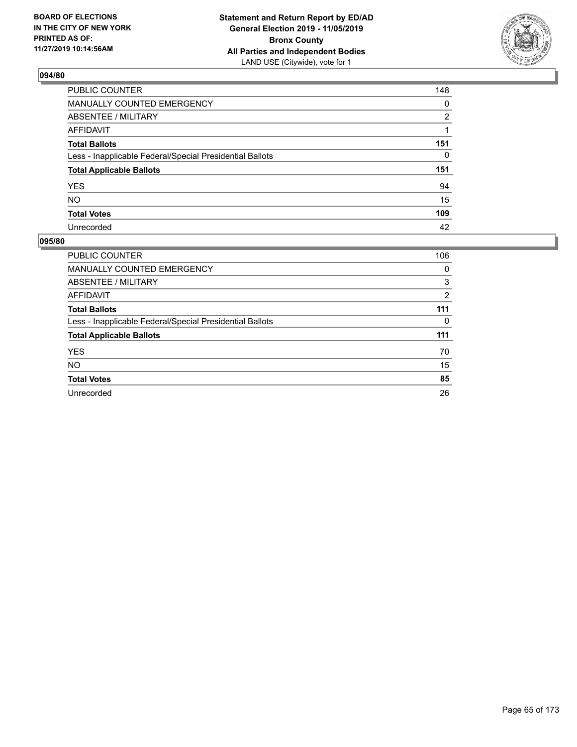BOARD OF ELECTIONS
IN THE CITY OF NEW YORK
PRINTED AS OF:
11/27/2019 10:14:56AM

**Statement and Return Report by ED/AD**
**General Election 2019 - 11/05/2019**
**Bronx County**
**All Parties and Independent Bodies**
LAND USE (Citywide), vote for 1

## 094/80

| | |
|---|---|
| PUBLIC COUNTER | 148 |
| MANUALLY COUNTED EMERGENCY | 0 |
| ABSENTEE / MILITARY | 2 |
| AFFIDAVIT | 1 |
| **Total Ballots** | **151** |
| Less - Inapplicable Federal/Special Presidential Ballots | 0 |
| **Total Applicable Ballots** | **151** |
| YES | 94 |
| NO | 15 |
| **Total Votes** | **109** |
| Unrecorded | 42 |

## 095/80

| | |
|---|---|
| PUBLIC COUNTER | 106 |
| MANUALLY COUNTED EMERGENCY | 0 |
| ABSENTEE / MILITARY | 3 |
| AFFIDAVIT | 2 |
| **Total Ballots** | **111** |
| Less - Inapplicable Federal/Special Presidential Ballots | 0 |
| **Total Applicable Ballots** | **111** |
| YES | 70 |
| NO | 15 |
| **Total Votes** | **85** |
| Unrecorded | 26 |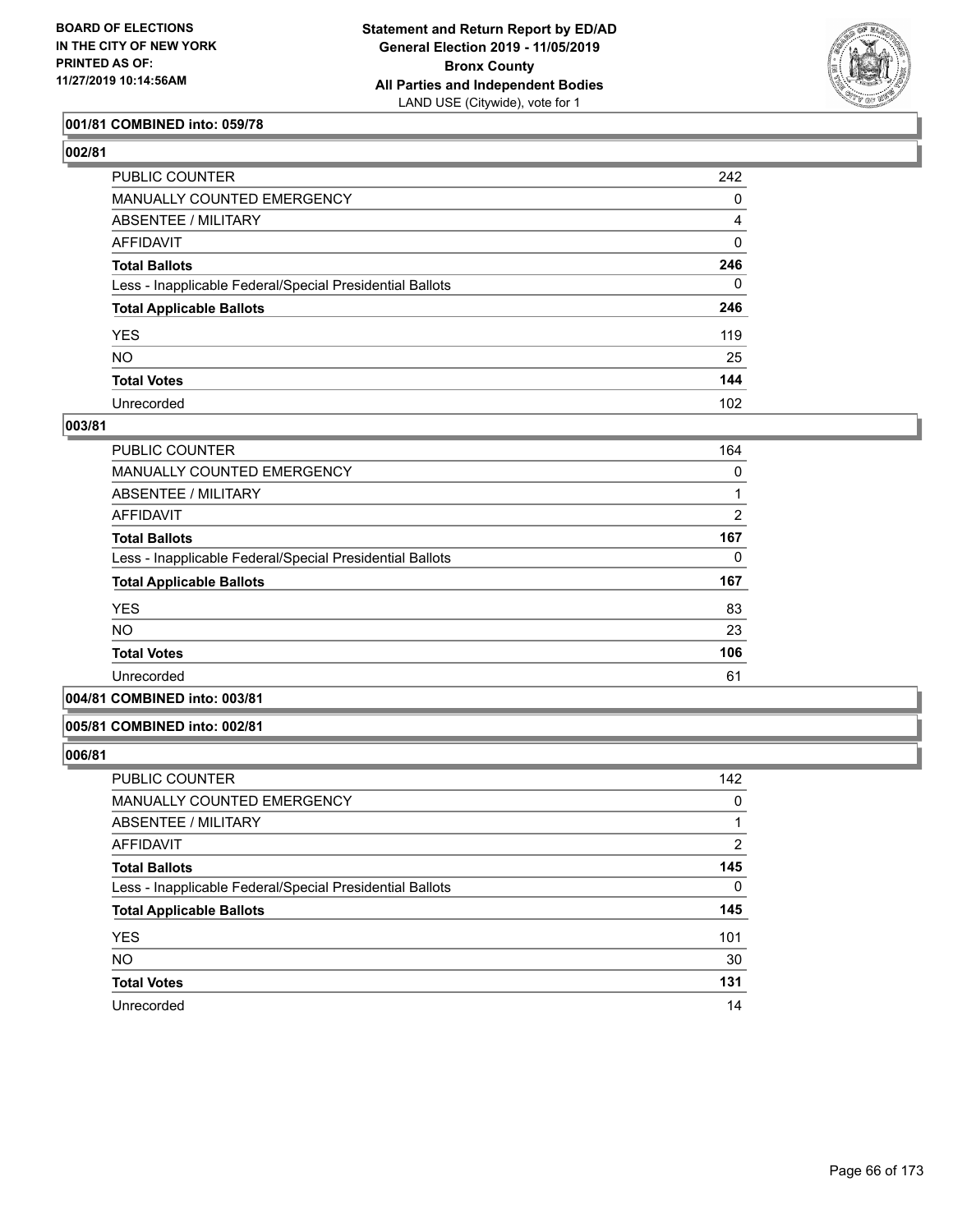BOARD OF ELECTIONS
IN THE CITY OF NEW YORK
PRINTED AS OF:
11/27/2019 10:14:56AM

**Statement and Return Report by ED/AD**
**General Election 2019 - 11/05/2019**
**Bronx County**
**All Parties and Independent Bodies**
LAND USE (Citywide), vote for 1

### 001/81 COMBINED into: 059/78

### 002/81

| | |
|---|---|
| PUBLIC COUNTER | 242 |
| MANUALLY COUNTED EMERGENCY | 0 |
| ABSENTEE / MILITARY | 4 |
| AFFIDAVIT | 0 |
| **Total Ballots** | **246** |
| Less - Inapplicable Federal/Special Presidential Ballots | 0 |
| **Total Applicable Ballots** | **246** |
| YES | 119 |
| NO | 25 |
| **Total Votes** | **144** |
| Unrecorded | 102 |

### 003/81

| | |
|---|---|
| PUBLIC COUNTER | 164 |
| MANUALLY COUNTED EMERGENCY | 0 |
| ABSENTEE / MILITARY | 1 |
| AFFIDAVIT | 2 |
| **Total Ballots** | **167** |
| Less - Inapplicable Federal/Special Presidential Ballots | 0 |
| **Total Applicable Ballots** | **167** |
| YES | 83 |
| NO | 23 |
| **Total Votes** | **106** |
| Unrecorded | 61 |

### 004/81 COMBINED into: 003/81

### 005/81 COMBINED into: 002/81

### 006/81

| | |
|---|---|
| PUBLIC COUNTER | 142 |
| MANUALLY COUNTED EMERGENCY | 0 |
| ABSENTEE / MILITARY | 1 |
| AFFIDAVIT | 2 |
| **Total Ballots** | **145** |
| Less - Inapplicable Federal/Special Presidential Ballots | 0 |
| **Total Applicable Ballots** | **145** |
| YES | 101 |
| NO | 30 |
| **Total Votes** | **131** |
| Unrecorded | 14 |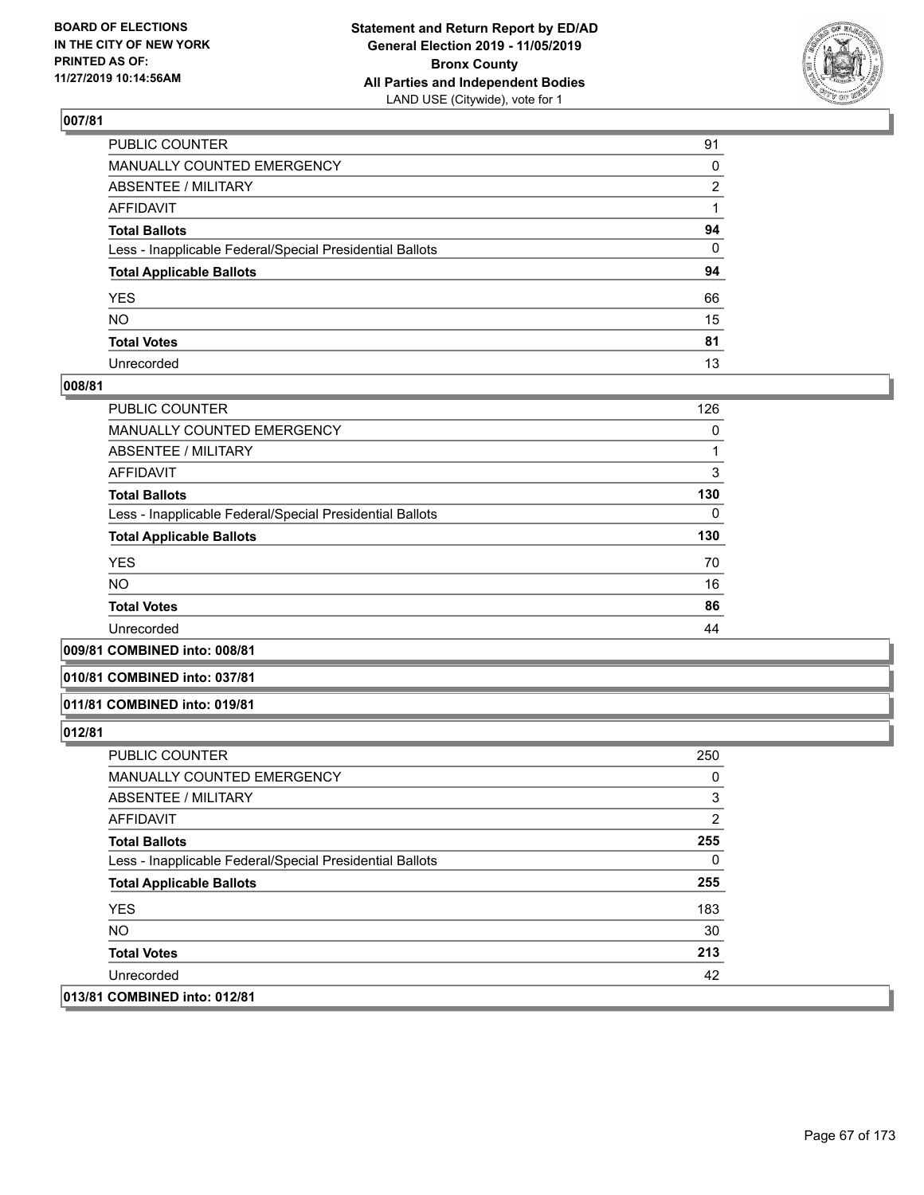BOARD OF ELECTIONS IN THE CITY OF NEW YORK PRINTED AS OF: 11/27/2019 10:14:56AM

**Statement and Return Report by ED/AD**
**General Election 2019 - 11/05/2019**
**Bronx County**
**All Parties and Independent Bodies**
LAND USE (Citywide), vote for 1

### 007/81

| | |
|---|---|
| PUBLIC COUNTER | 91 |
| MANUALLY COUNTED EMERGENCY | 0 |
| ABSENTEE / MILITARY | 2 |
| AFFIDAVIT | 1 |
| **Total Ballots** | **94** |
| Less - Inapplicable Federal/Special Presidential Ballots | 0 |
| **Total Applicable Ballots** | **94** |
| YES | 66 |
| NO | 15 |
| **Total Votes** | **81** |
| Unrecorded | 13 |

### 008/81

| | |
|---|---|
| PUBLIC COUNTER | 126 |
| MANUALLY COUNTED EMERGENCY | 0 |
| ABSENTEE / MILITARY | 1 |
| AFFIDAVIT | 3 |
| **Total Ballots** | **130** |
| Less - Inapplicable Federal/Special Presidential Ballots | 0 |
| **Total Applicable Ballots** | **130** |
| YES | 70 |
| NO | 16 |
| **Total Votes** | **86** |
| Unrecorded | 44 |

### 009/81 COMBINED into: 008/81

### 010/81 COMBINED into: 037/81

### 011/81 COMBINED into: 019/81

### 012/81

| | |
|---|---|
| PUBLIC COUNTER | 250 |
| MANUALLY COUNTED EMERGENCY | 0 |
| ABSENTEE / MILITARY | 3 |
| AFFIDAVIT | 2 |
| **Total Ballots** | **255** |
| Less - Inapplicable Federal/Special Presidential Ballots | 0 |
| **Total Applicable Ballots** | **255** |
| YES | 183 |
| NO | 30 |
| **Total Votes** | **213** |
| Unrecorded | 42 |

### 013/81 COMBINED into: 012/81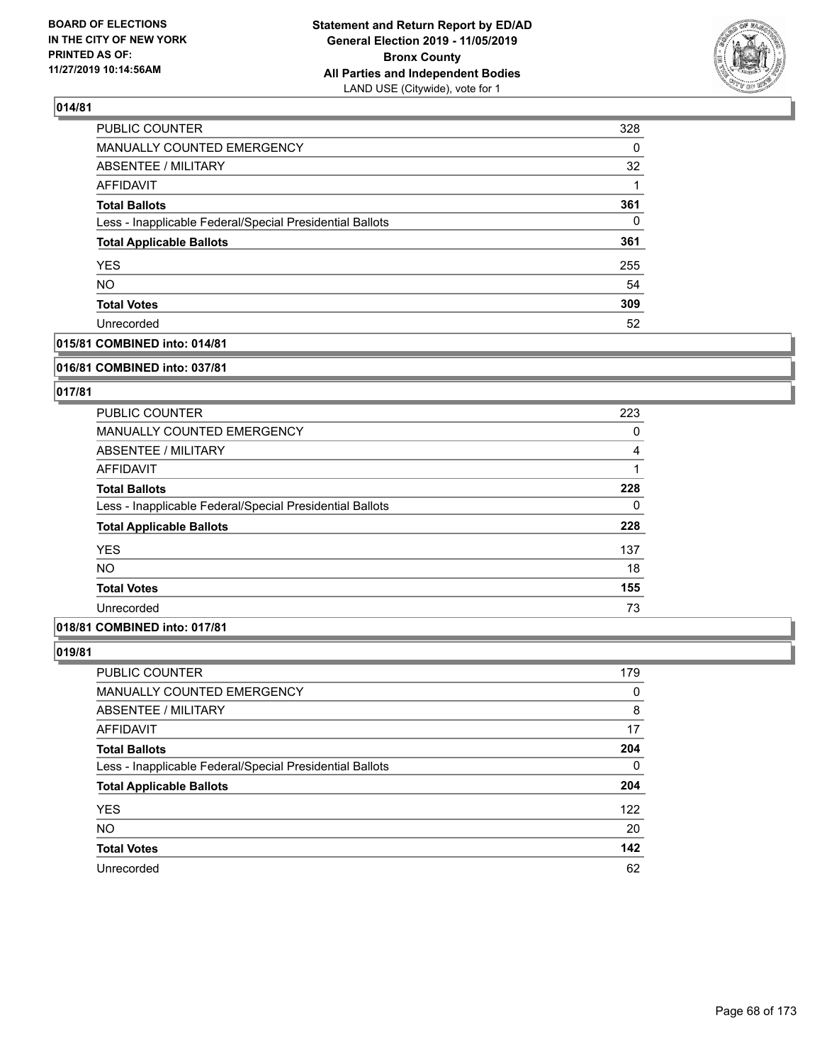## 014/81

| | |
|---|---|
| PUBLIC COUNTER | 328 |
| MANUALLY COUNTED EMERGENCY | 0 |
| ABSENTEE / MILITARY | 32 |
| AFFIDAVIT | 1 |
| **Total Ballots** | **361** |
| Less - Inapplicable Federal/Special Presidential Ballots | 0 |
| **Total Applicable Ballots** | **361** |
| YES | 255 |
| NO | 54 |
| **Total Votes** | **309** |
| Unrecorded | 52 |

## 015/81 COMBINED into: 014/81

## 016/81 COMBINED into: 037/81

## 017/81

| | |
|---|---|
| PUBLIC COUNTER | 223 |
| MANUALLY COUNTED EMERGENCY | 0 |
| ABSENTEE / MILITARY | 4 |
| AFFIDAVIT | 1 |
| **Total Ballots** | **228** |
| Less - Inapplicable Federal/Special Presidential Ballots | 0 |
| **Total Applicable Ballots** | **228** |
| YES | 137 |
| NO | 18 |
| **Total Votes** | **155** |
| Unrecorded | 73 |

## 018/81 COMBINED into: 017/81

## 019/81

| | |
|---|---|
| PUBLIC COUNTER | 179 |
| MANUALLY COUNTED EMERGENCY | 0 |
| ABSENTEE / MILITARY | 8 |
| AFFIDAVIT | 17 |
| **Total Ballots** | **204** |
| Less - Inapplicable Federal/Special Presidential Ballots | 0 |
| **Total Applicable Ballots** | **204** |
| YES | 122 |
| NO | 20 |
| **Total Votes** | **142** |
| Unrecorded | 62 |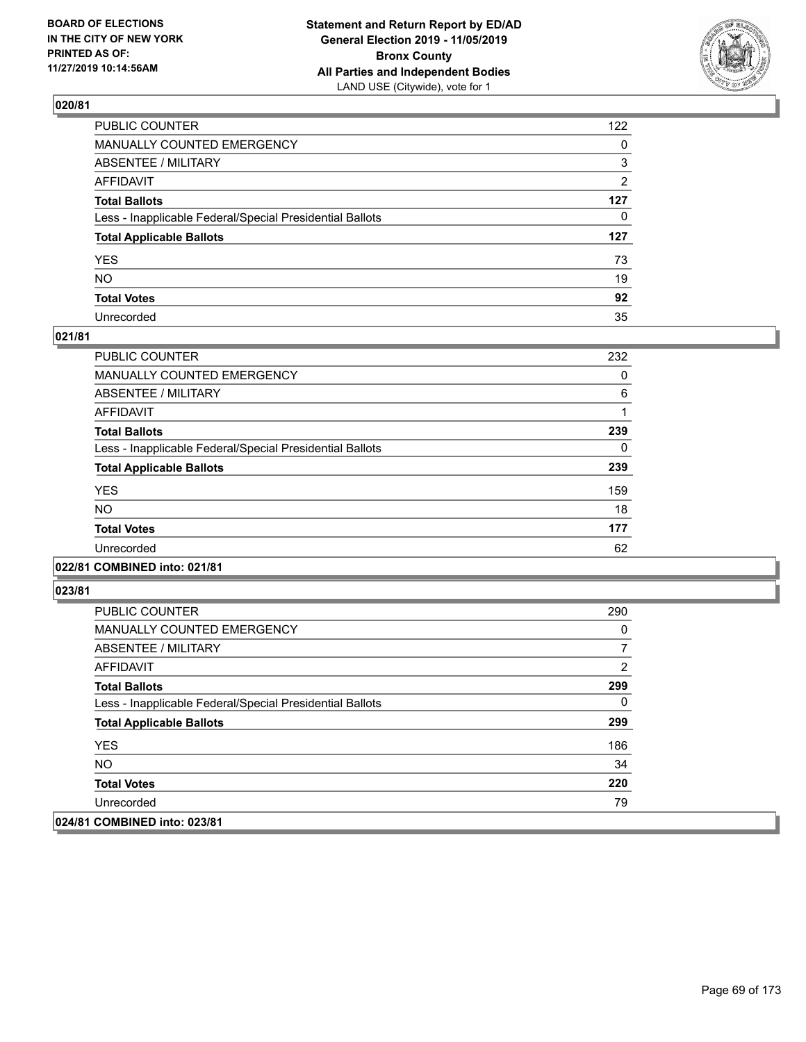**BOARD OF ELECTIONS IN THE CITY OF NEW YORK PRINTED AS OF: 11/27/2019 10:14:56AM**

**Statement and Return Report by ED/AD General Election 2019 - 11/05/2019 Bronx County All Parties and Independent Bodies**
LAND USE (Citywide), vote for 1

### 020/81

| | |
|---|---|
| PUBLIC COUNTER | 122 |
| MANUALLY COUNTED EMERGENCY | 0 |
| ABSENTEE / MILITARY | 3 |
| AFFIDAVIT | 2 |
| **Total Ballots** | **127** |
| Less - Inapplicable Federal/Special Presidential Ballots | 0 |
| **Total Applicable Ballots** | **127** |
| YES | 73 |
| NO | 19 |
| **Total Votes** | **92** |
| Unrecorded | 35 |

### 021/81

| | |
|---|---|
| PUBLIC COUNTER | 232 |
| MANUALLY COUNTED EMERGENCY | 0 |
| ABSENTEE / MILITARY | 6 |
| AFFIDAVIT | 1 |
| **Total Ballots** | **239** |
| Less - Inapplicable Federal/Special Presidential Ballots | 0 |
| **Total Applicable Ballots** | **239** |
| YES | 159 |
| NO | 18 |
| **Total Votes** | **177** |
| Unrecorded | 62 |

### 022/81 COMBINED into: 021/81

### 023/81

| | |
|---|---|
| PUBLIC COUNTER | 290 |
| MANUALLY COUNTED EMERGENCY | 0 |
| ABSENTEE / MILITARY | 7 |
| AFFIDAVIT | 2 |
| **Total Ballots** | **299** |
| Less - Inapplicable Federal/Special Presidential Ballots | 0 |
| **Total Applicable Ballots** | **299** |
| YES | 186 |
| NO | 34 |
| **Total Votes** | **220** |
| Unrecorded | 79 |

### 024/81 COMBINED into: 023/81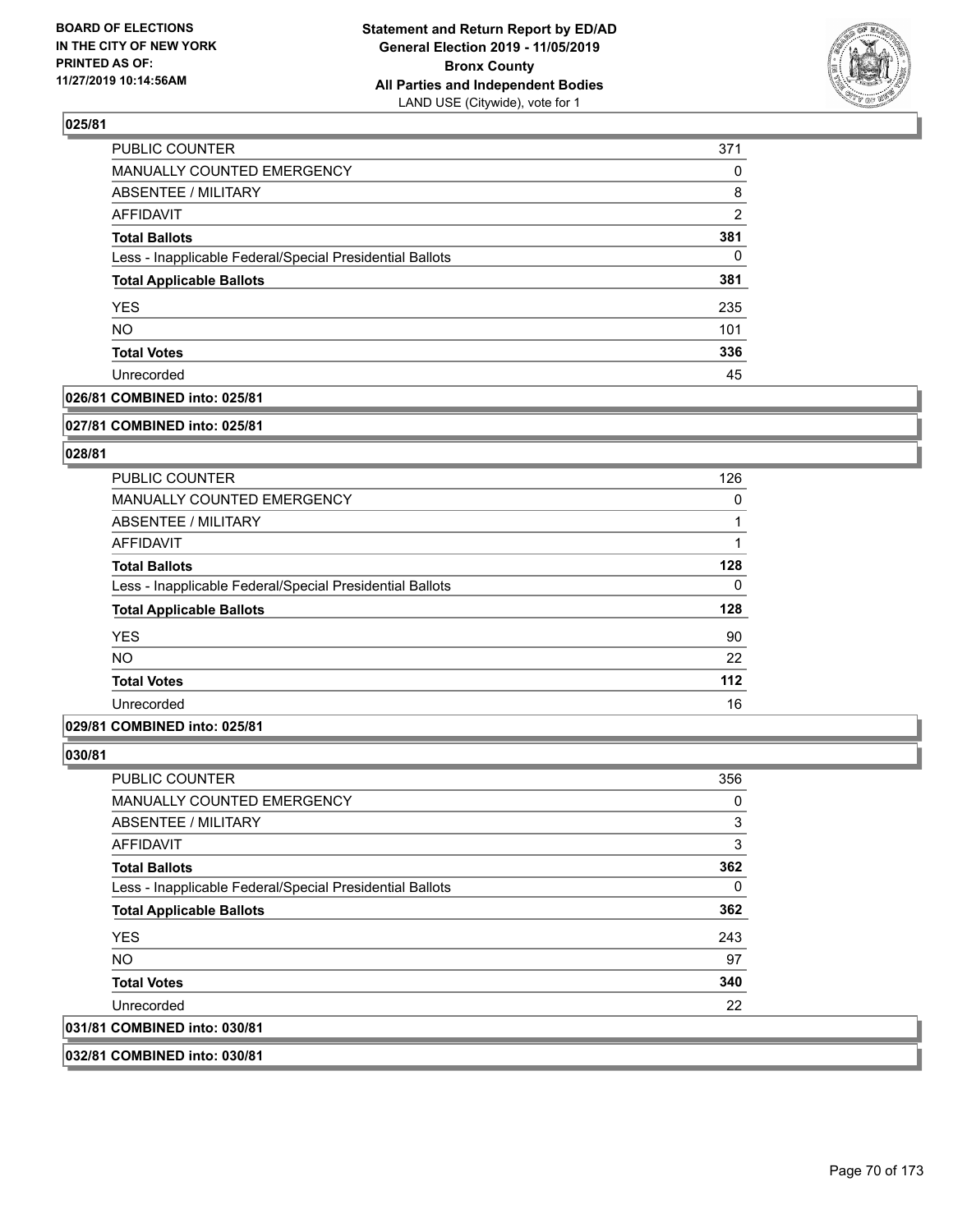## 025/81

| | |
|---|---|
| PUBLIC COUNTER | 371 |
| MANUALLY COUNTED EMERGENCY | 0 |
| ABSENTEE / MILITARY | 8 |
| AFFIDAVIT | 2 |
| **Total Ballots** | **381** |
| Less - Inapplicable Federal/Special Presidential Ballots | 0 |
| **Total Applicable Ballots** | **381** |
| YES | 235 |
| NO | 101 |
| **Total Votes** | **336** |
| Unrecorded | 45 |

**026/81 COMBINED into: 025/81**

**027/81 COMBINED into: 025/81**

## 028/81

| | |
|---|---|
| PUBLIC COUNTER | 126 |
| MANUALLY COUNTED EMERGENCY | 0 |
| ABSENTEE / MILITARY | 1 |
| AFFIDAVIT | 1 |
| **Total Ballots** | **128** |
| Less - Inapplicable Federal/Special Presidential Ballots | 0 |
| **Total Applicable Ballots** | **128** |
| YES | 90 |
| NO | 22 |
| **Total Votes** | **112** |
| Unrecorded | 16 |

**029/81 COMBINED into: 025/81**

## 030/81

| | |
|---|---|
| PUBLIC COUNTER | 356 |
| MANUALLY COUNTED EMERGENCY | 0 |
| ABSENTEE / MILITARY | 3 |
| AFFIDAVIT | 3 |
| **Total Ballots** | **362** |
| Less - Inapplicable Federal/Special Presidential Ballots | 0 |
| **Total Applicable Ballots** | **362** |
| YES | 243 |
| NO | 97 |
| **Total Votes** | **340** |
| Unrecorded | 22 |

**031/81 COMBINED into: 030/81**

**032/81 COMBINED into: 030/81**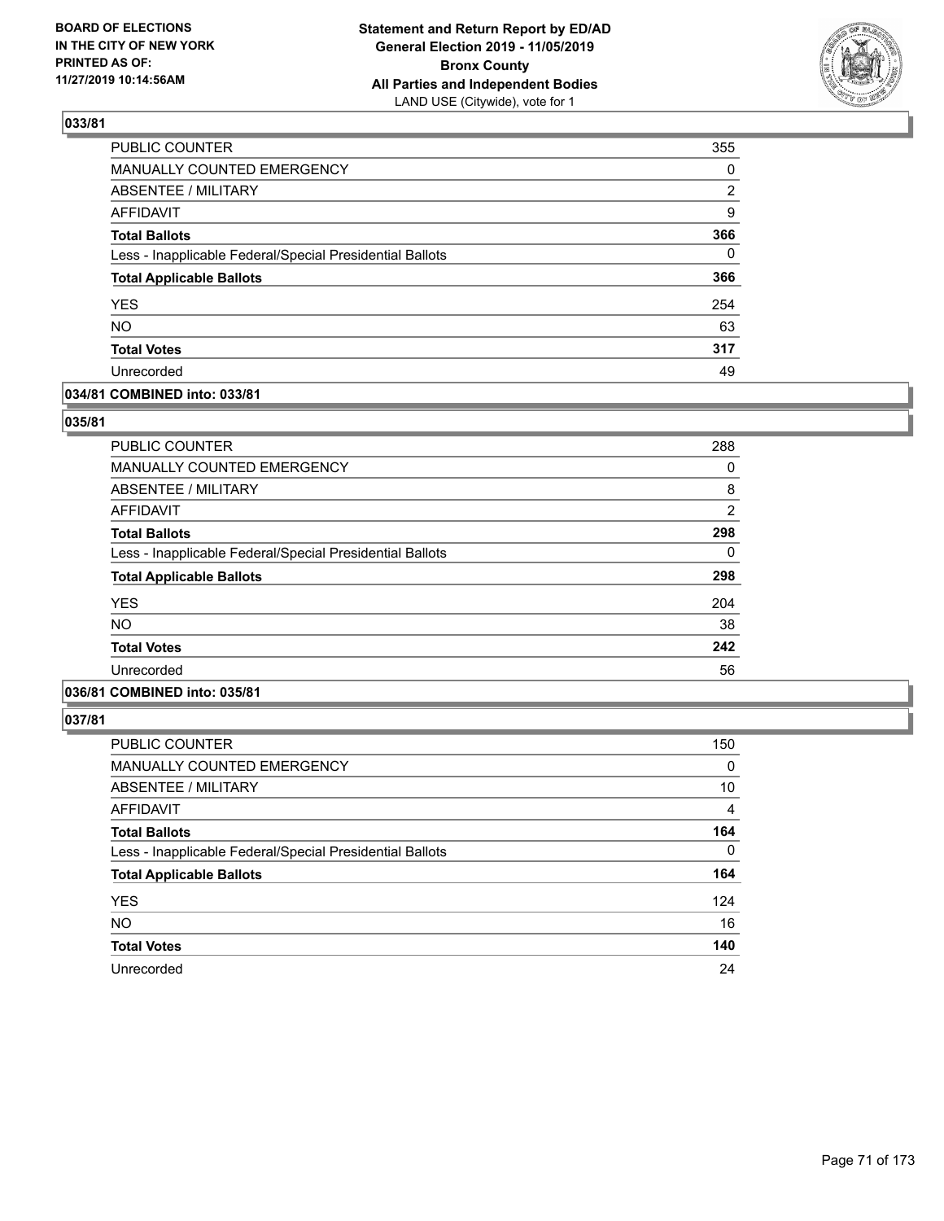**BOARD OF ELECTIONS IN THE CITY OF NEW YORK PRINTED AS OF: 11/27/2019 10:14:56AM**

**Statement and Return Report by ED/AD General Election 2019 - 11/05/2019 Bronx County All Parties and Independent Bodies**
LAND USE (Citywide), vote for 1

### 033/81

| | |
|---|---|
| PUBLIC COUNTER | 355 |
| MANUALLY COUNTED EMERGENCY | 0 |
| ABSENTEE / MILITARY | 2 |
| AFFIDAVIT | 9 |
| **Total Ballots** | **366** |
| Less - Inapplicable Federal/Special Presidential Ballots | 0 |
| **Total Applicable Ballots** | **366** |
| YES | 254 |
| NO | 63 |
| **Total Votes** | **317** |
| Unrecorded | 49 |

### 034/81 COMBINED into: 033/81

### 035/81

| | |
|---|---|
| PUBLIC COUNTER | 288 |
| MANUALLY COUNTED EMERGENCY | 0 |
| ABSENTEE / MILITARY | 8 |
| AFFIDAVIT | 2 |
| **Total Ballots** | **298** |
| Less - Inapplicable Federal/Special Presidential Ballots | 0 |
| **Total Applicable Ballots** | **298** |
| YES | 204 |
| NO | 38 |
| **Total Votes** | **242** |
| Unrecorded | 56 |

### 036/81 COMBINED into: 035/81

### 037/81

| | |
|---|---|
| PUBLIC COUNTER | 150 |
| MANUALLY COUNTED EMERGENCY | 0 |
| ABSENTEE / MILITARY | 10 |
| AFFIDAVIT | 4 |
| **Total Ballots** | **164** |
| Less - Inapplicable Federal/Special Presidential Ballots | 0 |
| **Total Applicable Ballots** | **164** |
| YES | 124 |
| NO | 16 |
| **Total Votes** | **140** |
| Unrecorded | 24 |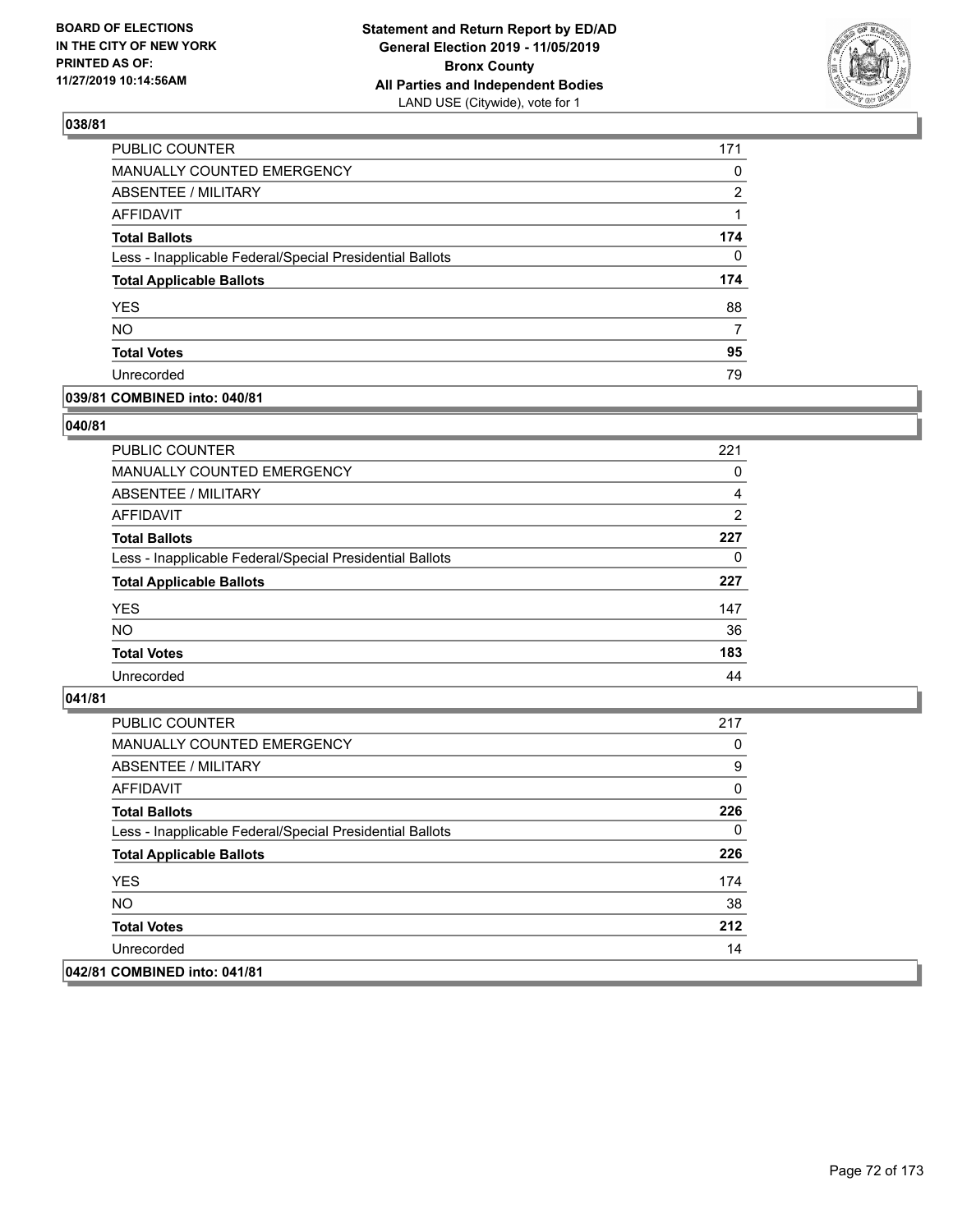**BOARD OF ELECTIONS IN THE CITY OF NEW YORK PRINTED AS OF: 11/27/2019 10:14:56AM**

**Statement and Return Report by ED/AD General Election 2019 - 11/05/2019 Bronx County All Parties and Independent Bodies**
LAND USE (Citywide), vote for 1

### 038/81

| | |
|---|---|
| PUBLIC COUNTER | 171 |
| MANUALLY COUNTED EMERGENCY | 0 |
| ABSENTEE / MILITARY | 2 |
| AFFIDAVIT | 1 |
| **Total Ballots** | **174** |
| Less - Inapplicable Federal/Special Presidential Ballots | 0 |
| **Total Applicable Ballots** | **174** |
| YES | 88 |
| NO | 7 |
| **Total Votes** | **95** |
| Unrecorded | 79 |

### 039/81 COMBINED into: 040/81

### 040/81

| | |
|---|---|
| PUBLIC COUNTER | 221 |
| MANUALLY COUNTED EMERGENCY | 0 |
| ABSENTEE / MILITARY | 4 |
| AFFIDAVIT | 2 |
| **Total Ballots** | **227** |
| Less - Inapplicable Federal/Special Presidential Ballots | 0 |
| **Total Applicable Ballots** | **227** |
| YES | 147 |
| NO | 36 |
| **Total Votes** | **183** |
| Unrecorded | 44 |

### 041/81

| | |
|---|---|
| PUBLIC COUNTER | 217 |
| MANUALLY COUNTED EMERGENCY | 0 |
| ABSENTEE / MILITARY | 9 |
| AFFIDAVIT | 0 |
| **Total Ballots** | **226** |
| Less - Inapplicable Federal/Special Presidential Ballots | 0 |
| **Total Applicable Ballots** | **226** |
| YES | 174 |
| NO | 38 |
| **Total Votes** | **212** |
| Unrecorded | 14 |

### 042/81 COMBINED into: 041/81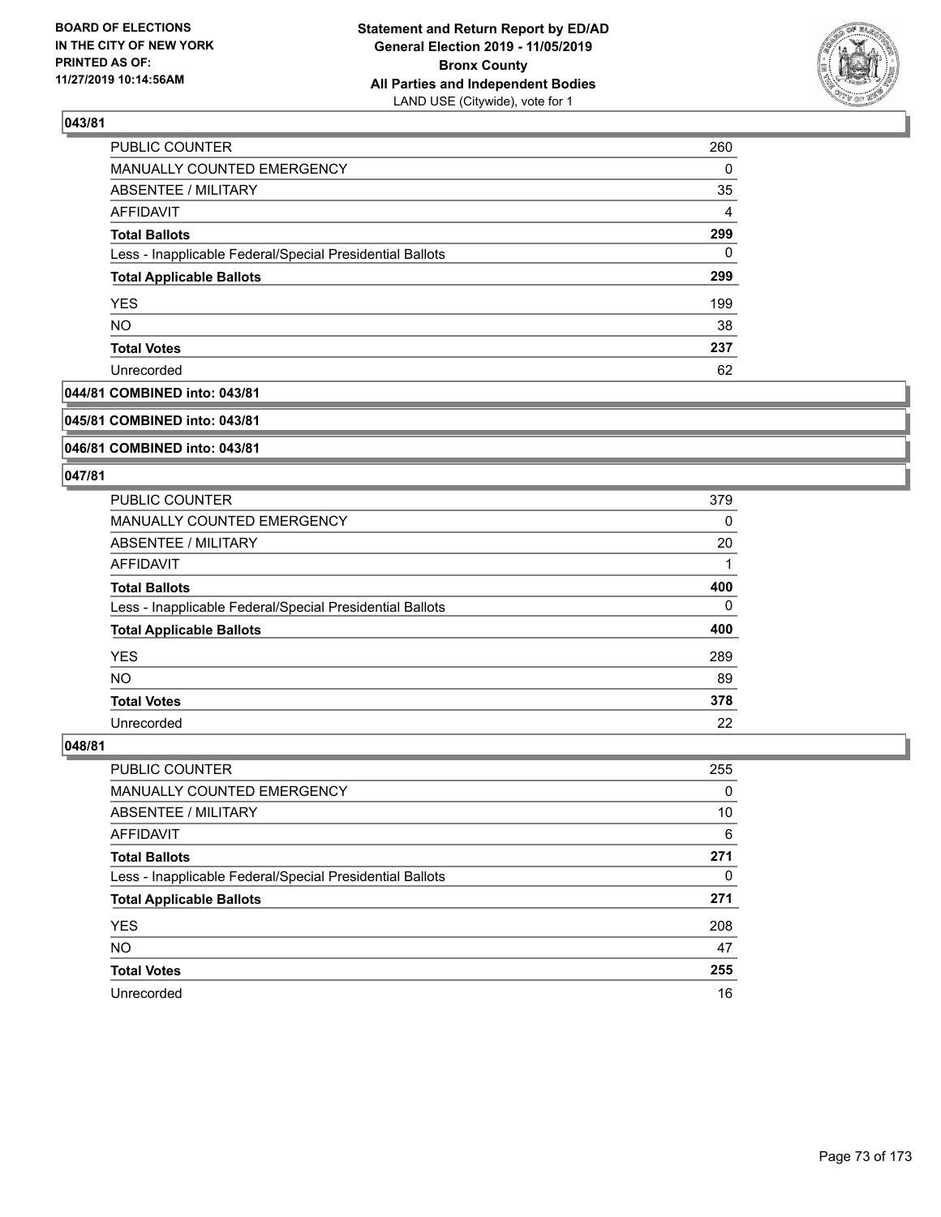**BOARD OF ELECTIONS IN THE CITY OF NEW YORK PRINTED AS OF: 11/27/2019 10:14:56AM**

**Statement and Return Report by ED/AD General Election 2019 - 11/05/2019 Bronx County All Parties and Independent Bodies**
LAND USE (Citywide), vote for 1

### 043/81

| | |
|---|---|
| PUBLIC COUNTER | 260 |
| MANUALLY COUNTED EMERGENCY | 0 |
| ABSENTEE / MILITARY | 35 |
| AFFIDAVIT | 4 |
| **Total Ballots** | **299** |
| Less - Inapplicable Federal/Special Presidential Ballots | 0 |
| **Total Applicable Ballots** | **299** |
| YES | 199 |
| NO | 38 |
| **Total Votes** | **237** |
| Unrecorded | 62 |

### 044/81 COMBINED into: 043/81

### 045/81 COMBINED into: 043/81

### 046/81 COMBINED into: 043/81

### 047/81

| | |
|---|---|
| PUBLIC COUNTER | 379 |
| MANUALLY COUNTED EMERGENCY | 0 |
| ABSENTEE / MILITARY | 20 |
| AFFIDAVIT | 1 |
| **Total Ballots** | **400** |
| Less - Inapplicable Federal/Special Presidential Ballots | 0 |
| **Total Applicable Ballots** | **400** |
| YES | 289 |
| NO | 89 |
| **Total Votes** | **378** |
| Unrecorded | 22 |

### 048/81

| | |
|---|---|
| PUBLIC COUNTER | 255 |
| MANUALLY COUNTED EMERGENCY | 0 |
| ABSENTEE / MILITARY | 10 |
| AFFIDAVIT | 6 |
| **Total Ballots** | **271** |
| Less - Inapplicable Federal/Special Presidential Ballots | 0 |
| **Total Applicable Ballots** | **271** |
| YES | 208 |
| NO | 47 |
| **Total Votes** | **255** |
| Unrecorded | 16 |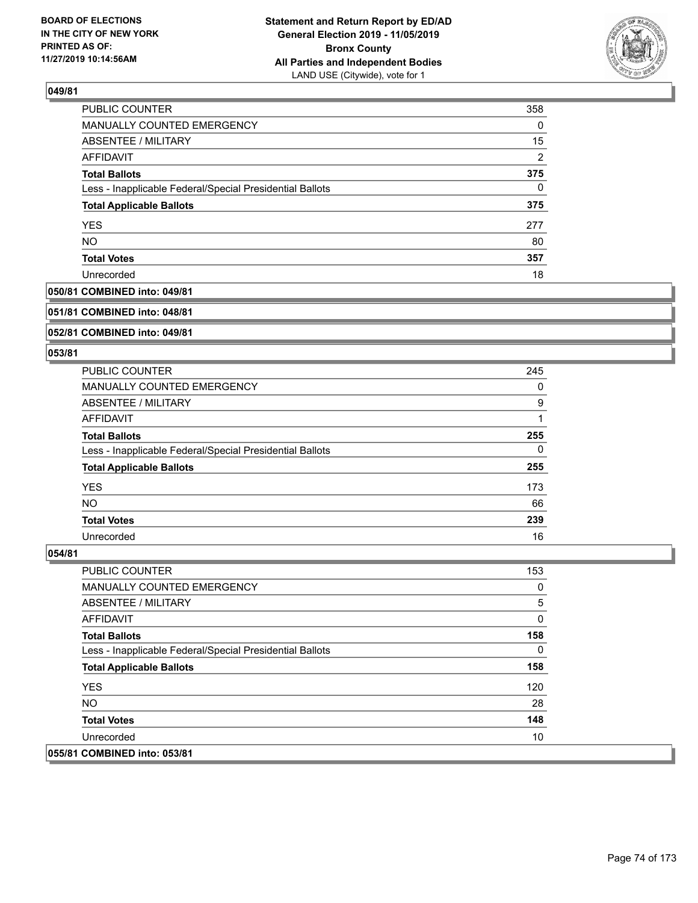## 049/81

| | |
|---|---|
| PUBLIC COUNTER | 358 |
| MANUALLY COUNTED EMERGENCY | 0 |
| ABSENTEE / MILITARY | 15 |
| AFFIDAVIT | 2 |
| **Total Ballots** | **375** |
| Less - Inapplicable Federal/Special Presidential Ballots | 0 |
| **Total Applicable Ballots** | **375** |
| YES | 277 |
| NO | 80 |
| **Total Votes** | **357** |
| Unrecorded | 18 |

## 050/81 COMBINED into: 049/81

## 051/81 COMBINED into: 048/81

## 052/81 COMBINED into: 049/81

## 053/81

| | |
|---|---|
| PUBLIC COUNTER | 245 |
| MANUALLY COUNTED EMERGENCY | 0 |
| ABSENTEE / MILITARY | 9 |
| AFFIDAVIT | 1 |
| **Total Ballots** | **255** |
| Less - Inapplicable Federal/Special Presidential Ballots | 0 |
| **Total Applicable Ballots** | **255** |
| YES | 173 |
| NO | 66 |
| **Total Votes** | **239** |
| Unrecorded | 16 |

## 054/81

| | |
|---|---|
| PUBLIC COUNTER | 153 |
| MANUALLY COUNTED EMERGENCY | 0 |
| ABSENTEE / MILITARY | 5 |
| AFFIDAVIT | 0 |
| **Total Ballots** | **158** |
| Less - Inapplicable Federal/Special Presidential Ballots | 0 |
| **Total Applicable Ballots** | **158** |
| YES | 120 |
| NO | 28 |
| **Total Votes** | **148** |
| Unrecorded | 10 |

## 055/81 COMBINED into: 053/81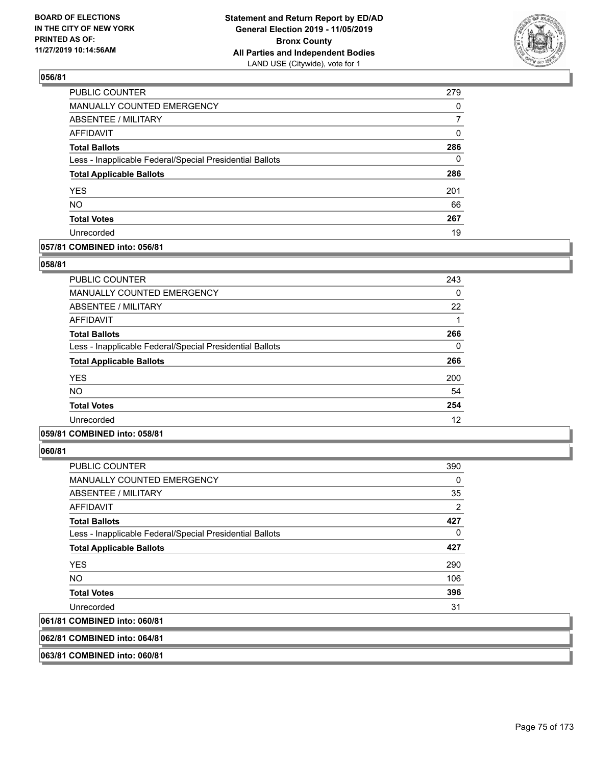**BOARD OF ELECTIONS IN THE CITY OF NEW YORK PRINTED AS OF: 11/27/2019 10:14:56AM**

**Statement and Return Report by ED/AD General Election 2019 - 11/05/2019 Bronx County All Parties and Independent Bodies**
LAND USE (Citywide), vote for 1

### 056/81

| | |
|---|---|
| PUBLIC COUNTER | 279 |
| MANUALLY COUNTED EMERGENCY | 0 |
| ABSENTEE / MILITARY | 7 |
| AFFIDAVIT | 0 |
| **Total Ballots** | **286** |
| Less - Inapplicable Federal/Special Presidential Ballots | 0 |
| **Total Applicable Ballots** | **286** |
| YES | 201 |
| NO | 66 |
| **Total Votes** | **267** |
| Unrecorded | 19 |

### 057/81 COMBINED into: 056/81

### 058/81

| | |
|---|---|
| PUBLIC COUNTER | 243 |
| MANUALLY COUNTED EMERGENCY | 0 |
| ABSENTEE / MILITARY | 22 |
| AFFIDAVIT | 1 |
| **Total Ballots** | **266** |
| Less - Inapplicable Federal/Special Presidential Ballots | 0 |
| **Total Applicable Ballots** | **266** |
| YES | 200 |
| NO | 54 |
| **Total Votes** | **254** |
| Unrecorded | 12 |

### 059/81 COMBINED into: 058/81

### 060/81

| | |
|---|---|
| PUBLIC COUNTER | 390 |
| MANUALLY COUNTED EMERGENCY | 0 |
| ABSENTEE / MILITARY | 35 |
| AFFIDAVIT | 2 |
| **Total Ballots** | **427** |
| Less - Inapplicable Federal/Special Presidential Ballots | 0 |
| **Total Applicable Ballots** | **427** |
| YES | 290 |
| NO | 106 |
| **Total Votes** | **396** |
| Unrecorded | 31 |

### 061/81 COMBINED into: 060/81

### 062/81 COMBINED into: 064/81

### 063/81 COMBINED into: 060/81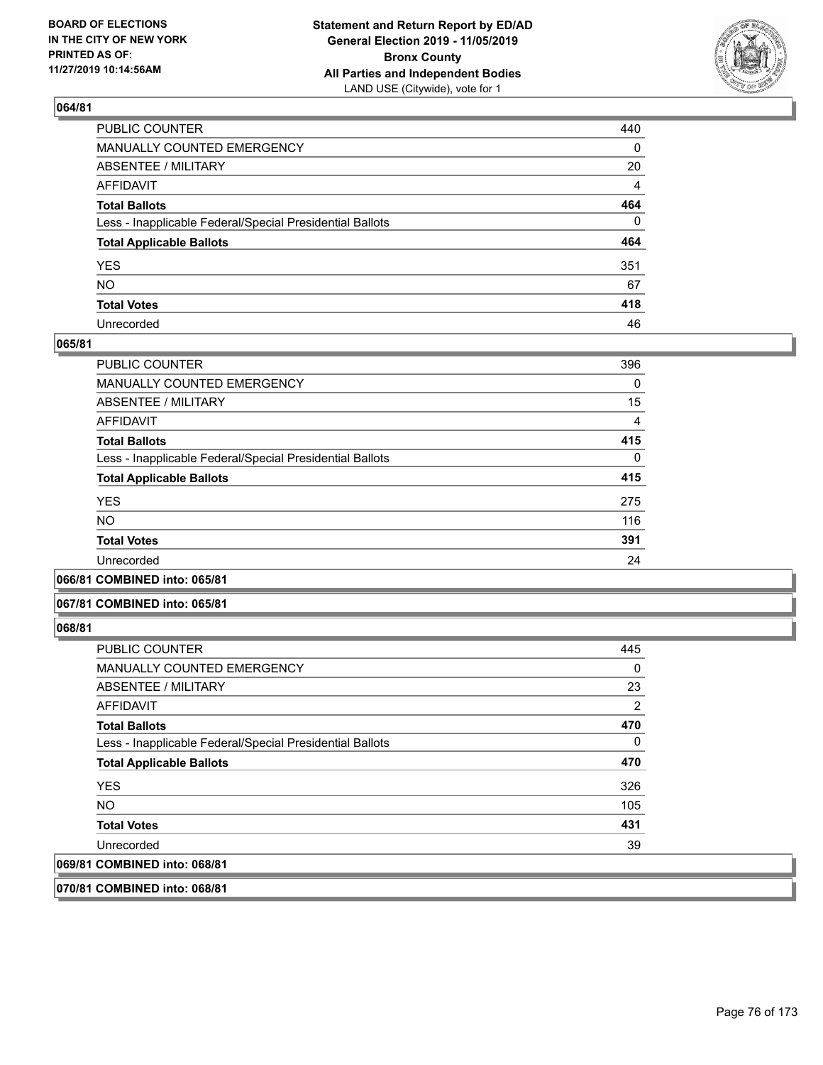**BOARD OF ELECTIONS IN THE CITY OF NEW YORK PRINTED AS OF: 11/27/2019 10:14:56AM**

**Statement and Return Report by ED/AD General Election 2019 - 11/05/2019 Bronx County All Parties and Independent Bodies** LAND USE (Citywide), vote for 1

## 064/81

| | |
|---|---|
| PUBLIC COUNTER | 440 |
| MANUALLY COUNTED EMERGENCY | 0 |
| ABSENTEE / MILITARY | 20 |
| AFFIDAVIT | 4 |
| **Total Ballots** | **464** |
| Less - Inapplicable Federal/Special Presidential Ballots | 0 |
| **Total Applicable Ballots** | **464** |
| YES | 351 |
| NO | 67 |
| **Total Votes** | **418** |
| Unrecorded | 46 |

## 065/81

| | |
|---|---|
| PUBLIC COUNTER | 396 |
| MANUALLY COUNTED EMERGENCY | 0 |
| ABSENTEE / MILITARY | 15 |
| AFFIDAVIT | 4 |
| **Total Ballots** | **415** |
| Less - Inapplicable Federal/Special Presidential Ballots | 0 |
| **Total Applicable Ballots** | **415** |
| YES | 275 |
| NO | 116 |
| **Total Votes** | **391** |
| Unrecorded | 24 |

## 066/81 COMBINED into: 065/81

## 067/81 COMBINED into: 065/81

## 068/81

| | |
|---|---|
| PUBLIC COUNTER | 445 |
| MANUALLY COUNTED EMERGENCY | 0 |
| ABSENTEE / MILITARY | 23 |
| AFFIDAVIT | 2 |
| **Total Ballots** | **470** |
| Less - Inapplicable Federal/Special Presidential Ballots | 0 |
| **Total Applicable Ballots** | **470** |
| YES | 326 |
| NO | 105 |
| **Total Votes** | **431** |
| Unrecorded | 39 |

## 069/81 COMBINED into: 068/81

## 070/81 COMBINED into: 068/81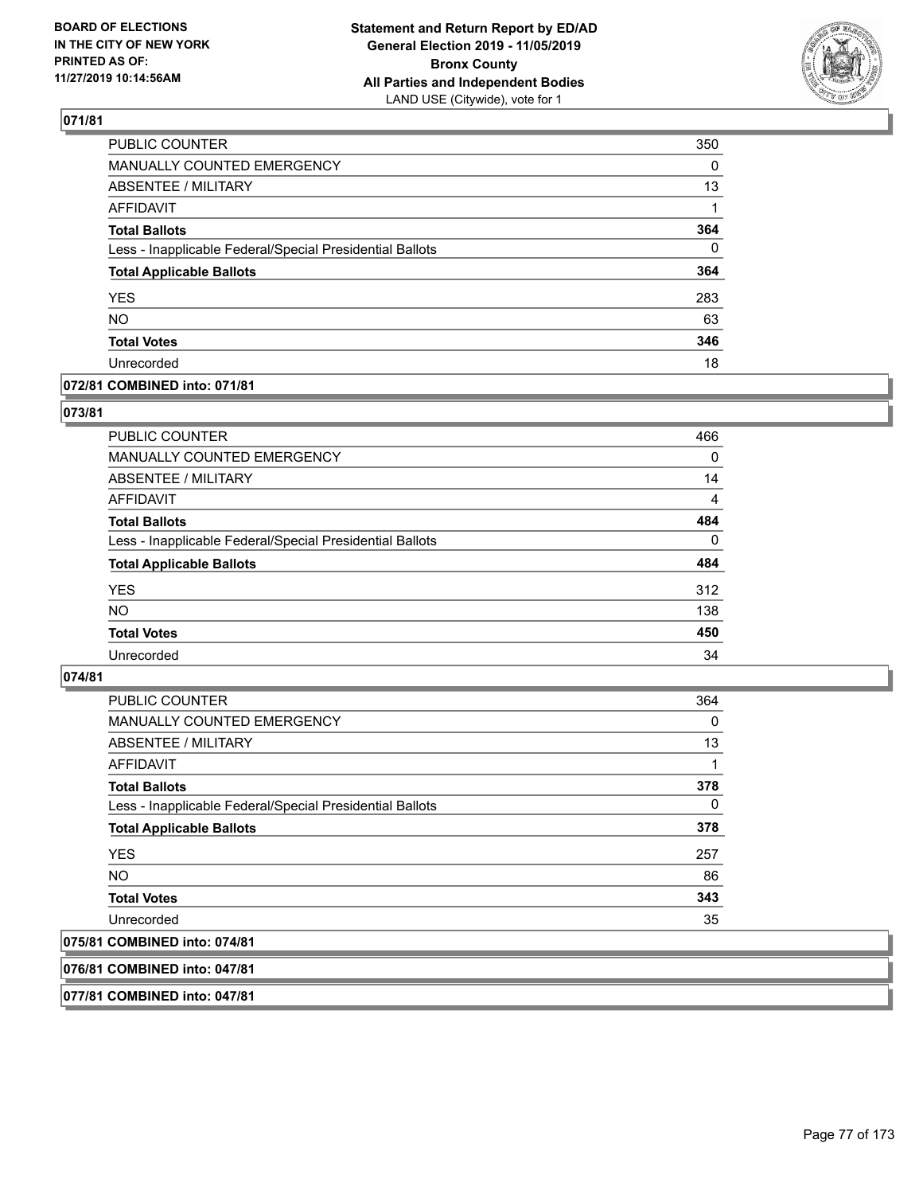**BOARD OF ELECTIONS IN THE CITY OF NEW YORK PRINTED AS OF: 11/27/2019 10:14:56AM**

**Statement and Return Report by ED/AD General Election 2019 - 11/05/2019 Bronx County All Parties and Independent Bodies**
LAND USE (Citywide), vote for 1

### 071/81

| | |
|---|---|
| PUBLIC COUNTER | 350 |
| MANUALLY COUNTED EMERGENCY | 0 |
| ABSENTEE / MILITARY | 13 |
| AFFIDAVIT | 1 |
| **Total Ballots** | **364** |
| Less - Inapplicable Federal/Special Presidential Ballots | 0 |
| **Total Applicable Ballots** | **364** |
| YES | 283 |
| NO | 63 |
| **Total Votes** | **346** |
| Unrecorded | 18 |

### 072/81 COMBINED into: 071/81

### 073/81

| | |
|---|---|
| PUBLIC COUNTER | 466 |
| MANUALLY COUNTED EMERGENCY | 0 |
| ABSENTEE / MILITARY | 14 |
| AFFIDAVIT | 4 |
| **Total Ballots** | **484** |
| Less - Inapplicable Federal/Special Presidential Ballots | 0 |
| **Total Applicable Ballots** | **484** |
| YES | 312 |
| NO | 138 |
| **Total Votes** | **450** |
| Unrecorded | 34 |

### 074/81

| | |
|---|---|
| PUBLIC COUNTER | 364 |
| MANUALLY COUNTED EMERGENCY | 0 |
| ABSENTEE / MILITARY | 13 |
| AFFIDAVIT | 1 |
| **Total Ballots** | **378** |
| Less - Inapplicable Federal/Special Presidential Ballots | 0 |
| **Total Applicable Ballots** | **378** |
| YES | 257 |
| NO | 86 |
| **Total Votes** | **343** |
| Unrecorded | 35 |

### 075/81 COMBINED into: 074/81

### 076/81 COMBINED into: 047/81

### 077/81 COMBINED into: 047/81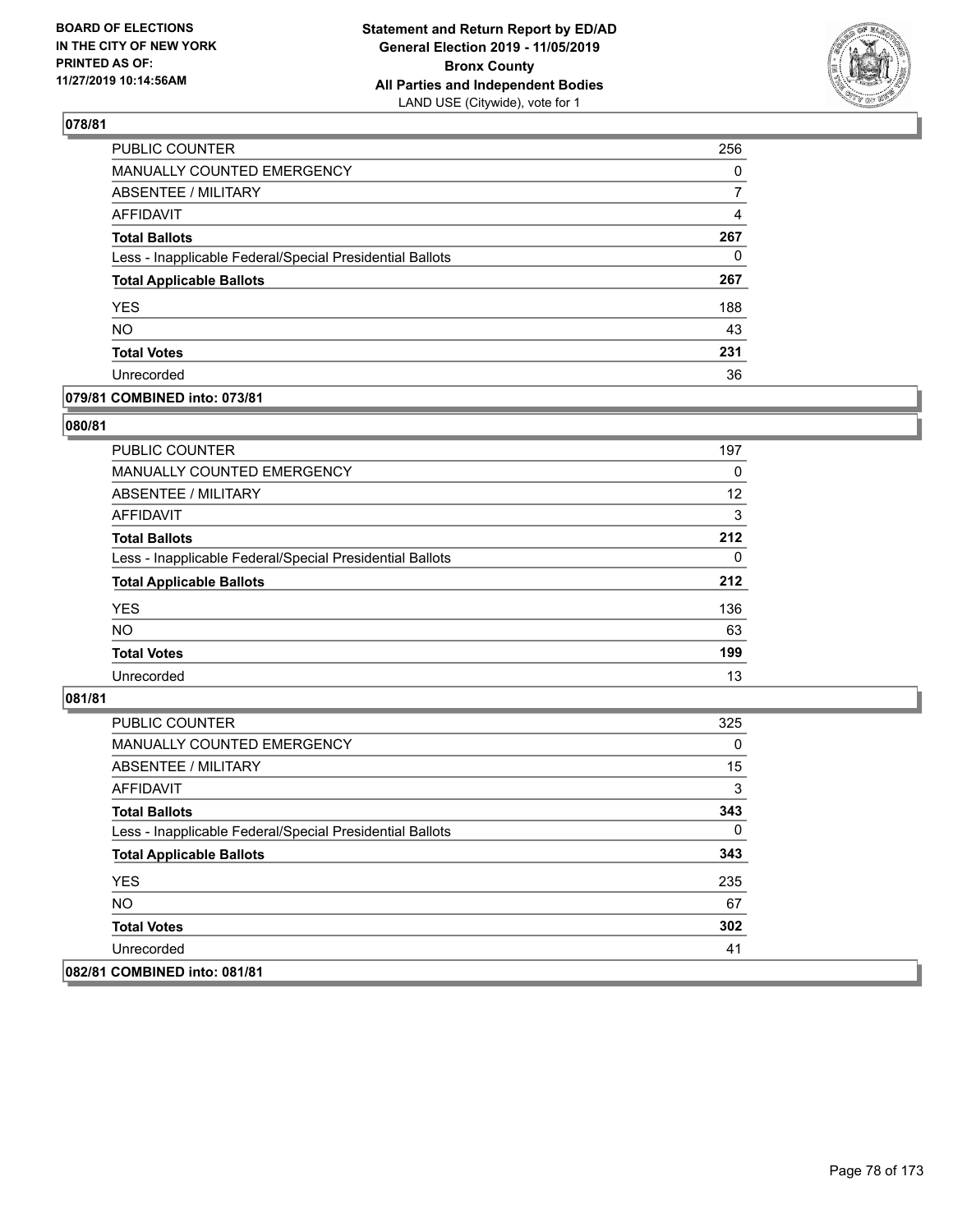**BOARD OF ELECTIONS IN THE CITY OF NEW YORK PRINTED AS OF: 11/27/2019 10:14:56AM**

**Statement and Return Report by ED/AD General Election 2019 - 11/05/2019 Bronx County All Parties and Independent Bodies**
LAND USE (Citywide), vote for 1

### 078/81

| | |
|---|---|
| PUBLIC COUNTER | 256 |
| MANUALLY COUNTED EMERGENCY | 0 |
| ABSENTEE / MILITARY | 7 |
| AFFIDAVIT | 4 |
| **Total Ballots** | **267** |
| Less - Inapplicable Federal/Special Presidential Ballots | 0 |
| **Total Applicable Ballots** | **267** |
| YES | 188 |
| NO | 43 |
| **Total Votes** | **231** |
| Unrecorded | 36 |

### 079/81 COMBINED into: 073/81

### 080/81

| | |
|---|---|
| PUBLIC COUNTER | 197 |
| MANUALLY COUNTED EMERGENCY | 0 |
| ABSENTEE / MILITARY | 12 |
| AFFIDAVIT | 3 |
| **Total Ballots** | **212** |
| Less - Inapplicable Federal/Special Presidential Ballots | 0 |
| **Total Applicable Ballots** | **212** |
| YES | 136 |
| NO | 63 |
| **Total Votes** | **199** |
| Unrecorded | 13 |

### 081/81

| | |
|---|---|
| PUBLIC COUNTER | 325 |
| MANUALLY COUNTED EMERGENCY | 0 |
| ABSENTEE / MILITARY | 15 |
| AFFIDAVIT | 3 |
| **Total Ballots** | **343** |
| Less - Inapplicable Federal/Special Presidential Ballots | 0 |
| **Total Applicable Ballots** | **343** |
| YES | 235 |
| NO | 67 |
| **Total Votes** | **302** |
| Unrecorded | 41 |

### 082/81 COMBINED into: 081/81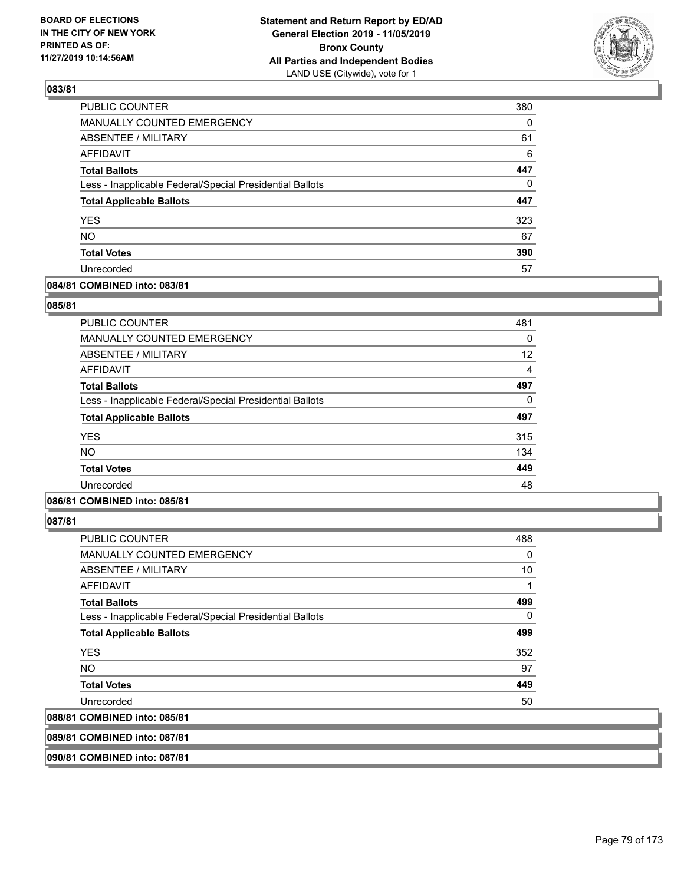**BOARD OF ELECTIONS IN THE CITY OF NEW YORK PRINTED AS OF: 11/27/2019 10:14:56AM**

**Statement and Return Report by ED/AD General Election 2019 - 11/05/2019 Bronx County All Parties and Independent Bodies**
LAND USE (Citywide), vote for 1

## 083/81

| | |
|---|---|
| PUBLIC COUNTER | 380 |
| MANUALLY COUNTED EMERGENCY | 0 |
| ABSENTEE / MILITARY | 61 |
| AFFIDAVIT | 6 |
| **Total Ballots** | **447** |
| Less - Inapplicable Federal/Special Presidential Ballots | 0 |
| **Total Applicable Ballots** | **447** |
| YES | 323 |
| NO | 67 |
| **Total Votes** | **390** |
| Unrecorded | 57 |

**084/81 COMBINED into: 083/81**

## 085/81

| | |
|---|---|
| PUBLIC COUNTER | 481 |
| MANUALLY COUNTED EMERGENCY | 0 |
| ABSENTEE / MILITARY | 12 |
| AFFIDAVIT | 4 |
| **Total Ballots** | **497** |
| Less - Inapplicable Federal/Special Presidential Ballots | 0 |
| **Total Applicable Ballots** | **497** |
| YES | 315 |
| NO | 134 |
| **Total Votes** | **449** |
| Unrecorded | 48 |

**086/81 COMBINED into: 085/81**

## 087/81

| | |
|---|---|
| PUBLIC COUNTER | 488 |
| MANUALLY COUNTED EMERGENCY | 0 |
| ABSENTEE / MILITARY | 10 |
| AFFIDAVIT | 1 |
| **Total Ballots** | **499** |
| Less - Inapplicable Federal/Special Presidential Ballots | 0 |
| **Total Applicable Ballots** | **499** |
| YES | 352 |
| NO | 97 |
| **Total Votes** | **449** |
| Unrecorded | 50 |

**088/81 COMBINED into: 085/81**

**089/81 COMBINED into: 087/81**

**090/81 COMBINED into: 087/81**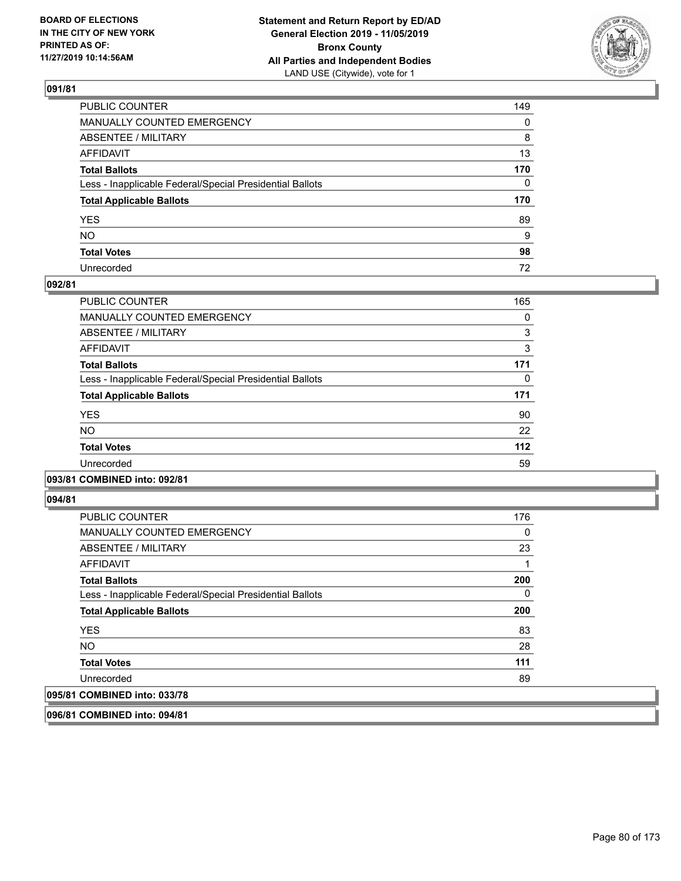**BOARD OF ELECTIONS IN THE CITY OF NEW YORK PRINTED AS OF: 11/27/2019 10:14:56AM**

**Statement and Return Report by ED/AD General Election 2019 - 11/05/2019 Bronx County All Parties and Independent Bodies**
LAND USE (Citywide), vote for 1

### 091/81

| | |
|---|---|
| PUBLIC COUNTER | 149 |
| MANUALLY COUNTED EMERGENCY | 0 |
| ABSENTEE / MILITARY | 8 |
| AFFIDAVIT | 13 |
| **Total Ballots** | **170** |
| Less - Inapplicable Federal/Special Presidential Ballots | 0 |
| **Total Applicable Ballots** | **170** |
| YES | 89 |
| NO | 9 |
| **Total Votes** | **98** |
| Unrecorded | 72 |

### 092/81

| | |
|---|---|
| PUBLIC COUNTER | 165 |
| MANUALLY COUNTED EMERGENCY | 0 |
| ABSENTEE / MILITARY | 3 |
| AFFIDAVIT | 3 |
| **Total Ballots** | **171** |
| Less - Inapplicable Federal/Special Presidential Ballots | 0 |
| **Total Applicable Ballots** | **171** |
| YES | 90 |
| NO | 22 |
| **Total Votes** | **112** |
| Unrecorded | 59 |

### 093/81 COMBINED into: 092/81

### 094/81

| | |
|---|---|
| PUBLIC COUNTER | 176 |
| MANUALLY COUNTED EMERGENCY | 0 |
| ABSENTEE / MILITARY | 23 |
| AFFIDAVIT | 1 |
| **Total Ballots** | **200** |
| Less - Inapplicable Federal/Special Presidential Ballots | 0 |
| **Total Applicable Ballots** | **200** |
| YES | 83 |
| NO | 28 |
| **Total Votes** | **111** |
| Unrecorded | 89 |

### 095/81 COMBINED into: 033/78

### 096/81 COMBINED into: 094/81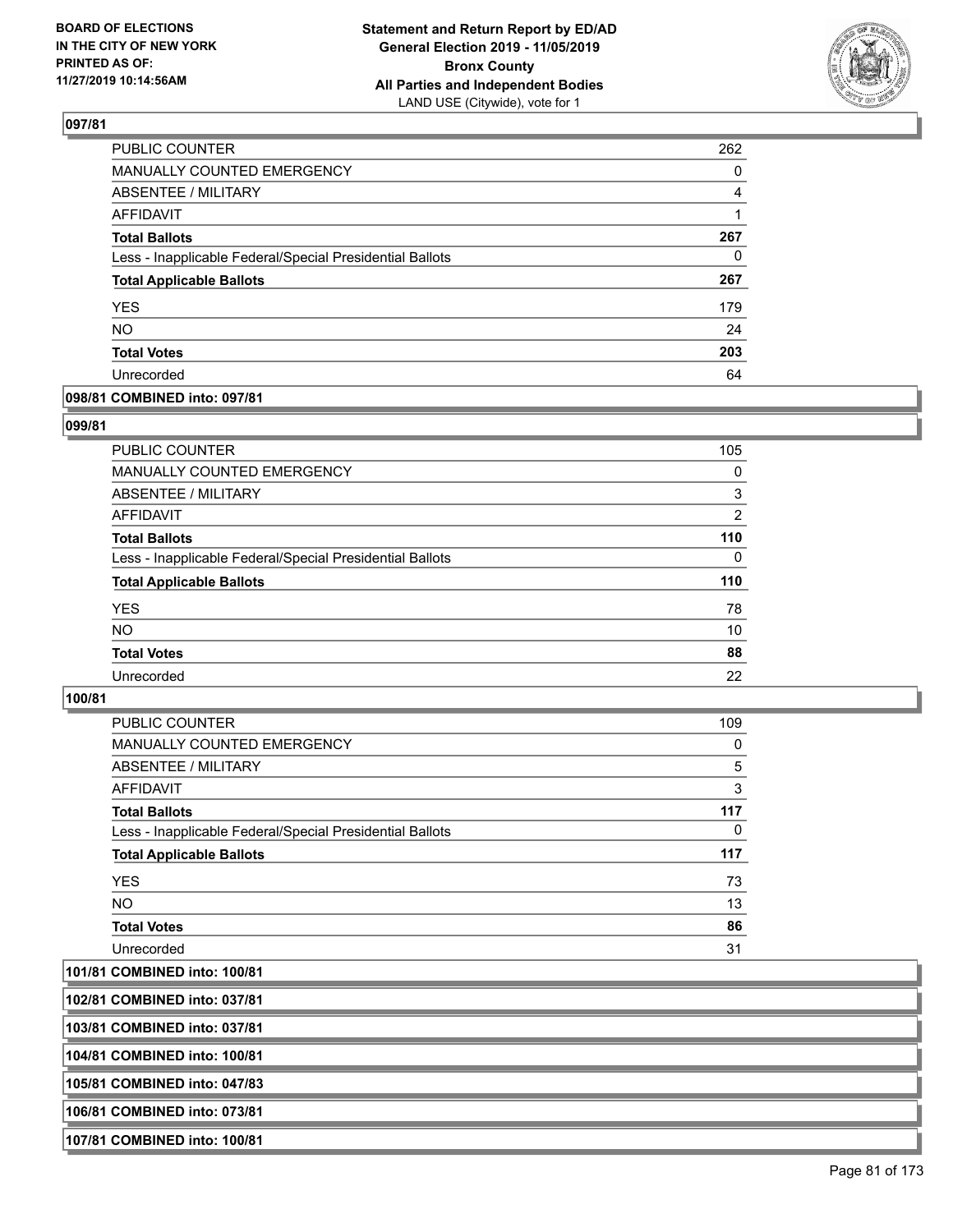## 097/81

| | |
|---|---|
| PUBLIC COUNTER | 262 |
| MANUALLY COUNTED EMERGENCY | 0 |
| ABSENTEE / MILITARY | 4 |
| AFFIDAVIT | 1 |
| **Total Ballots** | **267** |
| Less - Inapplicable Federal/Special Presidential Ballots | 0 |
| **Total Applicable Ballots** | **267** |
| YES | 179 |
| NO | 24 |
| **Total Votes** | **203** |
| Unrecorded | 64 |

## 098/81 COMBINED into: 097/81

## 099/81

| | |
|---|---|
| PUBLIC COUNTER | 105 |
| MANUALLY COUNTED EMERGENCY | 0 |
| ABSENTEE / MILITARY | 3 |
| AFFIDAVIT | 2 |
| **Total Ballots** | **110** |
| Less - Inapplicable Federal/Special Presidential Ballots | 0 |
| **Total Applicable Ballots** | **110** |
| YES | 78 |
| NO | 10 |
| **Total Votes** | **88** |
| Unrecorded | 22 |

## 100/81

| | |
|---|---|
| PUBLIC COUNTER | 109 |
| MANUALLY COUNTED EMERGENCY | 0 |
| ABSENTEE / MILITARY | 5 |
| AFFIDAVIT | 3 |
| **Total Ballots** | **117** |
| Less - Inapplicable Federal/Special Presidential Ballots | 0 |
| **Total Applicable Ballots** | **117** |
| YES | 73 |
| NO | 13 |
| **Total Votes** | **86** |
| Unrecorded | 31 |

## 101/81 COMBINED into: 100/81

## 102/81 COMBINED into: 037/81

## 103/81 COMBINED into: 037/81

## 104/81 COMBINED into: 100/81

## 105/81 COMBINED into: 047/83

## 106/81 COMBINED into: 073/81

## 107/81 COMBINED into: 100/81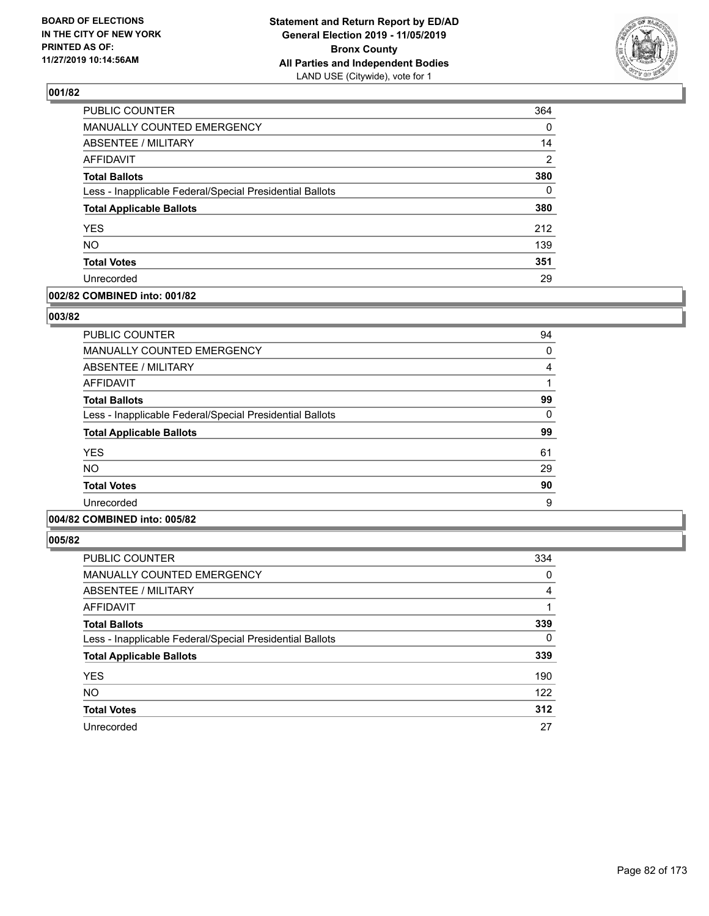**BOARD OF ELECTIONS IN THE CITY OF NEW YORK PRINTED AS OF: 11/27/2019 10:14:56AM**

**Statement and Return Report by ED/AD General Election 2019 - 11/05/2019 Bronx County All Parties and Independent Bodies** LAND USE (Citywide), vote for 1

## 001/82

| | |
|---|---|
| PUBLIC COUNTER | 364 |
| MANUALLY COUNTED EMERGENCY | 0 |
| ABSENTEE / MILITARY | 14 |
| AFFIDAVIT | 2 |
| **Total Ballots** | **380** |
| Less - Inapplicable Federal/Special Presidential Ballots | 0 |
| **Total Applicable Ballots** | **380** |
| YES | 212 |
| NO | 139 |
| **Total Votes** | **351** |
| Unrecorded | 29 |

## 002/82 COMBINED into: 001/82

## 003/82

| | |
|---|---|
| PUBLIC COUNTER | 94 |
| MANUALLY COUNTED EMERGENCY | 0 |
| ABSENTEE / MILITARY | 4 |
| AFFIDAVIT | 1 |
| **Total Ballots** | **99** |
| Less - Inapplicable Federal/Special Presidential Ballots | 0 |
| **Total Applicable Ballots** | **99** |
| YES | 61 |
| NO | 29 |
| **Total Votes** | **90** |
| Unrecorded | 9 |

## 004/82 COMBINED into: 005/82

## 005/82

| | |
|---|---|
| PUBLIC COUNTER | 334 |
| MANUALLY COUNTED EMERGENCY | 0 |
| ABSENTEE / MILITARY | 4 |
| AFFIDAVIT | 1 |
| **Total Ballots** | **339** |
| Less - Inapplicable Federal/Special Presidential Ballots | 0 |
| **Total Applicable Ballots** | **339** |
| YES | 190 |
| NO | 122 |
| **Total Votes** | **312** |
| Unrecorded | 27 |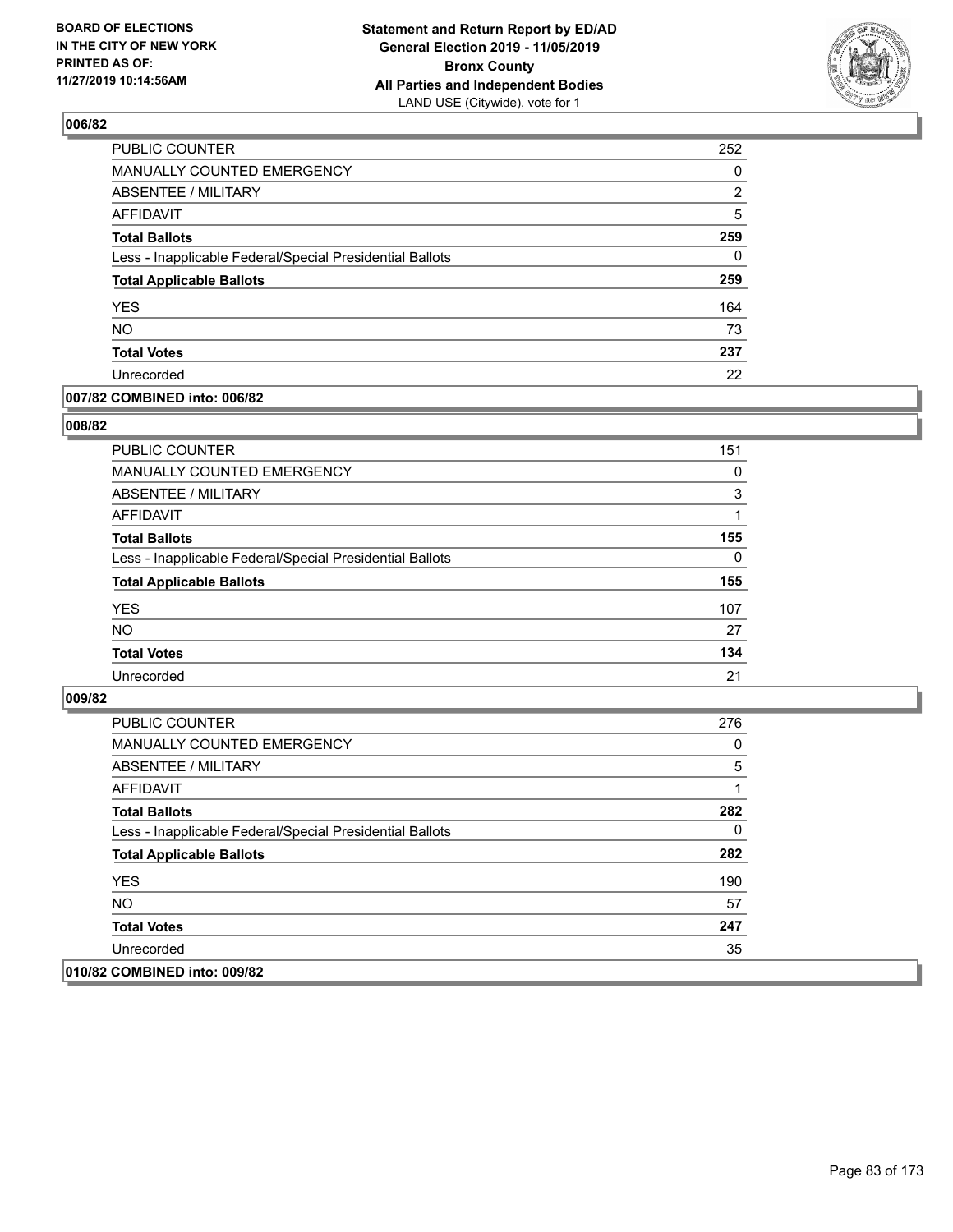**BOARD OF ELECTIONS IN THE CITY OF NEW YORK PRINTED AS OF: 11/27/2019 10:14:56AM**

**Statement and Return Report by ED/AD General Election 2019 - 11/05/2019 Bronx County All Parties and Independent Bodies**
LAND USE (Citywide), vote for 1

### 006/82

| | |
|---|---|
| PUBLIC COUNTER | 252 |
| MANUALLY COUNTED EMERGENCY | 0 |
| ABSENTEE / MILITARY | 2 |
| AFFIDAVIT | 5 |
| **Total Ballots** | **259** |
| Less - Inapplicable Federal/Special Presidential Ballots | 0 |
| **Total Applicable Ballots** | **259** |
| YES | 164 |
| NO | 73 |
| **Total Votes** | **237** |
| Unrecorded | 22 |

### 007/82 COMBINED into: 006/82

### 008/82

| | |
|---|---|
| PUBLIC COUNTER | 151 |
| MANUALLY COUNTED EMERGENCY | 0 |
| ABSENTEE / MILITARY | 3 |
| AFFIDAVIT | 1 |
| **Total Ballots** | **155** |
| Less - Inapplicable Federal/Special Presidential Ballots | 0 |
| **Total Applicable Ballots** | **155** |
| YES | 107 |
| NO | 27 |
| **Total Votes** | **134** |
| Unrecorded | 21 |

### 009/82

| | |
|---|---|
| PUBLIC COUNTER | 276 |
| MANUALLY COUNTED EMERGENCY | 0 |
| ABSENTEE / MILITARY | 5 |
| AFFIDAVIT | 1 |
| **Total Ballots** | **282** |
| Less - Inapplicable Federal/Special Presidential Ballots | 0 |
| **Total Applicable Ballots** | **282** |
| YES | 190 |
| NO | 57 |
| **Total Votes** | **247** |
| Unrecorded | 35 |

### 010/82 COMBINED into: 009/82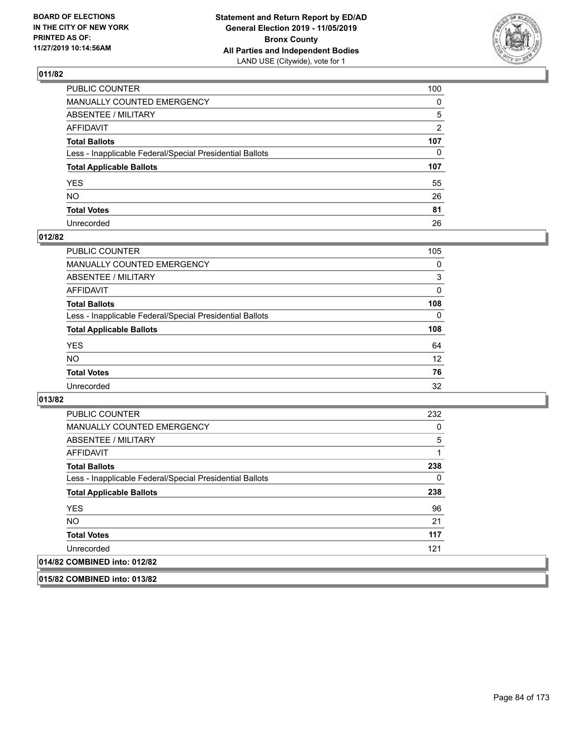**BOARD OF ELECTIONS IN THE CITY OF NEW YORK PRINTED AS OF: 11/27/2019 10:14:56AM**

**Statement and Return Report by ED/AD General Election 2019 - 11/05/2019 Bronx County All Parties and Independent Bodies**
LAND USE (Citywide), vote for 1

### 011/82

| | |
|---|---|
| PUBLIC COUNTER | 100 |
| MANUALLY COUNTED EMERGENCY | 0 |
| ABSENTEE / MILITARY | 5 |
| AFFIDAVIT | 2 |
| **Total Ballots** | **107** |
| Less - Inapplicable Federal/Special Presidential Ballots | 0 |
| **Total Applicable Ballots** | **107** |
| YES | 55 |
| NO | 26 |
| **Total Votes** | **81** |
| Unrecorded | 26 |

### 012/82

| | |
|---|---|
| PUBLIC COUNTER | 105 |
| MANUALLY COUNTED EMERGENCY | 0 |
| ABSENTEE / MILITARY | 3 |
| AFFIDAVIT | 0 |
| **Total Ballots** | **108** |
| Less - Inapplicable Federal/Special Presidential Ballots | 0 |
| **Total Applicable Ballots** | **108** |
| YES | 64 |
| NO | 12 |
| **Total Votes** | **76** |
| Unrecorded | 32 |

### 013/82

| | |
|---|---|
| PUBLIC COUNTER | 232 |
| MANUALLY COUNTED EMERGENCY | 0 |
| ABSENTEE / MILITARY | 5 |
| AFFIDAVIT | 1 |
| **Total Ballots** | **238** |
| Less - Inapplicable Federal/Special Presidential Ballots | 0 |
| **Total Applicable Ballots** | **238** |
| YES | 96 |
| NO | 21 |
| **Total Votes** | **117** |
| Unrecorded | 121 |

### 014/82 COMBINED into: 012/82

### 015/82 COMBINED into: 013/82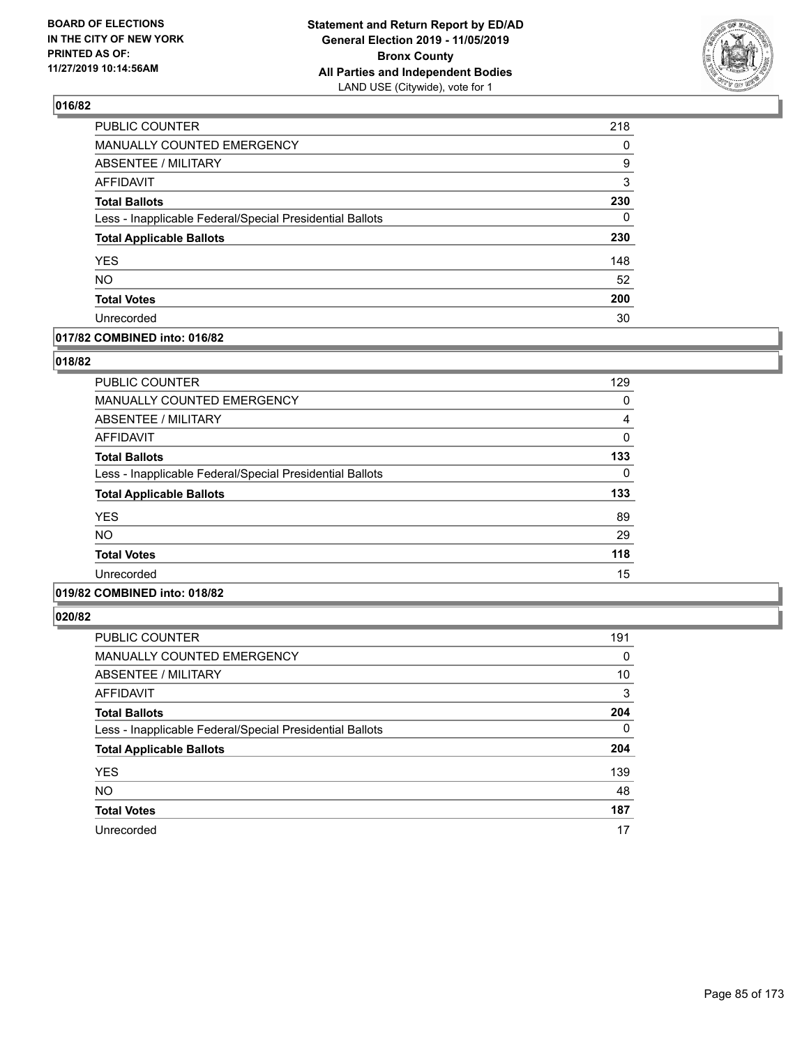**BOARD OF ELECTIONS IN THE CITY OF NEW YORK PRINTED AS OF: 11/27/2019 10:14:56AM**

**Statement and Return Report by ED/AD General Election 2019 - 11/05/2019 Bronx County All Parties and Independent Bodies** LAND USE (Citywide), vote for 1

### 016/82

| | |
|---|---|
| PUBLIC COUNTER | 218 |
| MANUALLY COUNTED EMERGENCY | 0 |
| ABSENTEE / MILITARY | 9 |
| AFFIDAVIT | 3 |
| **Total Ballots** | **230** |
| Less - Inapplicable Federal/Special Presidential Ballots | 0 |
| **Total Applicable Ballots** | **230** |
| YES | 148 |
| NO | 52 |
| **Total Votes** | **200** |
| Unrecorded | 30 |

### 017/82 COMBINED into: 016/82

### 018/82

| | |
|---|---|
| PUBLIC COUNTER | 129 |
| MANUALLY COUNTED EMERGENCY | 0 |
| ABSENTEE / MILITARY | 4 |
| AFFIDAVIT | 0 |
| **Total Ballots** | **133** |
| Less - Inapplicable Federal/Special Presidential Ballots | 0 |
| **Total Applicable Ballots** | **133** |
| YES | 89 |
| NO | 29 |
| **Total Votes** | **118** |
| Unrecorded | 15 |

### 019/82 COMBINED into: 018/82

### 020/82

| | |
|---|---|
| PUBLIC COUNTER | 191 |
| MANUALLY COUNTED EMERGENCY | 0 |
| ABSENTEE / MILITARY | 10 |
| AFFIDAVIT | 3 |
| **Total Ballots** | **204** |
| Less - Inapplicable Federal/Special Presidential Ballots | 0 |
| **Total Applicable Ballots** | **204** |
| YES | 139 |
| NO | 48 |
| **Total Votes** | **187** |
| Unrecorded | 17 |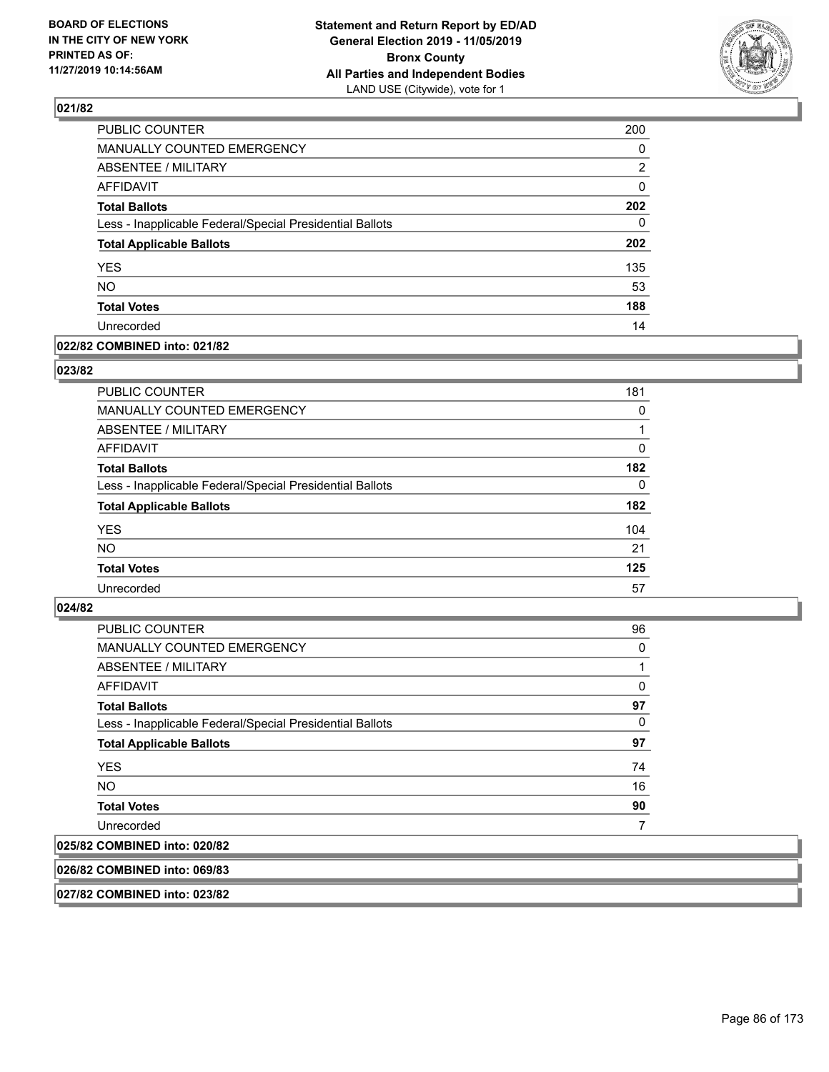**BOARD OF ELECTIONS IN THE CITY OF NEW YORK PRINTED AS OF: 11/27/2019 10:14:56AM**

**Statement and Return Report by ED/AD General Election 2019 - 11/05/2019 Bronx County All Parties and Independent Bodies**
LAND USE (Citywide), vote for 1

### 021/82

| | |
|---|---|
| PUBLIC COUNTER | 200 |
| MANUALLY COUNTED EMERGENCY | 0 |
| ABSENTEE / MILITARY | 2 |
| AFFIDAVIT | 0 |
| **Total Ballots** | **202** |
| Less - Inapplicable Federal/Special Presidential Ballots | 0 |
| **Total Applicable Ballots** | **202** |
| YES | 135 |
| NO | 53 |
| **Total Votes** | **188** |
| Unrecorded | 14 |

### 022/82 COMBINED into: 021/82

### 023/82

| | |
|---|---|
| PUBLIC COUNTER | 181 |
| MANUALLY COUNTED EMERGENCY | 0 |
| ABSENTEE / MILITARY | 1 |
| AFFIDAVIT | 0 |
| **Total Ballots** | **182** |
| Less - Inapplicable Federal/Special Presidential Ballots | 0 |
| **Total Applicable Ballots** | **182** |
| YES | 104 |
| NO | 21 |
| **Total Votes** | **125** |
| Unrecorded | 57 |

### 024/82

| | |
|---|---|
| PUBLIC COUNTER | 96 |
| MANUALLY COUNTED EMERGENCY | 0 |
| ABSENTEE / MILITARY | 1 |
| AFFIDAVIT | 0 |
| **Total Ballots** | **97** |
| Less - Inapplicable Federal/Special Presidential Ballots | 0 |
| **Total Applicable Ballots** | **97** |
| YES | 74 |
| NO | 16 |
| **Total Votes** | **90** |
| Unrecorded | 7 |

### 025/82 COMBINED into: 020/82

### 026/82 COMBINED into: 069/83

### 027/82 COMBINED into: 023/82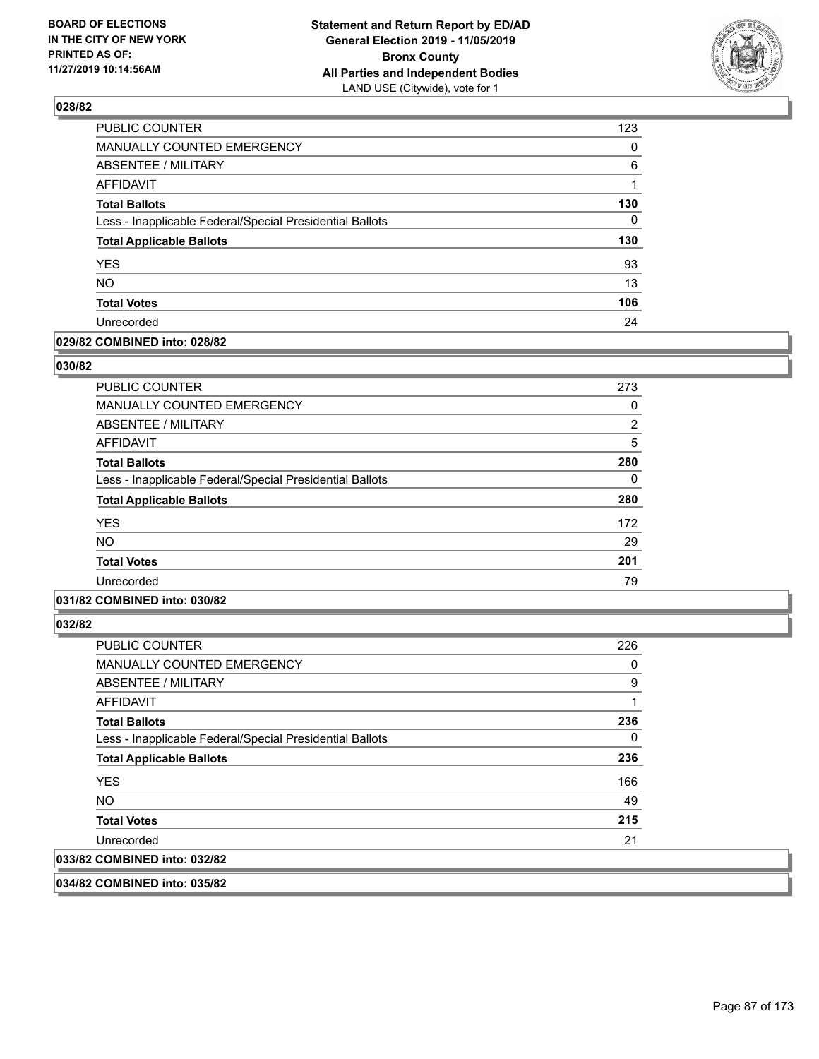**BOARD OF ELECTIONS IN THE CITY OF NEW YORK PRINTED AS OF: 11/27/2019 10:14:56AM**

**Statement and Return Report by ED/AD General Election 2019 - 11/05/2019 Bronx County All Parties and Independent Bodies**
LAND USE (Citywide), vote for 1

### 028/82

| | |
|---|---|
| PUBLIC COUNTER | 123 |
| MANUALLY COUNTED EMERGENCY | 0 |
| ABSENTEE / MILITARY | 6 |
| AFFIDAVIT | 1 |
| **Total Ballots** | **130** |
| Less - Inapplicable Federal/Special Presidential Ballots | 0 |
| **Total Applicable Ballots** | **130** |
| YES | 93 |
| NO | 13 |
| **Total Votes** | **106** |
| Unrecorded | 24 |

### 029/82 COMBINED into: 028/82

### 030/82

| | |
|---|---|
| PUBLIC COUNTER | 273 |
| MANUALLY COUNTED EMERGENCY | 0 |
| ABSENTEE / MILITARY | 2 |
| AFFIDAVIT | 5 |
| **Total Ballots** | **280** |
| Less - Inapplicable Federal/Special Presidential Ballots | 0 |
| **Total Applicable Ballots** | **280** |
| YES | 172 |
| NO | 29 |
| **Total Votes** | **201** |
| Unrecorded | 79 |

### 031/82 COMBINED into: 030/82

### 032/82

| | |
|---|---|
| PUBLIC COUNTER | 226 |
| MANUALLY COUNTED EMERGENCY | 0 |
| ABSENTEE / MILITARY | 9 |
| AFFIDAVIT | 1 |
| **Total Ballots** | **236** |
| Less - Inapplicable Federal/Special Presidential Ballots | 0 |
| **Total Applicable Ballots** | **236** |
| YES | 166 |
| NO | 49 |
| **Total Votes** | **215** |
| Unrecorded | 21 |

### 033/82 COMBINED into: 032/82

### 034/82 COMBINED into: 035/82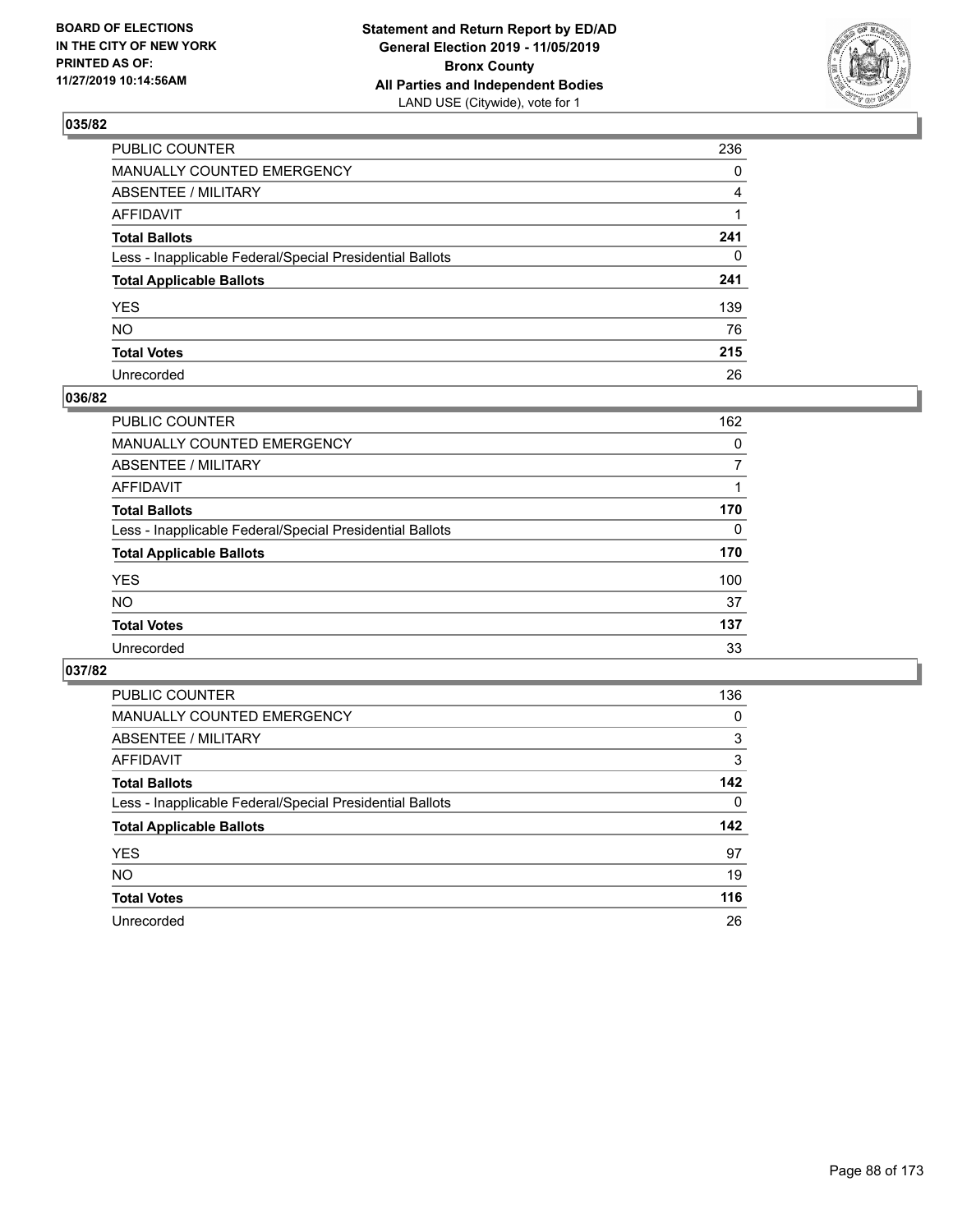BOARD OF ELECTIONS
IN THE CITY OF NEW YORK
PRINTED AS OF:
11/27/2019 10:14:56AM

**Statement and Return Report by ED/AD**
**General Election 2019 - 11/05/2019**
**Bronx County**
**All Parties and Independent Bodies**
LAND USE (Citywide), vote for 1

## 035/82

| | |
|---|---|
| PUBLIC COUNTER | 236 |
| MANUALLY COUNTED EMERGENCY | 0 |
| ABSENTEE / MILITARY | 4 |
| AFFIDAVIT | 1 |
| **Total Ballots** | **241** |
| Less - Inapplicable Federal/Special Presidential Ballots | 0 |
| **Total Applicable Ballots** | **241** |
| YES | 139 |
| NO | 76 |
| **Total Votes** | **215** |
| Unrecorded | 26 |

## 036/82

| | |
|---|---|
| PUBLIC COUNTER | 162 |
| MANUALLY COUNTED EMERGENCY | 0 |
| ABSENTEE / MILITARY | 7 |
| AFFIDAVIT | 1 |
| **Total Ballots** | **170** |
| Less - Inapplicable Federal/Special Presidential Ballots | 0 |
| **Total Applicable Ballots** | **170** |
| YES | 100 |
| NO | 37 |
| **Total Votes** | **137** |
| Unrecorded | 33 |

## 037/82

| | |
|---|---|
| PUBLIC COUNTER | 136 |
| MANUALLY COUNTED EMERGENCY | 0 |
| ABSENTEE / MILITARY | 3 |
| AFFIDAVIT | 3 |
| **Total Ballots** | **142** |
| Less - Inapplicable Federal/Special Presidential Ballots | 0 |
| **Total Applicable Ballots** | **142** |
| YES | 97 |
| NO | 19 |
| **Total Votes** | **116** |
| Unrecorded | 26 |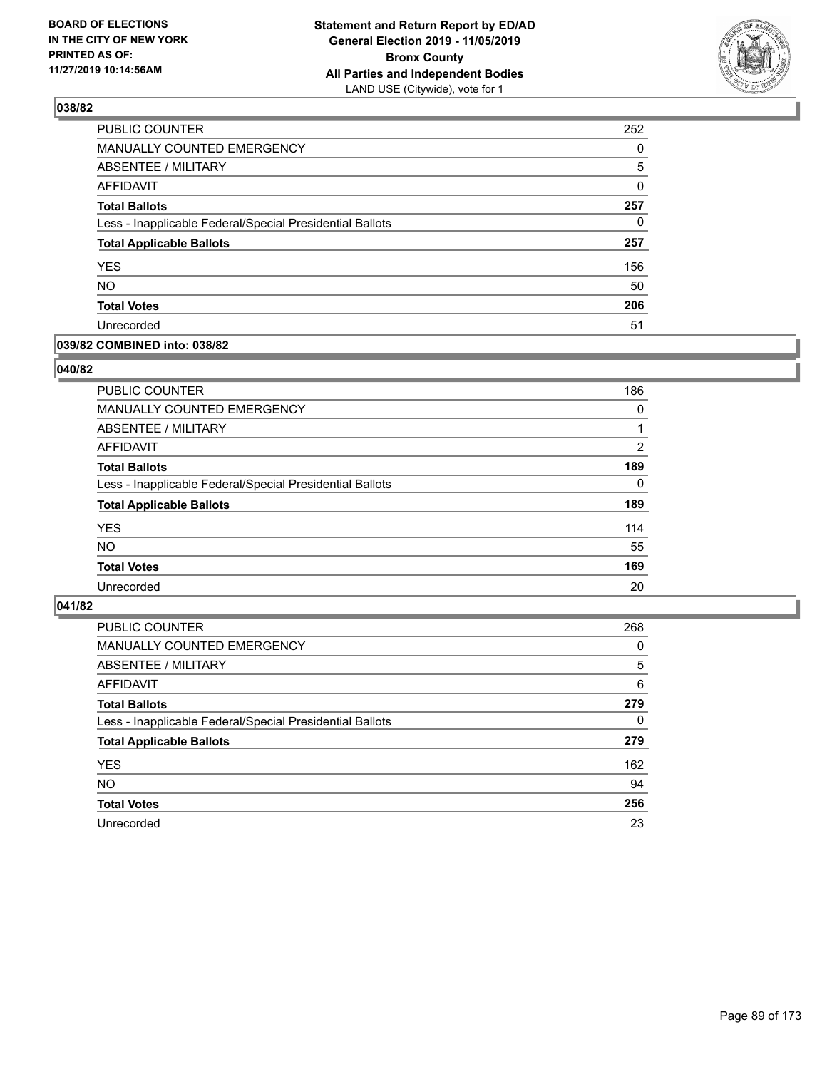**BOARD OF ELECTIONS IN THE CITY OF NEW YORK PRINTED AS OF: 11/27/2019 10:14:56AM**

**Statement and Return Report by ED/AD General Election 2019 - 11/05/2019 Bronx County All Parties and Independent Bodies**
LAND USE (Citywide), vote for 1

## 038/82

| | |
|---|---|
| PUBLIC COUNTER | 252 |
| MANUALLY COUNTED EMERGENCY | 0 |
| ABSENTEE / MILITARY | 5 |
| AFFIDAVIT | 0 |
| **Total Ballots** | **257** |
| Less - Inapplicable Federal/Special Presidential Ballots | 0 |
| **Total Applicable Ballots** | **257** |
| YES | 156 |
| NO | 50 |
| **Total Votes** | **206** |
| Unrecorded | 51 |

## 039/82 COMBINED into: 038/82

## 040/82

| | |
|---|---|
| PUBLIC COUNTER | 186 |
| MANUALLY COUNTED EMERGENCY | 0 |
| ABSENTEE / MILITARY | 1 |
| AFFIDAVIT | 2 |
| **Total Ballots** | **189** |
| Less - Inapplicable Federal/Special Presidential Ballots | 0 |
| **Total Applicable Ballots** | **189** |
| YES | 114 |
| NO | 55 |
| **Total Votes** | **169** |
| Unrecorded | 20 |

## 041/82

| | |
|---|---|
| PUBLIC COUNTER | 268 |
| MANUALLY COUNTED EMERGENCY | 0 |
| ABSENTEE / MILITARY | 5 |
| AFFIDAVIT | 6 |
| **Total Ballots** | **279** |
| Less - Inapplicable Federal/Special Presidential Ballots | 0 |
| **Total Applicable Ballots** | **279** |
| YES | 162 |
| NO | 94 |
| **Total Votes** | **256** |
| Unrecorded | 23 |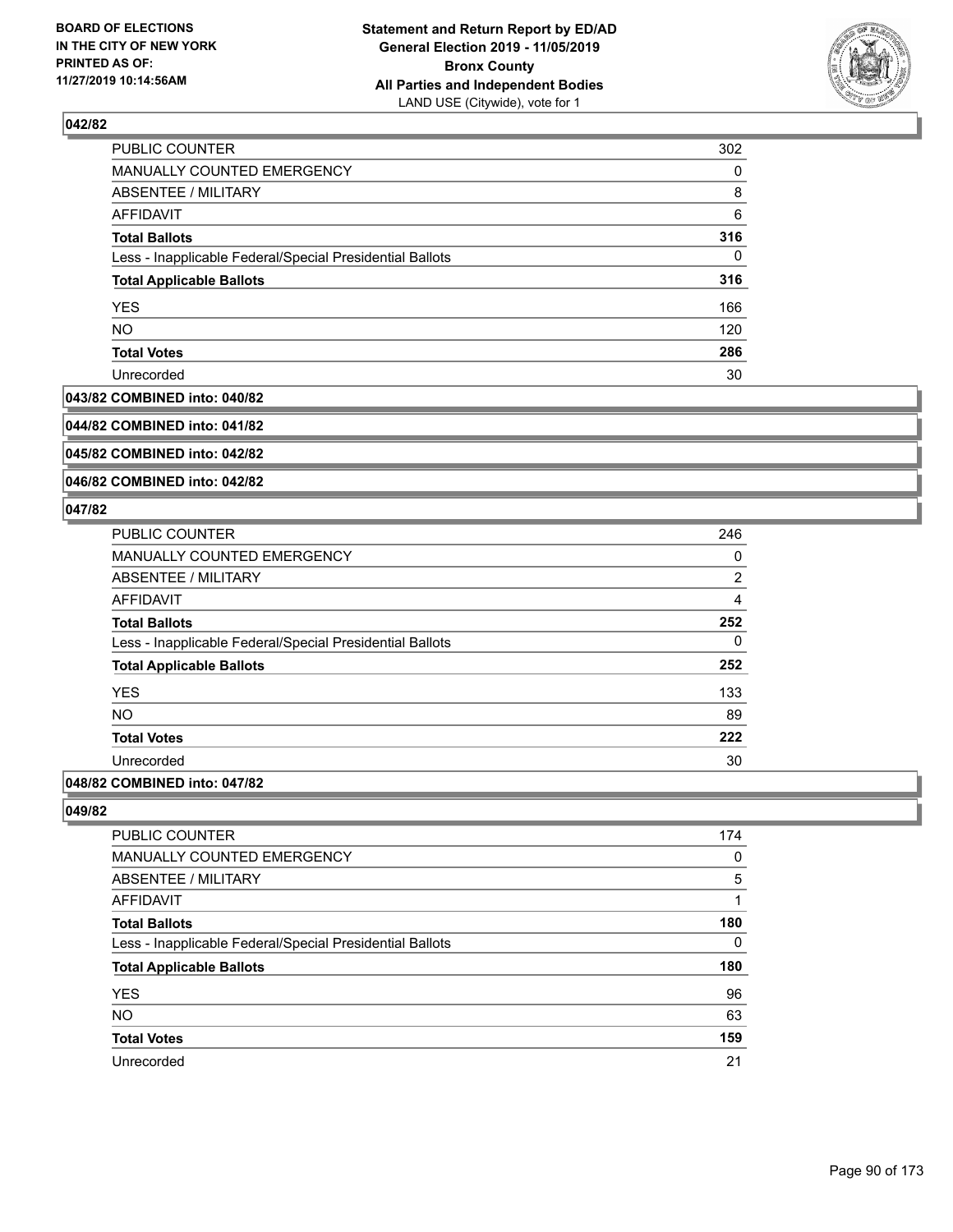**BOARD OF ELECTIONS IN THE CITY OF NEW YORK PRINTED AS OF: 11/27/2019 10:14:56AM**

**Statement and Return Report by ED/AD General Election 2019 - 11/05/2019 Bronx County All Parties and Independent Bodies**
LAND USE (Citywide), vote for 1

### 042/82

| | |
|---|---|
| PUBLIC COUNTER | 302 |
| MANUALLY COUNTED EMERGENCY | 0 |
| ABSENTEE / MILITARY | 8 |
| AFFIDAVIT | 6 |
| **Total Ballots** | **316** |
| Less - Inapplicable Federal/Special Presidential Ballots | 0 |
| **Total Applicable Ballots** | **316** |
| YES | 166 |
| NO | 120 |
| **Total Votes** | **286** |
| Unrecorded | 30 |

### 043/82 COMBINED into: 040/82

### 044/82 COMBINED into: 041/82

### 045/82 COMBINED into: 042/82

### 046/82 COMBINED into: 042/82

### 047/82

| | |
|---|---|
| PUBLIC COUNTER | 246 |
| MANUALLY COUNTED EMERGENCY | 0 |
| ABSENTEE / MILITARY | 2 |
| AFFIDAVIT | 4 |
| **Total Ballots** | **252** |
| Less - Inapplicable Federal/Special Presidential Ballots | 0 |
| **Total Applicable Ballots** | **252** |
| YES | 133 |
| NO | 89 |
| **Total Votes** | **222** |
| Unrecorded | 30 |

### 048/82 COMBINED into: 047/82

### 049/82

| | |
|---|---|
| PUBLIC COUNTER | 174 |
| MANUALLY COUNTED EMERGENCY | 0 |
| ABSENTEE / MILITARY | 5 |
| AFFIDAVIT | 1 |
| **Total Ballots** | **180** |
| Less - Inapplicable Federal/Special Presidential Ballots | 0 |
| **Total Applicable Ballots** | **180** |
| YES | 96 |
| NO | 63 |
| **Total Votes** | **159** |
| Unrecorded | 21 |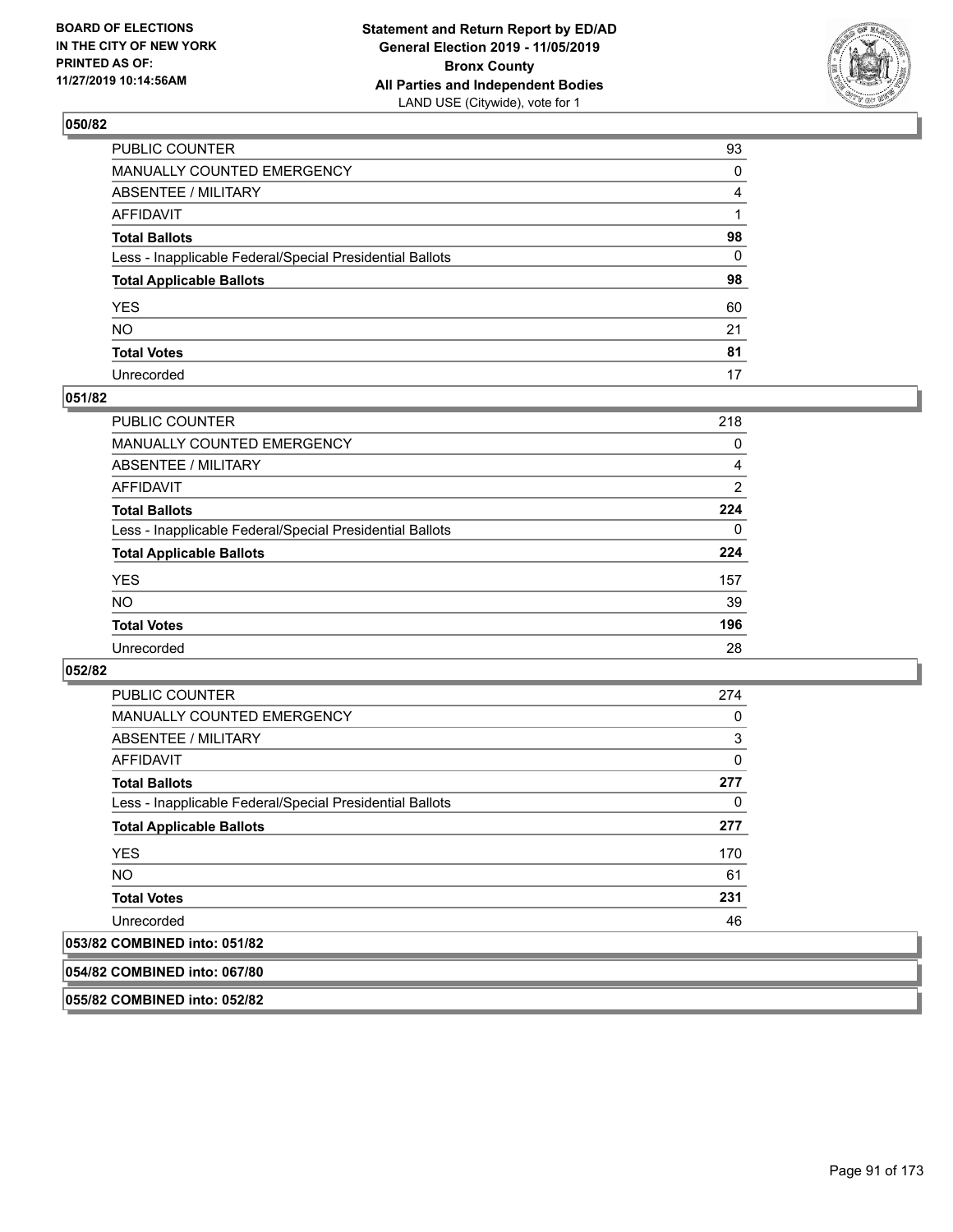**Statement and Return Report by ED/AD**
**General Election 2019 - 11/05/2019**
**Bronx County**
**All Parties and Independent Bodies**
LAND USE (Citywide), vote for 1

BOARD OF ELECTIONS IN THE CITY OF NEW YORK PRINTED AS OF: 11/27/2019 10:14:56AM

### 050/82

| | |
|---|---|
| PUBLIC COUNTER | 93 |
| MANUALLY COUNTED EMERGENCY | 0 |
| ABSENTEE / MILITARY | 4 |
| AFFIDAVIT | 1 |
| **Total Ballots** | **98** |
| Less - Inapplicable Federal/Special Presidential Ballots | 0 |
| **Total Applicable Ballots** | **98** |
| YES | 60 |
| NO | 21 |
| **Total Votes** | **81** |
| Unrecorded | 17 |

### 051/82

| | |
|---|---|
| PUBLIC COUNTER | 218 |
| MANUALLY COUNTED EMERGENCY | 0 |
| ABSENTEE / MILITARY | 4 |
| AFFIDAVIT | 2 |
| **Total Ballots** | **224** |
| Less - Inapplicable Federal/Special Presidential Ballots | 0 |
| **Total Applicable Ballots** | **224** |
| YES | 157 |
| NO | 39 |
| **Total Votes** | **196** |
| Unrecorded | 28 |

### 052/82

| | |
|---|---|
| PUBLIC COUNTER | 274 |
| MANUALLY COUNTED EMERGENCY | 0 |
| ABSENTEE / MILITARY | 3 |
| AFFIDAVIT | 0 |
| **Total Ballots** | **277** |
| Less - Inapplicable Federal/Special Presidential Ballots | 0 |
| **Total Applicable Ballots** | **277** |
| YES | 170 |
| NO | 61 |
| **Total Votes** | **231** |
| Unrecorded | 46 |

### 053/82 COMBINED into: 051/82

### 054/82 COMBINED into: 067/80

### 055/82 COMBINED into: 052/82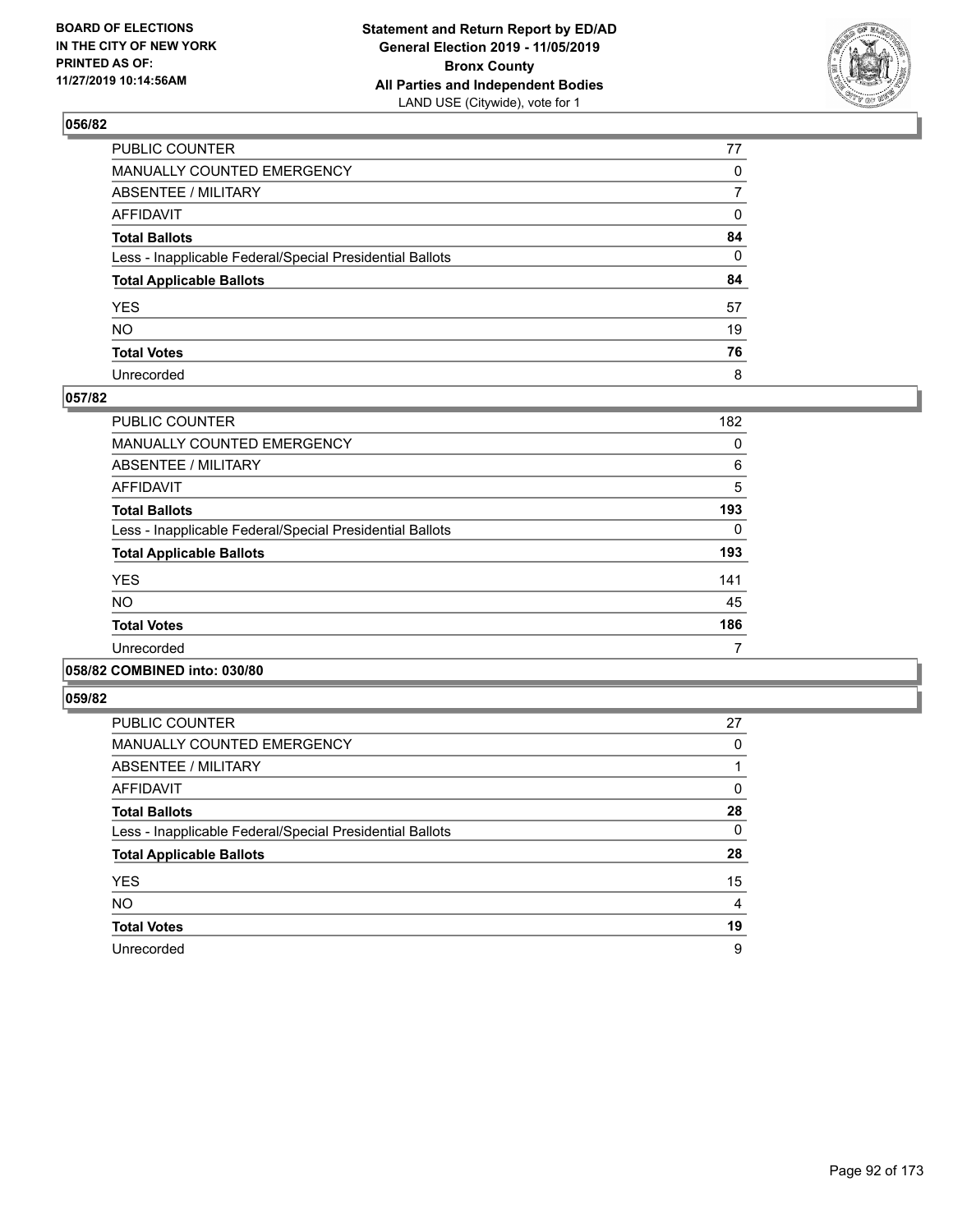**BOARD OF ELECTIONS IN THE CITY OF NEW YORK PRINTED AS OF: 11/27/2019 10:14:56AM**

**Statement and Return Report by ED/AD General Election 2019 - 11/05/2019 Bronx County All Parties and Independent Bodies** LAND USE (Citywide), vote for 1

### 056/82

| | |
|---|---|
| PUBLIC COUNTER | 77 |
| MANUALLY COUNTED EMERGENCY | 0 |
| ABSENTEE / MILITARY | 7 |
| AFFIDAVIT | 0 |
| **Total Ballots** | **84** |
| Less - Inapplicable Federal/Special Presidential Ballots | 0 |
| **Total Applicable Ballots** | **84** |
| YES | 57 |
| NO | 19 |
| **Total Votes** | **76** |
| Unrecorded | 8 |

### 057/82

| | |
|---|---|
| PUBLIC COUNTER | 182 |
| MANUALLY COUNTED EMERGENCY | 0 |
| ABSENTEE / MILITARY | 6 |
| AFFIDAVIT | 5 |
| **Total Ballots** | **193** |
| Less - Inapplicable Federal/Special Presidential Ballots | 0 |
| **Total Applicable Ballots** | **193** |
| YES | 141 |
| NO | 45 |
| **Total Votes** | **186** |
| Unrecorded | 7 |

### 058/82 COMBINED into: 030/80

### 059/82

| | |
|---|---|
| PUBLIC COUNTER | 27 |
| MANUALLY COUNTED EMERGENCY | 0 |
| ABSENTEE / MILITARY | 1 |
| AFFIDAVIT | 0 |
| **Total Ballots** | **28** |
| Less - Inapplicable Federal/Special Presidential Ballots | 0 |
| **Total Applicable Ballots** | **28** |
| YES | 15 |
| NO | 4 |
| **Total Votes** | **19** |
| Unrecorded | 9 |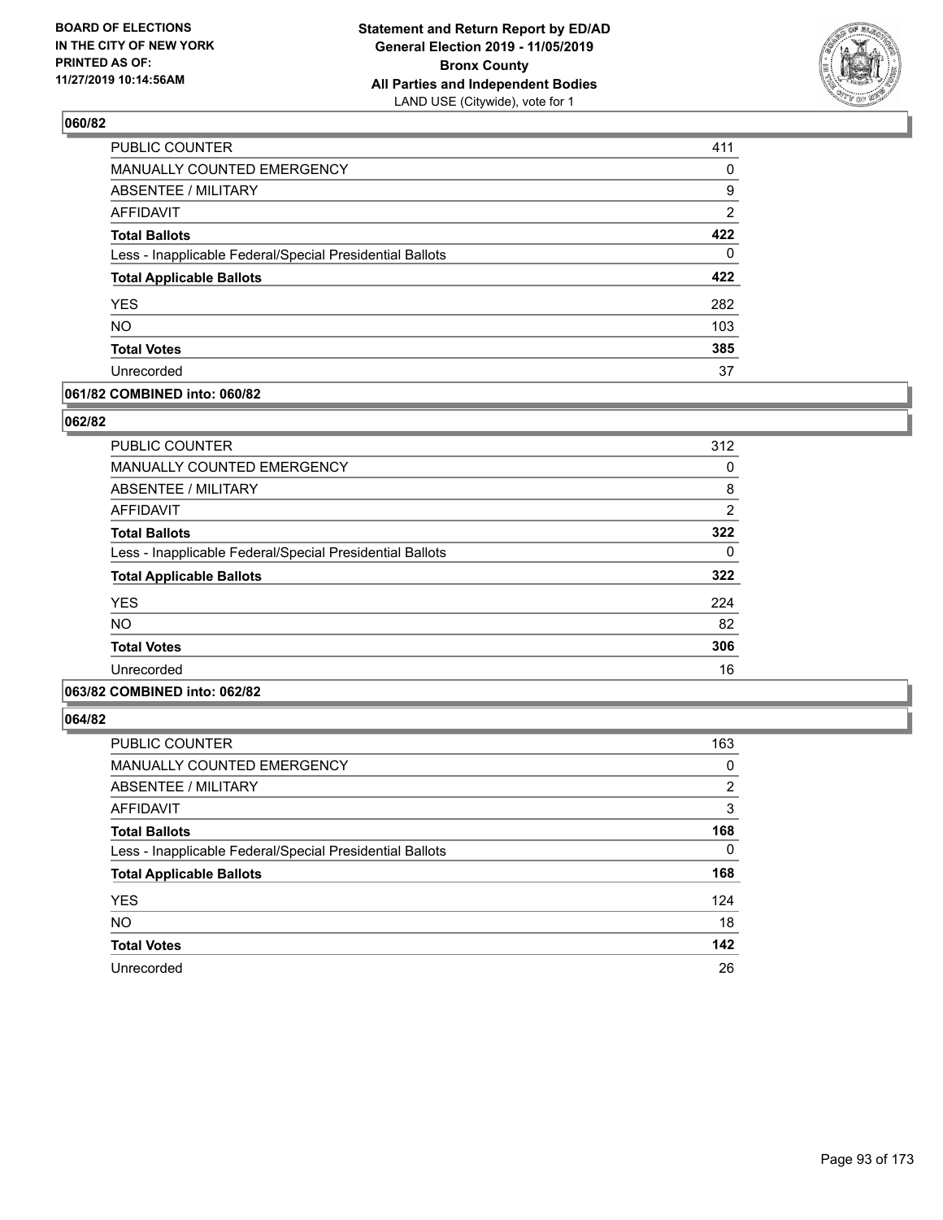## 060/82

| | |
|---|---|
| PUBLIC COUNTER | 411 |
| MANUALLY COUNTED EMERGENCY | 0 |
| ABSENTEE / MILITARY | 9 |
| AFFIDAVIT | 2 |
| **Total Ballots** | **422** |
| Less - Inapplicable Federal/Special Presidential Ballots | 0 |
| **Total Applicable Ballots** | **422** |
| YES | 282 |
| NO | 103 |
| **Total Votes** | **385** |
| Unrecorded | 37 |

## 061/82 COMBINED into: 060/82

## 062/82

| | |
|---|---|
| PUBLIC COUNTER | 312 |
| MANUALLY COUNTED EMERGENCY | 0 |
| ABSENTEE / MILITARY | 8 |
| AFFIDAVIT | 2 |
| **Total Ballots** | **322** |
| Less - Inapplicable Federal/Special Presidential Ballots | 0 |
| **Total Applicable Ballots** | **322** |
| YES | 224 |
| NO | 82 |
| **Total Votes** | **306** |
| Unrecorded | 16 |

## 063/82 COMBINED into: 062/82

## 064/82

| | |
|---|---|
| PUBLIC COUNTER | 163 |
| MANUALLY COUNTED EMERGENCY | 0 |
| ABSENTEE / MILITARY | 2 |
| AFFIDAVIT | 3 |
| **Total Ballots** | **168** |
| Less - Inapplicable Federal/Special Presidential Ballots | 0 |
| **Total Applicable Ballots** | **168** |
| YES | 124 |
| NO | 18 |
| **Total Votes** | **142** |
| Unrecorded | 26 |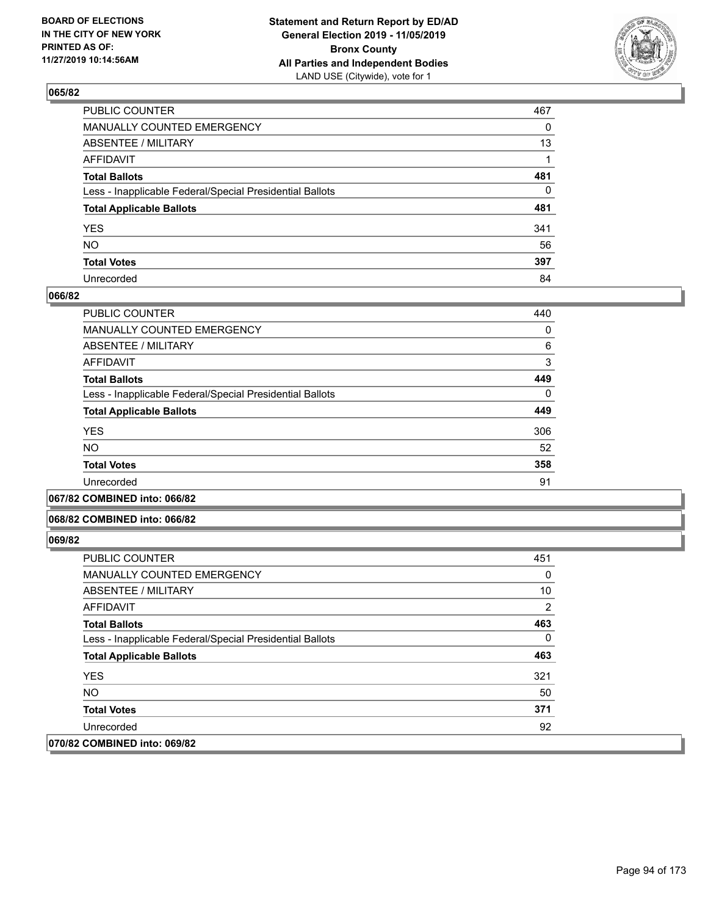### 065/82

| | |
|---|---|
| PUBLIC COUNTER | 467 |
| MANUALLY COUNTED EMERGENCY | 0 |
| ABSENTEE / MILITARY | 13 |
| AFFIDAVIT | 1 |
| **Total Ballots** | **481** |
| Less - Inapplicable Federal/Special Presidential Ballots | 0 |
| **Total Applicable Ballots** | **481** |
| YES | 341 |
| NO | 56 |
| **Total Votes** | **397** |
| Unrecorded | 84 |

### 066/82

| | |
|---|---|
| PUBLIC COUNTER | 440 |
| MANUALLY COUNTED EMERGENCY | 0 |
| ABSENTEE / MILITARY | 6 |
| AFFIDAVIT | 3 |
| **Total Ballots** | **449** |
| Less - Inapplicable Federal/Special Presidential Ballots | 0 |
| **Total Applicable Ballots** | **449** |
| YES | 306 |
| NO | 52 |
| **Total Votes** | **358** |
| Unrecorded | 91 |

### 067/82 COMBINED into: 066/82

### 068/82 COMBINED into: 066/82

### 069/82

| | |
|---|---|
| PUBLIC COUNTER | 451 |
| MANUALLY COUNTED EMERGENCY | 0 |
| ABSENTEE / MILITARY | 10 |
| AFFIDAVIT | 2 |
| **Total Ballots** | **463** |
| Less - Inapplicable Federal/Special Presidential Ballots | 0 |
| **Total Applicable Ballots** | **463** |
| YES | 321 |
| NO | 50 |
| **Total Votes** | **371** |
| Unrecorded | 92 |

### 070/82 COMBINED into: 069/82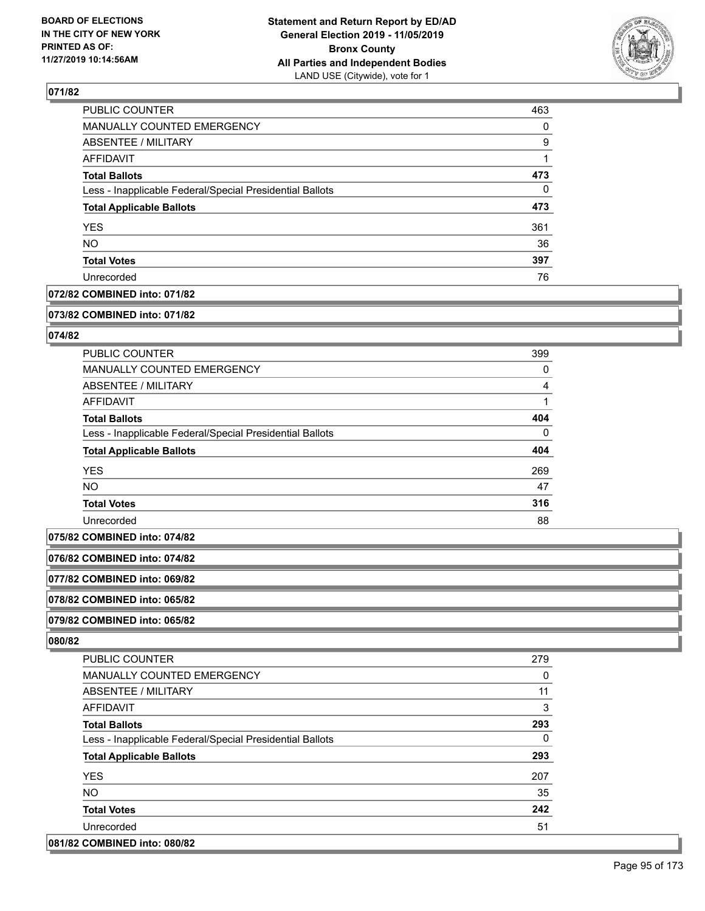### 071/82

| | |
|---|---|
| PUBLIC COUNTER | 463 |
| MANUALLY COUNTED EMERGENCY | 0 |
| ABSENTEE / MILITARY | 9 |
| AFFIDAVIT | 1 |
| **Total Ballots** | **473** |
| Less - Inapplicable Federal/Special Presidential Ballots | 0 |
| **Total Applicable Ballots** | **473** |
| YES | 361 |
| NO | 36 |
| **Total Votes** | **397** |
| Unrecorded | 76 |

### 072/82 COMBINED into: 071/82

### 073/82 COMBINED into: 071/82

### 074/82

| | |
|---|---|
| PUBLIC COUNTER | 399 |
| MANUALLY COUNTED EMERGENCY | 0 |
| ABSENTEE / MILITARY | 4 |
| AFFIDAVIT | 1 |
| **Total Ballots** | **404** |
| Less - Inapplicable Federal/Special Presidential Ballots | 0 |
| **Total Applicable Ballots** | **404** |
| YES | 269 |
| NO | 47 |
| **Total Votes** | **316** |
| Unrecorded | 88 |

### 075/82 COMBINED into: 074/82

### 076/82 COMBINED into: 074/82

### 077/82 COMBINED into: 069/82

### 078/82 COMBINED into: 065/82

### 079/82 COMBINED into: 065/82

### 080/82

| | |
|---|---|
| PUBLIC COUNTER | 279 |
| MANUALLY COUNTED EMERGENCY | 0 |
| ABSENTEE / MILITARY | 11 |
| AFFIDAVIT | 3 |
| **Total Ballots** | **293** |
| Less - Inapplicable Federal/Special Presidential Ballots | 0 |
| **Total Applicable Ballots** | **293** |
| YES | 207 |
| NO | 35 |
| **Total Votes** | **242** |
| Unrecorded | 51 |

### 081/82 COMBINED into: 080/82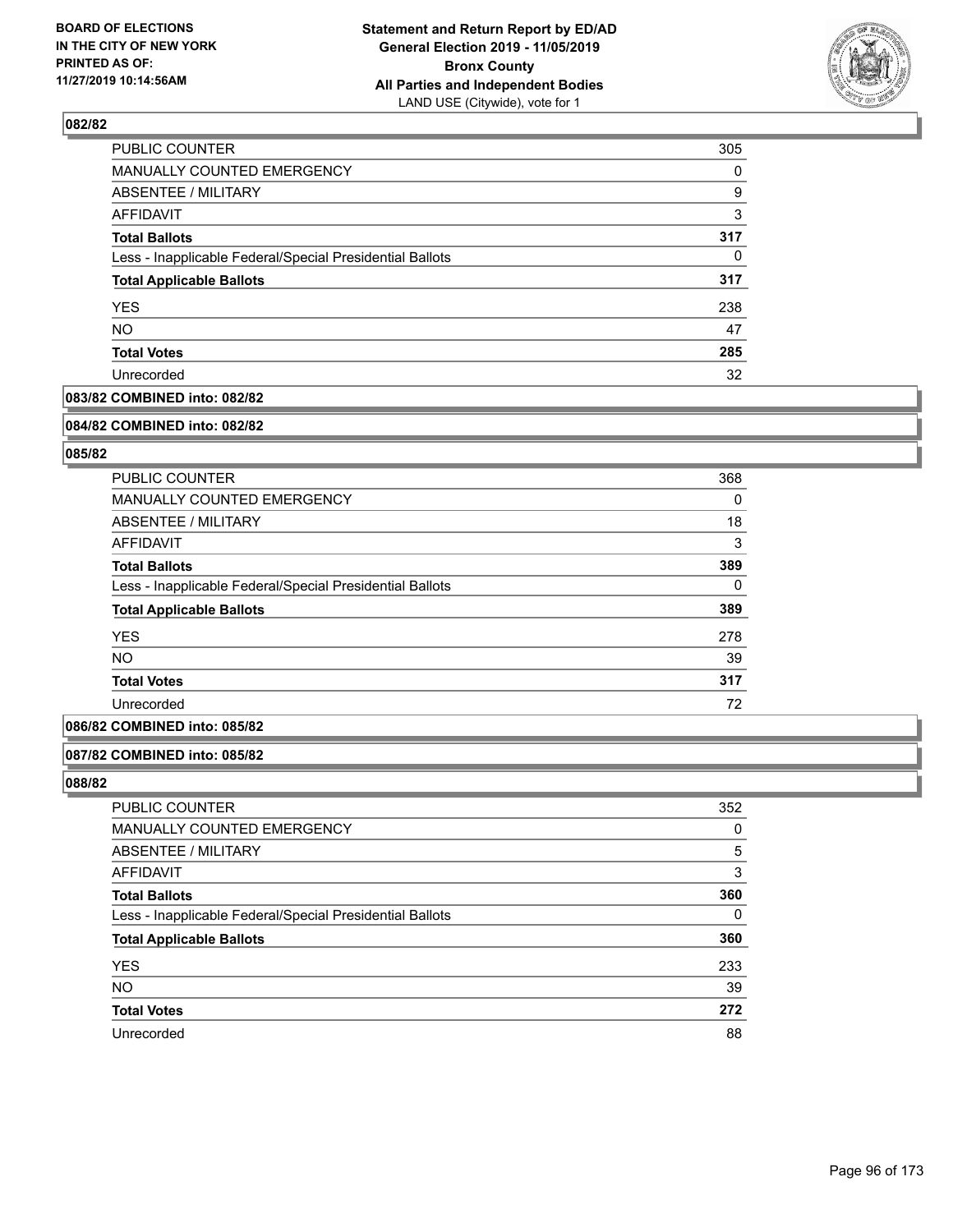**BOARD OF ELECTIONS IN THE CITY OF NEW YORK PRINTED AS OF: 11/27/2019 10:14:56AM**

**Statement and Return Report by ED/AD General Election 2019 - 11/05/2019 Bronx County All Parties and Independent Bodies**
LAND USE (Citywide), vote for 1

### 082/82

| | |
|---|---|
| PUBLIC COUNTER | 305 |
| MANUALLY COUNTED EMERGENCY | 0 |
| ABSENTEE / MILITARY | 9 |
| AFFIDAVIT | 3 |
| **Total Ballots** | **317** |
| Less - Inapplicable Federal/Special Presidential Ballots | 0 |
| **Total Applicable Ballots** | **317** |
| YES | 238 |
| NO | 47 |
| **Total Votes** | **285** |
| Unrecorded | 32 |

**083/82 COMBINED into: 082/82**

**084/82 COMBINED into: 082/82**

### 085/82

| | |
|---|---|
| PUBLIC COUNTER | 368 |
| MANUALLY COUNTED EMERGENCY | 0 |
| ABSENTEE / MILITARY | 18 |
| AFFIDAVIT | 3 |
| **Total Ballots** | **389** |
| Less - Inapplicable Federal/Special Presidential Ballots | 0 |
| **Total Applicable Ballots** | **389** |
| YES | 278 |
| NO | 39 |
| **Total Votes** | **317** |
| Unrecorded | 72 |

**086/82 COMBINED into: 085/82**

**087/82 COMBINED into: 085/82**

### 088/82

| | |
|---|---|
| PUBLIC COUNTER | 352 |
| MANUALLY COUNTED EMERGENCY | 0 |
| ABSENTEE / MILITARY | 5 |
| AFFIDAVIT | 3 |
| **Total Ballots** | **360** |
| Less - Inapplicable Federal/Special Presidential Ballots | 0 |
| **Total Applicable Ballots** | **360** |
| YES | 233 |
| NO | 39 |
| **Total Votes** | **272** |
| Unrecorded | 88 |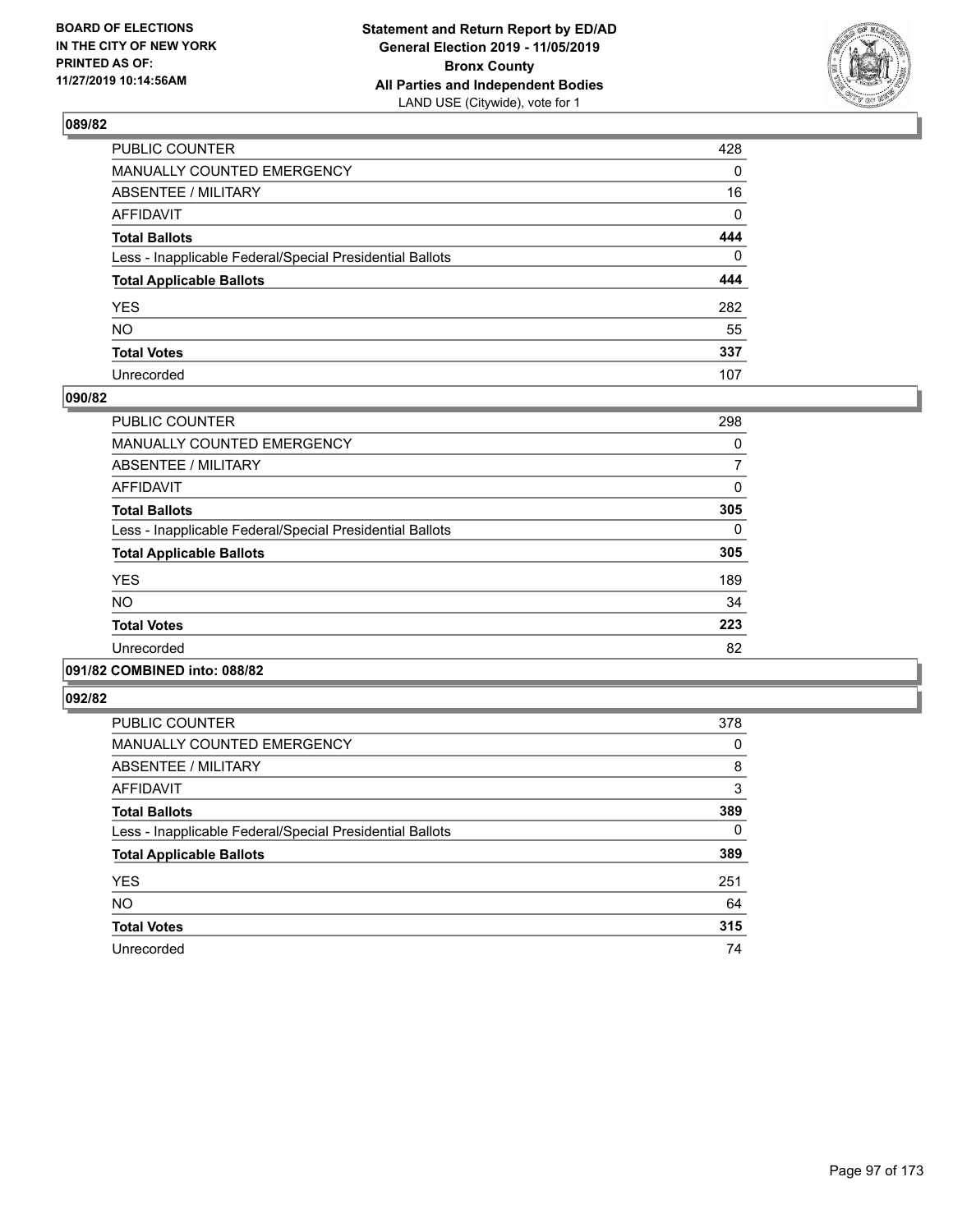**BOARD OF ELECTIONS IN THE CITY OF NEW YORK PRINTED AS OF: 11/27/2019 10:14:56AM**

**Statement and Return Report by ED/AD General Election 2019 - 11/05/2019 Bronx County All Parties and Independent Bodies**
LAND USE (Citywide), vote for 1

## 089/82

| | |
|---|---|
| PUBLIC COUNTER | 428 |
| MANUALLY COUNTED EMERGENCY | 0 |
| ABSENTEE / MILITARY | 16 |
| AFFIDAVIT | 0 |
| **Total Ballots** | **444** |
| Less - Inapplicable Federal/Special Presidential Ballots | 0 |
| **Total Applicable Ballots** | **444** |
| YES | 282 |
| NO | 55 |
| **Total Votes** | **337** |
| Unrecorded | 107 |

## 090/82

| | |
|---|---|
| PUBLIC COUNTER | 298 |
| MANUALLY COUNTED EMERGENCY | 0 |
| ABSENTEE / MILITARY | 7 |
| AFFIDAVIT | 0 |
| **Total Ballots** | **305** |
| Less - Inapplicable Federal/Special Presidential Ballots | 0 |
| **Total Applicable Ballots** | **305** |
| YES | 189 |
| NO | 34 |
| **Total Votes** | **223** |
| Unrecorded | 82 |

## 091/82 COMBINED into: 088/82

## 092/82

| | |
|---|---|
| PUBLIC COUNTER | 378 |
| MANUALLY COUNTED EMERGENCY | 0 |
| ABSENTEE / MILITARY | 8 |
| AFFIDAVIT | 3 |
| **Total Ballots** | **389** |
| Less - Inapplicable Federal/Special Presidential Ballots | 0 |
| **Total Applicable Ballots** | **389** |
| YES | 251 |
| NO | 64 |
| **Total Votes** | **315** |
| Unrecorded | 74 |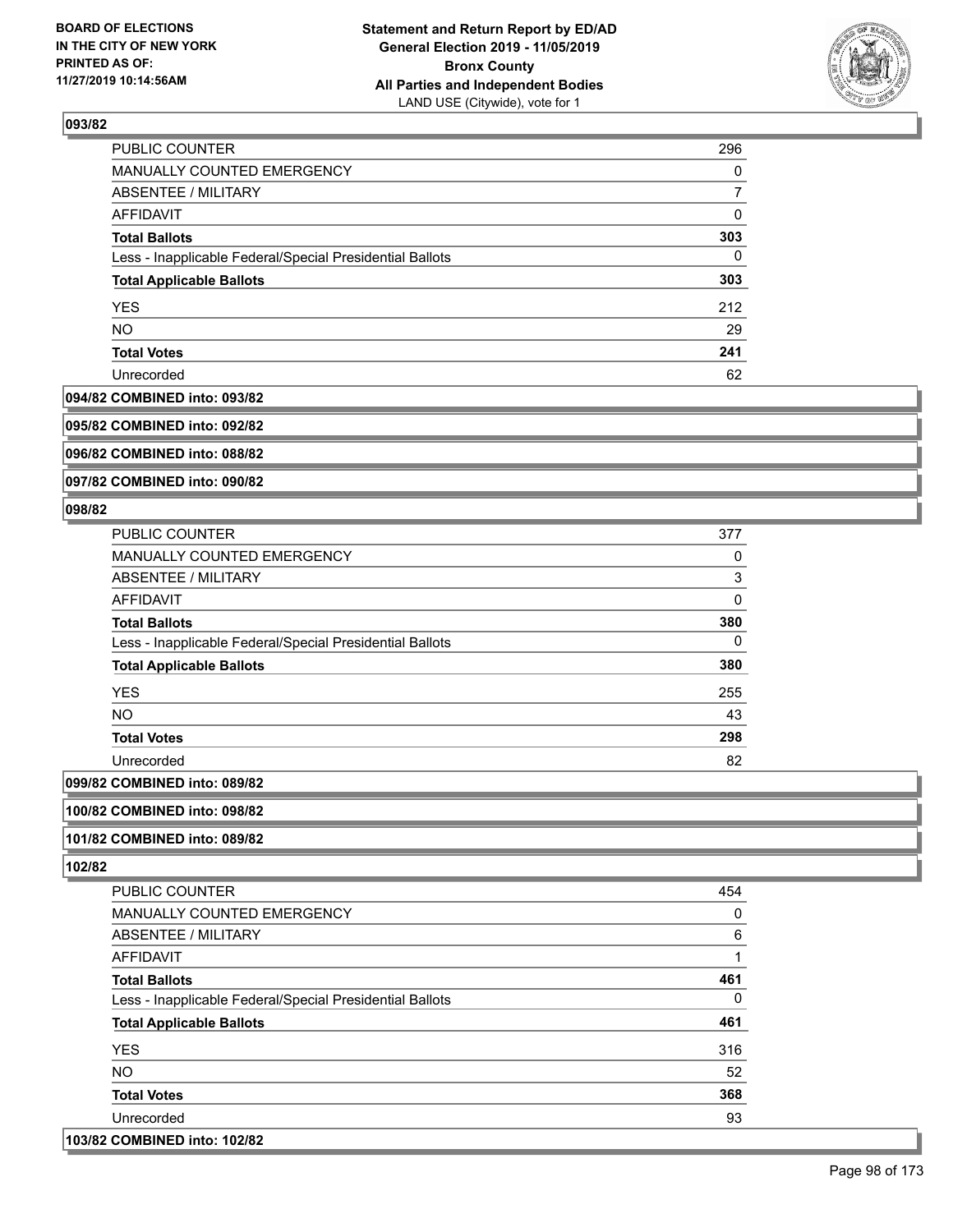**Statement and Return Report by ED/AD**
**General Election 2019 - 11/05/2019**
**Bronx County**
**All Parties and Independent Bodies**
LAND USE (Citywide), vote for 1

BOARD OF ELECTIONS IN THE CITY OF NEW YORK PRINTED AS OF: 11/27/2019 10:14:56AM

### 093/82

| | |
|---|---|
| PUBLIC COUNTER | 296 |
| MANUALLY COUNTED EMERGENCY | 0 |
| ABSENTEE / MILITARY | 7 |
| AFFIDAVIT | 0 |
| **Total Ballots** | **303** |
| Less - Inapplicable Federal/Special Presidential Ballots | 0 |
| **Total Applicable Ballots** | **303** |
| YES | 212 |
| NO | 29 |
| **Total Votes** | **241** |
| Unrecorded | 62 |

**094/82 COMBINED into: 093/82**

**095/82 COMBINED into: 092/82**

**096/82 COMBINED into: 088/82**

**097/82 COMBINED into: 090/82**

### 098/82

| | |
|---|---|
| PUBLIC COUNTER | 377 |
| MANUALLY COUNTED EMERGENCY | 0 |
| ABSENTEE / MILITARY | 3 |
| AFFIDAVIT | 0 |
| **Total Ballots** | **380** |
| Less - Inapplicable Federal/Special Presidential Ballots | 0 |
| **Total Applicable Ballots** | **380** |
| YES | 255 |
| NO | 43 |
| **Total Votes** | **298** |
| Unrecorded | 82 |

**099/82 COMBINED into: 089/82**

**100/82 COMBINED into: 098/82**

**101/82 COMBINED into: 089/82**

### 102/82

| | |
|---|---|
| PUBLIC COUNTER | 454 |
| MANUALLY COUNTED EMERGENCY | 0 |
| ABSENTEE / MILITARY | 6 |
| AFFIDAVIT | 1 |
| **Total Ballots** | **461** |
| Less - Inapplicable Federal/Special Presidential Ballots | 0 |
| **Total Applicable Ballots** | **461** |
| YES | 316 |
| NO | 52 |
| **Total Votes** | **368** |
| Unrecorded | 93 |

**103/82 COMBINED into: 102/82**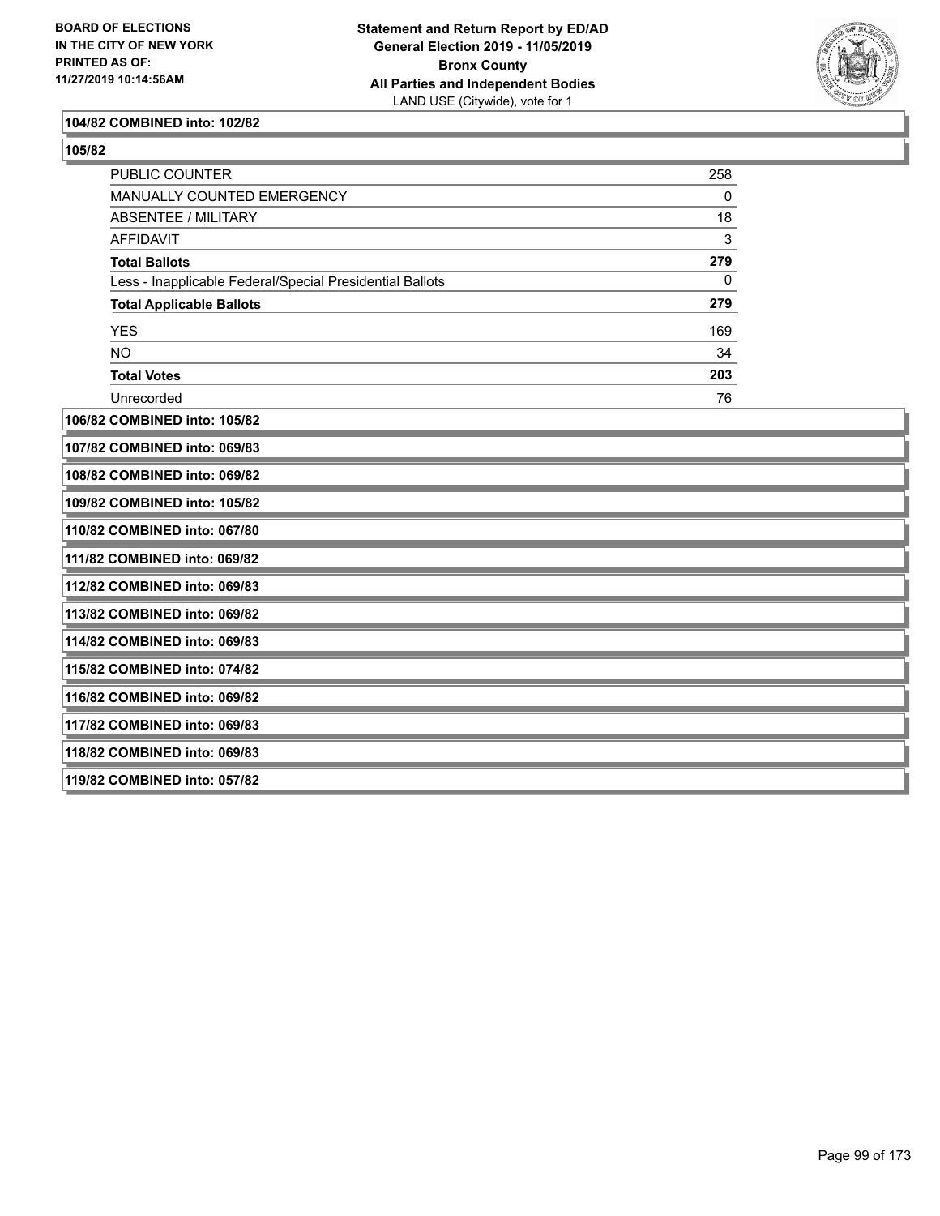**104/82 COMBINED into: 102/82**

**105/82**

| | |
|---|---|
| PUBLIC COUNTER | 258 |
| MANUALLY COUNTED EMERGENCY | 0 |
| ABSENTEE / MILITARY | 18 |
| AFFIDAVIT | 3 |
| **Total Ballots** | **279** |
| Less - Inapplicable Federal/Special Presidential Ballots | 0 |
| **Total Applicable Ballots** | **279** |
| YES | 169 |
| NO | 34 |
| **Total Votes** | **203** |
| Unrecorded | 76 |

**106/82 COMBINED into: 105/82**

**107/82 COMBINED into: 069/83**

**108/82 COMBINED into: 069/82**

**109/82 COMBINED into: 105/82**

**110/82 COMBINED into: 067/80**

**111/82 COMBINED into: 069/82**

**112/82 COMBINED into: 069/83**

**113/82 COMBINED into: 069/82**

**114/82 COMBINED into: 069/83**

**115/82 COMBINED into: 074/82**

**116/82 COMBINED into: 069/82**

**117/82 COMBINED into: 069/83**

**118/82 COMBINED into: 069/83**

**119/82 COMBINED into: 057/82**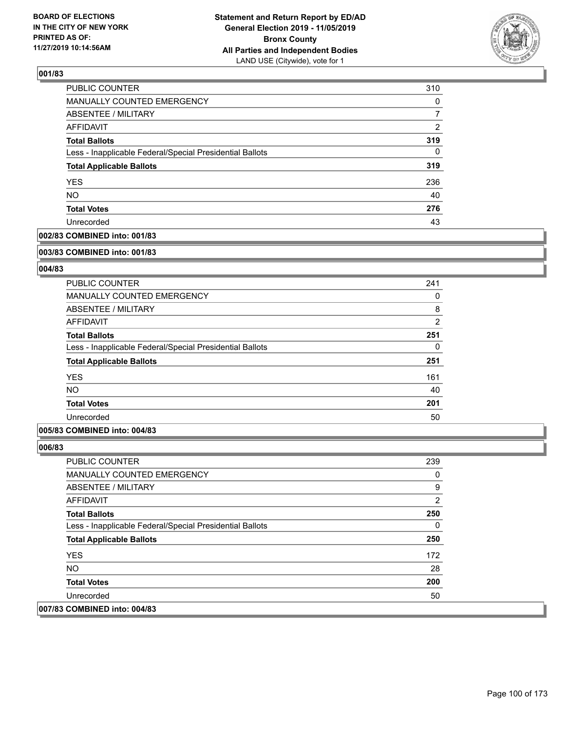**BOARD OF ELECTIONS IN THE CITY OF NEW YORK PRINTED AS OF: 11/27/2019 10:14:56AM**

**Statement and Return Report by ED/AD General Election 2019 - 11/05/2019 Bronx County All Parties and Independent Bodies**
LAND USE (Citywide), vote for 1

### 001/83

| | |
|---|---|
| PUBLIC COUNTER | 310 |
| MANUALLY COUNTED EMERGENCY | 0 |
| ABSENTEE / MILITARY | 7 |
| AFFIDAVIT | 2 |
| **Total Ballots** | **319** |
| Less - Inapplicable Federal/Special Presidential Ballots | 0 |
| **Total Applicable Ballots** | **319** |
| YES | 236 |
| NO | 40 |
| **Total Votes** | **276** |
| Unrecorded | 43 |

### 002/83 COMBINED into: 001/83

### 003/83 COMBINED into: 001/83

### 004/83

| | |
|---|---|
| PUBLIC COUNTER | 241 |
| MANUALLY COUNTED EMERGENCY | 0 |
| ABSENTEE / MILITARY | 8 |
| AFFIDAVIT | 2 |
| **Total Ballots** | **251** |
| Less - Inapplicable Federal/Special Presidential Ballots | 0 |
| **Total Applicable Ballots** | **251** |
| YES | 161 |
| NO | 40 |
| **Total Votes** | **201** |
| Unrecorded | 50 |

### 005/83 COMBINED into: 004/83

### 006/83

| | |
|---|---|
| PUBLIC COUNTER | 239 |
| MANUALLY COUNTED EMERGENCY | 0 |
| ABSENTEE / MILITARY | 9 |
| AFFIDAVIT | 2 |
| **Total Ballots** | **250** |
| Less - Inapplicable Federal/Special Presidential Ballots | 0 |
| **Total Applicable Ballots** | **250** |
| YES | 172 |
| NO | 28 |
| **Total Votes** | **200** |
| Unrecorded | 50 |

### 007/83 COMBINED into: 004/83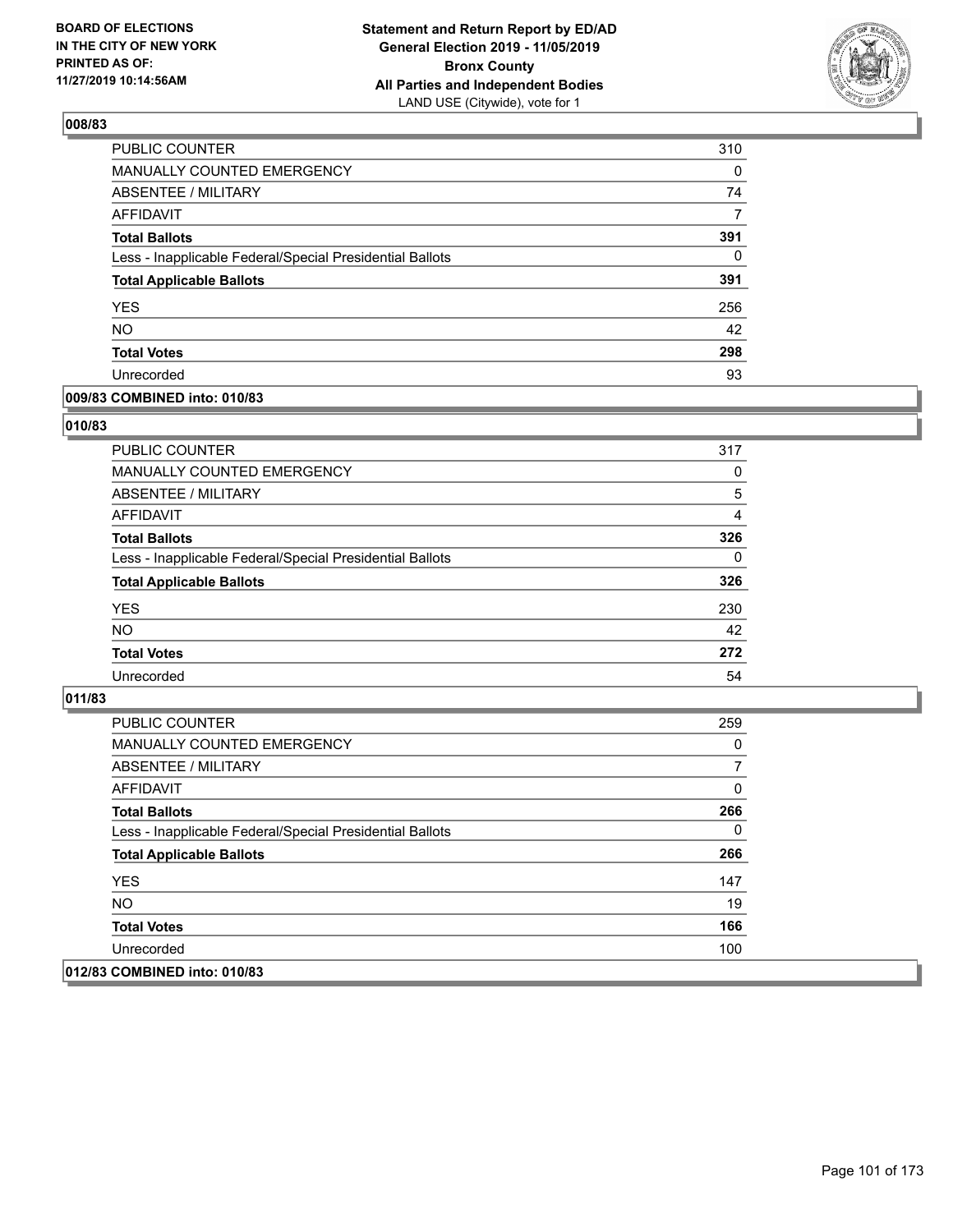**BOARD OF ELECTIONS IN THE CITY OF NEW YORK PRINTED AS OF: 11/27/2019 10:14:56AM**

**Statement and Return Report by ED/AD General Election 2019 - 11/05/2019 Bronx County All Parties and Independent Bodies**
LAND USE (Citywide), vote for 1

## 008/83

| | |
|---|---|
| PUBLIC COUNTER | 310 |
| MANUALLY COUNTED EMERGENCY | 0 |
| ABSENTEE / MILITARY | 74 |
| AFFIDAVIT | 7 |
| **Total Ballots** | **391** |
| Less - Inapplicable Federal/Special Presidential Ballots | 0 |
| **Total Applicable Ballots** | **391** |
| YES | 256 |
| NO | 42 |
| **Total Votes** | **298** |
| Unrecorded | 93 |

## 009/83 COMBINED into: 010/83

## 010/83

| | |
|---|---|
| PUBLIC COUNTER | 317 |
| MANUALLY COUNTED EMERGENCY | 0 |
| ABSENTEE / MILITARY | 5 |
| AFFIDAVIT | 4 |
| **Total Ballots** | **326** |
| Less - Inapplicable Federal/Special Presidential Ballots | 0 |
| **Total Applicable Ballots** | **326** |
| YES | 230 |
| NO | 42 |
| **Total Votes** | **272** |
| Unrecorded | 54 |

## 011/83

| | |
|---|---|
| PUBLIC COUNTER | 259 |
| MANUALLY COUNTED EMERGENCY | 0 |
| ABSENTEE / MILITARY | 7 |
| AFFIDAVIT | 0 |
| **Total Ballots** | **266** |
| Less - Inapplicable Federal/Special Presidential Ballots | 0 |
| **Total Applicable Ballots** | **266** |
| YES | 147 |
| NO | 19 |
| **Total Votes** | **166** |
| Unrecorded | 100 |

## 012/83 COMBINED into: 010/83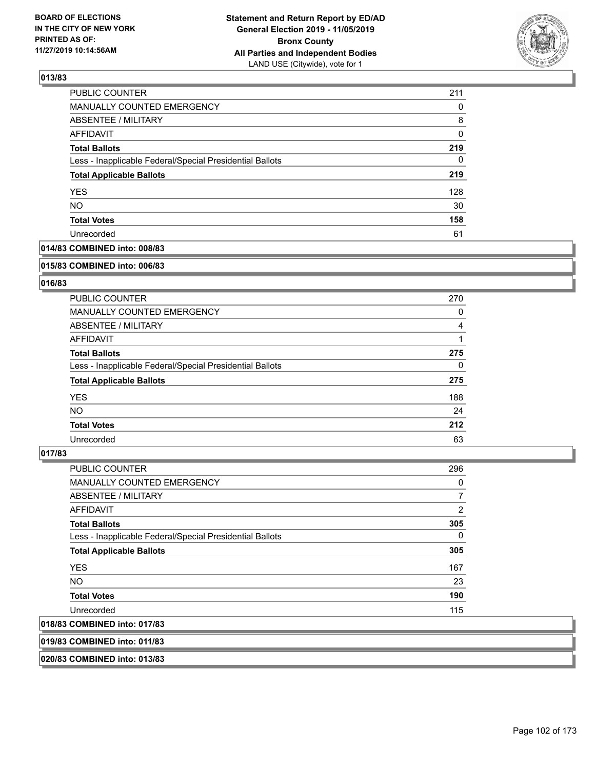### 013/83

| | |
|---|---|
| PUBLIC COUNTER | 211 |
| MANUALLY COUNTED EMERGENCY | 0 |
| ABSENTEE / MILITARY | 8 |
| AFFIDAVIT | 0 |
| **Total Ballots** | **219** |
| Less - Inapplicable Federal/Special Presidential Ballots | 0 |
| **Total Applicable Ballots** | **219** |
| YES | 128 |
| NO | 30 |
| **Total Votes** | **158** |
| Unrecorded | 61 |

### 014/83 COMBINED into: 008/83

### 015/83 COMBINED into: 006/83

### 016/83

| | |
|---|---|
| PUBLIC COUNTER | 270 |
| MANUALLY COUNTED EMERGENCY | 0 |
| ABSENTEE / MILITARY | 4 |
| AFFIDAVIT | 1 |
| **Total Ballots** | **275** |
| Less - Inapplicable Federal/Special Presidential Ballots | 0 |
| **Total Applicable Ballots** | **275** |
| YES | 188 |
| NO | 24 |
| **Total Votes** | **212** |
| Unrecorded | 63 |

### 017/83

| | |
|---|---|
| PUBLIC COUNTER | 296 |
| MANUALLY COUNTED EMERGENCY | 0 |
| ABSENTEE / MILITARY | 7 |
| AFFIDAVIT | 2 |
| **Total Ballots** | **305** |
| Less - Inapplicable Federal/Special Presidential Ballots | 0 |
| **Total Applicable Ballots** | **305** |
| YES | 167 |
| NO | 23 |
| **Total Votes** | **190** |
| Unrecorded | 115 |

### 018/83 COMBINED into: 017/83

### 019/83 COMBINED into: 011/83

### 020/83 COMBINED into: 013/83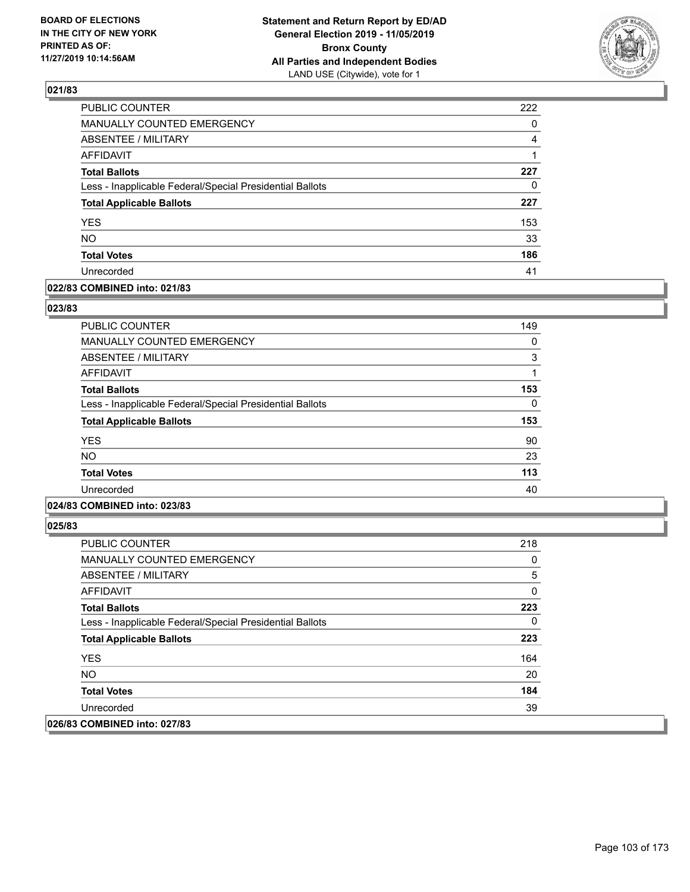**BOARD OF ELECTIONS IN THE CITY OF NEW YORK PRINTED AS OF: 11/27/2019 10:14:56AM**

**Statement and Return Report by ED/AD General Election 2019 - 11/05/2019 Bronx County All Parties and Independent Bodies** LAND USE (Citywide), vote for 1

### 021/83

| | |
|---|---|
| PUBLIC COUNTER | 222 |
| MANUALLY COUNTED EMERGENCY | 0 |
| ABSENTEE / MILITARY | 4 |
| AFFIDAVIT | 1 |
| **Total Ballots** | **227** |
| Less - Inapplicable Federal/Special Presidential Ballots | 0 |
| **Total Applicable Ballots** | **227** |
| YES | 153 |
| NO | 33 |
| **Total Votes** | **186** |
| Unrecorded | 41 |

### 022/83 COMBINED into: 021/83

### 023/83

| | |
|---|---|
| PUBLIC COUNTER | 149 |
| MANUALLY COUNTED EMERGENCY | 0 |
| ABSENTEE / MILITARY | 3 |
| AFFIDAVIT | 1 |
| **Total Ballots** | **153** |
| Less - Inapplicable Federal/Special Presidential Ballots | 0 |
| **Total Applicable Ballots** | **153** |
| YES | 90 |
| NO | 23 |
| **Total Votes** | **113** |
| Unrecorded | 40 |

### 024/83 COMBINED into: 023/83

### 025/83

| | |
|---|---|
| PUBLIC COUNTER | 218 |
| MANUALLY COUNTED EMERGENCY | 0 |
| ABSENTEE / MILITARY | 5 |
| AFFIDAVIT | 0 |
| **Total Ballots** | **223** |
| Less - Inapplicable Federal/Special Presidential Ballots | 0 |
| **Total Applicable Ballots** | **223** |
| YES | 164 |
| NO | 20 |
| **Total Votes** | **184** |
| Unrecorded | 39 |

### 026/83 COMBINED into: 027/83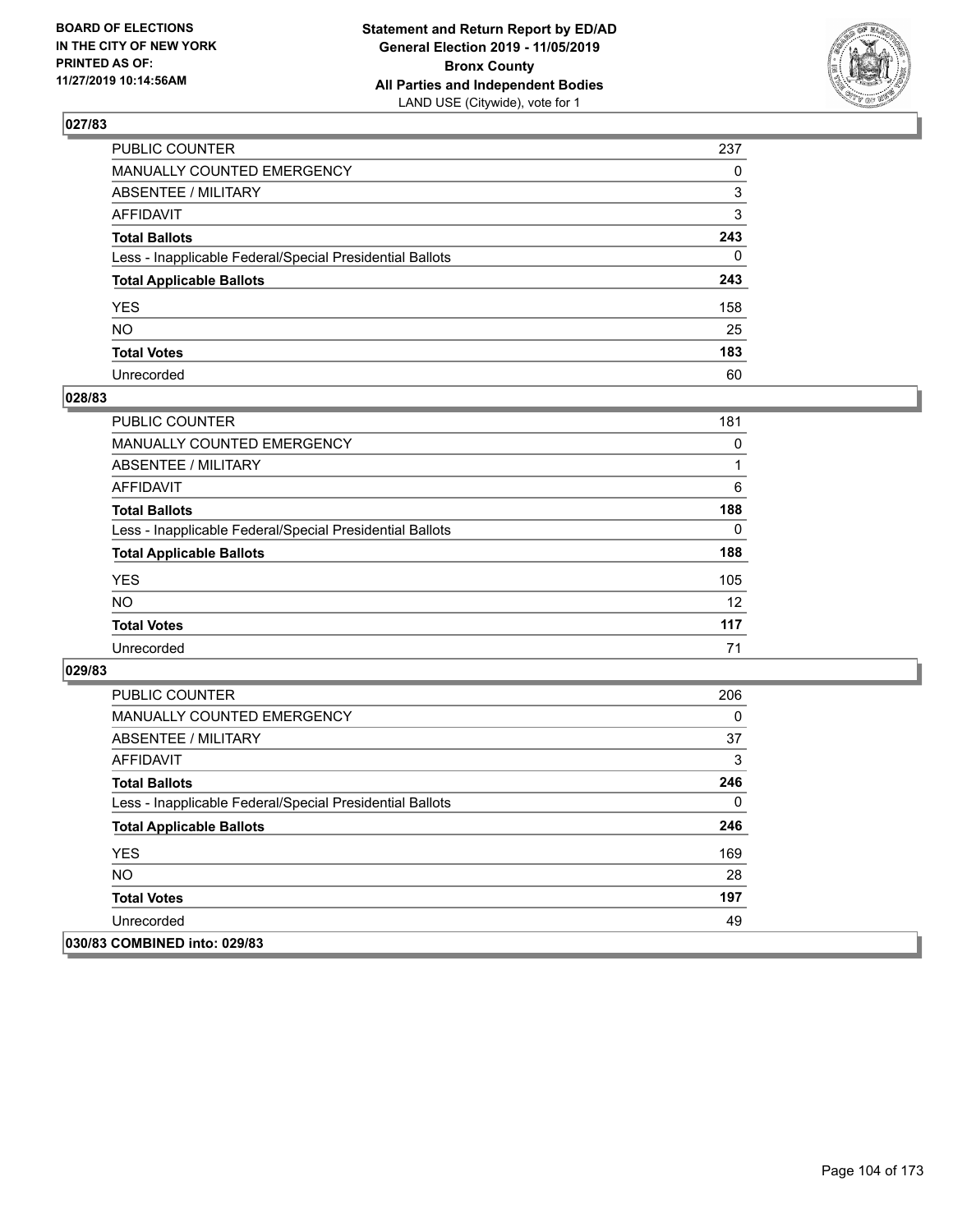BOARD OF ELECTIONS
IN THE CITY OF NEW YORK
PRINTED AS OF:
11/27/2019 10:14:56AM

**Statement and Return Report by ED/AD**
**General Election 2019 - 11/05/2019**
**Bronx County**
**All Parties and Independent Bodies**
LAND USE (Citywide), vote for 1

## 027/83

| | |
|---|---|
| PUBLIC COUNTER | 237 |
| MANUALLY COUNTED EMERGENCY | 0 |
| ABSENTEE / MILITARY | 3 |
| AFFIDAVIT | 3 |
| **Total Ballots** | **243** |
| Less - Inapplicable Federal/Special Presidential Ballots | 0 |
| **Total Applicable Ballots** | **243** |
| YES | 158 |
| NO | 25 |
| **Total Votes** | **183** |
| Unrecorded | 60 |

## 028/83

| | |
|---|---|
| PUBLIC COUNTER | 181 |
| MANUALLY COUNTED EMERGENCY | 0 |
| ABSENTEE / MILITARY | 1 |
| AFFIDAVIT | 6 |
| **Total Ballots** | **188** |
| Less - Inapplicable Federal/Special Presidential Ballots | 0 |
| **Total Applicable Ballots** | **188** |
| YES | 105 |
| NO | 12 |
| **Total Votes** | **117** |
| Unrecorded | 71 |

## 029/83

| | |
|---|---|
| PUBLIC COUNTER | 206 |
| MANUALLY COUNTED EMERGENCY | 0 |
| ABSENTEE / MILITARY | 37 |
| AFFIDAVIT | 3 |
| **Total Ballots** | **246** |
| Less - Inapplicable Federal/Special Presidential Ballots | 0 |
| **Total Applicable Ballots** | **246** |
| YES | 169 |
| NO | 28 |
| **Total Votes** | **197** |
| Unrecorded | 49 |

## 030/83 COMBINED into: 029/83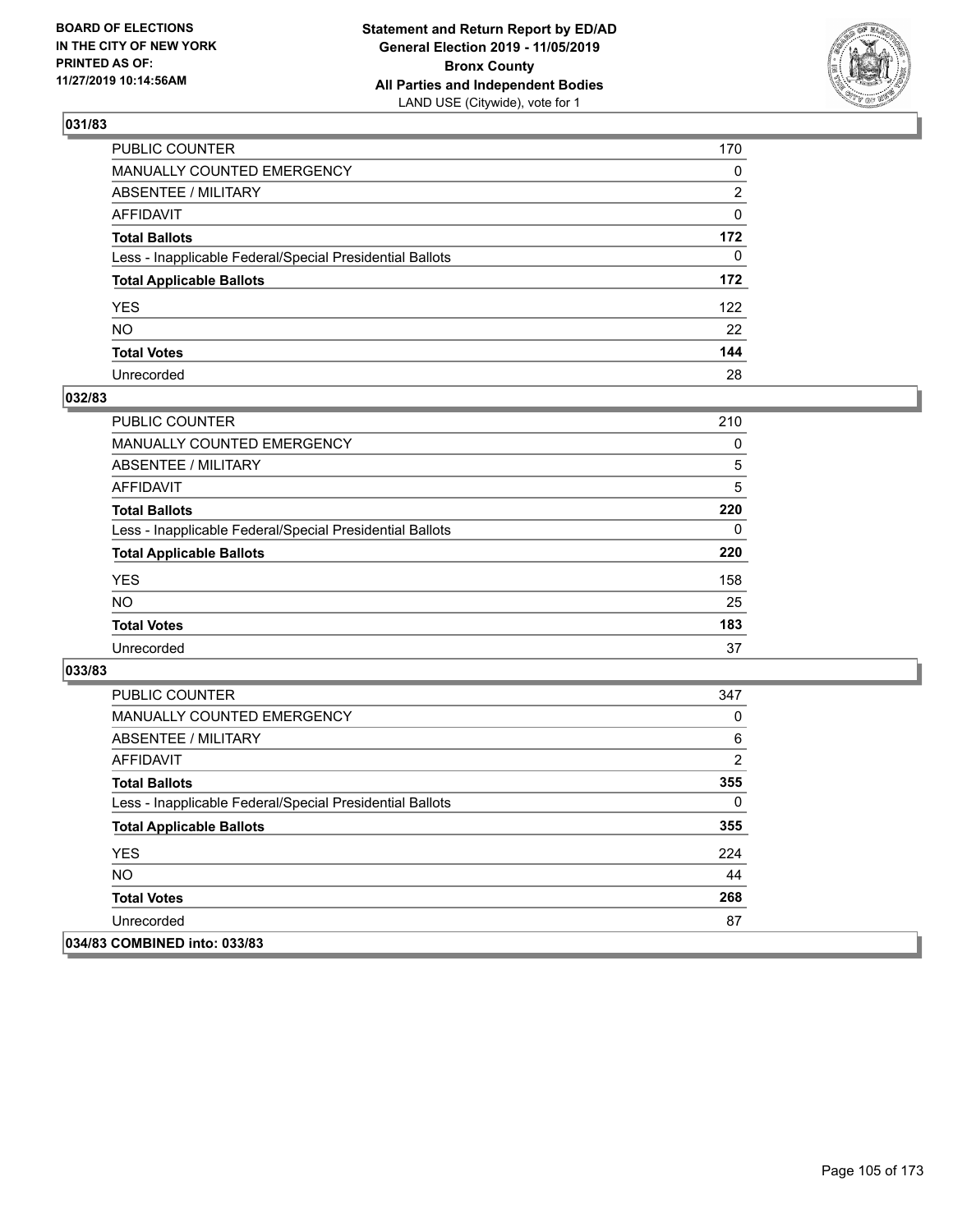BOARD OF ELECTIONS
IN THE CITY OF NEW YORK
PRINTED AS OF:
11/27/2019 10:14:56AM

**Statement and Return Report by ED/AD**
**General Election 2019 - 11/05/2019**
**Bronx County**
**All Parties and Independent Bodies**
LAND USE (Citywide), vote for 1

### 031/83

| | |
|---|---|
| PUBLIC COUNTER | 170 |
| MANUALLY COUNTED EMERGENCY | 0 |
| ABSENTEE / MILITARY | 2 |
| AFFIDAVIT | 0 |
| **Total Ballots** | **172** |
| Less - Inapplicable Federal/Special Presidential Ballots | 0 |
| **Total Applicable Ballots** | **172** |
| YES | 122 |
| NO | 22 |
| **Total Votes** | **144** |
| Unrecorded | 28 |

### 032/83

| | |
|---|---|
| PUBLIC COUNTER | 210 |
| MANUALLY COUNTED EMERGENCY | 0 |
| ABSENTEE / MILITARY | 5 |
| AFFIDAVIT | 5 |
| **Total Ballots** | **220** |
| Less - Inapplicable Federal/Special Presidential Ballots | 0 |
| **Total Applicable Ballots** | **220** |
| YES | 158 |
| NO | 25 |
| **Total Votes** | **183** |
| Unrecorded | 37 |

### 033/83

| | |
|---|---|
| PUBLIC COUNTER | 347 |
| MANUALLY COUNTED EMERGENCY | 0 |
| ABSENTEE / MILITARY | 6 |
| AFFIDAVIT | 2 |
| **Total Ballots** | **355** |
| Less - Inapplicable Federal/Special Presidential Ballots | 0 |
| **Total Applicable Ballots** | **355** |
| YES | 224 |
| NO | 44 |
| **Total Votes** | **268** |
| Unrecorded | 87 |

### 034/83 COMBINED into: 033/83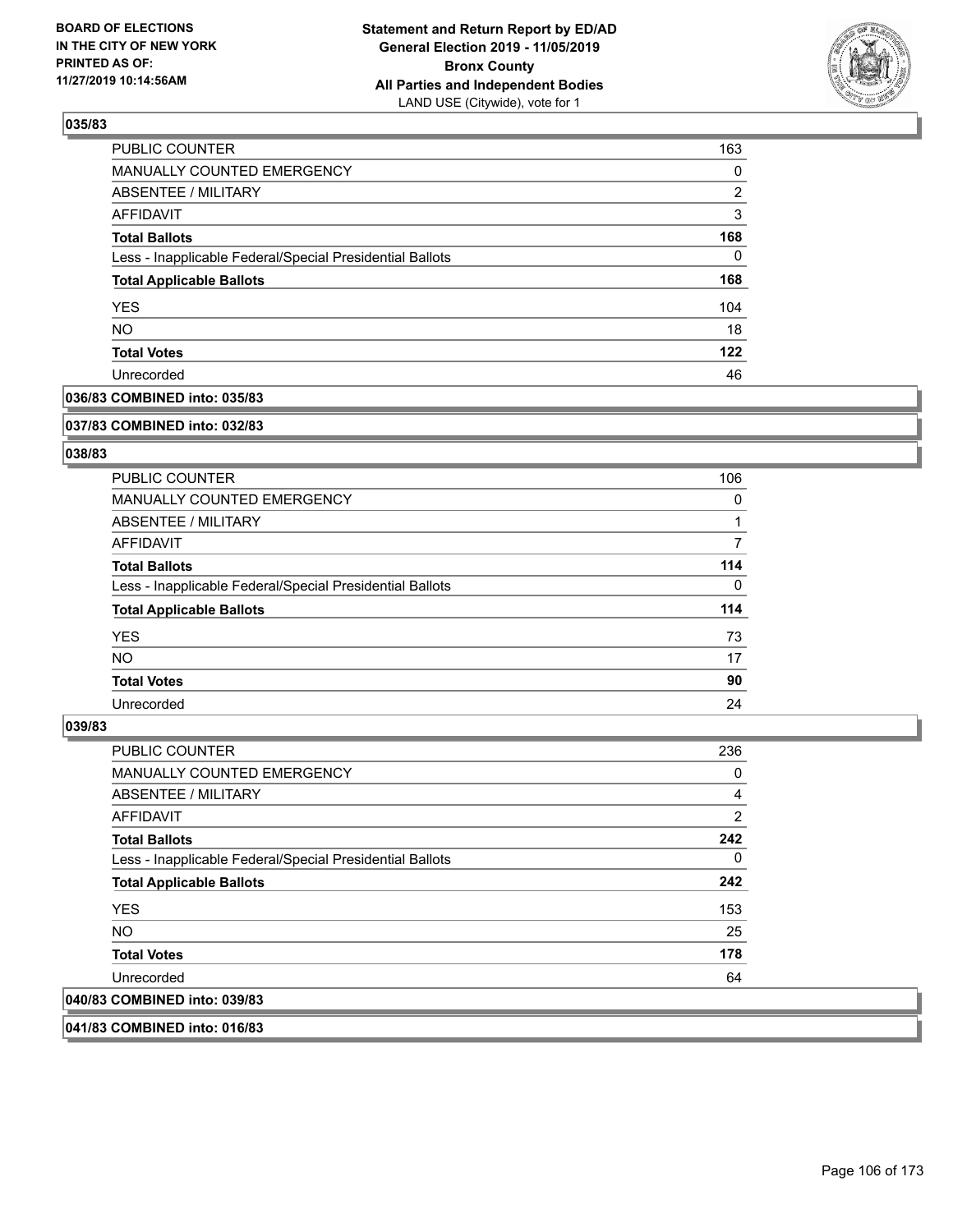**BOARD OF ELECTIONS IN THE CITY OF NEW YORK PRINTED AS OF: 11/27/2019 10:14:56AM**

**Statement and Return Report by ED/AD General Election 2019 - 11/05/2019 Bronx County All Parties and Independent Bodies**
LAND USE (Citywide), vote for 1

### 035/83

| | |
|---|---|
| PUBLIC COUNTER | 163 |
| MANUALLY COUNTED EMERGENCY | 0 |
| ABSENTEE / MILITARY | 2 |
| AFFIDAVIT | 3 |
| **Total Ballots** | **168** |
| Less - Inapplicable Federal/Special Presidential Ballots | 0 |
| **Total Applicable Ballots** | **168** |
| YES | 104 |
| NO | 18 |
| **Total Votes** | **122** |
| Unrecorded | 46 |

### 036/83 COMBINED into: 035/83

### 037/83 COMBINED into: 032/83

### 038/83

| | |
|---|---|
| PUBLIC COUNTER | 106 |
| MANUALLY COUNTED EMERGENCY | 0 |
| ABSENTEE / MILITARY | 1 |
| AFFIDAVIT | 7 |
| **Total Ballots** | **114** |
| Less - Inapplicable Federal/Special Presidential Ballots | 0 |
| **Total Applicable Ballots** | **114** |
| YES | 73 |
| NO | 17 |
| **Total Votes** | **90** |
| Unrecorded | 24 |

### 039/83

| | |
|---|---|
| PUBLIC COUNTER | 236 |
| MANUALLY COUNTED EMERGENCY | 0 |
| ABSENTEE / MILITARY | 4 |
| AFFIDAVIT | 2 |
| **Total Ballots** | **242** |
| Less - Inapplicable Federal/Special Presidential Ballots | 0 |
| **Total Applicable Ballots** | **242** |
| YES | 153 |
| NO | 25 |
| **Total Votes** | **178** |
| Unrecorded | 64 |

### 040/83 COMBINED into: 039/83

### 041/83 COMBINED into: 016/83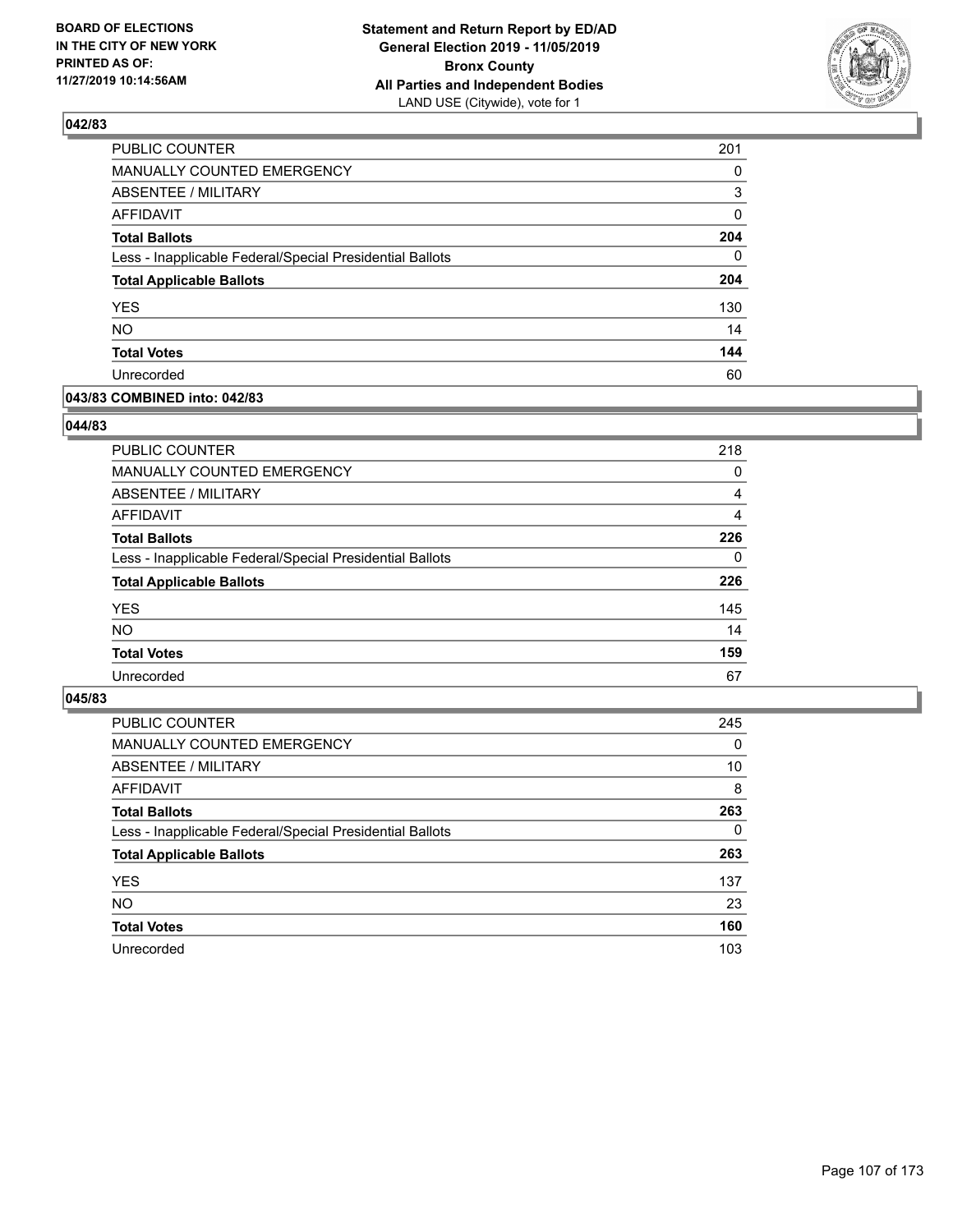**BOARD OF ELECTIONS IN THE CITY OF NEW YORK PRINTED AS OF: 11/27/2019 10:14:56AM**

**Statement and Return Report by ED/AD General Election 2019 - 11/05/2019 Bronx County All Parties and Independent Bodies**
LAND USE (Citywide), vote for 1

### 042/83

| | |
|---|---|
| PUBLIC COUNTER | 201 |
| MANUALLY COUNTED EMERGENCY | 0 |
| ABSENTEE / MILITARY | 3 |
| AFFIDAVIT | 0 |
| **Total Ballots** | **204** |
| Less - Inapplicable Federal/Special Presidential Ballots | 0 |
| **Total Applicable Ballots** | **204** |
| YES | 130 |
| NO | 14 |
| **Total Votes** | **144** |
| Unrecorded | 60 |

### 043/83 COMBINED into: 042/83

### 044/83

| | |
|---|---|
| PUBLIC COUNTER | 218 |
| MANUALLY COUNTED EMERGENCY | 0 |
| ABSENTEE / MILITARY | 4 |
| AFFIDAVIT | 4 |
| **Total Ballots** | **226** |
| Less - Inapplicable Federal/Special Presidential Ballots | 0 |
| **Total Applicable Ballots** | **226** |
| YES | 145 |
| NO | 14 |
| **Total Votes** | **159** |
| Unrecorded | 67 |

### 045/83

| | |
|---|---|
| PUBLIC COUNTER | 245 |
| MANUALLY COUNTED EMERGENCY | 0 |
| ABSENTEE / MILITARY | 10 |
| AFFIDAVIT | 8 |
| **Total Ballots** | **263** |
| Less - Inapplicable Federal/Special Presidential Ballots | 0 |
| **Total Applicable Ballots** | **263** |
| YES | 137 |
| NO | 23 |
| **Total Votes** | **160** |
| Unrecorded | 103 |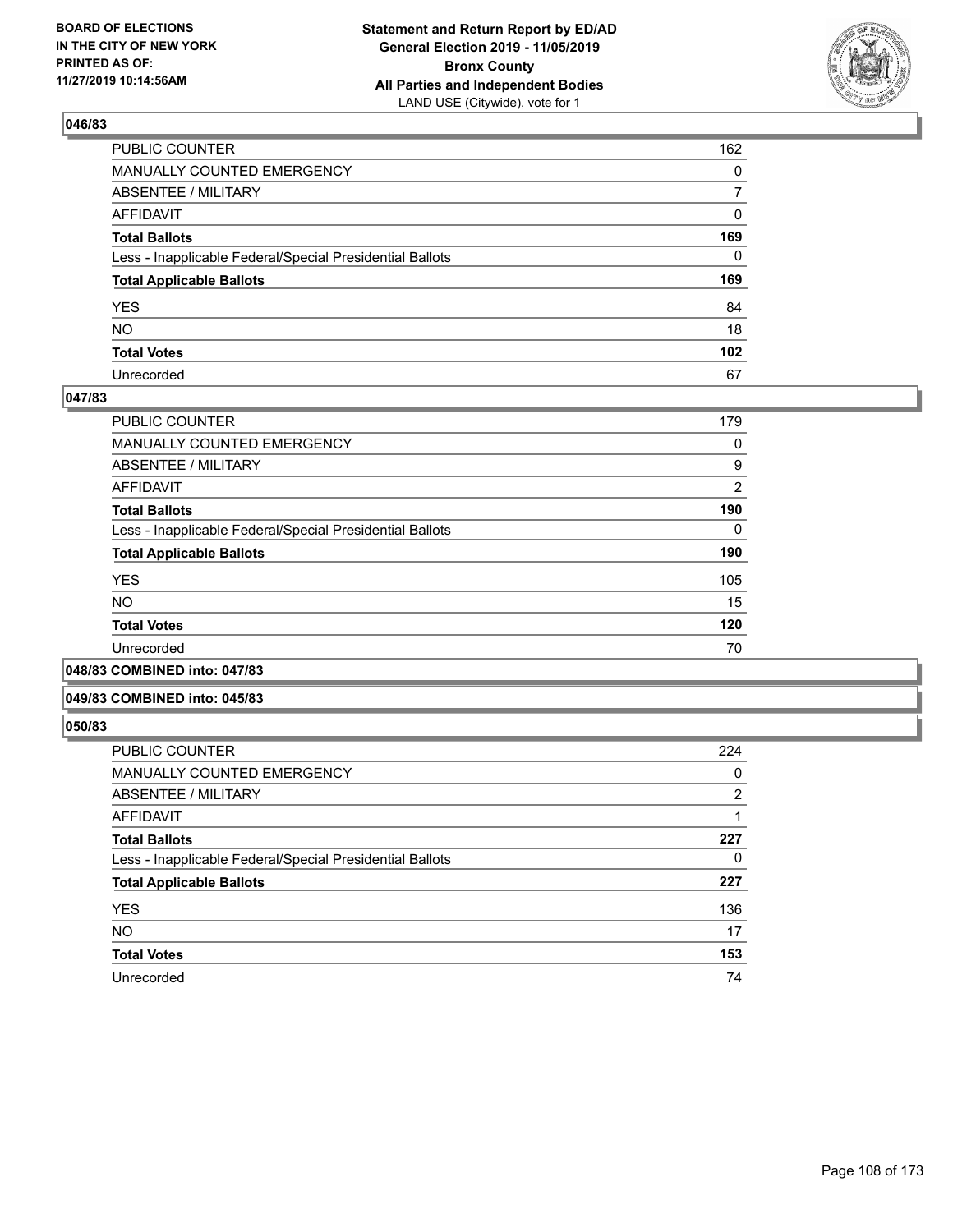BOARD OF ELECTIONS
IN THE CITY OF NEW YORK
PRINTED AS OF:
11/27/2019 10:14:56AM

**Statement and Return Report by ED/AD**
**General Election 2019 - 11/05/2019**
**Bronx County**
**All Parties and Independent Bodies**
LAND USE (Citywide), vote for 1

### 046/83

| | |
|---|---|
| PUBLIC COUNTER | 162 |
| MANUALLY COUNTED EMERGENCY | 0 |
| ABSENTEE / MILITARY | 7 |
| AFFIDAVIT | 0 |
| **Total Ballots** | **169** |
| Less - Inapplicable Federal/Special Presidential Ballots | 0 |
| **Total Applicable Ballots** | **169** |
| YES | 84 |
| NO | 18 |
| **Total Votes** | **102** |
| Unrecorded | 67 |

### 047/83

| | |
|---|---|
| PUBLIC COUNTER | 179 |
| MANUALLY COUNTED EMERGENCY | 0 |
| ABSENTEE / MILITARY | 9 |
| AFFIDAVIT | 2 |
| **Total Ballots** | **190** |
| Less - Inapplicable Federal/Special Presidential Ballots | 0 |
| **Total Applicable Ballots** | **190** |
| YES | 105 |
| NO | 15 |
| **Total Votes** | **120** |
| Unrecorded | 70 |

### 048/83 COMBINED into: 047/83

### 049/83 COMBINED into: 045/83

### 050/83

| | |
|---|---|
| PUBLIC COUNTER | 224 |
| MANUALLY COUNTED EMERGENCY | 0 |
| ABSENTEE / MILITARY | 2 |
| AFFIDAVIT | 1 |
| **Total Ballots** | **227** |
| Less - Inapplicable Federal/Special Presidential Ballots | 0 |
| **Total Applicable Ballots** | **227** |
| YES | 136 |
| NO | 17 |
| **Total Votes** | **153** |
| Unrecorded | 74 |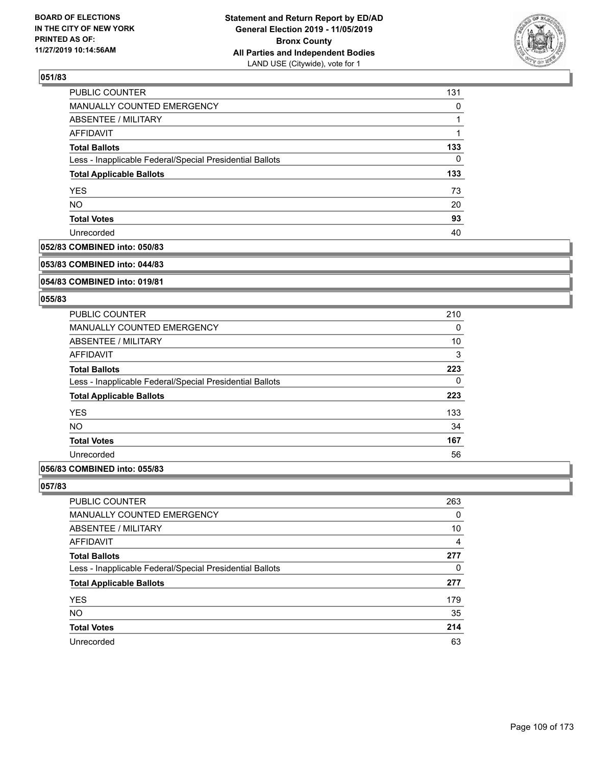## 051/83

| | |
|---|---|
| PUBLIC COUNTER | 131 |
| MANUALLY COUNTED EMERGENCY | 0 |
| ABSENTEE / MILITARY | 1 |
| AFFIDAVIT | 1 |
| **Total Ballots** | **133** |
| Less - Inapplicable Federal/Special Presidential Ballots | 0 |
| **Total Applicable Ballots** | **133** |
| YES | 73 |
| NO | 20 |
| **Total Votes** | **93** |
| Unrecorded | 40 |

## 052/83 COMBINED into: 050/83

## 053/83 COMBINED into: 044/83

## 054/83 COMBINED into: 019/81

## 055/83

| | |
|---|---|
| PUBLIC COUNTER | 210 |
| MANUALLY COUNTED EMERGENCY | 0 |
| ABSENTEE / MILITARY | 10 |
| AFFIDAVIT | 3 |
| **Total Ballots** | **223** |
| Less - Inapplicable Federal/Special Presidential Ballots | 0 |
| **Total Applicable Ballots** | **223** |
| YES | 133 |
| NO | 34 |
| **Total Votes** | **167** |
| Unrecorded | 56 |

## 056/83 COMBINED into: 055/83

## 057/83

| | |
|---|---|
| PUBLIC COUNTER | 263 |
| MANUALLY COUNTED EMERGENCY | 0 |
| ABSENTEE / MILITARY | 10 |
| AFFIDAVIT | 4 |
| **Total Ballots** | **277** |
| Less - Inapplicable Federal/Special Presidential Ballots | 0 |
| **Total Applicable Ballots** | **277** |
| YES | 179 |
| NO | 35 |
| **Total Votes** | **214** |
| Unrecorded | 63 |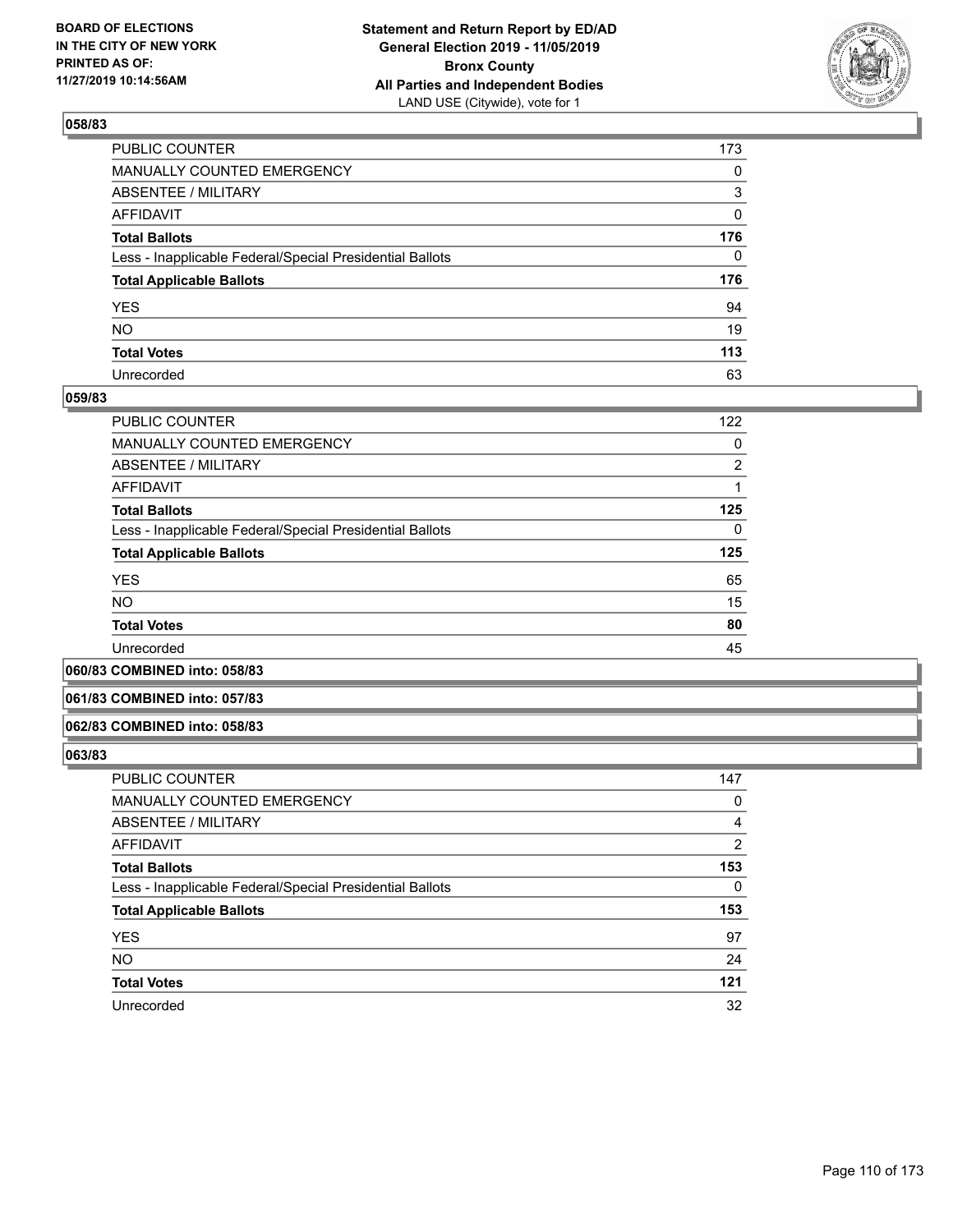## 058/83

| | |
|---|---|
| PUBLIC COUNTER | 173 |
| MANUALLY COUNTED EMERGENCY | 0 |
| ABSENTEE / MILITARY | 3 |
| AFFIDAVIT | 0 |
| **Total Ballots** | **176** |
| Less - Inapplicable Federal/Special Presidential Ballots | 0 |
| **Total Applicable Ballots** | **176** |
| YES | 94 |
| NO | 19 |
| **Total Votes** | **113** |
| Unrecorded | 63 |

## 059/83

| | |
|---|---|
| PUBLIC COUNTER | 122 |
| MANUALLY COUNTED EMERGENCY | 0 |
| ABSENTEE / MILITARY | 2 |
| AFFIDAVIT | 1 |
| **Total Ballots** | **125** |
| Less - Inapplicable Federal/Special Presidential Ballots | 0 |
| **Total Applicable Ballots** | **125** |
| YES | 65 |
| NO | 15 |
| **Total Votes** | **80** |
| Unrecorded | 45 |

## 060/83 COMBINED into: 058/83

## 061/83 COMBINED into: 057/83

## 062/83 COMBINED into: 058/83

## 063/83

| | |
|---|---|
| PUBLIC COUNTER | 147 |
| MANUALLY COUNTED EMERGENCY | 0 |
| ABSENTEE / MILITARY | 4 |
| AFFIDAVIT | 2 |
| **Total Ballots** | **153** |
| Less - Inapplicable Federal/Special Presidential Ballots | 0 |
| **Total Applicable Ballots** | **153** |
| YES | 97 |
| NO | 24 |
| **Total Votes** | **121** |
| Unrecorded | 32 |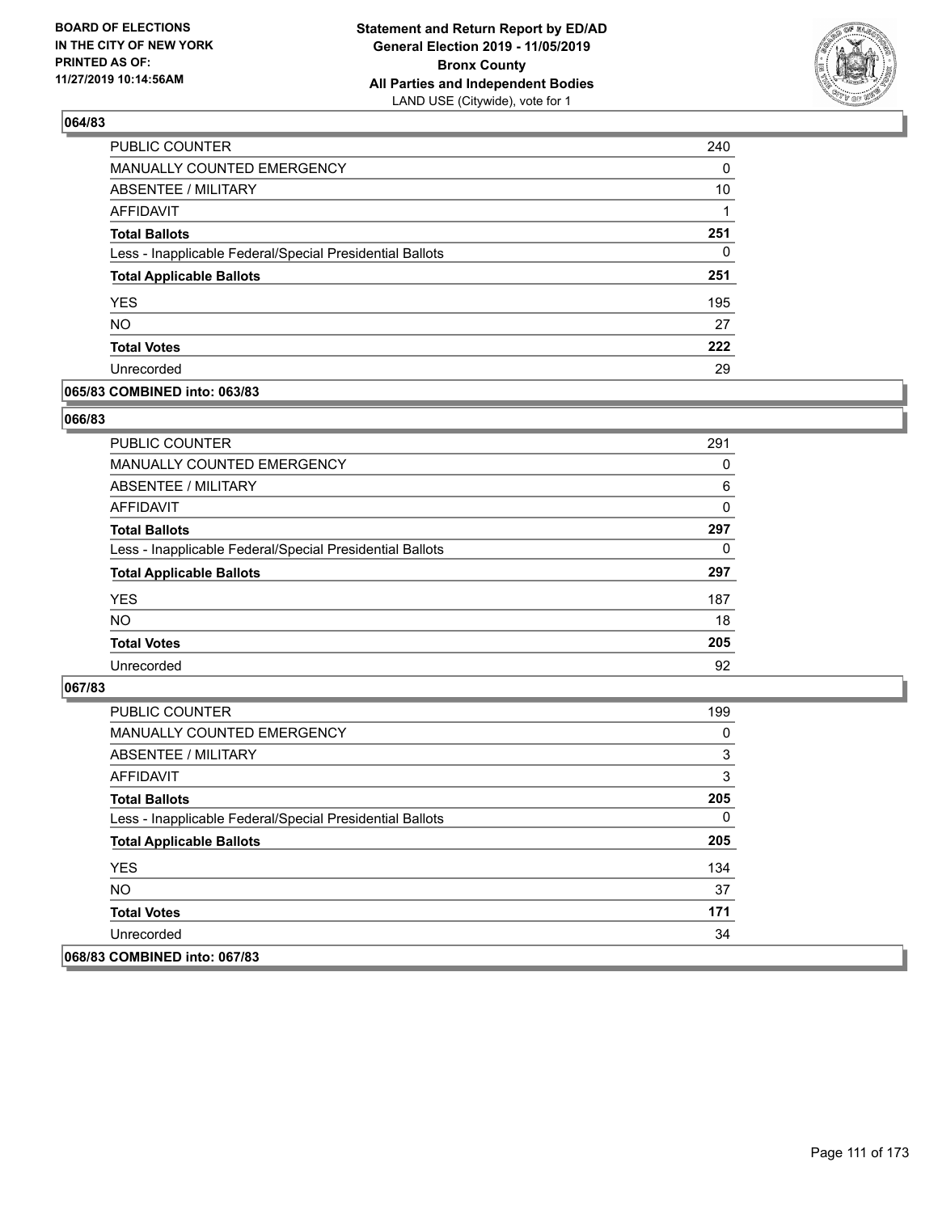**064/83**

| | |
|---|---|
| PUBLIC COUNTER | 240 |
| MANUALLY COUNTED EMERGENCY | 0 |
| ABSENTEE / MILITARY | 10 |
| AFFIDAVIT | 1 |
| **Total Ballots** | **251** |
| Less - Inapplicable Federal/Special Presidential Ballots | 0 |
| **Total Applicable Ballots** | **251** |
| YES | 195 |
| NO | 27 |
| **Total Votes** | **222** |
| Unrecorded | 29 |

**065/83 COMBINED into: 063/83**

**066/83**

| | |
|---|---|
| PUBLIC COUNTER | 291 |
| MANUALLY COUNTED EMERGENCY | 0 |
| ABSENTEE / MILITARY | 6 |
| AFFIDAVIT | 0 |
| **Total Ballots** | **297** |
| Less - Inapplicable Federal/Special Presidential Ballots | 0 |
| **Total Applicable Ballots** | **297** |
| YES | 187 |
| NO | 18 |
| **Total Votes** | **205** |
| Unrecorded | 92 |

**067/83**

| | |
|---|---|
| PUBLIC COUNTER | 199 |
| MANUALLY COUNTED EMERGENCY | 0 |
| ABSENTEE / MILITARY | 3 |
| AFFIDAVIT | 3 |
| **Total Ballots** | **205** |
| Less - Inapplicable Federal/Special Presidential Ballots | 0 |
| **Total Applicable Ballots** | **205** |
| YES | 134 |
| NO | 37 |
| **Total Votes** | **171** |
| Unrecorded | 34 |

**068/83 COMBINED into: 067/83**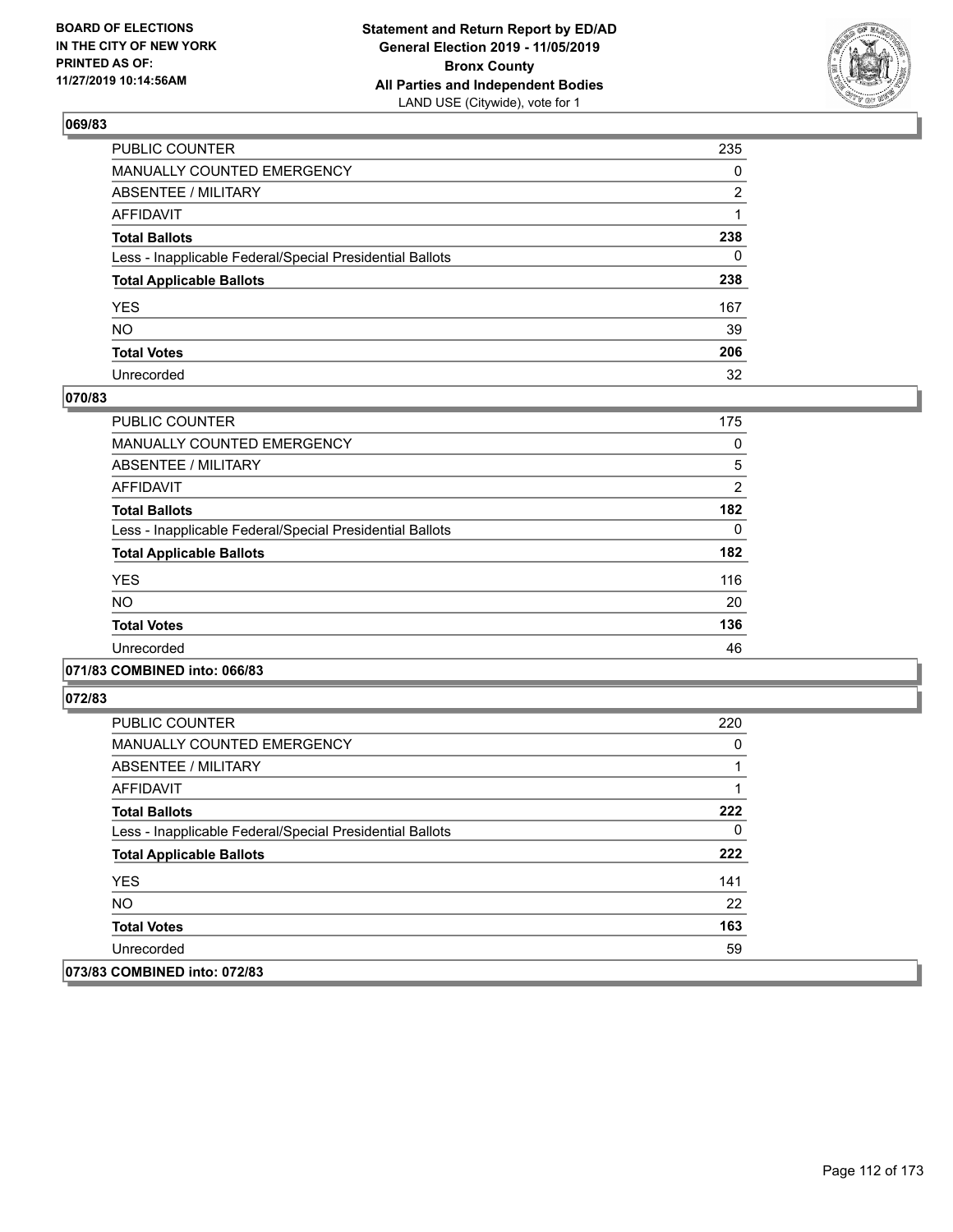**BOARD OF ELECTIONS IN THE CITY OF NEW YORK PRINTED AS OF: 11/27/2019 10:14:56AM**

**Statement and Return Report by ED/AD General Election 2019 - 11/05/2019 Bronx County All Parties and Independent Bodies** LAND USE (Citywide), vote for 1

### 069/83

| | |
|---|---|
| PUBLIC COUNTER | 235 |
| MANUALLY COUNTED EMERGENCY | 0 |
| ABSENTEE / MILITARY | 2 |
| AFFIDAVIT | 1 |
| **Total Ballots** | **238** |
| Less - Inapplicable Federal/Special Presidential Ballots | 0 |
| **Total Applicable Ballots** | **238** |
| YES | 167 |
| NO | 39 |
| **Total Votes** | **206** |
| Unrecorded | 32 |

### 070/83

| | |
|---|---|
| PUBLIC COUNTER | 175 |
| MANUALLY COUNTED EMERGENCY | 0 |
| ABSENTEE / MILITARY | 5 |
| AFFIDAVIT | 2 |
| **Total Ballots** | **182** |
| Less - Inapplicable Federal/Special Presidential Ballots | 0 |
| **Total Applicable Ballots** | **182** |
| YES | 116 |
| NO | 20 |
| **Total Votes** | **136** |
| Unrecorded | 46 |

### 071/83 COMBINED into: 066/83

### 072/83

| | |
|---|---|
| PUBLIC COUNTER | 220 |
| MANUALLY COUNTED EMERGENCY | 0 |
| ABSENTEE / MILITARY | 1 |
| AFFIDAVIT | 1 |
| **Total Ballots** | **222** |
| Less - Inapplicable Federal/Special Presidential Ballots | 0 |
| **Total Applicable Ballots** | **222** |
| YES | 141 |
| NO | 22 |
| **Total Votes** | **163** |
| Unrecorded | 59 |

### 073/83 COMBINED into: 072/83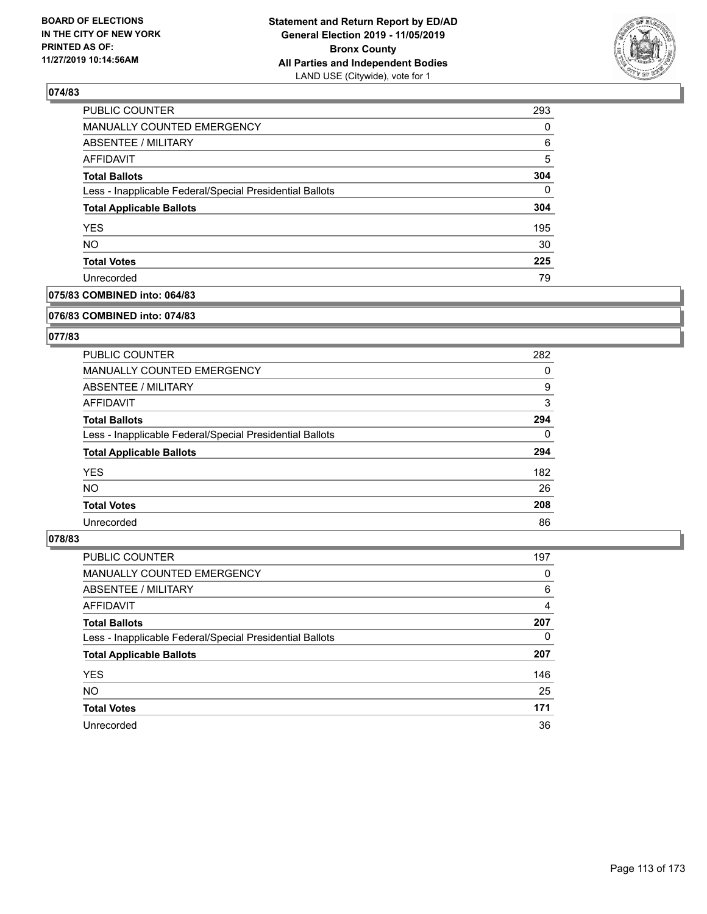### 074/83

| | |
|---|---|
| PUBLIC COUNTER | 293 |
| MANUALLY COUNTED EMERGENCY | 0 |
| ABSENTEE / MILITARY | 6 |
| AFFIDAVIT | 5 |
| **Total Ballots** | **304** |
| Less - Inapplicable Federal/Special Presidential Ballots | 0 |
| **Total Applicable Ballots** | **304** |
| YES | 195 |
| NO | 30 |
| **Total Votes** | **225** |
| Unrecorded | 79 |

### 075/83 COMBINED into: 064/83

### 076/83 COMBINED into: 074/83

### 077/83

| | |
|---|---|
| PUBLIC COUNTER | 282 |
| MANUALLY COUNTED EMERGENCY | 0 |
| ABSENTEE / MILITARY | 9 |
| AFFIDAVIT | 3 |
| **Total Ballots** | **294** |
| Less - Inapplicable Federal/Special Presidential Ballots | 0 |
| **Total Applicable Ballots** | **294** |
| YES | 182 |
| NO | 26 |
| **Total Votes** | **208** |
| Unrecorded | 86 |

### 078/83

| | |
|---|---|
| PUBLIC COUNTER | 197 |
| MANUALLY COUNTED EMERGENCY | 0 |
| ABSENTEE / MILITARY | 6 |
| AFFIDAVIT | 4 |
| **Total Ballots** | **207** |
| Less - Inapplicable Federal/Special Presidential Ballots | 0 |
| **Total Applicable Ballots** | **207** |
| YES | 146 |
| NO | 25 |
| **Total Votes** | **171** |
| Unrecorded | 36 |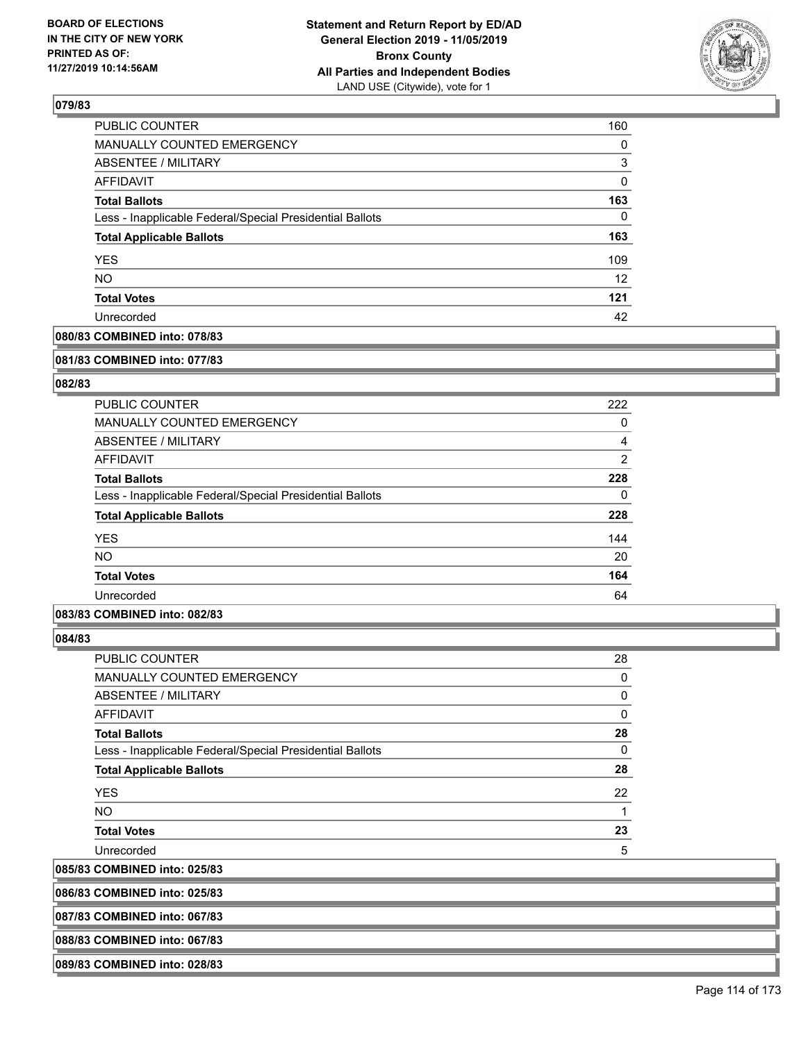### 079/83

| | |
|---|---|
| PUBLIC COUNTER | 160 |
| MANUALLY COUNTED EMERGENCY | 0 |
| ABSENTEE / MILITARY | 3 |
| AFFIDAVIT | 0 |
| **Total Ballots** | **163** |
| Less - Inapplicable Federal/Special Presidential Ballots | 0 |
| **Total Applicable Ballots** | **163** |
| YES | 109 |
| NO | 12 |
| **Total Votes** | **121** |
| Unrecorded | 42 |

### 080/83 COMBINED into: 078/83

### 081/83 COMBINED into: 077/83

### 082/83

| | |
|---|---|
| PUBLIC COUNTER | 222 |
| MANUALLY COUNTED EMERGENCY | 0 |
| ABSENTEE / MILITARY | 4 |
| AFFIDAVIT | 2 |
| **Total Ballots** | **228** |
| Less - Inapplicable Federal/Special Presidential Ballots | 0 |
| **Total Applicable Ballots** | **228** |
| YES | 144 |
| NO | 20 |
| **Total Votes** | **164** |
| Unrecorded | 64 |

### 083/83 COMBINED into: 082/83

### 084/83

| | |
|---|---|
| PUBLIC COUNTER | 28 |
| MANUALLY COUNTED EMERGENCY | 0 |
| ABSENTEE / MILITARY | 0 |
| AFFIDAVIT | 0 |
| **Total Ballots** | **28** |
| Less - Inapplicable Federal/Special Presidential Ballots | 0 |
| **Total Applicable Ballots** | **28** |
| YES | 22 |
| NO | 1 |
| **Total Votes** | **23** |
| Unrecorded | 5 |

### 085/83 COMBINED into: 025/83

### 086/83 COMBINED into: 025/83

### 087/83 COMBINED into: 067/83

### 088/83 COMBINED into: 067/83

### 089/83 COMBINED into: 028/83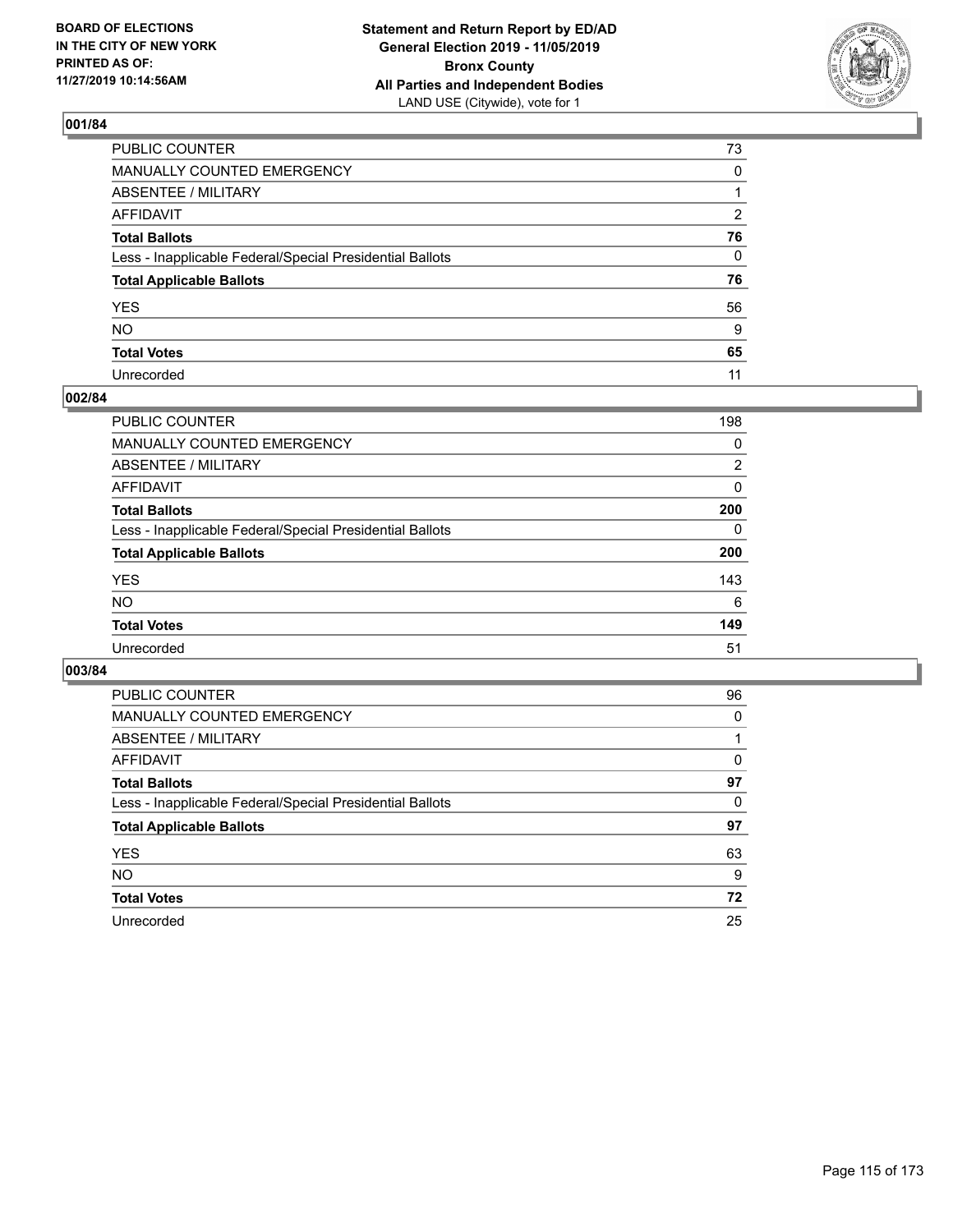BOARD OF ELECTIONS
IN THE CITY OF NEW YORK
PRINTED AS OF:
11/27/2019 10:14:56AM

**Statement and Return Report by ED/AD**
**General Election 2019 - 11/05/2019**
**Bronx County**
**All Parties and Independent Bodies**
LAND USE (Citywide), vote for 1

### 001/84

| | |
|---|---|
| PUBLIC COUNTER | 73 |
| MANUALLY COUNTED EMERGENCY | 0 |
| ABSENTEE / MILITARY | 1 |
| AFFIDAVIT | 2 |
| **Total Ballots** | **76** |
| Less - Inapplicable Federal/Special Presidential Ballots | 0 |
| **Total Applicable Ballots** | **76** |
| YES | 56 |
| NO | 9 |
| **Total Votes** | **65** |
| Unrecorded | 11 |

### 002/84

| | |
|---|---|
| PUBLIC COUNTER | 198 |
| MANUALLY COUNTED EMERGENCY | 0 |
| ABSENTEE / MILITARY | 2 |
| AFFIDAVIT | 0 |
| **Total Ballots** | **200** |
| Less - Inapplicable Federal/Special Presidential Ballots | 0 |
| **Total Applicable Ballots** | **200** |
| YES | 143 |
| NO | 6 |
| **Total Votes** | **149** |
| Unrecorded | 51 |

### 003/84

| | |
|---|---|
| PUBLIC COUNTER | 96 |
| MANUALLY COUNTED EMERGENCY | 0 |
| ABSENTEE / MILITARY | 1 |
| AFFIDAVIT | 0 |
| **Total Ballots** | **97** |
| Less - Inapplicable Federal/Special Presidential Ballots | 0 |
| **Total Applicable Ballots** | **97** |
| YES | 63 |
| NO | 9 |
| **Total Votes** | **72** |
| Unrecorded | 25 |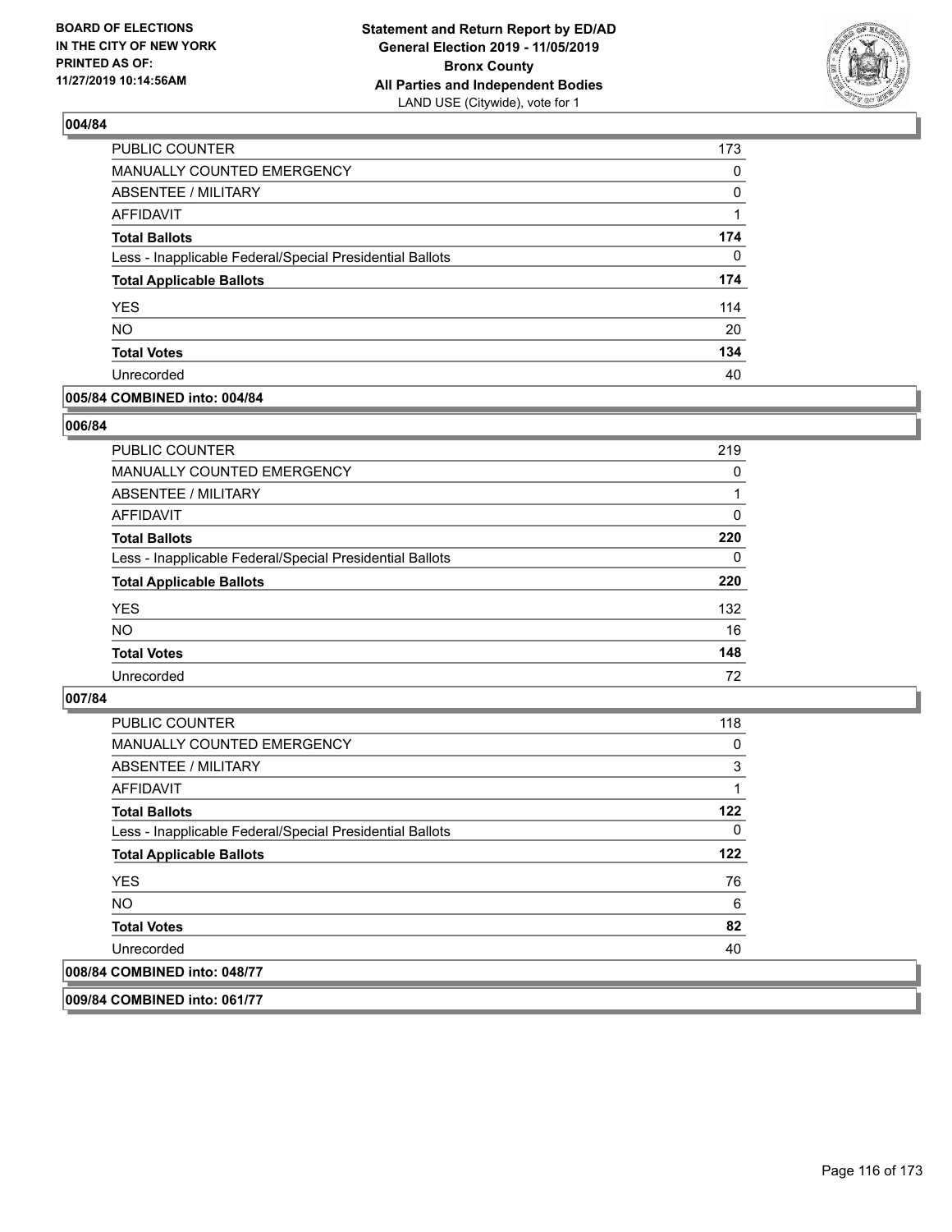**BOARD OF ELECTIONS IN THE CITY OF NEW YORK PRINTED AS OF: 11/27/2019 10:14:56AM**

**Statement and Return Report by ED/AD General Election 2019 - 11/05/2019 Bronx County All Parties and Independent Bodies**
LAND USE (Citywide), vote for 1

## 004/84

| | |
|---|---|
| PUBLIC COUNTER | 173 |
| MANUALLY COUNTED EMERGENCY | 0 |
| ABSENTEE / MILITARY | 0 |
| AFFIDAVIT | 1 |
| **Total Ballots** | **174** |
| Less - Inapplicable Federal/Special Presidential Ballots | 0 |
| **Total Applicable Ballots** | **174** |
| YES | 114 |
| NO | 20 |
| **Total Votes** | **134** |
| Unrecorded | 40 |

## 005/84 COMBINED into: 004/84

## 006/84

| | |
|---|---|
| PUBLIC COUNTER | 219 |
| MANUALLY COUNTED EMERGENCY | 0 |
| ABSENTEE / MILITARY | 1 |
| AFFIDAVIT | 0 |
| **Total Ballots** | **220** |
| Less - Inapplicable Federal/Special Presidential Ballots | 0 |
| **Total Applicable Ballots** | **220** |
| YES | 132 |
| NO | 16 |
| **Total Votes** | **148** |
| Unrecorded | 72 |

## 007/84

| | |
|---|---|
| PUBLIC COUNTER | 118 |
| MANUALLY COUNTED EMERGENCY | 0 |
| ABSENTEE / MILITARY | 3 |
| AFFIDAVIT | 1 |
| **Total Ballots** | **122** |
| Less - Inapplicable Federal/Special Presidential Ballots | 0 |
| **Total Applicable Ballots** | **122** |
| YES | 76 |
| NO | 6 |
| **Total Votes** | **82** |
| Unrecorded | 40 |

## 008/84 COMBINED into: 048/77

## 009/84 COMBINED into: 061/77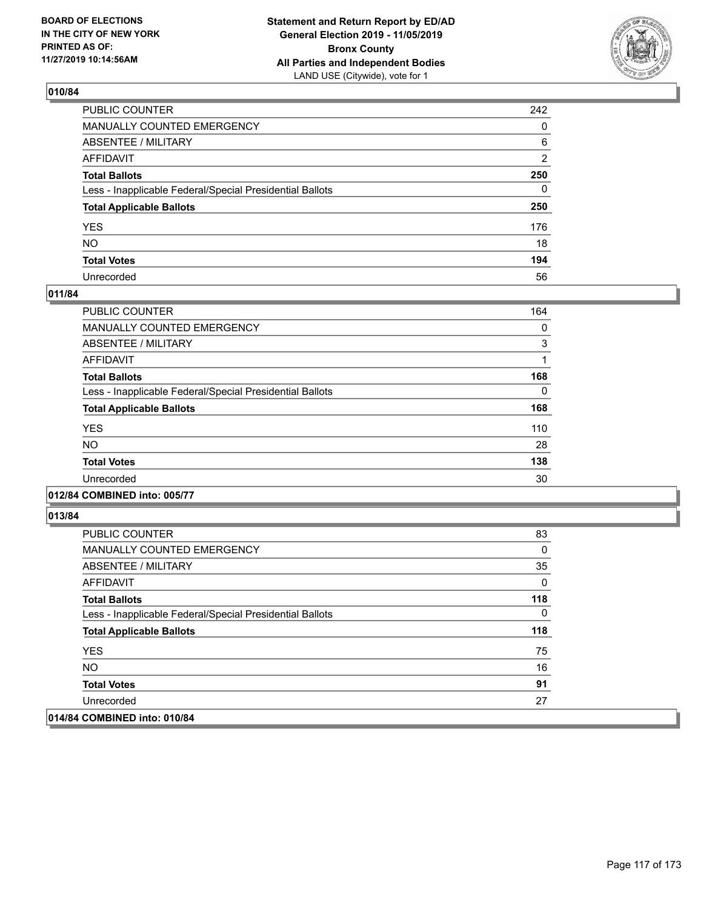BOARD OF ELECTIONS
IN THE CITY OF NEW YORK
PRINTED AS OF:
11/27/2019 10:14:56AM

**Statement and Return Report by ED/AD**
**General Election 2019 - 11/05/2019**
**Bronx County**
**All Parties and Independent Bodies**
LAND USE (Citywide), vote for 1

## 010/84

| | |
|---|---|
| PUBLIC COUNTER | 242 |
| MANUALLY COUNTED EMERGENCY | 0 |
| ABSENTEE / MILITARY | 6 |
| AFFIDAVIT | 2 |
| **Total Ballots** | **250** |
| Less - Inapplicable Federal/Special Presidential Ballots | 0 |
| **Total Applicable Ballots** | **250** |
| YES | 176 |
| NO | 18 |
| **Total Votes** | **194** |
| Unrecorded | 56 |

## 011/84

| | |
|---|---|
| PUBLIC COUNTER | 164 |
| MANUALLY COUNTED EMERGENCY | 0 |
| ABSENTEE / MILITARY | 3 |
| AFFIDAVIT | 1 |
| **Total Ballots** | **168** |
| Less - Inapplicable Federal/Special Presidential Ballots | 0 |
| **Total Applicable Ballots** | **168** |
| YES | 110 |
| NO | 28 |
| **Total Votes** | **138** |
| Unrecorded | 30 |

## 012/84 COMBINED into: 005/77

## 013/84

| | |
|---|---|
| PUBLIC COUNTER | 83 |
| MANUALLY COUNTED EMERGENCY | 0 |
| ABSENTEE / MILITARY | 35 |
| AFFIDAVIT | 0 |
| **Total Ballots** | **118** |
| Less - Inapplicable Federal/Special Presidential Ballots | 0 |
| **Total Applicable Ballots** | **118** |
| YES | 75 |
| NO | 16 |
| **Total Votes** | **91** |
| Unrecorded | 27 |

## 014/84 COMBINED into: 010/84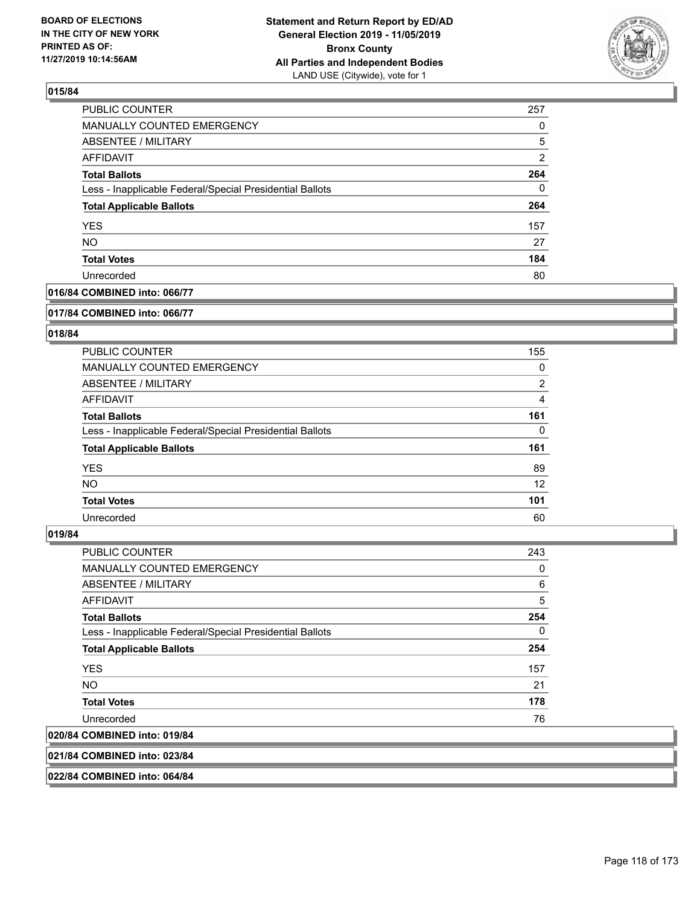**BOARD OF ELECTIONS IN THE CITY OF NEW YORK PRINTED AS OF: 11/27/2019 10:14:56AM**

**Statement and Return Report by ED/AD**
**General Election 2019 - 11/05/2019**
**Bronx County**
**All Parties and Independent Bodies**
LAND USE (Citywide), vote for 1

### 015/84

| | |
|---|---|
| PUBLIC COUNTER | 257 |
| MANUALLY COUNTED EMERGENCY | 0 |
| ABSENTEE / MILITARY | 5 |
| AFFIDAVIT | 2 |
| **Total Ballots** | **264** |
| Less - Inapplicable Federal/Special Presidential Ballots | 0 |
| **Total Applicable Ballots** | **264** |
| YES | 157 |
| NO | 27 |
| **Total Votes** | **184** |
| Unrecorded | 80 |

### 016/84 COMBINED into: 066/77

### 017/84 COMBINED into: 066/77

### 018/84

| | |
|---|---|
| PUBLIC COUNTER | 155 |
| MANUALLY COUNTED EMERGENCY | 0 |
| ABSENTEE / MILITARY | 2 |
| AFFIDAVIT | 4 |
| **Total Ballots** | **161** |
| Less - Inapplicable Federal/Special Presidential Ballots | 0 |
| **Total Applicable Ballots** | **161** |
| YES | 89 |
| NO | 12 |
| **Total Votes** | **101** |
| Unrecorded | 60 |

### 019/84

| | |
|---|---|
| PUBLIC COUNTER | 243 |
| MANUALLY COUNTED EMERGENCY | 0 |
| ABSENTEE / MILITARY | 6 |
| AFFIDAVIT | 5 |
| **Total Ballots** | **254** |
| Less - Inapplicable Federal/Special Presidential Ballots | 0 |
| **Total Applicable Ballots** | **254** |
| YES | 157 |
| NO | 21 |
| **Total Votes** | **178** |
| Unrecorded | 76 |

### 020/84 COMBINED into: 019/84

### 021/84 COMBINED into: 023/84

### 022/84 COMBINED into: 064/84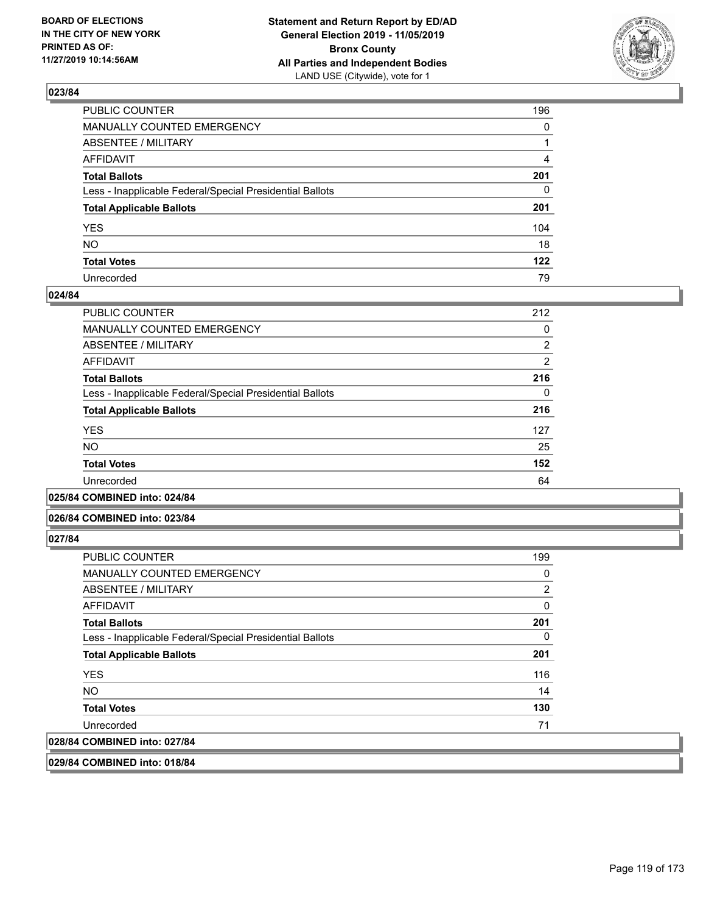### 023/84

| | |
|---|---|
| PUBLIC COUNTER | 196 |
| MANUALLY COUNTED EMERGENCY | 0 |
| ABSENTEE / MILITARY | 1 |
| AFFIDAVIT | 4 |
| **Total Ballots** | **201** |
| Less - Inapplicable Federal/Special Presidential Ballots | 0 |
| **Total Applicable Ballots** | **201** |
| YES | 104 |
| NO | 18 |
| **Total Votes** | **122** |
| Unrecorded | 79 |

### 024/84

| | |
|---|---|
| PUBLIC COUNTER | 212 |
| MANUALLY COUNTED EMERGENCY | 0 |
| ABSENTEE / MILITARY | 2 |
| AFFIDAVIT | 2 |
| **Total Ballots** | **216** |
| Less - Inapplicable Federal/Special Presidential Ballots | 0 |
| **Total Applicable Ballots** | **216** |
| YES | 127 |
| NO | 25 |
| **Total Votes** | **152** |
| Unrecorded | 64 |

### 025/84 COMBINED into: 024/84

### 026/84 COMBINED into: 023/84

### 027/84

| | |
|---|---|
| PUBLIC COUNTER | 199 |
| MANUALLY COUNTED EMERGENCY | 0 |
| ABSENTEE / MILITARY | 2 |
| AFFIDAVIT | 0 |
| **Total Ballots** | **201** |
| Less - Inapplicable Federal/Special Presidential Ballots | 0 |
| **Total Applicable Ballots** | **201** |
| YES | 116 |
| NO | 14 |
| **Total Votes** | **130** |
| Unrecorded | 71 |

### 028/84 COMBINED into: 027/84

### 029/84 COMBINED into: 018/84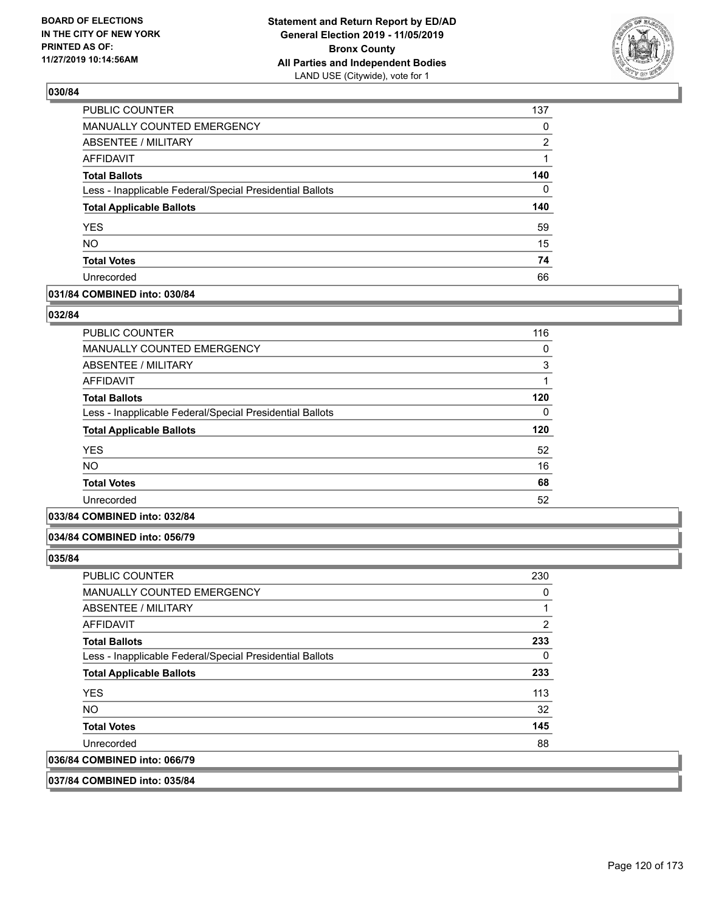### 030/84

| | |
|---|---|
| PUBLIC COUNTER | 137 |
| MANUALLY COUNTED EMERGENCY | 0 |
| ABSENTEE / MILITARY | 2 |
| AFFIDAVIT | 1 |
| **Total Ballots** | **140** |
| Less - Inapplicable Federal/Special Presidential Ballots | 0 |
| **Total Applicable Ballots** | **140** |
| YES | 59 |
| NO | 15 |
| **Total Votes** | **74** |
| Unrecorded | 66 |

### 031/84 COMBINED into: 030/84

### 032/84

| | |
|---|---|
| PUBLIC COUNTER | 116 |
| MANUALLY COUNTED EMERGENCY | 0 |
| ABSENTEE / MILITARY | 3 |
| AFFIDAVIT | 1 |
| **Total Ballots** | **120** |
| Less - Inapplicable Federal/Special Presidential Ballots | 0 |
| **Total Applicable Ballots** | **120** |
| YES | 52 |
| NO | 16 |
| **Total Votes** | **68** |
| Unrecorded | 52 |

### 033/84 COMBINED into: 032/84

### 034/84 COMBINED into: 056/79

### 035/84

| | |
|---|---|
| PUBLIC COUNTER | 230 |
| MANUALLY COUNTED EMERGENCY | 0 |
| ABSENTEE / MILITARY | 1 |
| AFFIDAVIT | 2 |
| **Total Ballots** | **233** |
| Less - Inapplicable Federal/Special Presidential Ballots | 0 |
| **Total Applicable Ballots** | **233** |
| YES | 113 |
| NO | 32 |
| **Total Votes** | **145** |
| Unrecorded | 88 |

### 036/84 COMBINED into: 066/79

### 037/84 COMBINED into: 035/84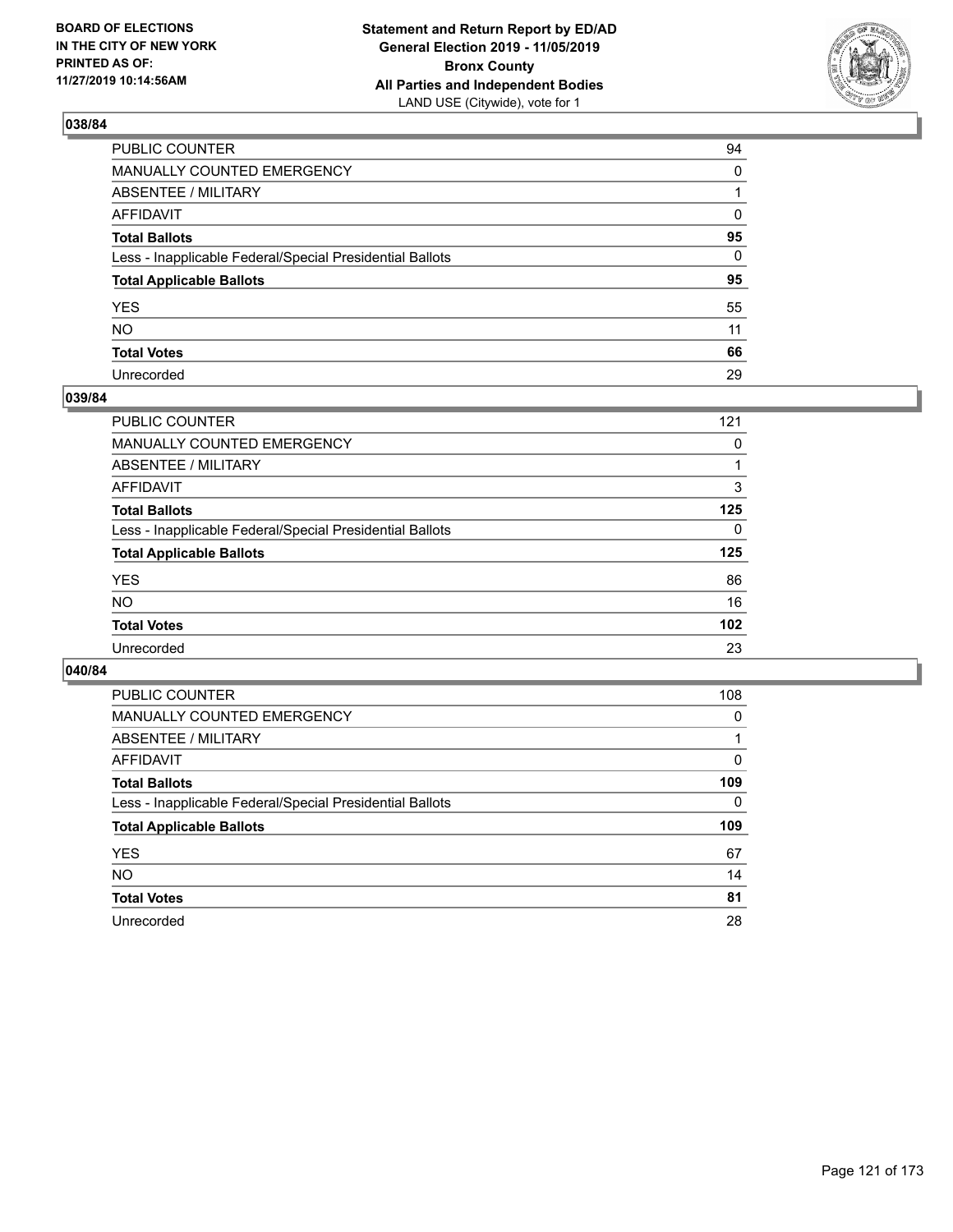BOARD OF ELECTIONS
IN THE CITY OF NEW YORK
PRINTED AS OF:
11/27/2019 10:14:56AM

**Statement and Return Report by ED/AD**
**General Election 2019 - 11/05/2019**
**Bronx County**
**All Parties and Independent Bodies**
LAND USE (Citywide), vote for 1

### 038/84

| | |
|---|---|
| PUBLIC COUNTER | 94 |
| MANUALLY COUNTED EMERGENCY | 0 |
| ABSENTEE / MILITARY | 1 |
| AFFIDAVIT | 0 |
| **Total Ballots** | **95** |
| Less - Inapplicable Federal/Special Presidential Ballots | 0 |
| **Total Applicable Ballots** | **95** |
| YES | 55 |
| NO | 11 |
| **Total Votes** | **66** |
| Unrecorded | 29 |

### 039/84

| | |
|---|---|
| PUBLIC COUNTER | 121 |
| MANUALLY COUNTED EMERGENCY | 0 |
| ABSENTEE / MILITARY | 1 |
| AFFIDAVIT | 3 |
| **Total Ballots** | **125** |
| Less - Inapplicable Federal/Special Presidential Ballots | 0 |
| **Total Applicable Ballots** | **125** |
| YES | 86 |
| NO | 16 |
| **Total Votes** | **102** |
| Unrecorded | 23 |

### 040/84

| | |
|---|---|
| PUBLIC COUNTER | 108 |
| MANUALLY COUNTED EMERGENCY | 0 |
| ABSENTEE / MILITARY | 1 |
| AFFIDAVIT | 0 |
| **Total Ballots** | **109** |
| Less - Inapplicable Federal/Special Presidential Ballots | 0 |
| **Total Applicable Ballots** | **109** |
| YES | 67 |
| NO | 14 |
| **Total Votes** | **81** |
| Unrecorded | 28 |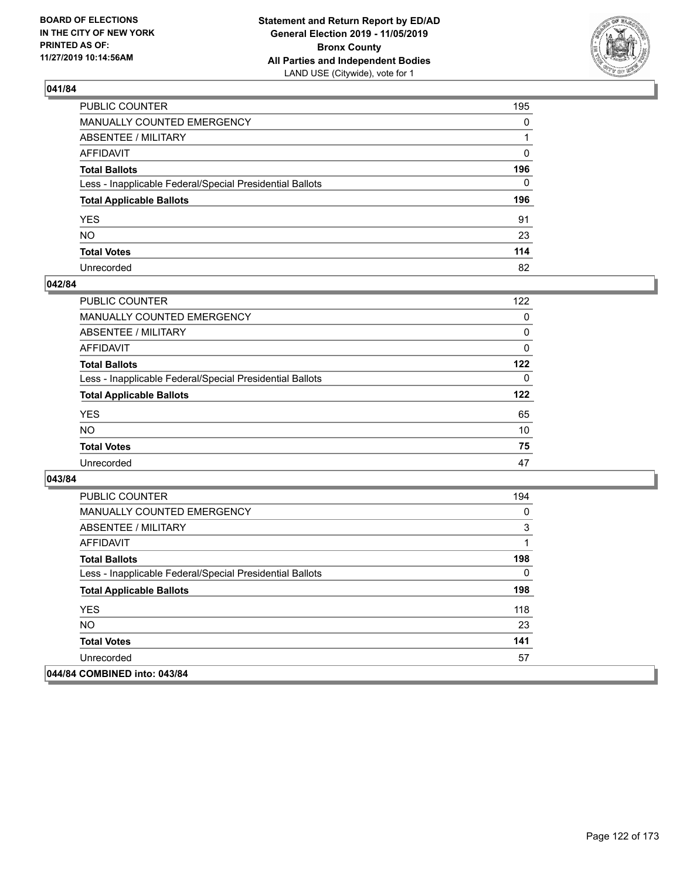## 041/84

| | |
|---|---|
| PUBLIC COUNTER | 195 |
| MANUALLY COUNTED EMERGENCY | 0 |
| ABSENTEE / MILITARY | 1 |
| AFFIDAVIT | 0 |
| **Total Ballots** | **196** |
| Less - Inapplicable Federal/Special Presidential Ballots | 0 |
| **Total Applicable Ballots** | **196** |
| YES | 91 |
| NO | 23 |
| **Total Votes** | **114** |
| Unrecorded | 82 |

## 042/84

| | |
|---|---|
| PUBLIC COUNTER | 122 |
| MANUALLY COUNTED EMERGENCY | 0 |
| ABSENTEE / MILITARY | 0 |
| AFFIDAVIT | 0 |
| **Total Ballots** | **122** |
| Less - Inapplicable Federal/Special Presidential Ballots | 0 |
| **Total Applicable Ballots** | **122** |
| YES | 65 |
| NO | 10 |
| **Total Votes** | **75** |
| Unrecorded | 47 |

## 043/84

| | |
|---|---|
| PUBLIC COUNTER | 194 |
| MANUALLY COUNTED EMERGENCY | 0 |
| ABSENTEE / MILITARY | 3 |
| AFFIDAVIT | 1 |
| **Total Ballots** | **198** |
| Less - Inapplicable Federal/Special Presidential Ballots | 0 |
| **Total Applicable Ballots** | **198** |
| YES | 118 |
| NO | 23 |
| **Total Votes** | **141** |
| Unrecorded | 57 |

## 044/84 COMBINED into: 043/84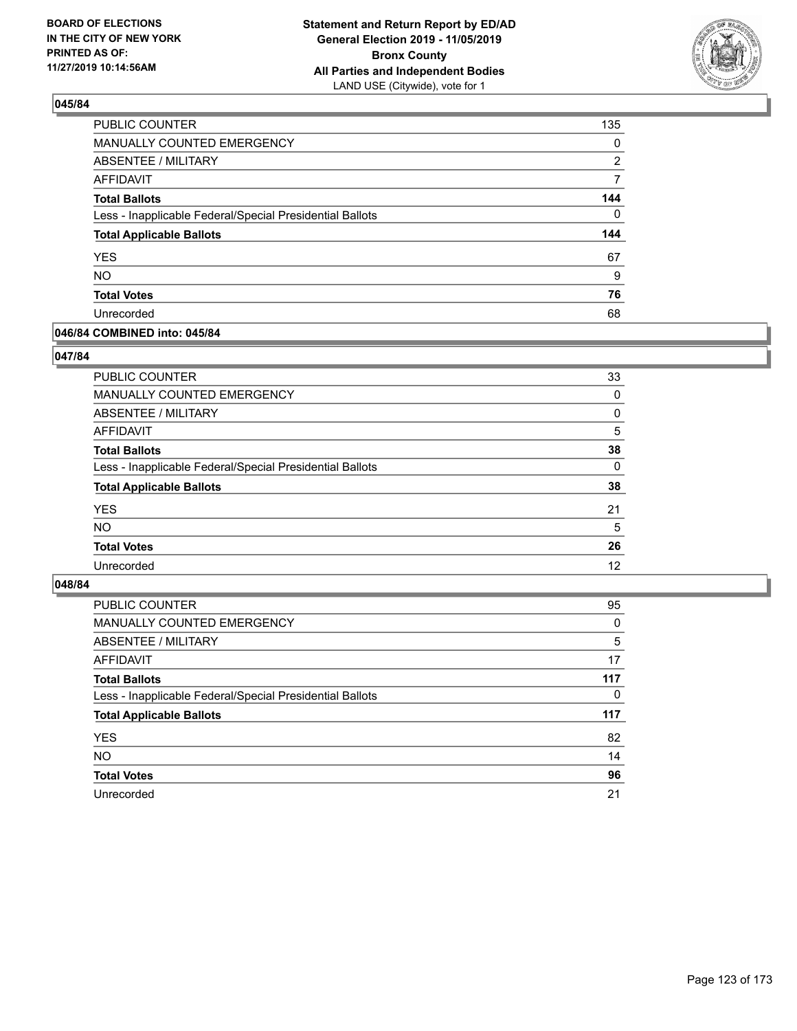## 045/84

| | |
|---|---|
| PUBLIC COUNTER | 135 |
| MANUALLY COUNTED EMERGENCY | 0 |
| ABSENTEE / MILITARY | 2 |
| AFFIDAVIT | 7 |
| **Total Ballots** | **144** |
| Less - Inapplicable Federal/Special Presidential Ballots | 0 |
| **Total Applicable Ballots** | **144** |
| YES | 67 |
| NO | 9 |
| **Total Votes** | **76** |
| Unrecorded | 68 |

## 046/84 COMBINED into: 045/84

## 047/84

| | |
|---|---|
| PUBLIC COUNTER | 33 |
| MANUALLY COUNTED EMERGENCY | 0 |
| ABSENTEE / MILITARY | 0 |
| AFFIDAVIT | 5 |
| **Total Ballots** | **38** |
| Less - Inapplicable Federal/Special Presidential Ballots | 0 |
| **Total Applicable Ballots** | **38** |
| YES | 21 |
| NO | 5 |
| **Total Votes** | **26** |
| Unrecorded | 12 |

## 048/84

| | |
|---|---|
| PUBLIC COUNTER | 95 |
| MANUALLY COUNTED EMERGENCY | 0 |
| ABSENTEE / MILITARY | 5 |
| AFFIDAVIT | 17 |
| **Total Ballots** | **117** |
| Less - Inapplicable Federal/Special Presidential Ballots | 0 |
| **Total Applicable Ballots** | **117** |
| YES | 82 |
| NO | 14 |
| **Total Votes** | **96** |
| Unrecorded | 21 |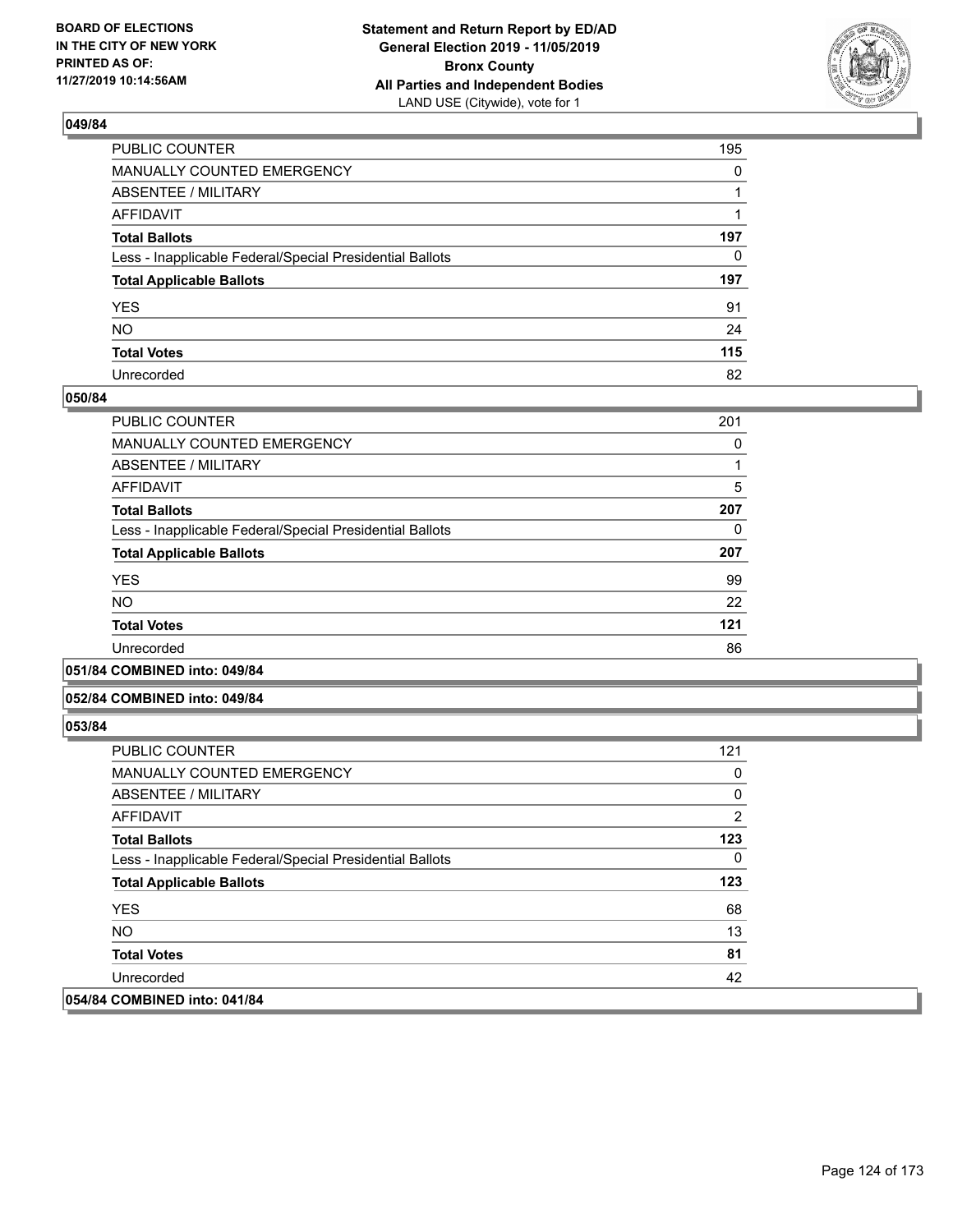BOARD OF ELECTIONS
IN THE CITY OF NEW YORK
PRINTED AS OF:
11/27/2019 10:14:56AM

**Statement and Return Report by ED/AD**
**General Election 2019 - 11/05/2019**
**Bronx County**
**All Parties and Independent Bodies**
LAND USE (Citywide), vote for 1

### 049/84

| | |
|---|---|
| PUBLIC COUNTER | 195 |
| MANUALLY COUNTED EMERGENCY | 0 |
| ABSENTEE / MILITARY | 1 |
| AFFIDAVIT | 1 |
| **Total Ballots** | **197** |
| Less - Inapplicable Federal/Special Presidential Ballots | 0 |
| **Total Applicable Ballots** | **197** |
| YES | 91 |
| NO | 24 |
| **Total Votes** | **115** |
| Unrecorded | 82 |

### 050/84

| | |
|---|---|
| PUBLIC COUNTER | 201 |
| MANUALLY COUNTED EMERGENCY | 0 |
| ABSENTEE / MILITARY | 1 |
| AFFIDAVIT | 5 |
| **Total Ballots** | **207** |
| Less - Inapplicable Federal/Special Presidential Ballots | 0 |
| **Total Applicable Ballots** | **207** |
| YES | 99 |
| NO | 22 |
| **Total Votes** | **121** |
| Unrecorded | 86 |

### 051/84 COMBINED into: 049/84

### 052/84 COMBINED into: 049/84

### 053/84

| | |
|---|---|
| PUBLIC COUNTER | 121 |
| MANUALLY COUNTED EMERGENCY | 0 |
| ABSENTEE / MILITARY | 0 |
| AFFIDAVIT | 2 |
| **Total Ballots** | **123** |
| Less - Inapplicable Federal/Special Presidential Ballots | 0 |
| **Total Applicable Ballots** | **123** |
| YES | 68 |
| NO | 13 |
| **Total Votes** | **81** |
| Unrecorded | 42 |

### 054/84 COMBINED into: 041/84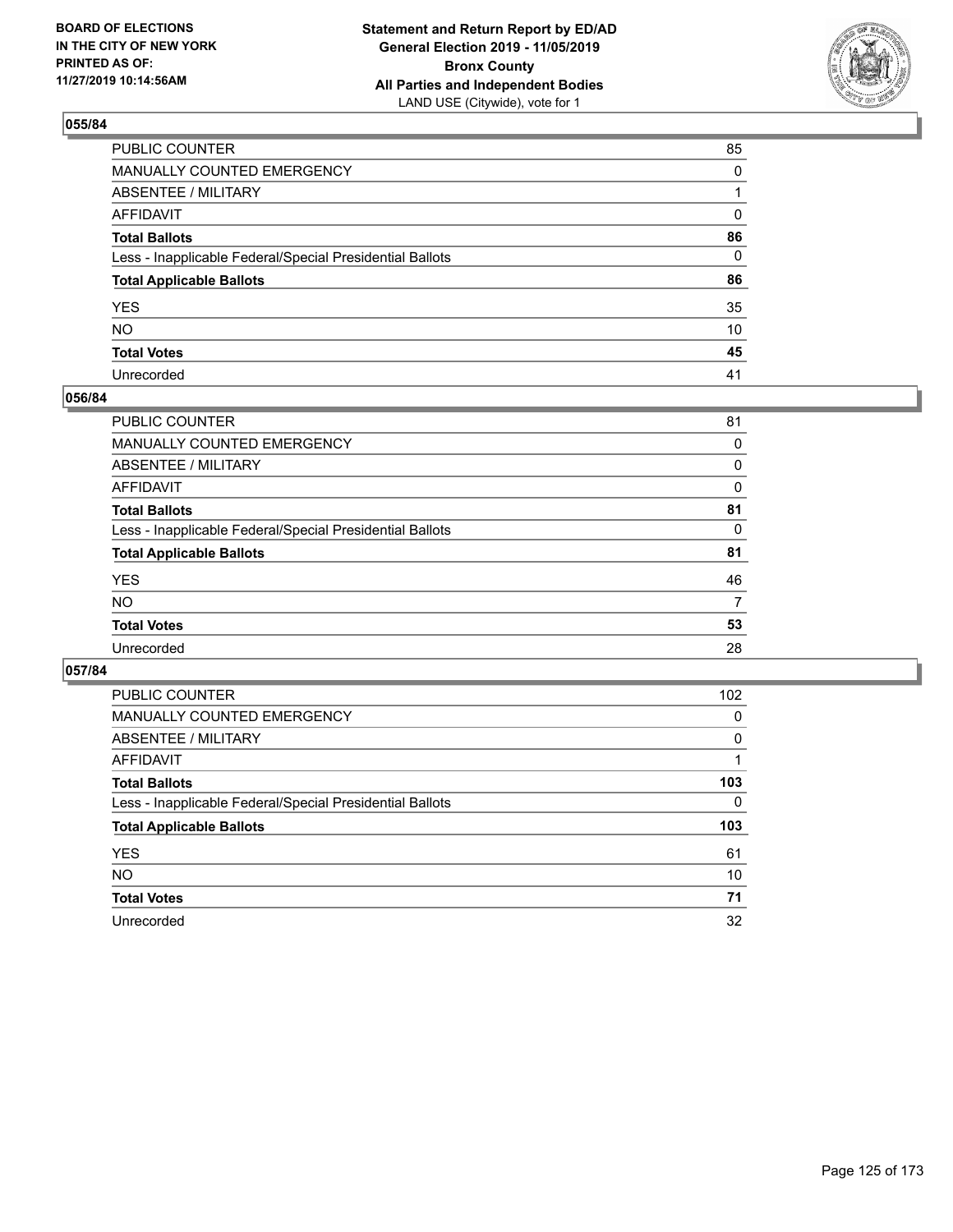## 055/84

| | |
|---|---|
| PUBLIC COUNTER | 85 |
| MANUALLY COUNTED EMERGENCY | 0 |
| ABSENTEE / MILITARY | 1 |
| AFFIDAVIT | 0 |
| **Total Ballots** | **86** |
| Less - Inapplicable Federal/Special Presidential Ballots | 0 |
| **Total Applicable Ballots** | **86** |
| YES | 35 |
| NO | 10 |
| **Total Votes** | **45** |
| Unrecorded | 41 |

## 056/84

| | |
|---|---|
| PUBLIC COUNTER | 81 |
| MANUALLY COUNTED EMERGENCY | 0 |
| ABSENTEE / MILITARY | 0 |
| AFFIDAVIT | 0 |
| **Total Ballots** | **81** |
| Less - Inapplicable Federal/Special Presidential Ballots | 0 |
| **Total Applicable Ballots** | **81** |
| YES | 46 |
| NO | 7 |
| **Total Votes** | **53** |
| Unrecorded | 28 |

## 057/84

| | |
|---|---|
| PUBLIC COUNTER | 102 |
| MANUALLY COUNTED EMERGENCY | 0 |
| ABSENTEE / MILITARY | 0 |
| AFFIDAVIT | 1 |
| **Total Ballots** | **103** |
| Less - Inapplicable Federal/Special Presidential Ballots | 0 |
| **Total Applicable Ballots** | **103** |
| YES | 61 |
| NO | 10 |
| **Total Votes** | **71** |
| Unrecorded | 32 |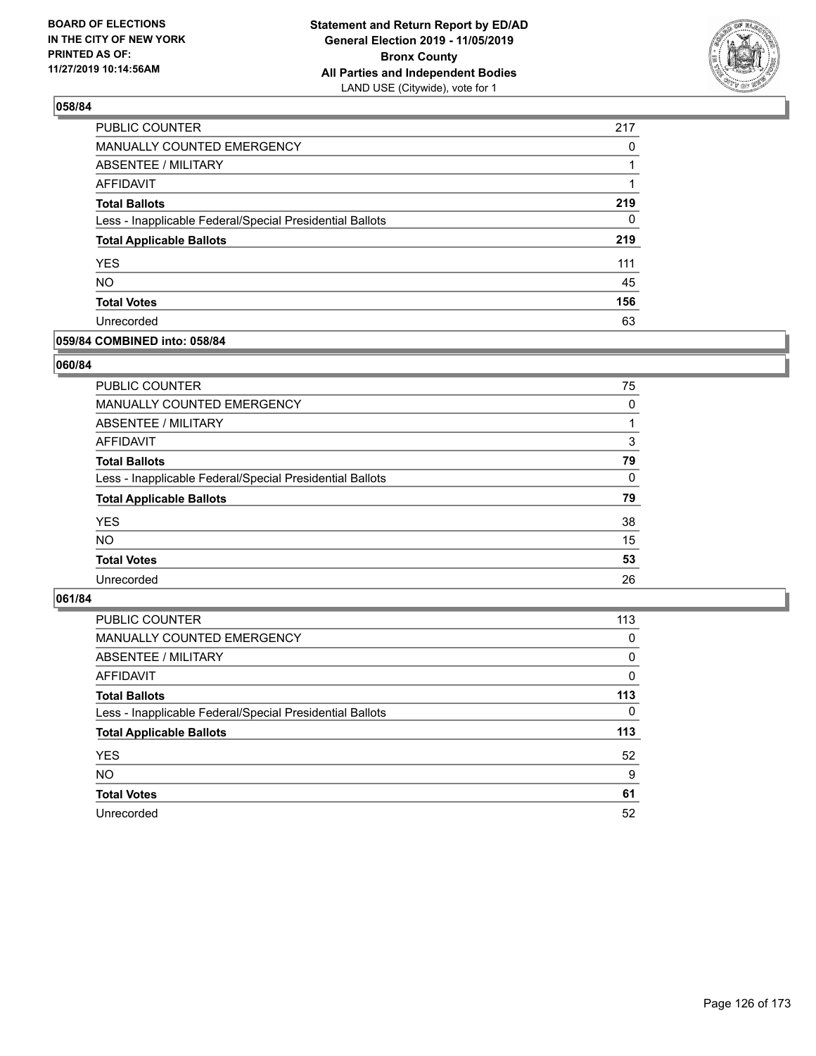## 058/84

| | |
|---|---|
| PUBLIC COUNTER | 217 |
| MANUALLY COUNTED EMERGENCY | 0 |
| ABSENTEE / MILITARY | 1 |
| AFFIDAVIT | 1 |
| **Total Ballots** | **219** |
| Less - Inapplicable Federal/Special Presidential Ballots | 0 |
| **Total Applicable Ballots** | **219** |
| YES | 111 |
| NO | 45 |
| **Total Votes** | **156** |
| Unrecorded | 63 |

## 059/84 COMBINED into: 058/84

## 060/84

| | |
|---|---|
| PUBLIC COUNTER | 75 |
| MANUALLY COUNTED EMERGENCY | 0 |
| ABSENTEE / MILITARY | 1 |
| AFFIDAVIT | 3 |
| **Total Ballots** | **79** |
| Less - Inapplicable Federal/Special Presidential Ballots | 0 |
| **Total Applicable Ballots** | **79** |
| YES | 38 |
| NO | 15 |
| **Total Votes** | **53** |
| Unrecorded | 26 |

## 061/84

| | |
|---|---|
| PUBLIC COUNTER | 113 |
| MANUALLY COUNTED EMERGENCY | 0 |
| ABSENTEE / MILITARY | 0 |
| AFFIDAVIT | 0 |
| **Total Ballots** | **113** |
| Less - Inapplicable Federal/Special Presidential Ballots | 0 |
| **Total Applicable Ballots** | **113** |
| YES | 52 |
| NO | 9 |
| **Total Votes** | **61** |
| Unrecorded | 52 |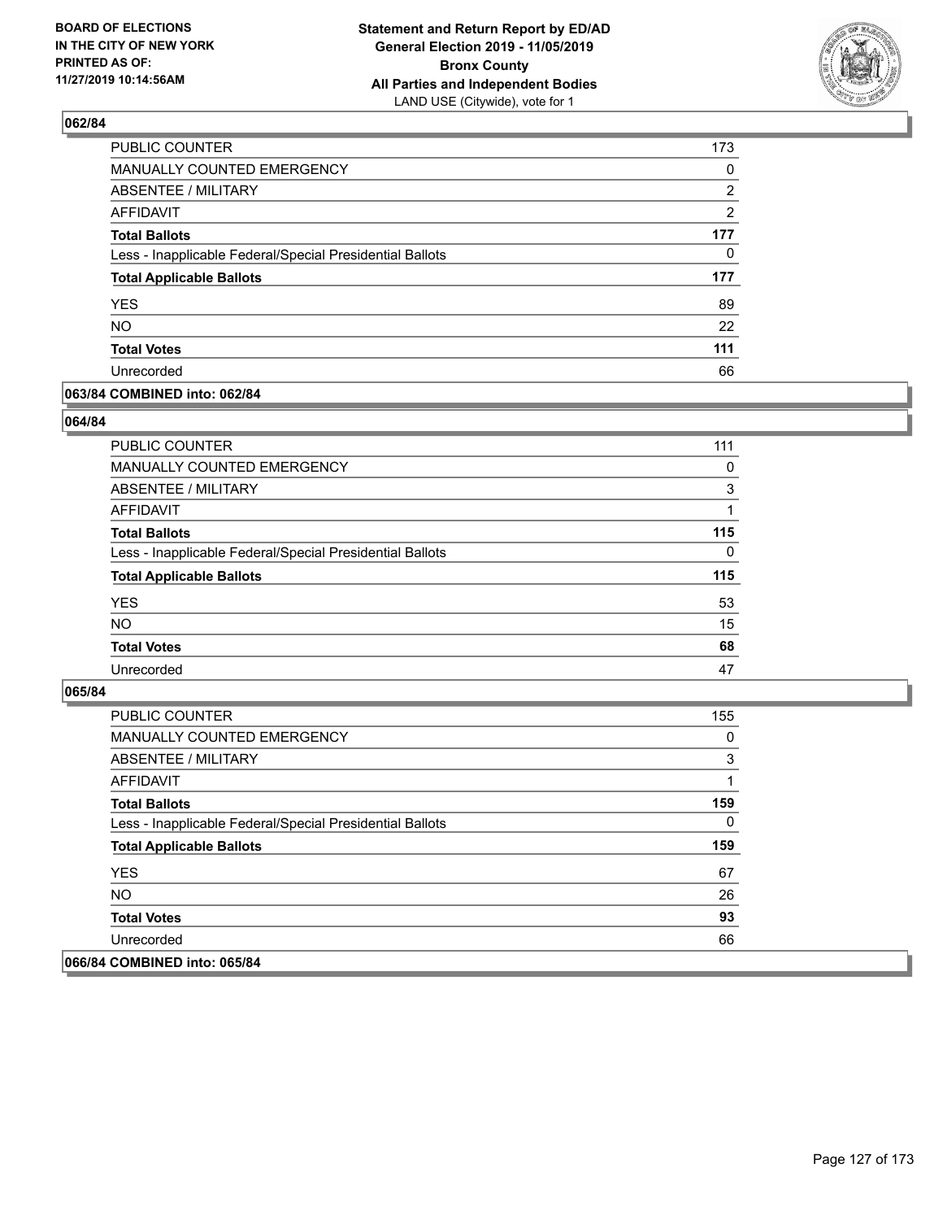## 062/84

| | |
|---|---|
| PUBLIC COUNTER | 173 |
| MANUALLY COUNTED EMERGENCY | 0 |
| ABSENTEE / MILITARY | 2 |
| AFFIDAVIT | 2 |
| **Total Ballots** | **177** |
| Less - Inapplicable Federal/Special Presidential Ballots | 0 |
| **Total Applicable Ballots** | **177** |
| YES | 89 |
| NO | 22 |
| **Total Votes** | **111** |
| Unrecorded | 66 |

## 063/84 COMBINED into: 062/84

## 064/84

| | |
|---|---|
| PUBLIC COUNTER | 111 |
| MANUALLY COUNTED EMERGENCY | 0 |
| ABSENTEE / MILITARY | 3 |
| AFFIDAVIT | 1 |
| **Total Ballots** | **115** |
| Less - Inapplicable Federal/Special Presidential Ballots | 0 |
| **Total Applicable Ballots** | **115** |
| YES | 53 |
| NO | 15 |
| **Total Votes** | **68** |
| Unrecorded | 47 |

## 065/84

| | |
|---|---|
| PUBLIC COUNTER | 155 |
| MANUALLY COUNTED EMERGENCY | 0 |
| ABSENTEE / MILITARY | 3 |
| AFFIDAVIT | 1 |
| **Total Ballots** | **159** |
| Less - Inapplicable Federal/Special Presidential Ballots | 0 |
| **Total Applicable Ballots** | **159** |
| YES | 67 |
| NO | 26 |
| **Total Votes** | **93** |
| Unrecorded | 66 |

## 066/84 COMBINED into: 065/84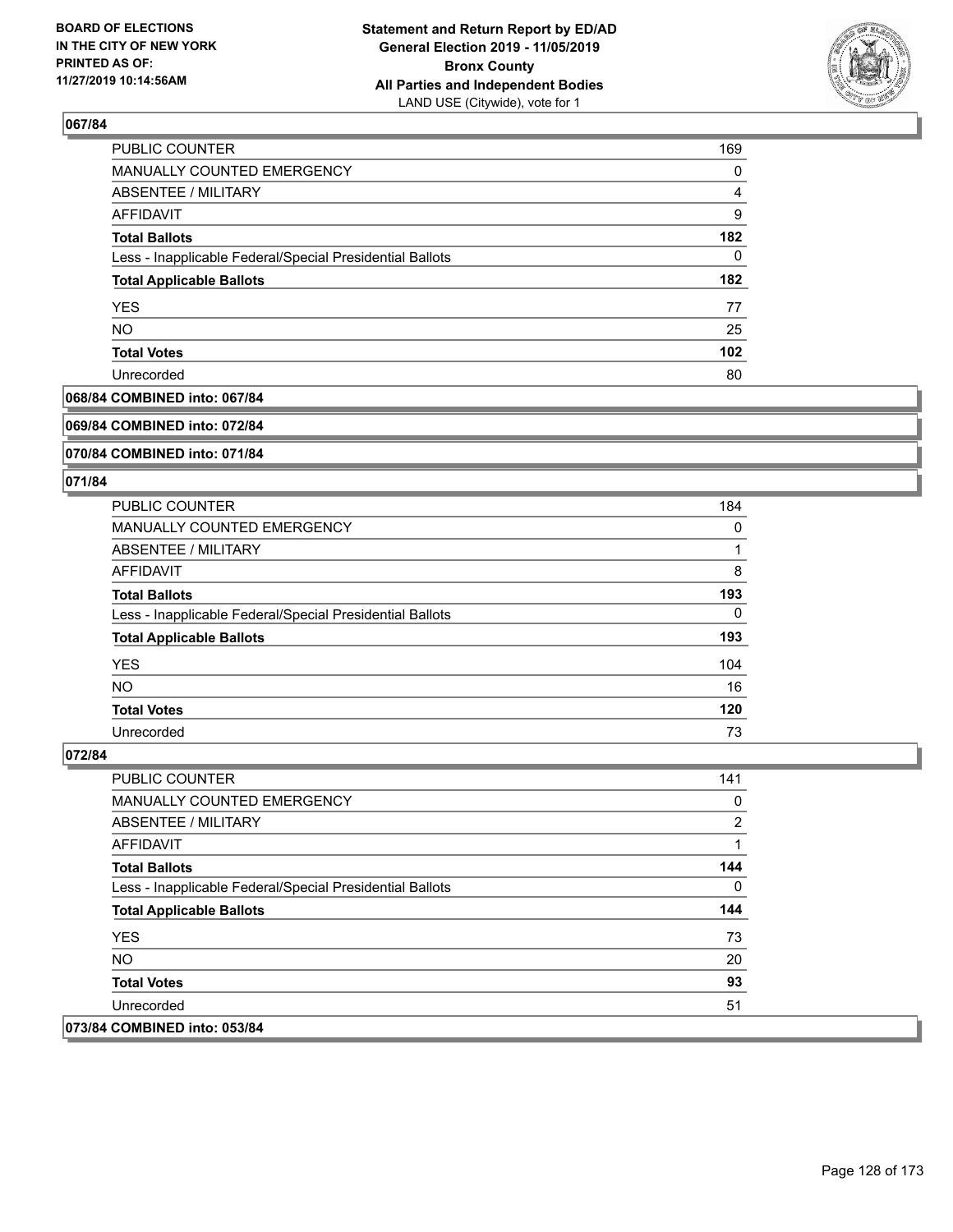BOARD OF ELECTIONS
IN THE CITY OF NEW YORK
PRINTED AS OF:
11/27/2019 10:14:56AM

**Statement and Return Report by ED/AD**
**General Election 2019 - 11/05/2019**
**Bronx County**
**All Parties and Independent Bodies**
LAND USE (Citywide), vote for 1

### 067/84

| | |
|---|---|
| PUBLIC COUNTER | 169 |
| MANUALLY COUNTED EMERGENCY | 0 |
| ABSENTEE / MILITARY | 4 |
| AFFIDAVIT | 9 |
| **Total Ballots** | **182** |
| Less - Inapplicable Federal/Special Presidential Ballots | 0 |
| **Total Applicable Ballots** | **182** |
| YES | 77 |
| NO | 25 |
| **Total Votes** | **102** |
| Unrecorded | 80 |

### 068/84 COMBINED into: 067/84

### 069/84 COMBINED into: 072/84

### 070/84 COMBINED into: 071/84

### 071/84

| | |
|---|---|
| PUBLIC COUNTER | 184 |
| MANUALLY COUNTED EMERGENCY | 0 |
| ABSENTEE / MILITARY | 1 |
| AFFIDAVIT | 8 |
| **Total Ballots** | **193** |
| Less - Inapplicable Federal/Special Presidential Ballots | 0 |
| **Total Applicable Ballots** | **193** |
| YES | 104 |
| NO | 16 |
| **Total Votes** | **120** |
| Unrecorded | 73 |

### 072/84

| | |
|---|---|
| PUBLIC COUNTER | 141 |
| MANUALLY COUNTED EMERGENCY | 0 |
| ABSENTEE / MILITARY | 2 |
| AFFIDAVIT | 1 |
| **Total Ballots** | **144** |
| Less - Inapplicable Federal/Special Presidential Ballots | 0 |
| **Total Applicable Ballots** | **144** |
| YES | 73 |
| NO | 20 |
| **Total Votes** | **93** |
| Unrecorded | 51 |

### 073/84 COMBINED into: 053/84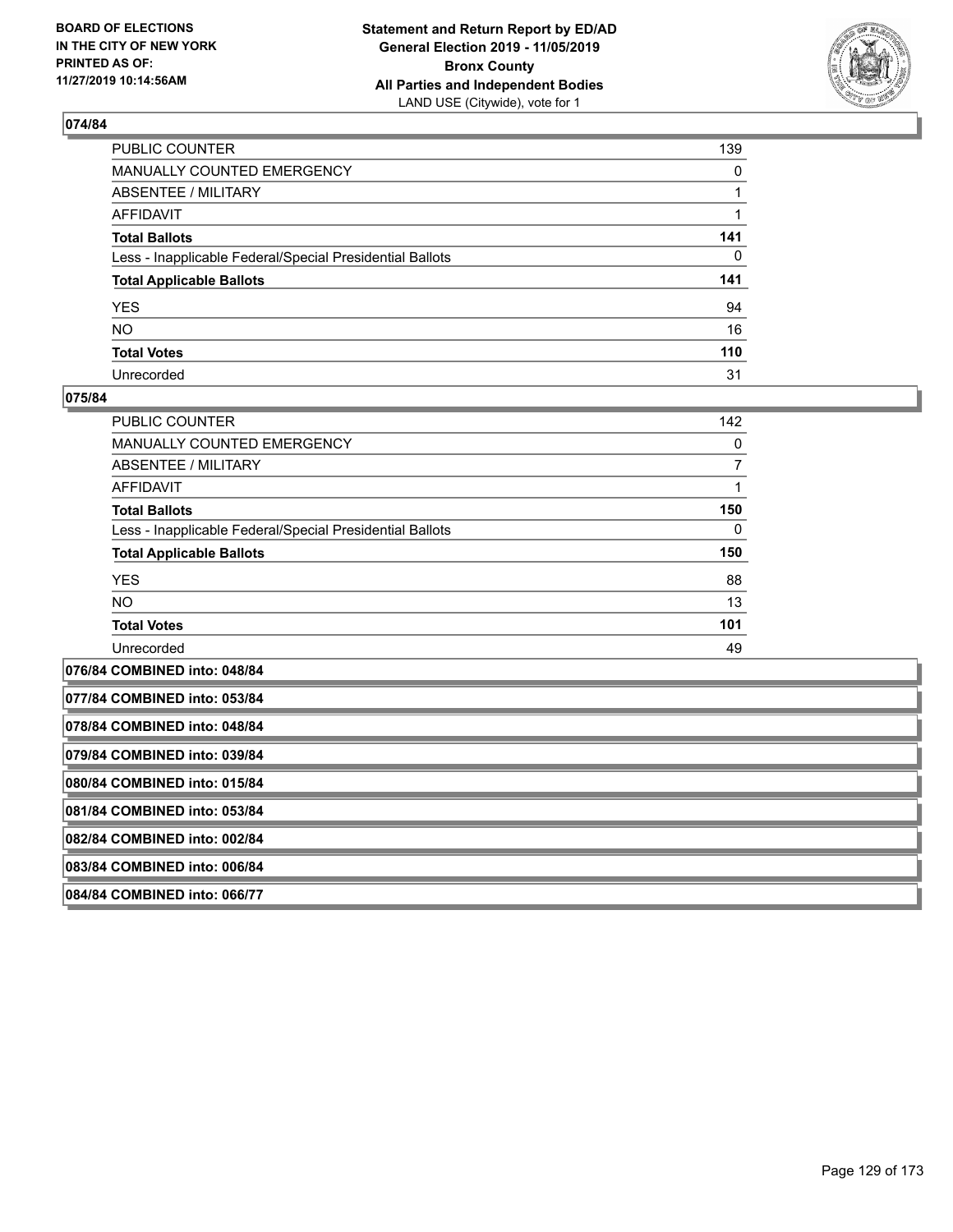**BOARD OF ELECTIONS IN THE CITY OF NEW YORK PRINTED AS OF: 11/27/2019 10:14:56AM**

**Statement and Return Report by ED/AD General Election 2019 - 11/05/2019 Bronx County All Parties and Independent Bodies**
LAND USE (Citywide), vote for 1

### 074/84

| | |
|---|---|
| PUBLIC COUNTER | 139 |
| MANUALLY COUNTED EMERGENCY | 0 |
| ABSENTEE / MILITARY | 1 |
| AFFIDAVIT | 1 |
| **Total Ballots** | **141** |
| Less - Inapplicable Federal/Special Presidential Ballots | 0 |
| **Total Applicable Ballots** | **141** |
| YES | 94 |
| NO | 16 |
| **Total Votes** | **110** |
| Unrecorded | 31 |

### 075/84

| | |
|---|---|
| PUBLIC COUNTER | 142 |
| MANUALLY COUNTED EMERGENCY | 0 |
| ABSENTEE / MILITARY | 7 |
| AFFIDAVIT | 1 |
| **Total Ballots** | **150** |
| Less - Inapplicable Federal/Special Presidential Ballots | 0 |
| **Total Applicable Ballots** | **150** |
| YES | 88 |
| NO | 13 |
| **Total Votes** | **101** |
| Unrecorded | 49 |

### 076/84 COMBINED into: 048/84

### 077/84 COMBINED into: 053/84

### 078/84 COMBINED into: 048/84

### 079/84 COMBINED into: 039/84

### 080/84 COMBINED into: 015/84

### 081/84 COMBINED into: 053/84

### 082/84 COMBINED into: 002/84

### 083/84 COMBINED into: 006/84

### 084/84 COMBINED into: 066/77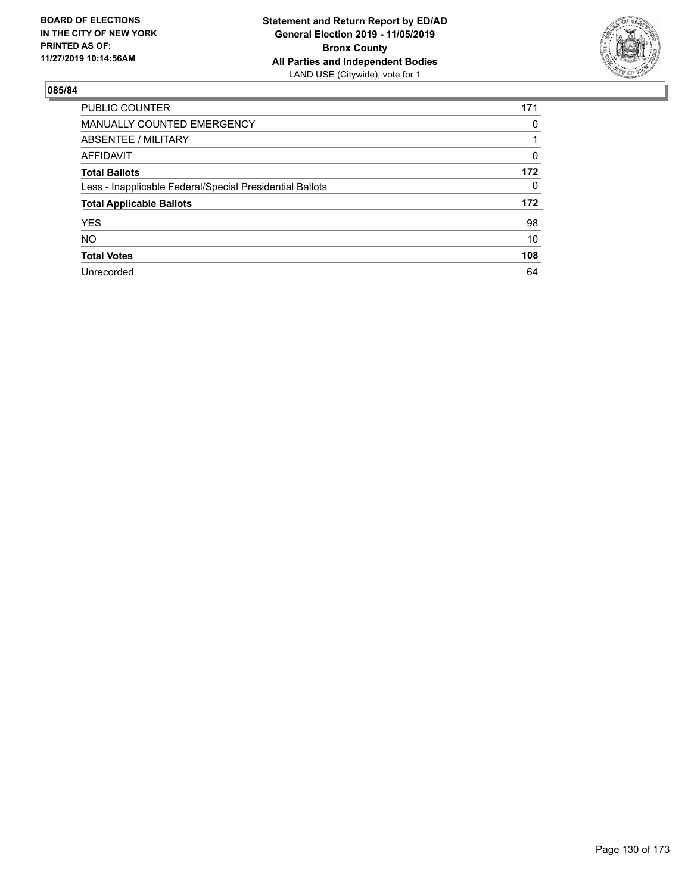BOARD OF ELECTIONS
IN THE CITY OF NEW YORK
PRINTED AS OF:
11/27/2019 10:14:56AM

**Statement and Return Report by ED/AD**
**General Election 2019 - 11/05/2019**
**Bronx County**
**All Parties and Independent Bodies**
LAND USE (Citywide), vote for 1

## 085/84

| | |
|---|---|
| PUBLIC COUNTER | 171 |
| MANUALLY COUNTED EMERGENCY | 0 |
| ABSENTEE / MILITARY | 1 |
| AFFIDAVIT | 0 |
| **Total Ballots** | **172** |
| Less - Inapplicable Federal/Special Presidential Ballots | 0 |
| **Total Applicable Ballots** | **172** |
| YES | 98 |
| NO | 10 |
| **Total Votes** | **108** |
| Unrecorded | 64 |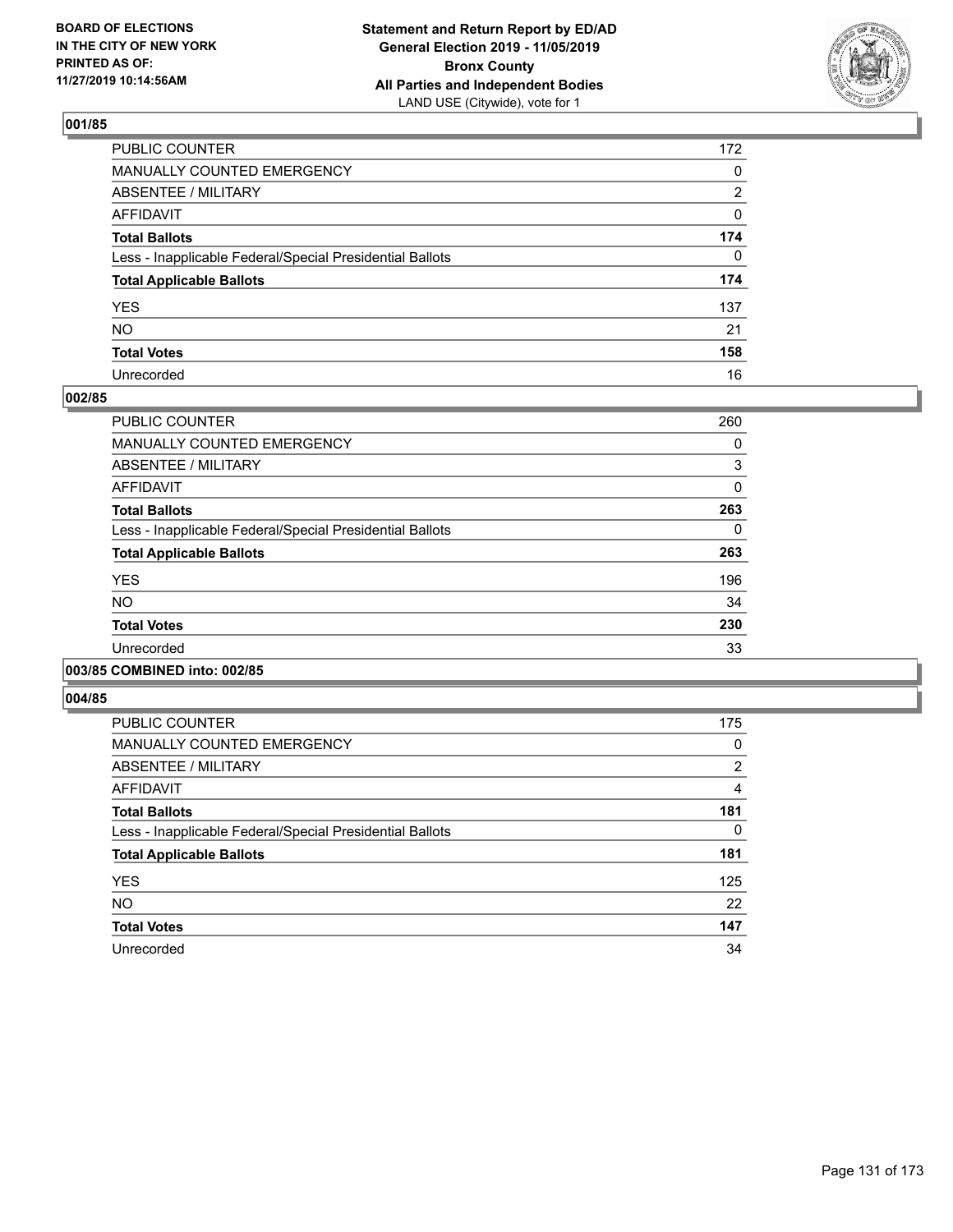BOARD OF ELECTIONS
IN THE CITY OF NEW YORK
PRINTED AS OF:
11/27/2019 10:14:56AM

**Statement and Return Report by ED/AD**
**General Election 2019 - 11/05/2019**
**Bronx County**
**All Parties and Independent Bodies**
LAND USE (Citywide), vote for 1

### 001/85

| | |
|---|---|
| PUBLIC COUNTER | 172 |
| MANUALLY COUNTED EMERGENCY | 0 |
| ABSENTEE / MILITARY | 2 |
| AFFIDAVIT | 0 |
| **Total Ballots** | **174** |
| Less - Inapplicable Federal/Special Presidential Ballots | 0 |
| **Total Applicable Ballots** | **174** |
| YES | 137 |
| NO | 21 |
| **Total Votes** | **158** |
| Unrecorded | 16 |

### 002/85

| | |
|---|---|
| PUBLIC COUNTER | 260 |
| MANUALLY COUNTED EMERGENCY | 0 |
| ABSENTEE / MILITARY | 3 |
| AFFIDAVIT | 0 |
| **Total Ballots** | **263** |
| Less - Inapplicable Federal/Special Presidential Ballots | 0 |
| **Total Applicable Ballots** | **263** |
| YES | 196 |
| NO | 34 |
| **Total Votes** | **230** |
| Unrecorded | 33 |

### 003/85 COMBINED into: 002/85

### 004/85

| | |
|---|---|
| PUBLIC COUNTER | 175 |
| MANUALLY COUNTED EMERGENCY | 0 |
| ABSENTEE / MILITARY | 2 |
| AFFIDAVIT | 4 |
| **Total Ballots** | **181** |
| Less - Inapplicable Federal/Special Presidential Ballots | 0 |
| **Total Applicable Ballots** | **181** |
| YES | 125 |
| NO | 22 |
| **Total Votes** | **147** |
| Unrecorded | 34 |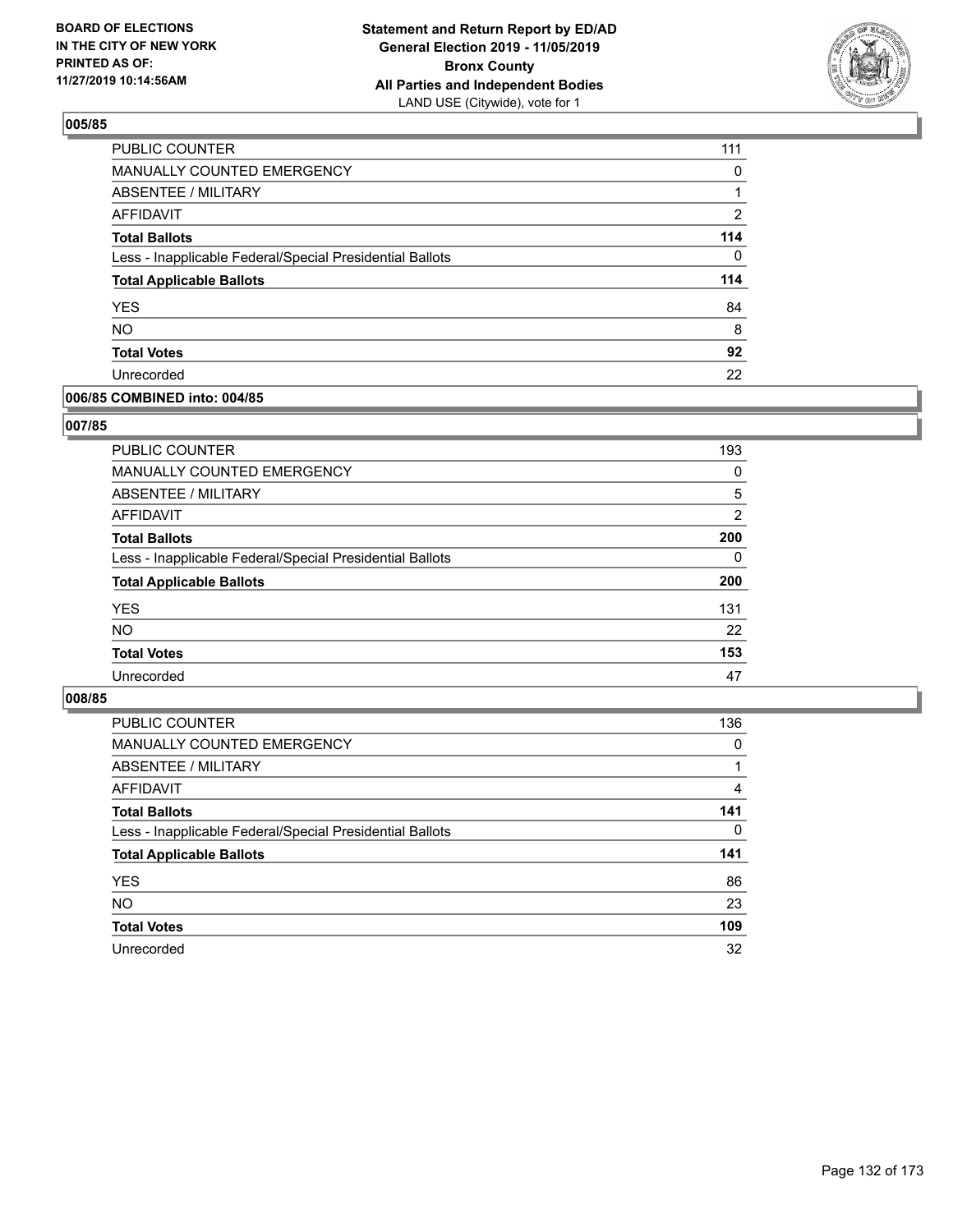BOARD OF ELECTIONS
IN THE CITY OF NEW YORK
PRINTED AS OF:
11/27/2019 10:14:56AM

**Statement and Return Report by ED/AD**
**General Election 2019 - 11/05/2019**
**Bronx County**
**All Parties and Independent Bodies**
LAND USE (Citywide), vote for 1

### 005/85

| | |
|---|---|
| PUBLIC COUNTER | 111 |
| MANUALLY COUNTED EMERGENCY | 0 |
| ABSENTEE / MILITARY | 1 |
| AFFIDAVIT | 2 |
| **Total Ballots** | **114** |
| Less - Inapplicable Federal/Special Presidential Ballots | 0 |
| **Total Applicable Ballots** | **114** |
| YES | 84 |
| NO | 8 |
| **Total Votes** | **92** |
| Unrecorded | 22 |

### 006/85 COMBINED into: 004/85

### 007/85

| | |
|---|---|
| PUBLIC COUNTER | 193 |
| MANUALLY COUNTED EMERGENCY | 0 |
| ABSENTEE / MILITARY | 5 |
| AFFIDAVIT | 2 |
| **Total Ballots** | **200** |
| Less - Inapplicable Federal/Special Presidential Ballots | 0 |
| **Total Applicable Ballots** | **200** |
| YES | 131 |
| NO | 22 |
| **Total Votes** | **153** |
| Unrecorded | 47 |

### 008/85

| | |
|---|---|
| PUBLIC COUNTER | 136 |
| MANUALLY COUNTED EMERGENCY | 0 |
| ABSENTEE / MILITARY | 1 |
| AFFIDAVIT | 4 |
| **Total Ballots** | **141** |
| Less - Inapplicable Federal/Special Presidential Ballots | 0 |
| **Total Applicable Ballots** | **141** |
| YES | 86 |
| NO | 23 |
| **Total Votes** | **109** |
| Unrecorded | 32 |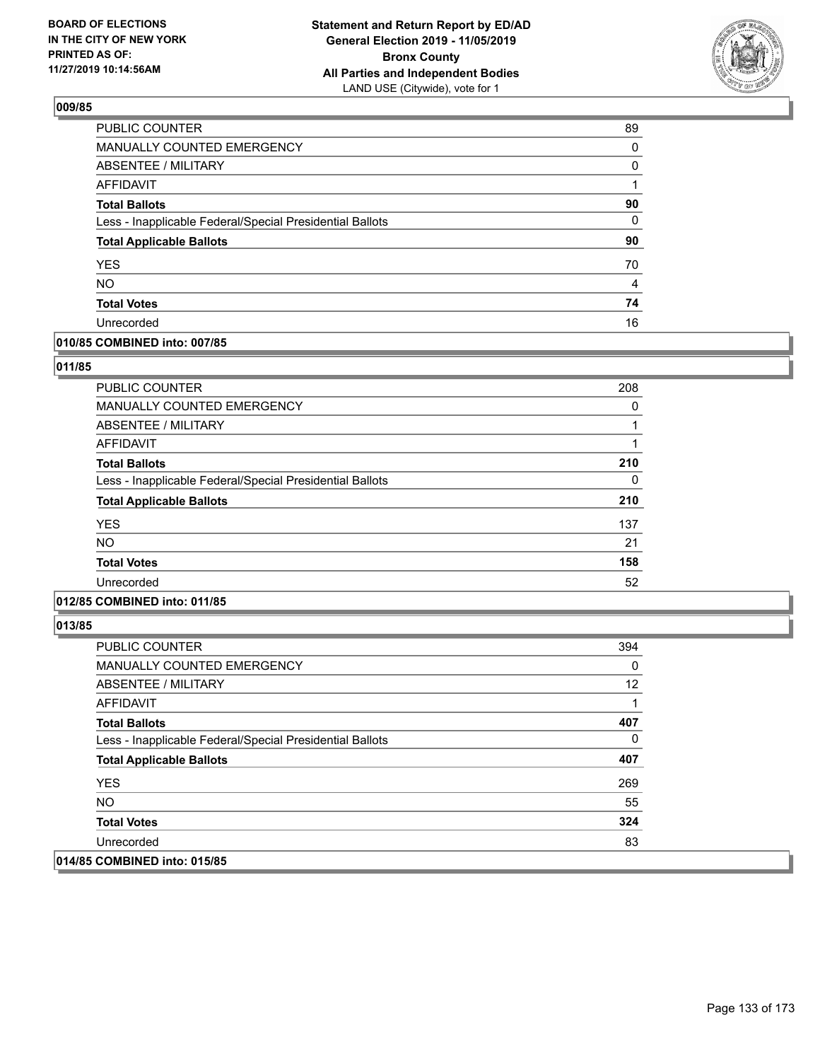### 009/85

| | |
|---|---|
| PUBLIC COUNTER | 89 |
| MANUALLY COUNTED EMERGENCY | 0 |
| ABSENTEE / MILITARY | 0 |
| AFFIDAVIT | 1 |
| **Total Ballots** | **90** |
| Less - Inapplicable Federal/Special Presidential Ballots | 0 |
| **Total Applicable Ballots** | **90** |
| YES | 70 |
| NO | 4 |
| **Total Votes** | **74** |
| Unrecorded | 16 |

### 010/85 COMBINED into: 007/85

### 011/85

| | |
|---|---|
| PUBLIC COUNTER | 208 |
| MANUALLY COUNTED EMERGENCY | 0 |
| ABSENTEE / MILITARY | 1 |
| AFFIDAVIT | 1 |
| **Total Ballots** | **210** |
| Less - Inapplicable Federal/Special Presidential Ballots | 0 |
| **Total Applicable Ballots** | **210** |
| YES | 137 |
| NO | 21 |
| **Total Votes** | **158** |
| Unrecorded | 52 |

### 012/85 COMBINED into: 011/85

### 013/85

| | |
|---|---|
| PUBLIC COUNTER | 394 |
| MANUALLY COUNTED EMERGENCY | 0 |
| ABSENTEE / MILITARY | 12 |
| AFFIDAVIT | 1 |
| **Total Ballots** | **407** |
| Less - Inapplicable Federal/Special Presidential Ballots | 0 |
| **Total Applicable Ballots** | **407** |
| YES | 269 |
| NO | 55 |
| **Total Votes** | **324** |
| Unrecorded | 83 |

### 014/85 COMBINED into: 015/85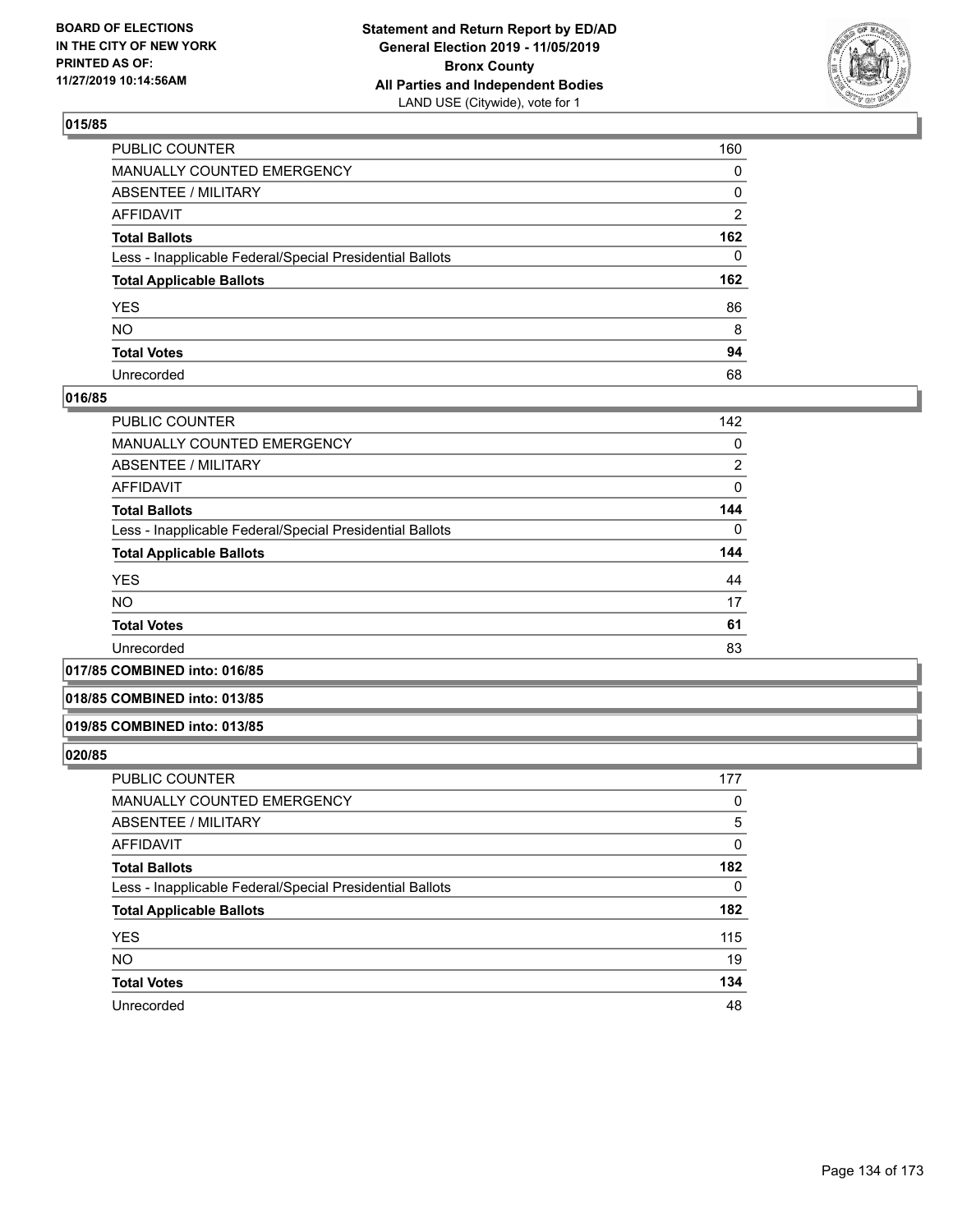**Statement and Return Report by ED/AD**
**General Election 2019 - 11/05/2019**
**Bronx County**
**All Parties and Independent Bodies**
LAND USE (Citywide), vote for 1

BOARD OF ELECTIONS
IN THE CITY OF NEW YORK
PRINTED AS OF:
11/27/2019 10:14:56AM

### 015/85

| | |
|---|---|
| PUBLIC COUNTER | 160 |
| MANUALLY COUNTED EMERGENCY | 0 |
| ABSENTEE / MILITARY | 0 |
| AFFIDAVIT | 2 |
| **Total Ballots** | **162** |
| Less - Inapplicable Federal/Special Presidential Ballots | 0 |
| **Total Applicable Ballots** | **162** |
| YES | 86 |
| NO | 8 |
| **Total Votes** | **94** |
| Unrecorded | 68 |

### 016/85

| | |
|---|---|
| PUBLIC COUNTER | 142 |
| MANUALLY COUNTED EMERGENCY | 0 |
| ABSENTEE / MILITARY | 2 |
| AFFIDAVIT | 0 |
| **Total Ballots** | **144** |
| Less - Inapplicable Federal/Special Presidential Ballots | 0 |
| **Total Applicable Ballots** | **144** |
| YES | 44 |
| NO | 17 |
| **Total Votes** | **61** |
| Unrecorded | 83 |

### 017/85 COMBINED into: 016/85

### 018/85 COMBINED into: 013/85

### 019/85 COMBINED into: 013/85

### 020/85

| | |
|---|---|
| PUBLIC COUNTER | 177 |
| MANUALLY COUNTED EMERGENCY | 0 |
| ABSENTEE / MILITARY | 5 |
| AFFIDAVIT | 0 |
| **Total Ballots** | **182** |
| Less - Inapplicable Federal/Special Presidential Ballots | 0 |
| **Total Applicable Ballots** | **182** |
| YES | 115 |
| NO | 19 |
| **Total Votes** | **134** |
| Unrecorded | 48 |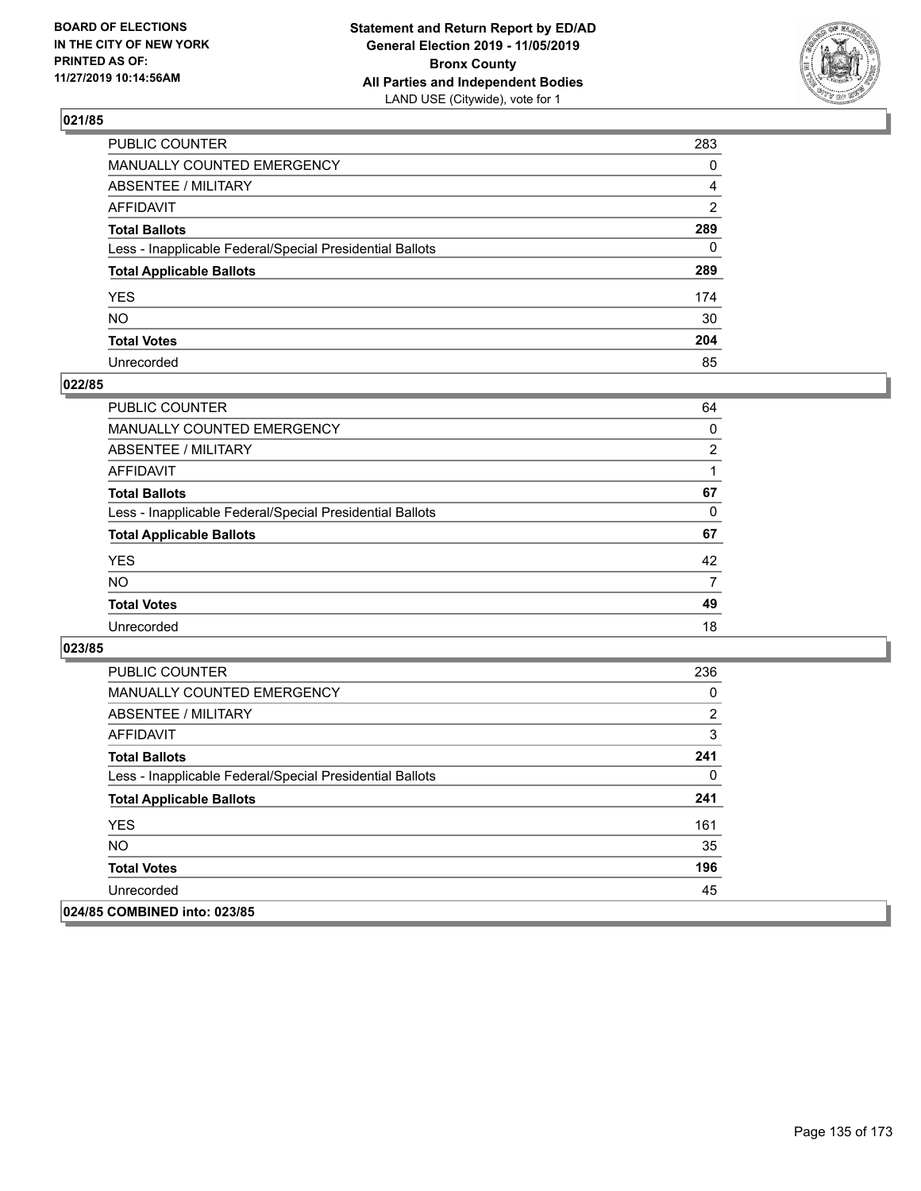## 021/85

| | |
|---|---|
| PUBLIC COUNTER | 283 |
| MANUALLY COUNTED EMERGENCY | 0 |
| ABSENTEE / MILITARY | 4 |
| AFFIDAVIT | 2 |
| **Total Ballots** | **289** |
| Less - Inapplicable Federal/Special Presidential Ballots | 0 |
| **Total Applicable Ballots** | **289** |
| YES | 174 |
| NO | 30 |
| **Total Votes** | **204** |
| Unrecorded | 85 |

## 022/85

| | |
|---|---|
| PUBLIC COUNTER | 64 |
| MANUALLY COUNTED EMERGENCY | 0 |
| ABSENTEE / MILITARY | 2 |
| AFFIDAVIT | 1 |
| **Total Ballots** | **67** |
| Less - Inapplicable Federal/Special Presidential Ballots | 0 |
| **Total Applicable Ballots** | **67** |
| YES | 42 |
| NO | 7 |
| **Total Votes** | **49** |
| Unrecorded | 18 |

## 023/85

| | |
|---|---|
| PUBLIC COUNTER | 236 |
| MANUALLY COUNTED EMERGENCY | 0 |
| ABSENTEE / MILITARY | 2 |
| AFFIDAVIT | 3 |
| **Total Ballots** | **241** |
| Less - Inapplicable Federal/Special Presidential Ballots | 0 |
| **Total Applicable Ballots** | **241** |
| YES | 161 |
| NO | 35 |
| **Total Votes** | **196** |
| Unrecorded | 45 |

## 024/85 COMBINED into: 023/85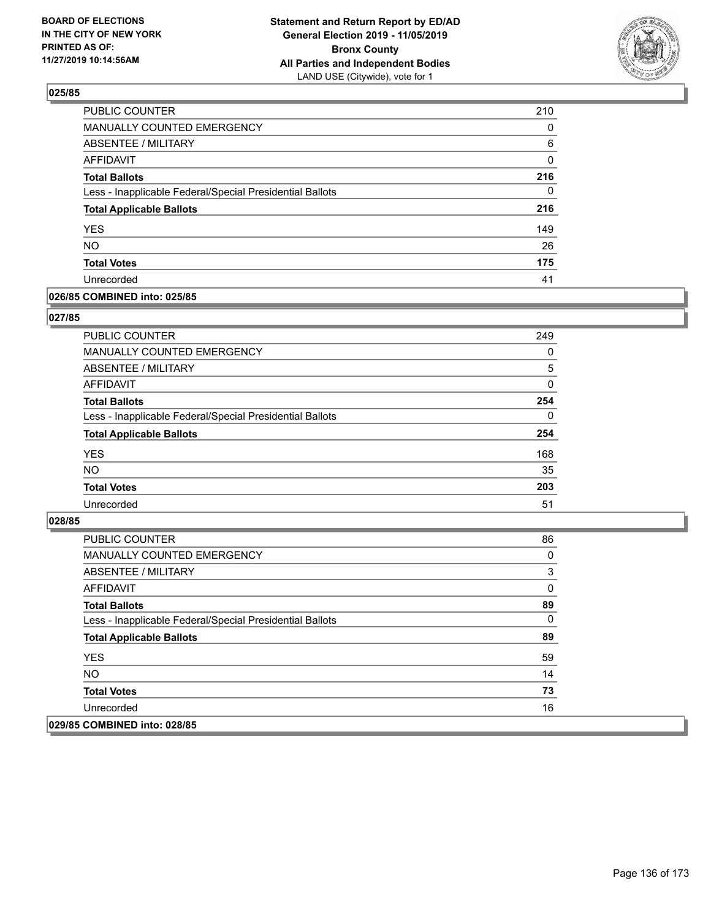**BOARD OF ELECTIONS IN THE CITY OF NEW YORK PRINTED AS OF: 11/27/2019 10:14:56AM**

**Statement and Return Report by ED/AD General Election 2019 - 11/05/2019 Bronx County All Parties and Independent Bodies**
LAND USE (Citywide), vote for 1

## 025/85

| | |
|---|---|
| PUBLIC COUNTER | 210 |
| MANUALLY COUNTED EMERGENCY | 0 |
| ABSENTEE / MILITARY | 6 |
| AFFIDAVIT | 0 |
| **Total Ballots** | **216** |
| Less - Inapplicable Federal/Special Presidential Ballots | 0 |
| **Total Applicable Ballots** | **216** |
| YES | 149 |
| NO | 26 |
| **Total Votes** | **175** |
| Unrecorded | 41 |

## 026/85 COMBINED into: 025/85

## 027/85

| | |
|---|---|
| PUBLIC COUNTER | 249 |
| MANUALLY COUNTED EMERGENCY | 0 |
| ABSENTEE / MILITARY | 5 |
| AFFIDAVIT | 0 |
| **Total Ballots** | **254** |
| Less - Inapplicable Federal/Special Presidential Ballots | 0 |
| **Total Applicable Ballots** | **254** |
| YES | 168 |
| NO | 35 |
| **Total Votes** | **203** |
| Unrecorded | 51 |

## 028/85

| | |
|---|---|
| PUBLIC COUNTER | 86 |
| MANUALLY COUNTED EMERGENCY | 0 |
| ABSENTEE / MILITARY | 3 |
| AFFIDAVIT | 0 |
| **Total Ballots** | **89** |
| Less - Inapplicable Federal/Special Presidential Ballots | 0 |
| **Total Applicable Ballots** | **89** |
| YES | 59 |
| NO | 14 |
| **Total Votes** | **73** |
| Unrecorded | 16 |

## 029/85 COMBINED into: 028/85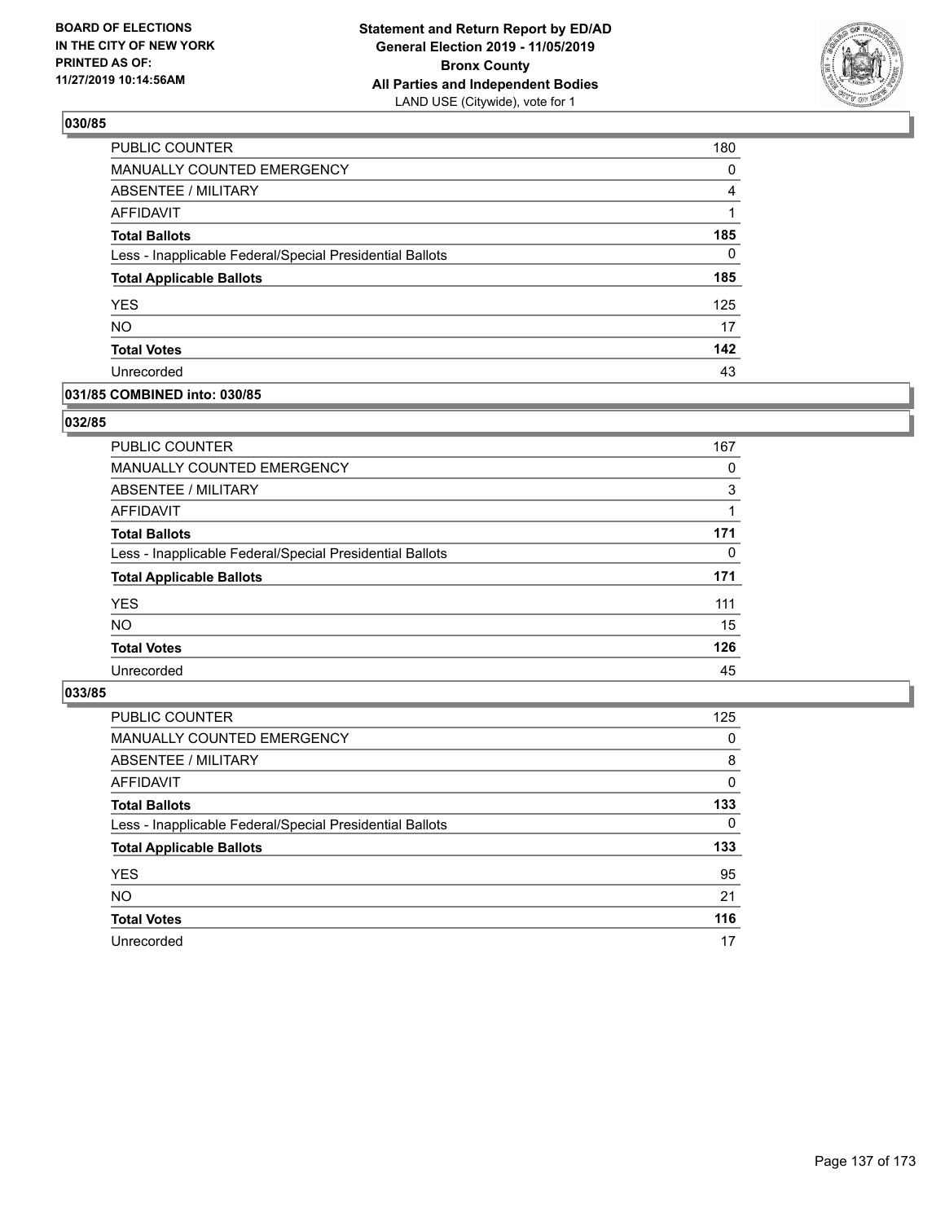## 030/85

| | |
|---|---|
| PUBLIC COUNTER | 180 |
| MANUALLY COUNTED EMERGENCY | 0 |
| ABSENTEE / MILITARY | 4 |
| AFFIDAVIT | 1 |
| **Total Ballots** | **185** |
| Less - Inapplicable Federal/Special Presidential Ballots | 0 |
| **Total Applicable Ballots** | **185** |
| YES | 125 |
| NO | 17 |
| **Total Votes** | **142** |
| Unrecorded | 43 |

## 031/85 COMBINED into: 030/85

## 032/85

| | |
|---|---|
| PUBLIC COUNTER | 167 |
| MANUALLY COUNTED EMERGENCY | 0 |
| ABSENTEE / MILITARY | 3 |
| AFFIDAVIT | 1 |
| **Total Ballots** | **171** |
| Less - Inapplicable Federal/Special Presidential Ballots | 0 |
| **Total Applicable Ballots** | **171** |
| YES | 111 |
| NO | 15 |
| **Total Votes** | **126** |
| Unrecorded | 45 |

## 033/85

| | |
|---|---|
| PUBLIC COUNTER | 125 |
| MANUALLY COUNTED EMERGENCY | 0 |
| ABSENTEE / MILITARY | 8 |
| AFFIDAVIT | 0 |
| **Total Ballots** | **133** |
| Less - Inapplicable Federal/Special Presidential Ballots | 0 |
| **Total Applicable Ballots** | **133** |
| YES | 95 |
| NO | 21 |
| **Total Votes** | **116** |
| Unrecorded | 17 |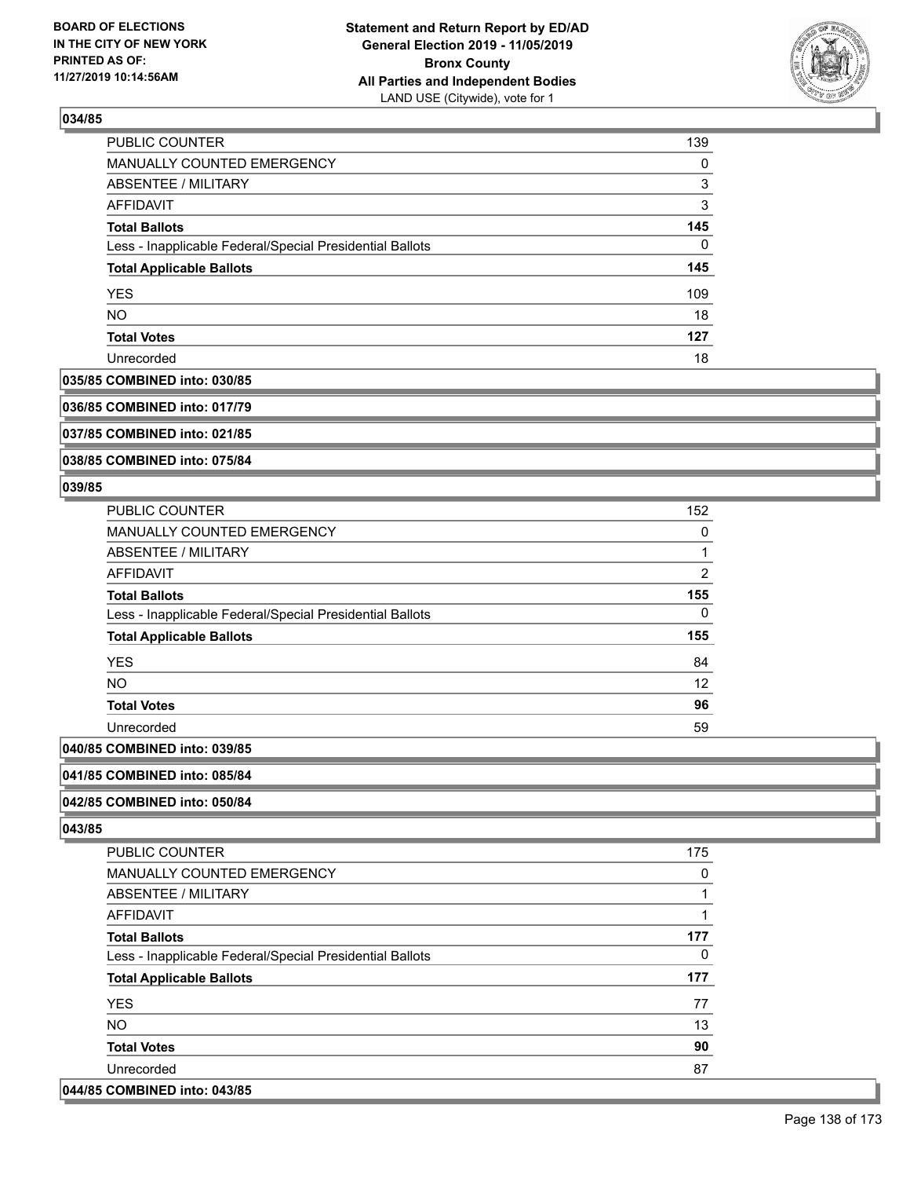## 034/85

| | |
|---|---|
| PUBLIC COUNTER | 139 |
| MANUALLY COUNTED EMERGENCY | 0 |
| ABSENTEE / MILITARY | 3 |
| AFFIDAVIT | 3 |
| **Total Ballots** | **145** |
| Less - Inapplicable Federal/Special Presidential Ballots | 0 |
| **Total Applicable Ballots** | **145** |
| YES | 109 |
| NO | 18 |
| **Total Votes** | **127** |
| Unrecorded | 18 |

**035/85 COMBINED into: 030/85**

**036/85 COMBINED into: 017/79**

**037/85 COMBINED into: 021/85**

**038/85 COMBINED into: 075/84**

## 039/85

| | |
|---|---|
| PUBLIC COUNTER | 152 |
| MANUALLY COUNTED EMERGENCY | 0 |
| ABSENTEE / MILITARY | 1 |
| AFFIDAVIT | 2 |
| **Total Ballots** | **155** |
| Less - Inapplicable Federal/Special Presidential Ballots | 0 |
| **Total Applicable Ballots** | **155** |
| YES | 84 |
| NO | 12 |
| **Total Votes** | **96** |
| Unrecorded | 59 |

**040/85 COMBINED into: 039/85**

**041/85 COMBINED into: 085/84**

**042/85 COMBINED into: 050/84**

## 043/85

| | |
|---|---|
| PUBLIC COUNTER | 175 |
| MANUALLY COUNTED EMERGENCY | 0 |
| ABSENTEE / MILITARY | 1 |
| AFFIDAVIT | 1 |
| **Total Ballots** | **177** |
| Less - Inapplicable Federal/Special Presidential Ballots | 0 |
| **Total Applicable Ballots** | **177** |
| YES | 77 |
| NO | 13 |
| **Total Votes** | **90** |
| Unrecorded | 87 |

**044/85 COMBINED into: 043/85**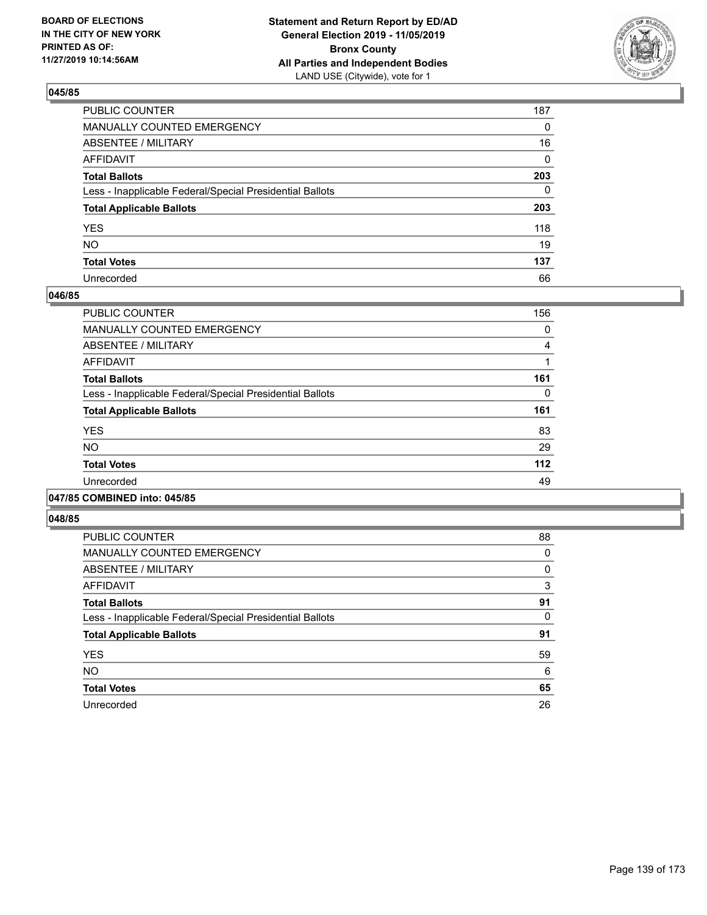BOARD OF ELECTIONS
IN THE CITY OF NEW YORK
PRINTED AS OF:
11/27/2019 10:14:56AM

**Statement and Return Report by ED/AD**
**General Election 2019 - 11/05/2019**
**Bronx County**
**All Parties and Independent Bodies**
LAND USE (Citywide), vote for 1

### 045/85

| | |
|---|---|
| PUBLIC COUNTER | 187 |
| MANUALLY COUNTED EMERGENCY | 0 |
| ABSENTEE / MILITARY | 16 |
| AFFIDAVIT | 0 |
| **Total Ballots** | **203** |
| Less - Inapplicable Federal/Special Presidential Ballots | 0 |
| **Total Applicable Ballots** | **203** |
| YES | 118 |
| NO | 19 |
| **Total Votes** | **137** |
| Unrecorded | 66 |

### 046/85

| | |
|---|---|
| PUBLIC COUNTER | 156 |
| MANUALLY COUNTED EMERGENCY | 0 |
| ABSENTEE / MILITARY | 4 |
| AFFIDAVIT | 1 |
| **Total Ballots** | **161** |
| Less - Inapplicable Federal/Special Presidential Ballots | 0 |
| **Total Applicable Ballots** | **161** |
| YES | 83 |
| NO | 29 |
| **Total Votes** | **112** |
| Unrecorded | 49 |

### 047/85 COMBINED into: 045/85

### 048/85

| | |
|---|---|
| PUBLIC COUNTER | 88 |
| MANUALLY COUNTED EMERGENCY | 0 |
| ABSENTEE / MILITARY | 0 |
| AFFIDAVIT | 3 |
| **Total Ballots** | **91** |
| Less - Inapplicable Federal/Special Presidential Ballots | 0 |
| **Total Applicable Ballots** | **91** |
| YES | 59 |
| NO | 6 |
| **Total Votes** | **65** |
| Unrecorded | 26 |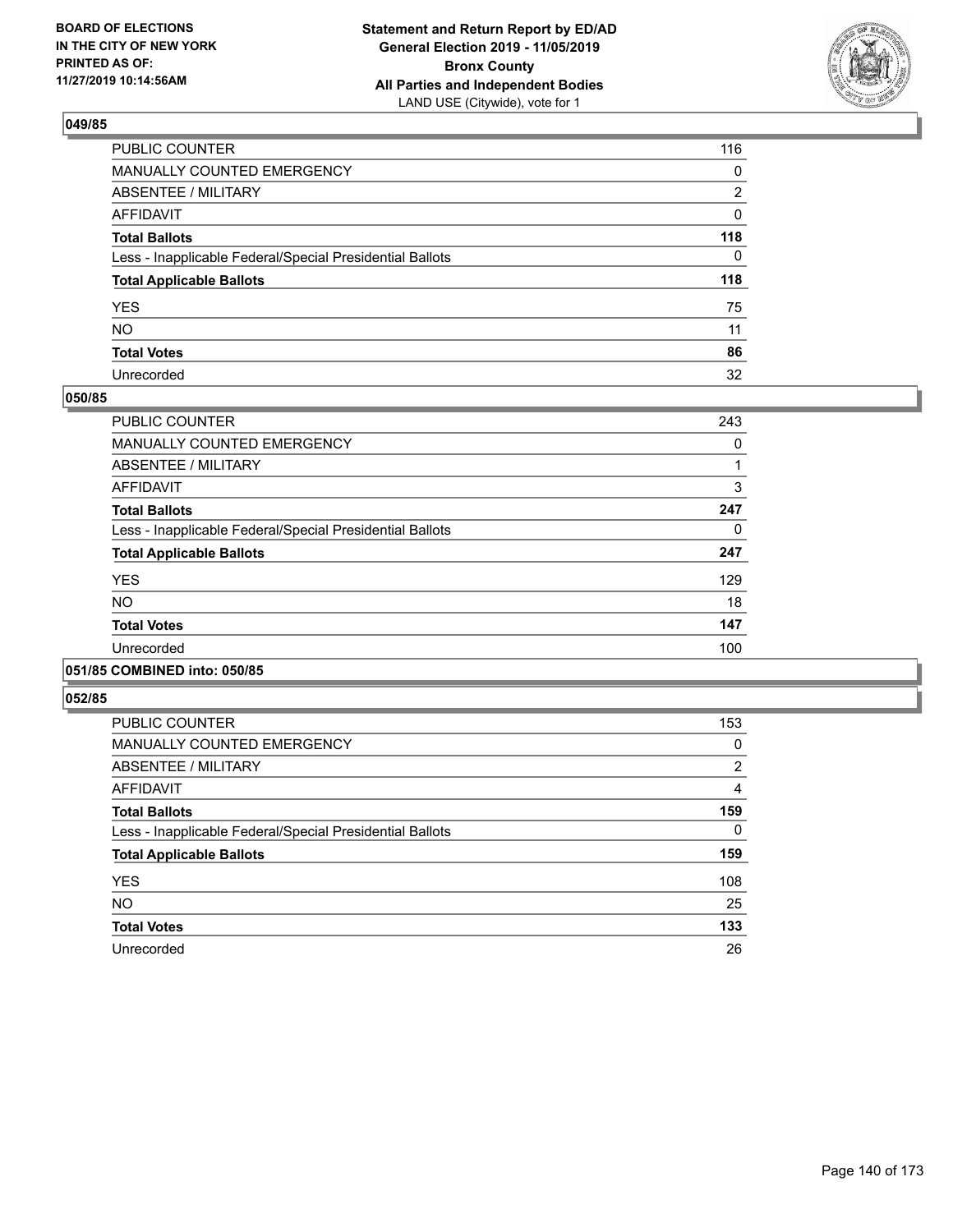BOARD OF ELECTIONS
IN THE CITY OF NEW YORK
PRINTED AS OF:
11/27/2019 10:14:56AM

**Statement and Return Report by ED/AD**
**General Election 2019 - 11/05/2019**
**Bronx County**
**All Parties and Independent Bodies**
LAND USE (Citywide), vote for 1

### 049/85

| | |
|---|---|
| PUBLIC COUNTER | 116 |
| MANUALLY COUNTED EMERGENCY | 0 |
| ABSENTEE / MILITARY | 2 |
| AFFIDAVIT | 0 |
| **Total Ballots** | **118** |
| Less - Inapplicable Federal/Special Presidential Ballots | 0 |
| **Total Applicable Ballots** | **118** |
| YES | 75 |
| NO | 11 |
| **Total Votes** | **86** |
| Unrecorded | 32 |

### 050/85

| | |
|---|---|
| PUBLIC COUNTER | 243 |
| MANUALLY COUNTED EMERGENCY | 0 |
| ABSENTEE / MILITARY | 1 |
| AFFIDAVIT | 3 |
| **Total Ballots** | **247** |
| Less - Inapplicable Federal/Special Presidential Ballots | 0 |
| **Total Applicable Ballots** | **247** |
| YES | 129 |
| NO | 18 |
| **Total Votes** | **147** |
| Unrecorded | 100 |

### 051/85 COMBINED into: 050/85

### 052/85

| | |
|---|---|
| PUBLIC COUNTER | 153 |
| MANUALLY COUNTED EMERGENCY | 0 |
| ABSENTEE / MILITARY | 2 |
| AFFIDAVIT | 4 |
| **Total Ballots** | **159** |
| Less - Inapplicable Federal/Special Presidential Ballots | 0 |
| **Total Applicable Ballots** | **159** |
| YES | 108 |
| NO | 25 |
| **Total Votes** | **133** |
| Unrecorded | 26 |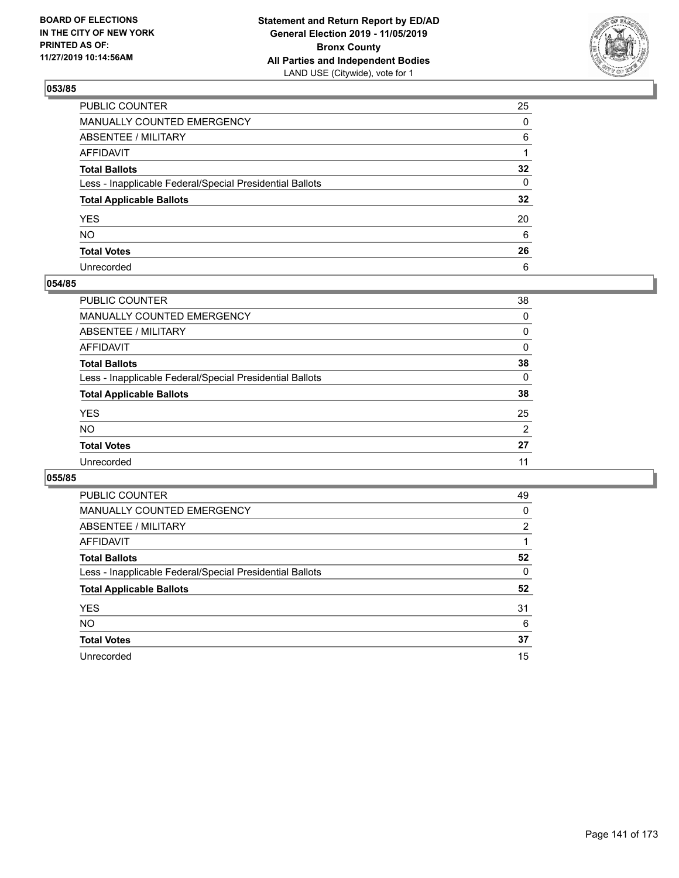BOARD OF ELECTIONS
IN THE CITY OF NEW YORK
PRINTED AS OF:
11/27/2019 10:14:56AM

**Statement and Return Report by ED/AD**
**General Election 2019 - 11/05/2019**
**Bronx County**
**All Parties and Independent Bodies**
LAND USE (Citywide), vote for 1

## 053/85

| | |
|---|---|
| PUBLIC COUNTER | 25 |
| MANUALLY COUNTED EMERGENCY | 0 |
| ABSENTEE / MILITARY | 6 |
| AFFIDAVIT | 1 |
| **Total Ballots** | **32** |
| Less - Inapplicable Federal/Special Presidential Ballots | 0 |
| **Total Applicable Ballots** | **32** |
| YES | 20 |
| NO | 6 |
| **Total Votes** | **26** |
| Unrecorded | 6 |

## 054/85

| | |
|---|---|
| PUBLIC COUNTER | 38 |
| MANUALLY COUNTED EMERGENCY | 0 |
| ABSENTEE / MILITARY | 0 |
| AFFIDAVIT | 0 |
| **Total Ballots** | **38** |
| Less - Inapplicable Federal/Special Presidential Ballots | 0 |
| **Total Applicable Ballots** | **38** |
| YES | 25 |
| NO | 2 |
| **Total Votes** | **27** |
| Unrecorded | 11 |

## 055/85

| | |
|---|---|
| PUBLIC COUNTER | 49 |
| MANUALLY COUNTED EMERGENCY | 0 |
| ABSENTEE / MILITARY | 2 |
| AFFIDAVIT | 1 |
| **Total Ballots** | **52** |
| Less - Inapplicable Federal/Special Presidential Ballots | 0 |
| **Total Applicable Ballots** | **52** |
| YES | 31 |
| NO | 6 |
| **Total Votes** | **37** |
| Unrecorded | 15 |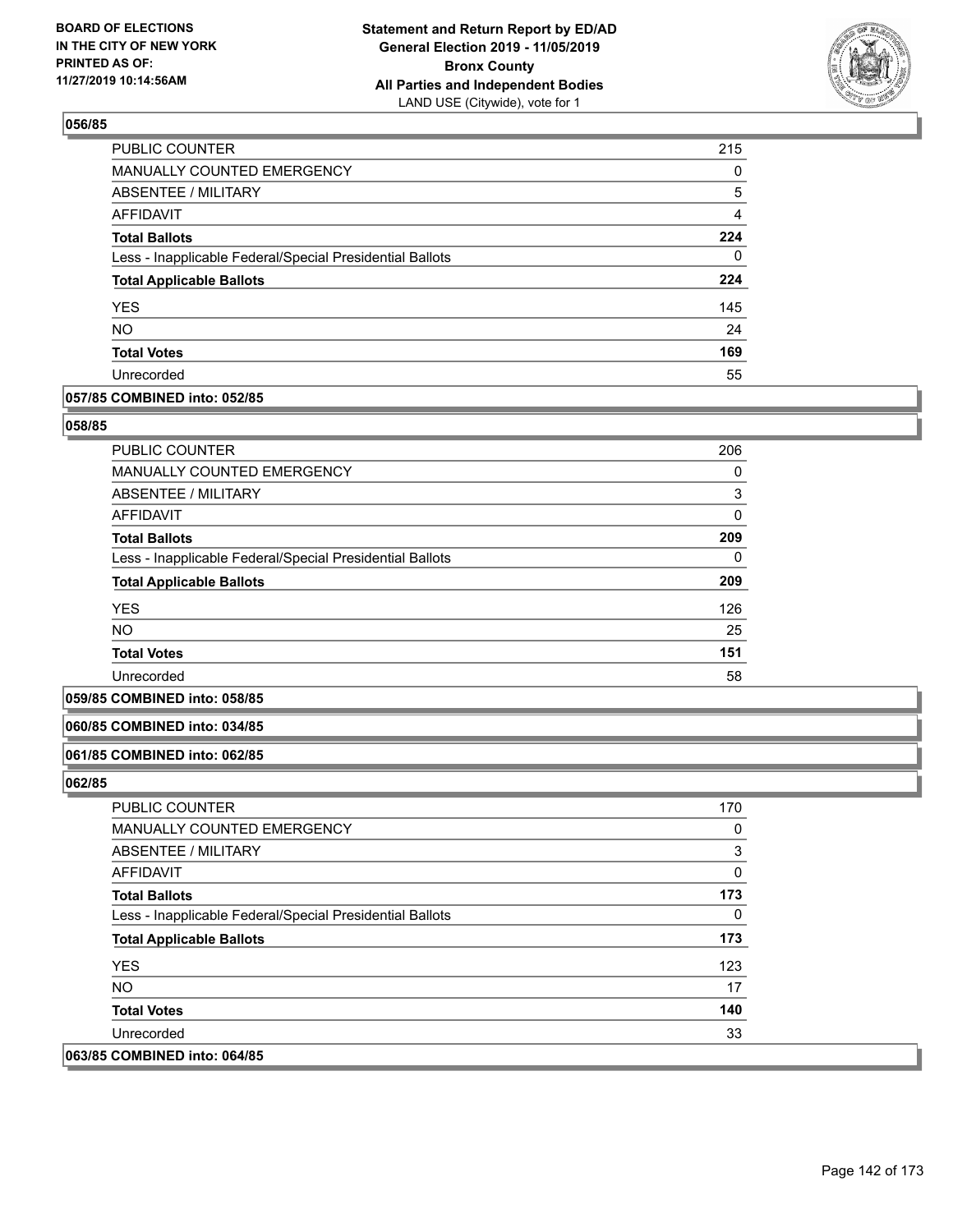### 056/85

| | |
|---|---|
| PUBLIC COUNTER | 215 |
| MANUALLY COUNTED EMERGENCY | 0 |
| ABSENTEE / MILITARY | 5 |
| AFFIDAVIT | 4 |
| **Total Ballots** | **224** |
| Less - Inapplicable Federal/Special Presidential Ballots | 0 |
| **Total Applicable Ballots** | **224** |
| YES | 145 |
| NO | 24 |
| **Total Votes** | **169** |
| Unrecorded | 55 |

### 057/85 COMBINED into: 052/85

### 058/85

| | |
|---|---|
| PUBLIC COUNTER | 206 |
| MANUALLY COUNTED EMERGENCY | 0 |
| ABSENTEE / MILITARY | 3 |
| AFFIDAVIT | 0 |
| **Total Ballots** | **209** |
| Less - Inapplicable Federal/Special Presidential Ballots | 0 |
| **Total Applicable Ballots** | **209** |
| YES | 126 |
| NO | 25 |
| **Total Votes** | **151** |
| Unrecorded | 58 |

### 059/85 COMBINED into: 058/85

### 060/85 COMBINED into: 034/85

### 061/85 COMBINED into: 062/85

### 062/85

| | |
|---|---|
| PUBLIC COUNTER | 170 |
| MANUALLY COUNTED EMERGENCY | 0 |
| ABSENTEE / MILITARY | 3 |
| AFFIDAVIT | 0 |
| **Total Ballots** | **173** |
| Less - Inapplicable Federal/Special Presidential Ballots | 0 |
| **Total Applicable Ballots** | **173** |
| YES | 123 |
| NO | 17 |
| **Total Votes** | **140** |
| Unrecorded | 33 |

### 063/85 COMBINED into: 064/85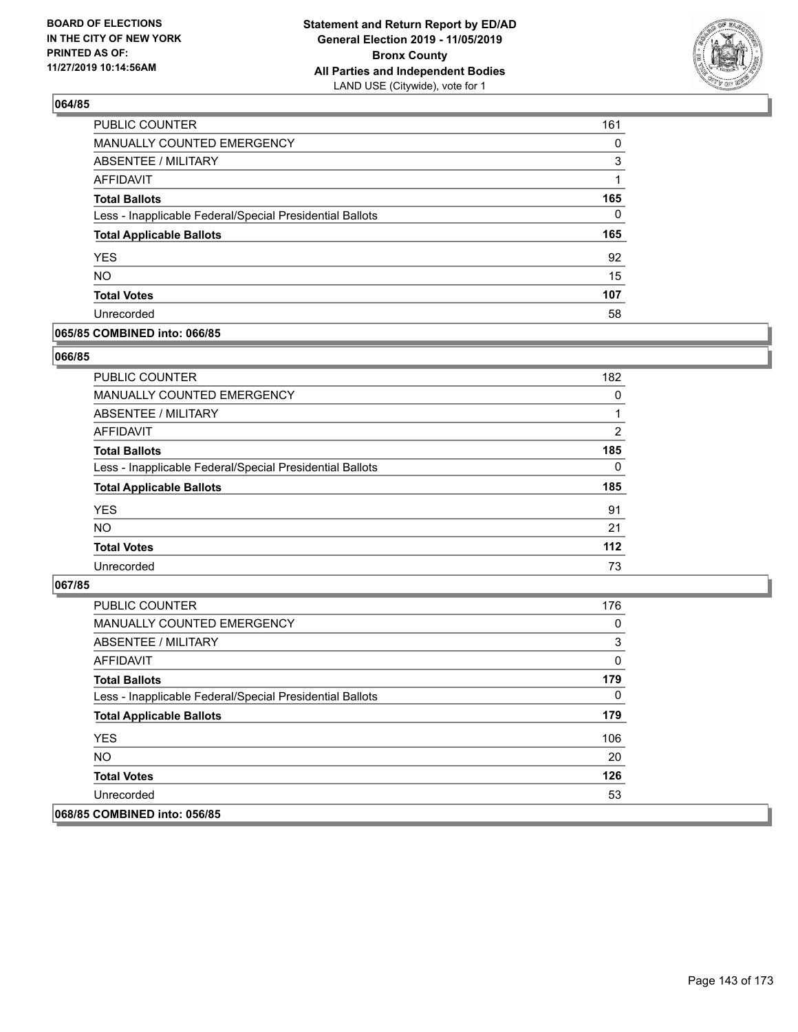BOARD OF ELECTIONS
IN THE CITY OF NEW YORK
PRINTED AS OF:
11/27/2019 10:14:56AM

**Statement and Return Report by ED/AD**
**General Election 2019 - 11/05/2019**
**Bronx County**
**All Parties and Independent Bodies**
LAND USE (Citywide), vote for 1

### 064/85

| | |
|---|---|
| PUBLIC COUNTER | 161 |
| MANUALLY COUNTED EMERGENCY | 0 |
| ABSENTEE / MILITARY | 3 |
| AFFIDAVIT | 1 |
| **Total Ballots** | **165** |
| Less - Inapplicable Federal/Special Presidential Ballots | 0 |
| **Total Applicable Ballots** | **165** |
| YES | 92 |
| NO | 15 |
| **Total Votes** | **107** |
| Unrecorded | 58 |

### 065/85 COMBINED into: 066/85

### 066/85

| | |
|---|---|
| PUBLIC COUNTER | 182 |
| MANUALLY COUNTED EMERGENCY | 0 |
| ABSENTEE / MILITARY | 1 |
| AFFIDAVIT | 2 |
| **Total Ballots** | **185** |
| Less - Inapplicable Federal/Special Presidential Ballots | 0 |
| **Total Applicable Ballots** | **185** |
| YES | 91 |
| NO | 21 |
| **Total Votes** | **112** |
| Unrecorded | 73 |

### 067/85

| | |
|---|---|
| PUBLIC COUNTER | 176 |
| MANUALLY COUNTED EMERGENCY | 0 |
| ABSENTEE / MILITARY | 3 |
| AFFIDAVIT | 0 |
| **Total Ballots** | **179** |
| Less - Inapplicable Federal/Special Presidential Ballots | 0 |
| **Total Applicable Ballots** | **179** |
| YES | 106 |
| NO | 20 |
| **Total Votes** | **126** |
| Unrecorded | 53 |

### 068/85 COMBINED into: 056/85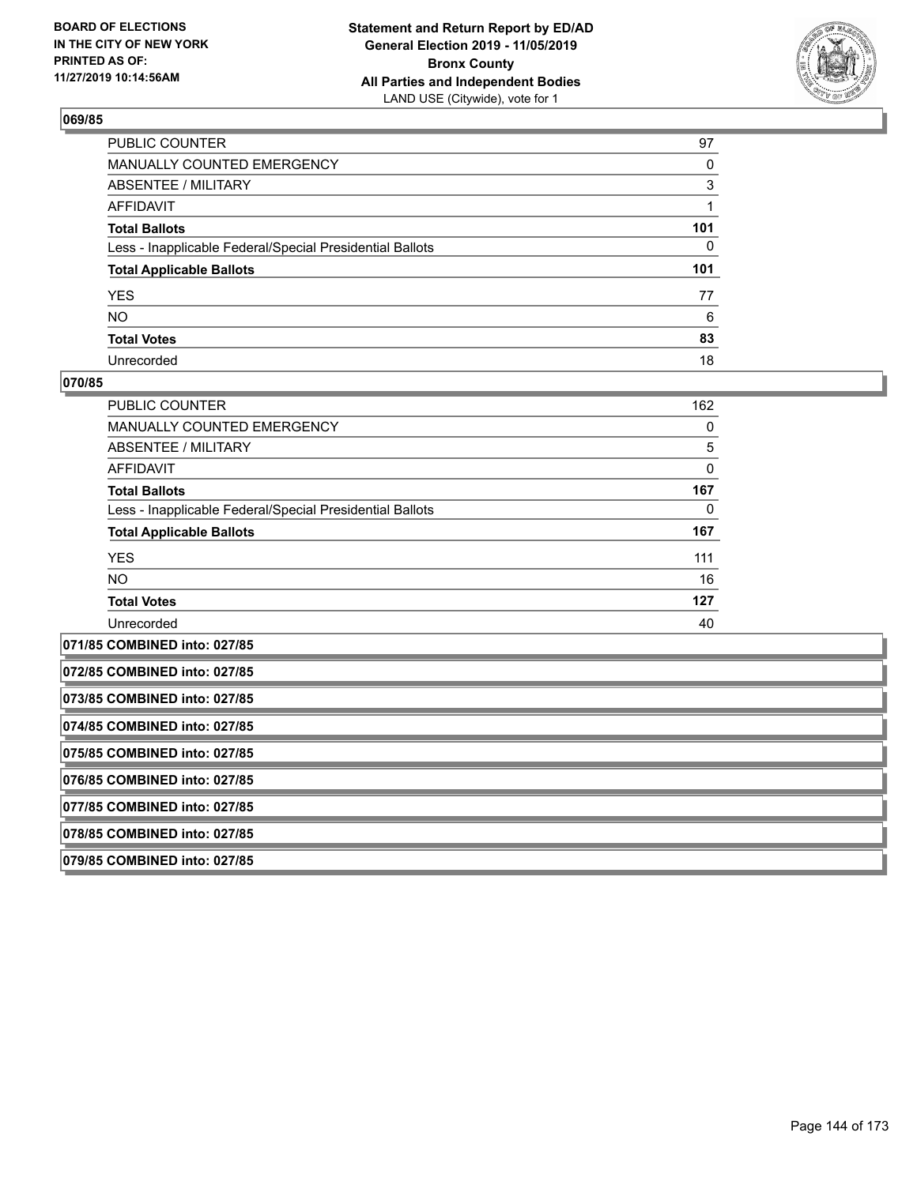### 069/85

| | |
|---|---|
| PUBLIC COUNTER | 97 |
| MANUALLY COUNTED EMERGENCY | 0 |
| ABSENTEE / MILITARY | 3 |
| AFFIDAVIT | 1 |
| **Total Ballots** | **101** |
| Less - Inapplicable Federal/Special Presidential Ballots | 0 |
| **Total Applicable Ballots** | **101** |
| YES | 77 |
| NO | 6 |
| **Total Votes** | **83** |
| Unrecorded | 18 |

### 070/85

| | |
|---|---|
| PUBLIC COUNTER | 162 |
| MANUALLY COUNTED EMERGENCY | 0 |
| ABSENTEE / MILITARY | 5 |
| AFFIDAVIT | 0 |
| **Total Ballots** | **167** |
| Less - Inapplicable Federal/Special Presidential Ballots | 0 |
| **Total Applicable Ballots** | **167** |
| YES | 111 |
| NO | 16 |
| **Total Votes** | **127** |
| Unrecorded | 40 |

### 071/85 COMBINED into: 027/85

### 072/85 COMBINED into: 027/85

### 073/85 COMBINED into: 027/85

### 074/85 COMBINED into: 027/85

### 075/85 COMBINED into: 027/85

### 076/85 COMBINED into: 027/85

### 077/85 COMBINED into: 027/85

### 078/85 COMBINED into: 027/85

### 079/85 COMBINED into: 027/85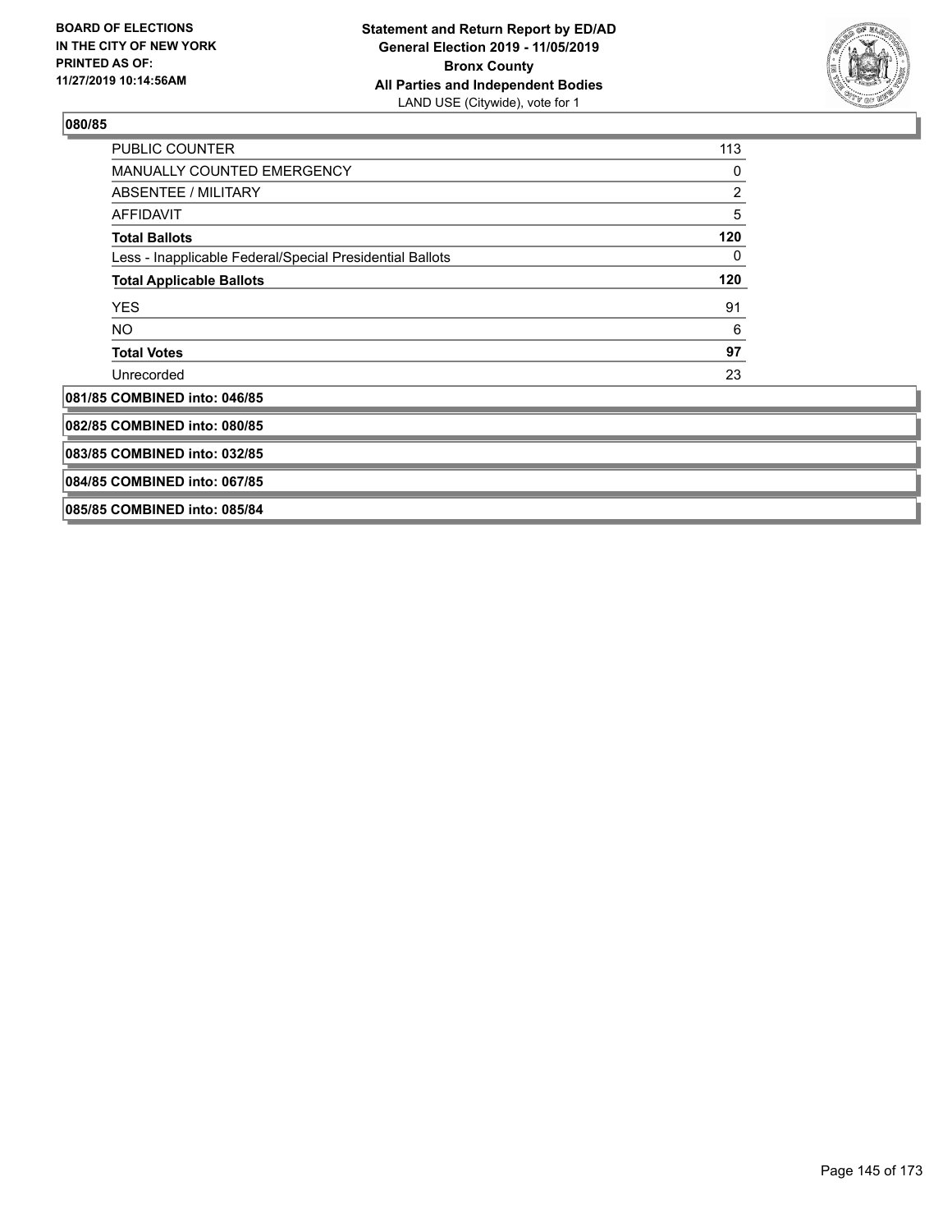BOARD OF ELECTIONS
IN THE CITY OF NEW YORK
PRINTED AS OF:
11/27/2019 10:14:56AM

**Statement and Return Report by ED/AD**
**General Election 2019 - 11/05/2019**
**Bronx County**
**All Parties and Independent Bodies**
LAND USE (Citywide), vote for 1

### 080/85

| | |
|---|---|
| PUBLIC COUNTER | 113 |
| MANUALLY COUNTED EMERGENCY | 0 |
| ABSENTEE / MILITARY | 2 |
| AFFIDAVIT | 5 |
| **Total Ballots** | **120** |
| Less - Inapplicable Federal/Special Presidential Ballots | 0 |
| **Total Applicable Ballots** | **120** |
| YES | 91 |
| NO | 6 |
| **Total Votes** | **97** |
| Unrecorded | 23 |

### 081/85 COMBINED into: 046/85

### 082/85 COMBINED into: 080/85

### 083/85 COMBINED into: 032/85

### 084/85 COMBINED into: 067/85

### 085/85 COMBINED into: 085/84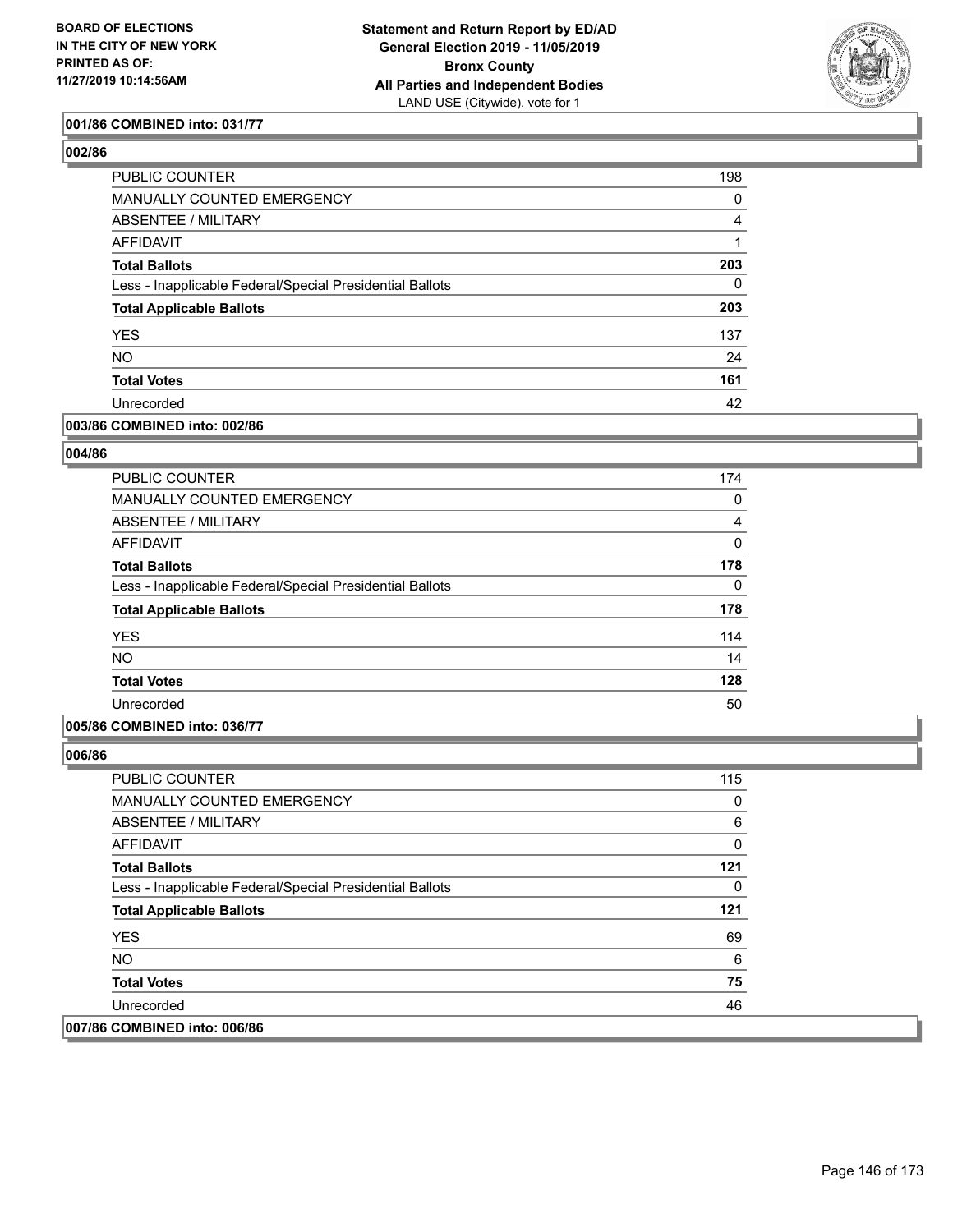**001/86 COMBINED into: 031/77**

**002/86**

| | |
|---|---|
| PUBLIC COUNTER | 198 |
| MANUALLY COUNTED EMERGENCY | 0 |
| ABSENTEE / MILITARY | 4 |
| AFFIDAVIT | 1 |
| **Total Ballots** | **203** |
| Less - Inapplicable Federal/Special Presidential Ballots | 0 |
| **Total Applicable Ballots** | **203** |
| YES | 137 |
| NO | 24 |
| **Total Votes** | **161** |
| Unrecorded | 42 |

**003/86 COMBINED into: 002/86**

**004/86**

| | |
|---|---|
| PUBLIC COUNTER | 174 |
| MANUALLY COUNTED EMERGENCY | 0 |
| ABSENTEE / MILITARY | 4 |
| AFFIDAVIT | 0 |
| **Total Ballots** | **178** |
| Less - Inapplicable Federal/Special Presidential Ballots | 0 |
| **Total Applicable Ballots** | **178** |
| YES | 114 |
| NO | 14 |
| **Total Votes** | **128** |
| Unrecorded | 50 |

**005/86 COMBINED into: 036/77**

**006/86**

| | |
|---|---|
| PUBLIC COUNTER | 115 |
| MANUALLY COUNTED EMERGENCY | 0 |
| ABSENTEE / MILITARY | 6 |
| AFFIDAVIT | 0 |
| **Total Ballots** | **121** |
| Less - Inapplicable Federal/Special Presidential Ballots | 0 |
| **Total Applicable Ballots** | **121** |
| YES | 69 |
| NO | 6 |
| **Total Votes** | **75** |
| Unrecorded | 46 |

**007/86 COMBINED into: 006/86**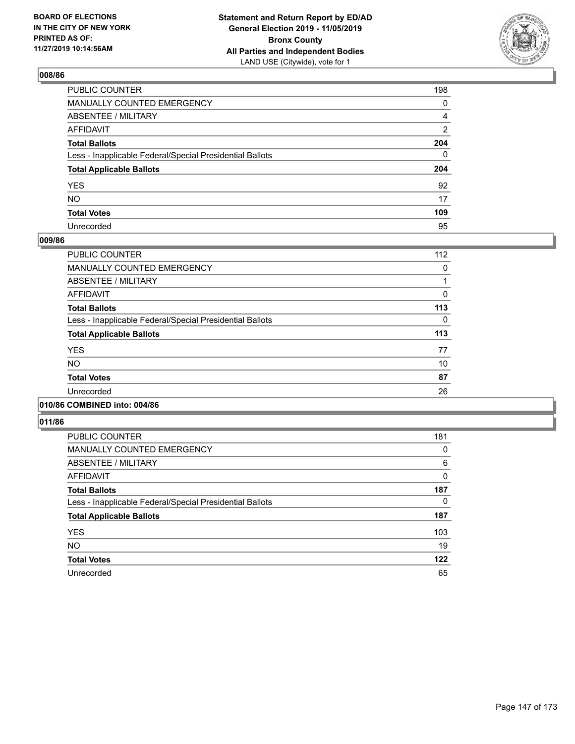**BOARD OF ELECTIONS IN THE CITY OF NEW YORK PRINTED AS OF: 11/27/2019 10:14:56AM**

**Statement and Return Report by ED/AD General Election 2019 - 11/05/2019 Bronx County All Parties and Independent Bodies**
LAND USE (Citywide), vote for 1

### 008/86

| | |
|---|---|
| PUBLIC COUNTER | 198 |
| MANUALLY COUNTED EMERGENCY | 0 |
| ABSENTEE / MILITARY | 4 |
| AFFIDAVIT | 2 |
| **Total Ballots** | **204** |
| Less - Inapplicable Federal/Special Presidential Ballots | 0 |
| **Total Applicable Ballots** | **204** |
| YES | 92 |
| NO | 17 |
| **Total Votes** | **109** |
| Unrecorded | 95 |

### 009/86

| | |
|---|---|
| PUBLIC COUNTER | 112 |
| MANUALLY COUNTED EMERGENCY | 0 |
| ABSENTEE / MILITARY | 1 |
| AFFIDAVIT | 0 |
| **Total Ballots** | **113** |
| Less - Inapplicable Federal/Special Presidential Ballots | 0 |
| **Total Applicable Ballots** | **113** |
| YES | 77 |
| NO | 10 |
| **Total Votes** | **87** |
| Unrecorded | 26 |

### 010/86 COMBINED into: 004/86

### 011/86

| | |
|---|---|
| PUBLIC COUNTER | 181 |
| MANUALLY COUNTED EMERGENCY | 0 |
| ABSENTEE / MILITARY | 6 |
| AFFIDAVIT | 0 |
| **Total Ballots** | **187** |
| Less - Inapplicable Federal/Special Presidential Ballots | 0 |
| **Total Applicable Ballots** | **187** |
| YES | 103 |
| NO | 19 |
| **Total Votes** | **122** |
| Unrecorded | 65 |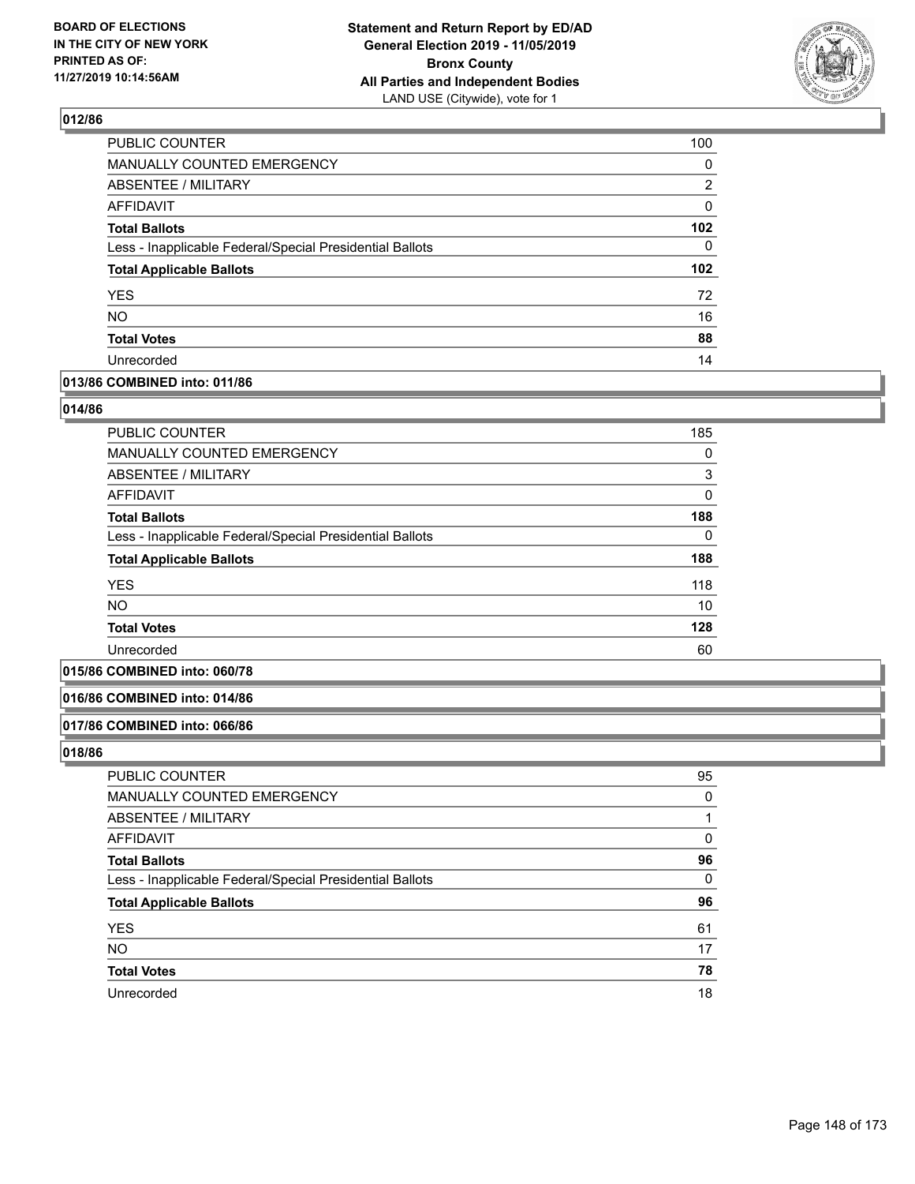## 012/86

| | |
|---|---|
| PUBLIC COUNTER | 100 |
| MANUALLY COUNTED EMERGENCY | 0 |
| ABSENTEE / MILITARY | 2 |
| AFFIDAVIT | 0 |
| **Total Ballots** | **102** |
| Less - Inapplicable Federal/Special Presidential Ballots | 0 |
| **Total Applicable Ballots** | **102** |
| YES | 72 |
| NO | 16 |
| **Total Votes** | **88** |
| Unrecorded | 14 |

## 013/86 COMBINED into: 011/86

## 014/86

| | |
|---|---|
| PUBLIC COUNTER | 185 |
| MANUALLY COUNTED EMERGENCY | 0 |
| ABSENTEE / MILITARY | 3 |
| AFFIDAVIT | 0 |
| **Total Ballots** | **188** |
| Less - Inapplicable Federal/Special Presidential Ballots | 0 |
| **Total Applicable Ballots** | **188** |
| YES | 118 |
| NO | 10 |
| **Total Votes** | **128** |
| Unrecorded | 60 |

## 015/86 COMBINED into: 060/78

## 016/86 COMBINED into: 014/86

## 017/86 COMBINED into: 066/86

## 018/86

| | |
|---|---|
| PUBLIC COUNTER | 95 |
| MANUALLY COUNTED EMERGENCY | 0 |
| ABSENTEE / MILITARY | 1 |
| AFFIDAVIT | 0 |
| **Total Ballots** | **96** |
| Less - Inapplicable Federal/Special Presidential Ballots | 0 |
| **Total Applicable Ballots** | **96** |
| YES | 61 |
| NO | 17 |
| **Total Votes** | **78** |
| Unrecorded | 18 |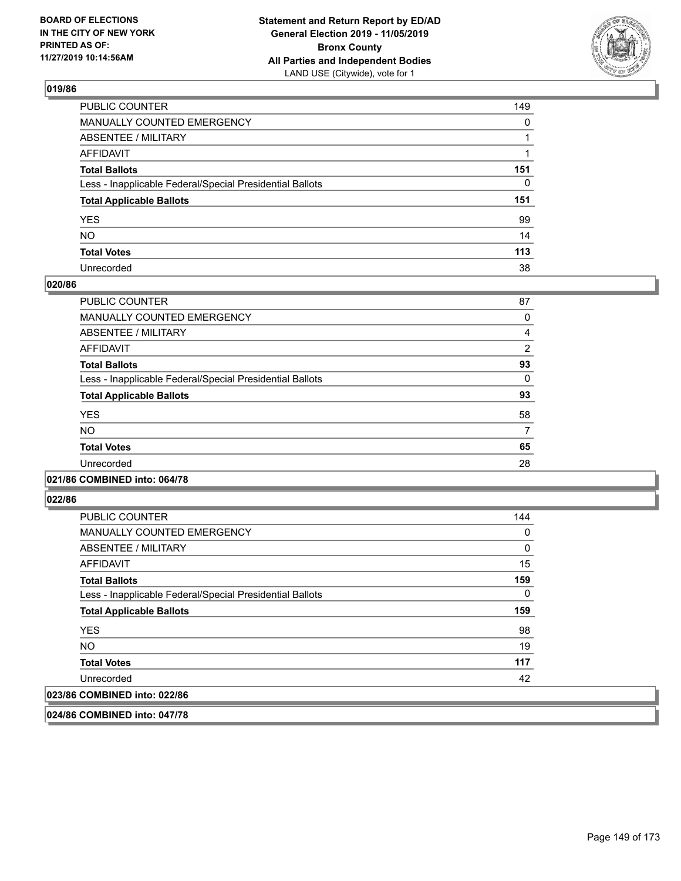## 019/86

| | |
|---|---|
| PUBLIC COUNTER | 149 |
| MANUALLY COUNTED EMERGENCY | 0 |
| ABSENTEE / MILITARY | 1 |
| AFFIDAVIT | 1 |
| **Total Ballots** | **151** |
| Less - Inapplicable Federal/Special Presidential Ballots | 0 |
| **Total Applicable Ballots** | **151** |
| YES | 99 |
| NO | 14 |
| **Total Votes** | **113** |
| Unrecorded | 38 |

## 020/86

| | |
|---|---|
| PUBLIC COUNTER | 87 |
| MANUALLY COUNTED EMERGENCY | 0 |
| ABSENTEE / MILITARY | 4 |
| AFFIDAVIT | 2 |
| **Total Ballots** | **93** |
| Less - Inapplicable Federal/Special Presidential Ballots | 0 |
| **Total Applicable Ballots** | **93** |
| YES | 58 |
| NO | 7 |
| **Total Votes** | **65** |
| Unrecorded | 28 |

## 021/86 COMBINED into: 064/78

## 022/86

| | |
|---|---|
| PUBLIC COUNTER | 144 |
| MANUALLY COUNTED EMERGENCY | 0 |
| ABSENTEE / MILITARY | 0 |
| AFFIDAVIT | 15 |
| **Total Ballots** | **159** |
| Less - Inapplicable Federal/Special Presidential Ballots | 0 |
| **Total Applicable Ballots** | **159** |
| YES | 98 |
| NO | 19 |
| **Total Votes** | **117** |
| Unrecorded | 42 |

## 023/86 COMBINED into: 022/86

## 024/86 COMBINED into: 047/78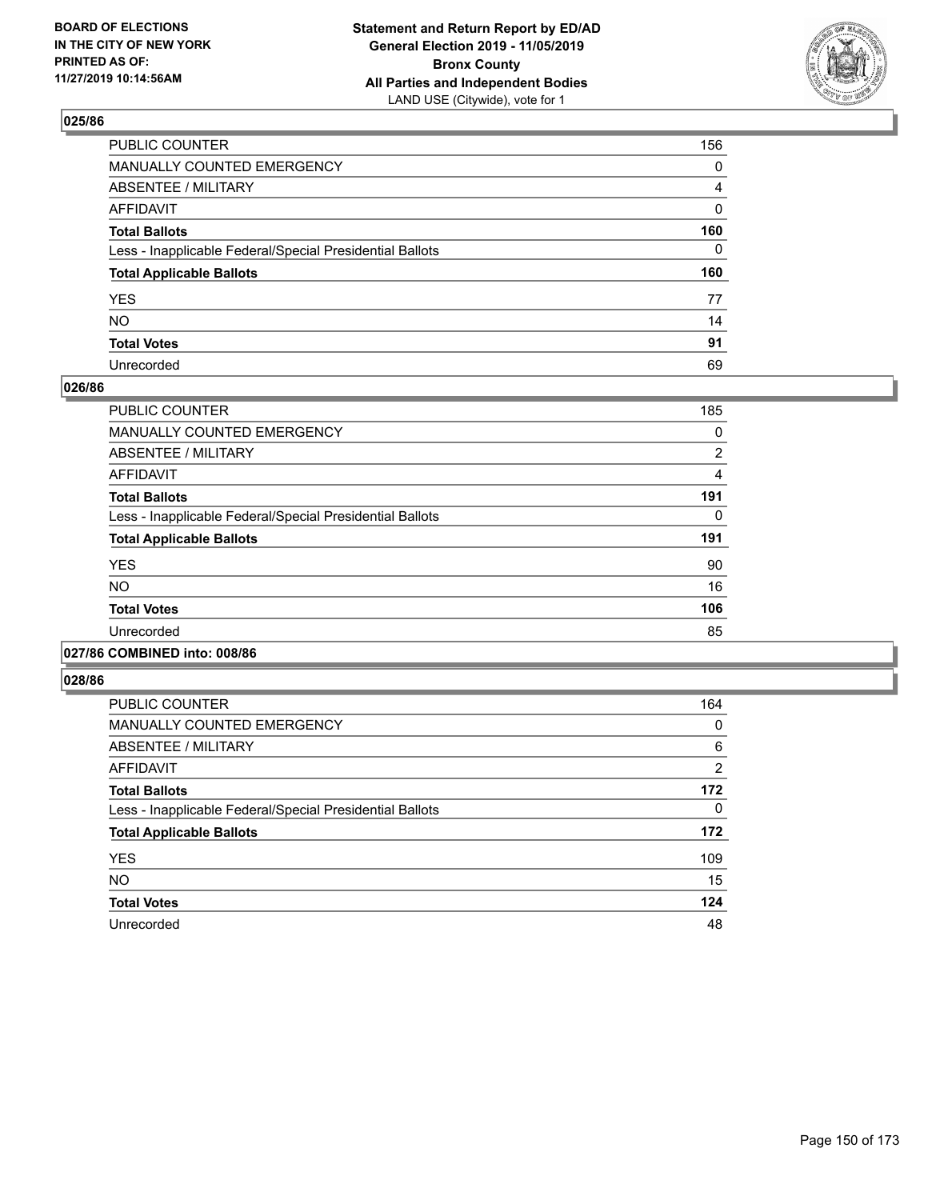## 025/86

| | |
|---|---|
| PUBLIC COUNTER | 156 |
| MANUALLY COUNTED EMERGENCY | 0 |
| ABSENTEE / MILITARY | 4 |
| AFFIDAVIT | 0 |
| **Total Ballots** | **160** |
| Less - Inapplicable Federal/Special Presidential Ballots | 0 |
| **Total Applicable Ballots** | **160** |
| YES | 77 |
| NO | 14 |
| **Total Votes** | **91** |
| Unrecorded | 69 |

## 026/86

| | |
|---|---|
| PUBLIC COUNTER | 185 |
| MANUALLY COUNTED EMERGENCY | 0 |
| ABSENTEE / MILITARY | 2 |
| AFFIDAVIT | 4 |
| **Total Ballots** | **191** |
| Less - Inapplicable Federal/Special Presidential Ballots | 0 |
| **Total Applicable Ballots** | **191** |
| YES | 90 |
| NO | 16 |
| **Total Votes** | **106** |
| Unrecorded | 85 |

## 027/86 COMBINED into: 008/86

## 028/86

| | |
|---|---|
| PUBLIC COUNTER | 164 |
| MANUALLY COUNTED EMERGENCY | 0 |
| ABSENTEE / MILITARY | 6 |
| AFFIDAVIT | 2 |
| **Total Ballots** | **172** |
| Less - Inapplicable Federal/Special Presidential Ballots | 0 |
| **Total Applicable Ballots** | **172** |
| YES | 109 |
| NO | 15 |
| **Total Votes** | **124** |
| Unrecorded | 48 |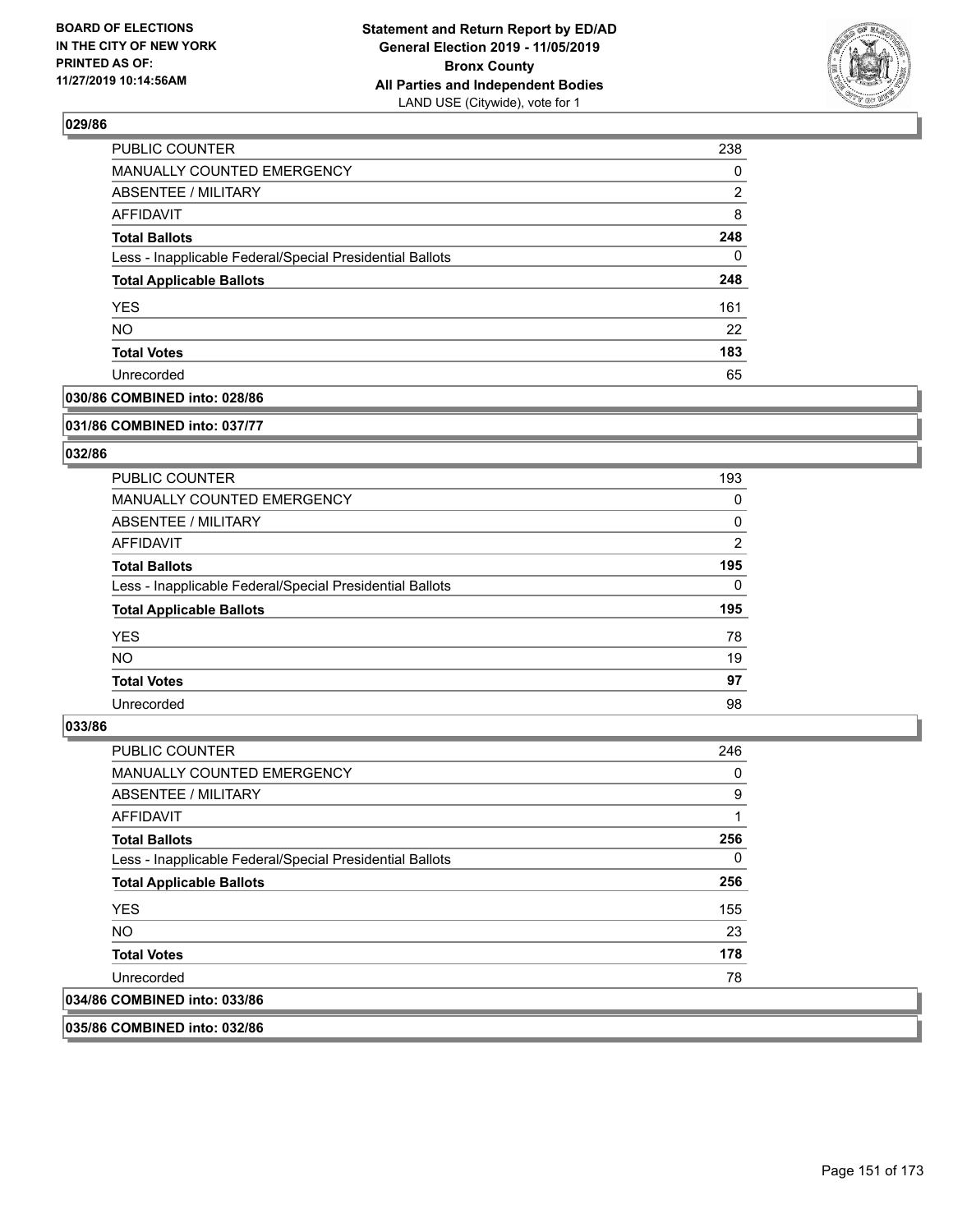**BOARD OF ELECTIONS IN THE CITY OF NEW YORK PRINTED AS OF: 11/27/2019 10:14:56AM**

**Statement and Return Report by ED/AD General Election 2019 - 11/05/2019 Bronx County All Parties and Independent Bodies**
LAND USE (Citywide), vote for 1

### 029/86

| | |
|---|---|
| PUBLIC COUNTER | 238 |
| MANUALLY COUNTED EMERGENCY | 0 |
| ABSENTEE / MILITARY | 2 |
| AFFIDAVIT | 8 |
| **Total Ballots** | **248** |
| Less - Inapplicable Federal/Special Presidential Ballots | 0 |
| **Total Applicable Ballots** | **248** |
| YES | 161 |
| NO | 22 |
| **Total Votes** | **183** |
| Unrecorded | 65 |

### 030/86 COMBINED into: 028/86

### 031/86 COMBINED into: 037/77

### 032/86

| | |
|---|---|
| PUBLIC COUNTER | 193 |
| MANUALLY COUNTED EMERGENCY | 0 |
| ABSENTEE / MILITARY | 0 |
| AFFIDAVIT | 2 |
| **Total Ballots** | **195** |
| Less - Inapplicable Federal/Special Presidential Ballots | 0 |
| **Total Applicable Ballots** | **195** |
| YES | 78 |
| NO | 19 |
| **Total Votes** | **97** |
| Unrecorded | 98 |

### 033/86

| | |
|---|---|
| PUBLIC COUNTER | 246 |
| MANUALLY COUNTED EMERGENCY | 0 |
| ABSENTEE / MILITARY | 9 |
| AFFIDAVIT | 1 |
| **Total Ballots** | **256** |
| Less - Inapplicable Federal/Special Presidential Ballots | 0 |
| **Total Applicable Ballots** | **256** |
| YES | 155 |
| NO | 23 |
| **Total Votes** | **178** |
| Unrecorded | 78 |

### 034/86 COMBINED into: 033/86

### 035/86 COMBINED into: 032/86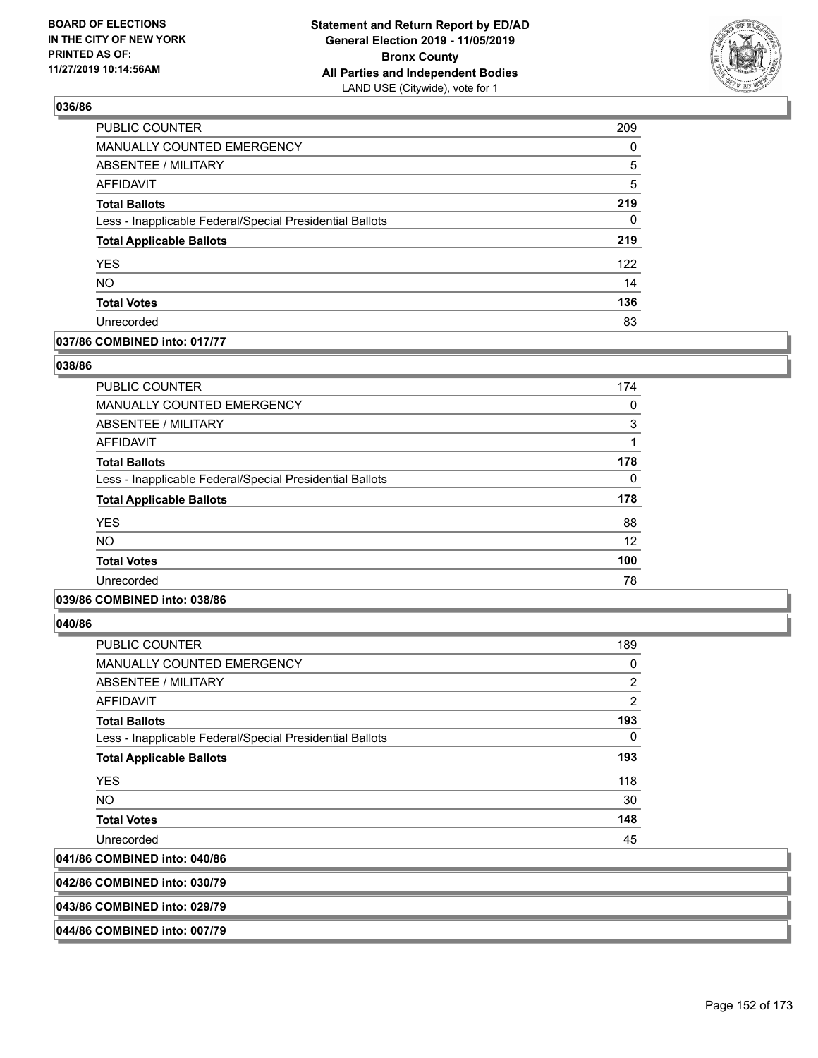## 036/86

| | |
|---|---|
| PUBLIC COUNTER | 209 |
| MANUALLY COUNTED EMERGENCY | 0 |
| ABSENTEE / MILITARY | 5 |
| AFFIDAVIT | 5 |
| **Total Ballots** | **219** |
| Less - Inapplicable Federal/Special Presidential Ballots | 0 |
| **Total Applicable Ballots** | **219** |
| YES | 122 |
| NO | 14 |
| **Total Votes** | **136** |
| Unrecorded | 83 |

## 037/86 COMBINED into: 017/77

## 038/86

| | |
|---|---|
| PUBLIC COUNTER | 174 |
| MANUALLY COUNTED EMERGENCY | 0 |
| ABSENTEE / MILITARY | 3 |
| AFFIDAVIT | 1 |
| **Total Ballots** | **178** |
| Less - Inapplicable Federal/Special Presidential Ballots | 0 |
| **Total Applicable Ballots** | **178** |
| YES | 88 |
| NO | 12 |
| **Total Votes** | **100** |
| Unrecorded | 78 |

## 039/86 COMBINED into: 038/86

## 040/86

| | |
|---|---|
| PUBLIC COUNTER | 189 |
| MANUALLY COUNTED EMERGENCY | 0 |
| ABSENTEE / MILITARY | 2 |
| AFFIDAVIT | 2 |
| **Total Ballots** | **193** |
| Less - Inapplicable Federal/Special Presidential Ballots | 0 |
| **Total Applicable Ballots** | **193** |
| YES | 118 |
| NO | 30 |
| **Total Votes** | **148** |
| Unrecorded | 45 |

## 041/86 COMBINED into: 040/86

## 042/86 COMBINED into: 030/79

## 043/86 COMBINED into: 029/79

## 044/86 COMBINED into: 007/79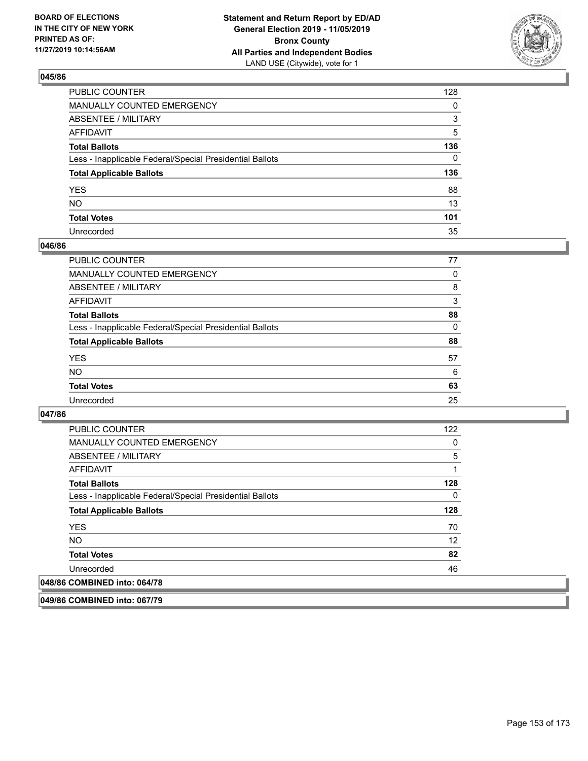### 045/86

| | |
|---|---|
| PUBLIC COUNTER | 128 |
| MANUALLY COUNTED EMERGENCY | 0 |
| ABSENTEE / MILITARY | 3 |
| AFFIDAVIT | 5 |
| **Total Ballots** | **136** |
| Less - Inapplicable Federal/Special Presidential Ballots | 0 |
| **Total Applicable Ballots** | **136** |
| YES | 88 |
| NO | 13 |
| **Total Votes** | **101** |
| Unrecorded | 35 |

### 046/86

| | |
|---|---|
| PUBLIC COUNTER | 77 |
| MANUALLY COUNTED EMERGENCY | 0 |
| ABSENTEE / MILITARY | 8 |
| AFFIDAVIT | 3 |
| **Total Ballots** | **88** |
| Less - Inapplicable Federal/Special Presidential Ballots | 0 |
| **Total Applicable Ballots** | **88** |
| YES | 57 |
| NO | 6 |
| **Total Votes** | **63** |
| Unrecorded | 25 |

### 047/86

| | |
|---|---|
| PUBLIC COUNTER | 122 |
| MANUALLY COUNTED EMERGENCY | 0 |
| ABSENTEE / MILITARY | 5 |
| AFFIDAVIT | 1 |
| **Total Ballots** | **128** |
| Less - Inapplicable Federal/Special Presidential Ballots | 0 |
| **Total Applicable Ballots** | **128** |
| YES | 70 |
| NO | 12 |
| **Total Votes** | **82** |
| Unrecorded | 46 |

### 048/86 COMBINED into: 064/78

### 049/86 COMBINED into: 067/79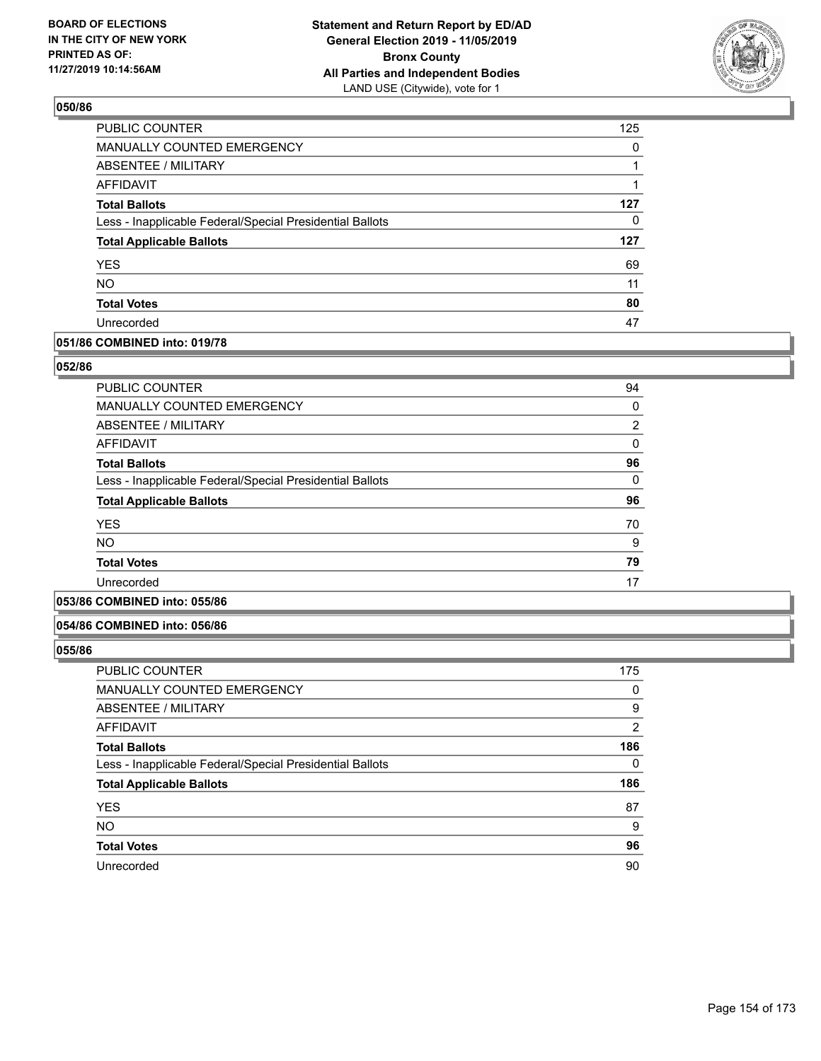### 050/86

| | |
|---|---|
| PUBLIC COUNTER | 125 |
| MANUALLY COUNTED EMERGENCY | 0 |
| ABSENTEE / MILITARY | 1 |
| AFFIDAVIT | 1 |
| **Total Ballots** | **127** |
| Less - Inapplicable Federal/Special Presidential Ballots | 0 |
| **Total Applicable Ballots** | **127** |
| YES | 69 |
| NO | 11 |
| **Total Votes** | **80** |
| Unrecorded | 47 |

### 051/86 COMBINED into: 019/78

### 052/86

| | |
|---|---|
| PUBLIC COUNTER | 94 |
| MANUALLY COUNTED EMERGENCY | 0 |
| ABSENTEE / MILITARY | 2 |
| AFFIDAVIT | 0 |
| **Total Ballots** | **96** |
| Less - Inapplicable Federal/Special Presidential Ballots | 0 |
| **Total Applicable Ballots** | **96** |
| YES | 70 |
| NO | 9 |
| **Total Votes** | **79** |
| Unrecorded | 17 |

### 053/86 COMBINED into: 055/86

### 054/86 COMBINED into: 056/86

### 055/86

| | |
|---|---|
| PUBLIC COUNTER | 175 |
| MANUALLY COUNTED EMERGENCY | 0 |
| ABSENTEE / MILITARY | 9 |
| AFFIDAVIT | 2 |
| **Total Ballots** | **186** |
| Less - Inapplicable Federal/Special Presidential Ballots | 0 |
| **Total Applicable Ballots** | **186** |
| YES | 87 |
| NO | 9 |
| **Total Votes** | **96** |
| Unrecorded | 90 |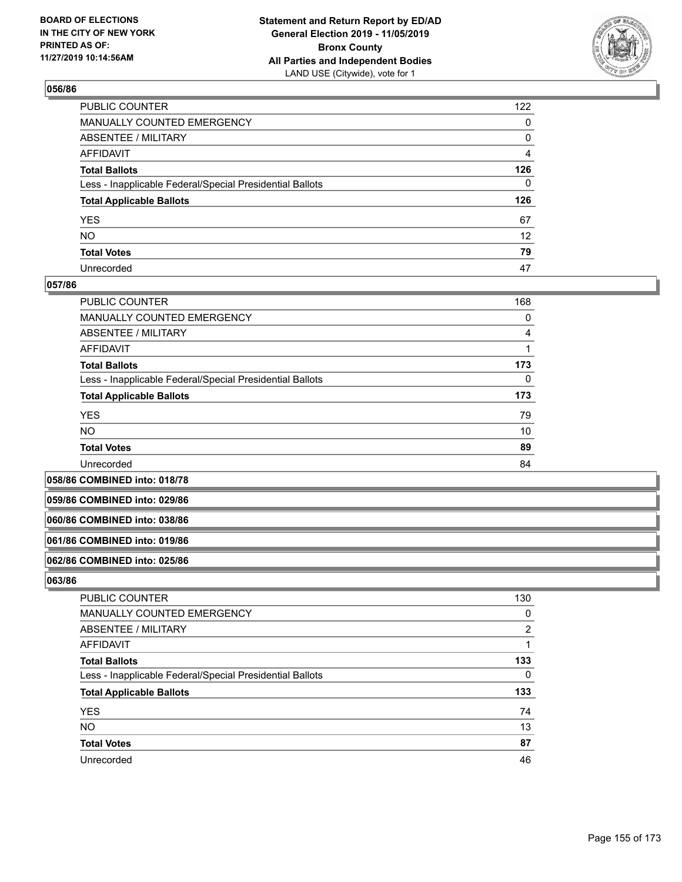## 056/86

| | |
|---|---|
| PUBLIC COUNTER | 122 |
| MANUALLY COUNTED EMERGENCY | 0 |
| ABSENTEE / MILITARY | 0 |
| AFFIDAVIT | 4 |
| **Total Ballots** | **126** |
| Less - Inapplicable Federal/Special Presidential Ballots | 0 |
| **Total Applicable Ballots** | **126** |
| YES | 67 |
| NO | 12 |
| **Total Votes** | **79** |
| Unrecorded | 47 |

## 057/86

| | |
|---|---|
| PUBLIC COUNTER | 168 |
| MANUALLY COUNTED EMERGENCY | 0 |
| ABSENTEE / MILITARY | 4 |
| AFFIDAVIT | 1 |
| **Total Ballots** | **173** |
| Less - Inapplicable Federal/Special Presidential Ballots | 0 |
| **Total Applicable Ballots** | **173** |
| YES | 79 |
| NO | 10 |
| **Total Votes** | **89** |
| Unrecorded | 84 |

## 058/86 COMBINED into: 018/78

## 059/86 COMBINED into: 029/86

## 060/86 COMBINED into: 038/86

## 061/86 COMBINED into: 019/86

## 062/86 COMBINED into: 025/86

## 063/86

| | |
|---|---|
| PUBLIC COUNTER | 130 |
| MANUALLY COUNTED EMERGENCY | 0 |
| ABSENTEE / MILITARY | 2 |
| AFFIDAVIT | 1 |
| **Total Ballots** | **133** |
| Less - Inapplicable Federal/Special Presidential Ballots | 0 |
| **Total Applicable Ballots** | **133** |
| YES | 74 |
| NO | 13 |
| **Total Votes** | **87** |
| Unrecorded | 46 |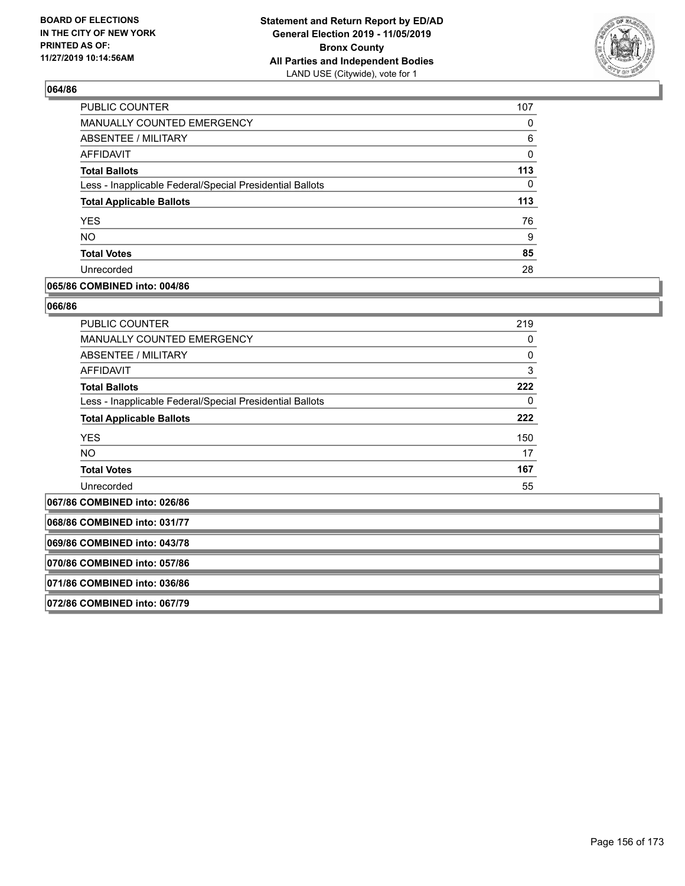### 064/86

| | |
|---|---|
| PUBLIC COUNTER | 107 |
| MANUALLY COUNTED EMERGENCY | 0 |
| ABSENTEE / MILITARY | 6 |
| AFFIDAVIT | 0 |
| **Total Ballots** | **113** |
| Less - Inapplicable Federal/Special Presidential Ballots | 0 |
| **Total Applicable Ballots** | **113** |
| YES | 76 |
| NO | 9 |
| **Total Votes** | **85** |
| Unrecorded | 28 |

### 065/86 COMBINED into: 004/86

### 066/86

| | |
|---|---|
| PUBLIC COUNTER | 219 |
| MANUALLY COUNTED EMERGENCY | 0 |
| ABSENTEE / MILITARY | 0 |
| AFFIDAVIT | 3 |
| **Total Ballots** | **222** |
| Less - Inapplicable Federal/Special Presidential Ballots | 0 |
| **Total Applicable Ballots** | **222** |
| YES | 150 |
| NO | 17 |
| **Total Votes** | **167** |
| Unrecorded | 55 |

### 067/86 COMBINED into: 026/86

### 068/86 COMBINED into: 031/77

### 069/86 COMBINED into: 043/78

### 070/86 COMBINED into: 057/86

### 071/86 COMBINED into: 036/86

### 072/86 COMBINED into: 067/79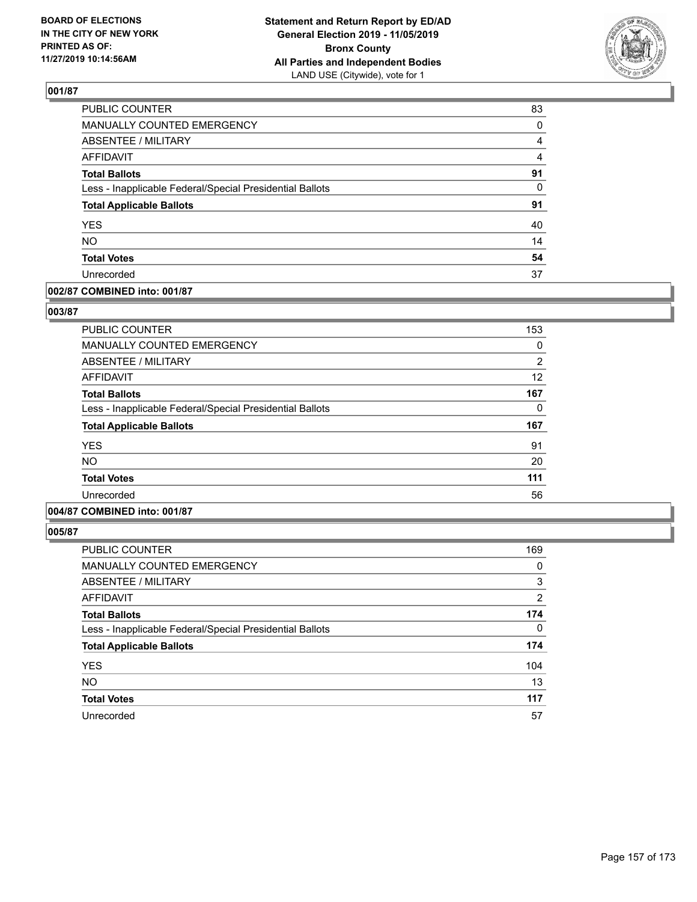BOARD OF ELECTIONS IN THE CITY OF NEW YORK PRINTED AS OF: 11/27/2019 10:14:56AM

**Statement and Return Report by ED/AD**
**General Election 2019 - 11/05/2019**
**Bronx County**
**All Parties and Independent Bodies**
LAND USE (Citywide), vote for 1

### 001/87

| | |
|---|---|
| PUBLIC COUNTER | 83 |
| MANUALLY COUNTED EMERGENCY | 0 |
| ABSENTEE / MILITARY | 4 |
| AFFIDAVIT | 4 |
| **Total Ballots** | **91** |
| Less - Inapplicable Federal/Special Presidential Ballots | 0 |
| **Total Applicable Ballots** | **91** |
| YES | 40 |
| NO | 14 |
| **Total Votes** | **54** |
| Unrecorded | 37 |

### 002/87 COMBINED into: 001/87

### 003/87

| | |
|---|---|
| PUBLIC COUNTER | 153 |
| MANUALLY COUNTED EMERGENCY | 0 |
| ABSENTEE / MILITARY | 2 |
| AFFIDAVIT | 12 |
| **Total Ballots** | **167** |
| Less - Inapplicable Federal/Special Presidential Ballots | 0 |
| **Total Applicable Ballots** | **167** |
| YES | 91 |
| NO | 20 |
| **Total Votes** | **111** |
| Unrecorded | 56 |

### 004/87 COMBINED into: 001/87

### 005/87

| | |
|---|---|
| PUBLIC COUNTER | 169 |
| MANUALLY COUNTED EMERGENCY | 0 |
| ABSENTEE / MILITARY | 3 |
| AFFIDAVIT | 2 |
| **Total Ballots** | **174** |
| Less - Inapplicable Federal/Special Presidential Ballots | 0 |
| **Total Applicable Ballots** | **174** |
| YES | 104 |
| NO | 13 |
| **Total Votes** | **117** |
| Unrecorded | 57 |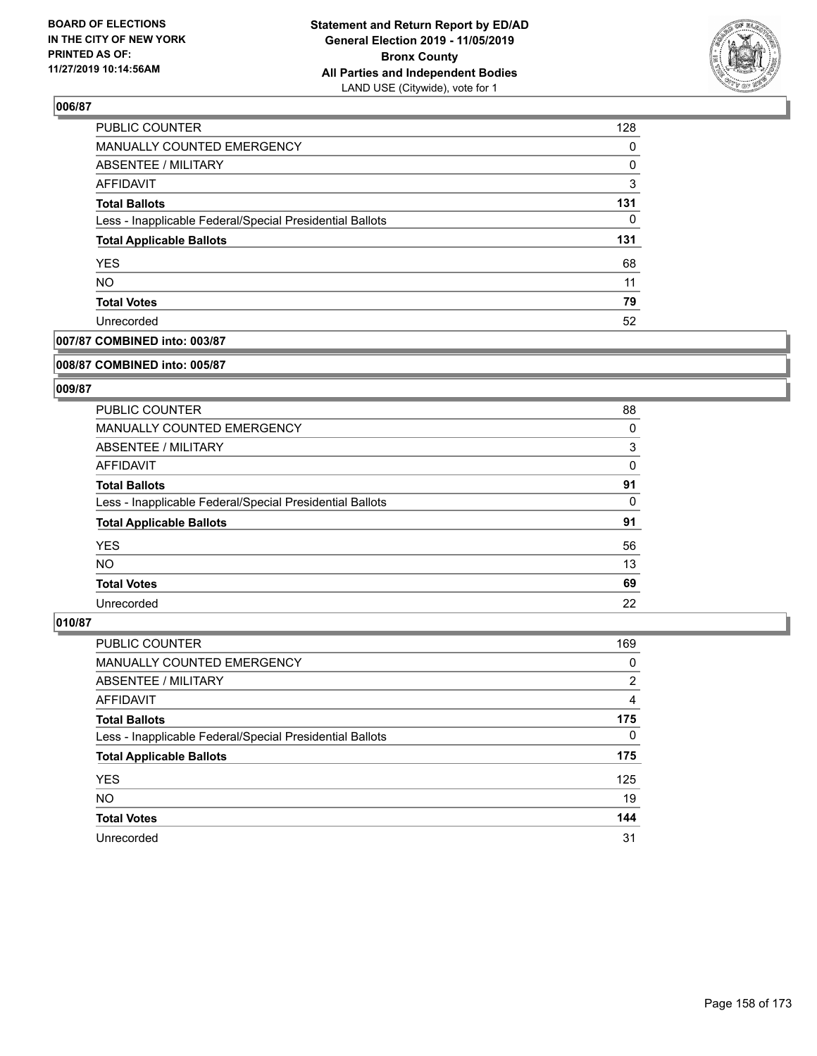BOARD OF ELECTIONS
IN THE CITY OF NEW YORK
PRINTED AS OF:
11/27/2019 10:14:56AM

**Statement and Return Report by ED/AD**
**General Election 2019 - 11/05/2019**
**Bronx County**
**All Parties and Independent Bodies**
LAND USE (Citywide), vote for 1

### 006/87

| | |
|---|---|
| PUBLIC COUNTER | 128 |
| MANUALLY COUNTED EMERGENCY | 0 |
| ABSENTEE / MILITARY | 0 |
| AFFIDAVIT | 3 |
| **Total Ballots** | **131** |
| Less - Inapplicable Federal/Special Presidential Ballots | 0 |
| **Total Applicable Ballots** | **131** |
| YES | 68 |
| NO | 11 |
| **Total Votes** | **79** |
| Unrecorded | 52 |

### 007/87 COMBINED into: 003/87

### 008/87 COMBINED into: 005/87

### 009/87

| | |
|---|---|
| PUBLIC COUNTER | 88 |
| MANUALLY COUNTED EMERGENCY | 0 |
| ABSENTEE / MILITARY | 3 |
| AFFIDAVIT | 0 |
| **Total Ballots** | **91** |
| Less - Inapplicable Federal/Special Presidential Ballots | 0 |
| **Total Applicable Ballots** | **91** |
| YES | 56 |
| NO | 13 |
| **Total Votes** | **69** |
| Unrecorded | 22 |

### 010/87

| | |
|---|---|
| PUBLIC COUNTER | 169 |
| MANUALLY COUNTED EMERGENCY | 0 |
| ABSENTEE / MILITARY | 2 |
| AFFIDAVIT | 4 |
| **Total Ballots** | **175** |
| Less - Inapplicable Federal/Special Presidential Ballots | 0 |
| **Total Applicable Ballots** | **175** |
| YES | 125 |
| NO | 19 |
| **Total Votes** | **144** |
| Unrecorded | 31 |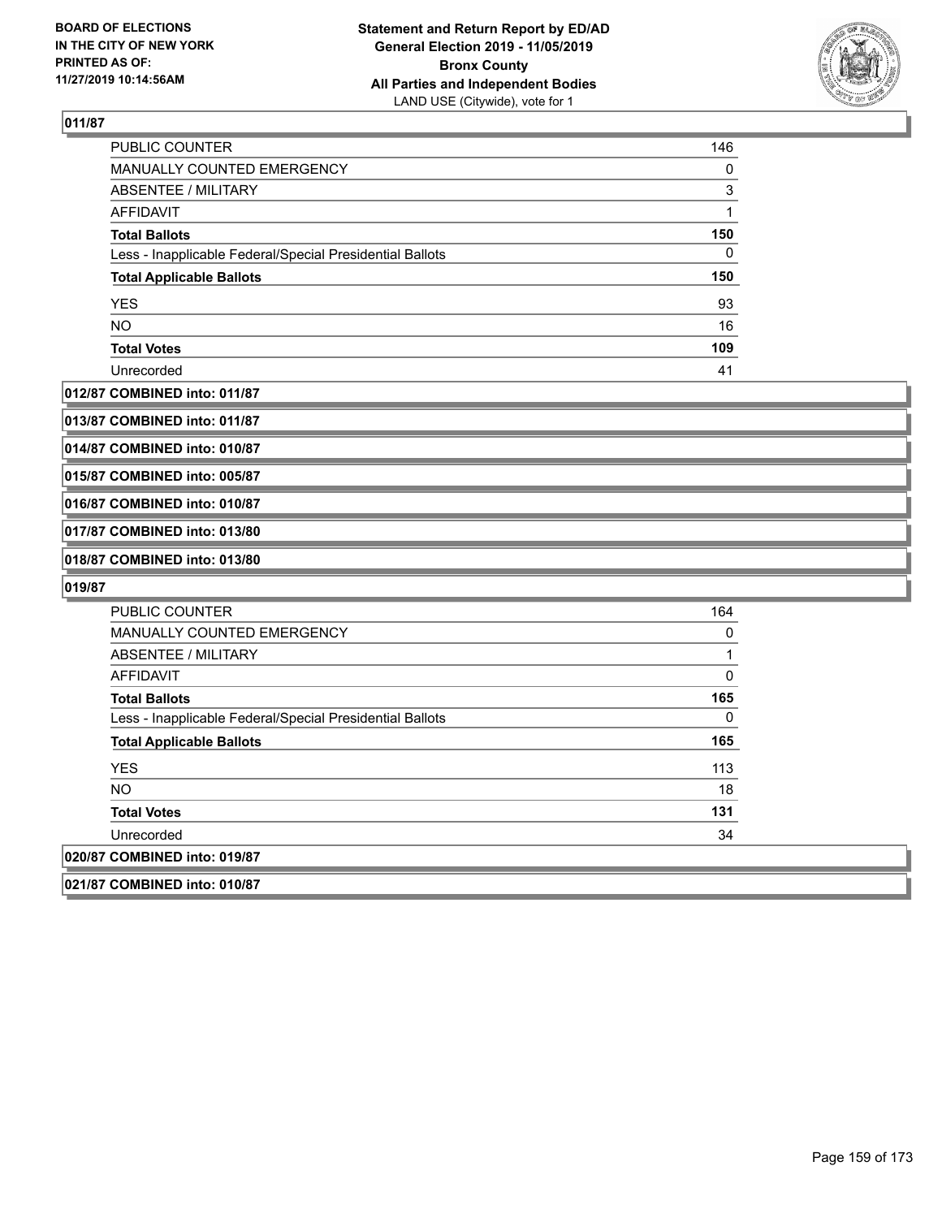**BOARD OF ELECTIONS IN THE CITY OF NEW YORK PRINTED AS OF: 11/27/2019 10:14:56AM**

**Statement and Return Report by ED/AD General Election 2019 - 11/05/2019 Bronx County All Parties and Independent Bodies** LAND USE (Citywide), vote for 1

### 011/87

| | |
|---|---|
| PUBLIC COUNTER | 146 |
| MANUALLY COUNTED EMERGENCY | 0 |
| ABSENTEE / MILITARY | 3 |
| AFFIDAVIT | 1 |
| **Total Ballots** | **150** |
| Less - Inapplicable Federal/Special Presidential Ballots | 0 |
| **Total Applicable Ballots** | **150** |
| YES | 93 |
| NO | 16 |
| **Total Votes** | **109** |
| Unrecorded | 41 |

**012/87 COMBINED into: 011/87**

**013/87 COMBINED into: 011/87**

**014/87 COMBINED into: 010/87**

**015/87 COMBINED into: 005/87**

**016/87 COMBINED into: 010/87**

**017/87 COMBINED into: 013/80**

**018/87 COMBINED into: 013/80**

### 019/87

| | |
|---|---|
| PUBLIC COUNTER | 164 |
| MANUALLY COUNTED EMERGENCY | 0 |
| ABSENTEE / MILITARY | 1 |
| AFFIDAVIT | 0 |
| **Total Ballots** | **165** |
| Less - Inapplicable Federal/Special Presidential Ballots | 0 |
| **Total Applicable Ballots** | **165** |
| YES | 113 |
| NO | 18 |
| **Total Votes** | **131** |
| Unrecorded | 34 |

**020/87 COMBINED into: 019/87**

**021/87 COMBINED into: 010/87**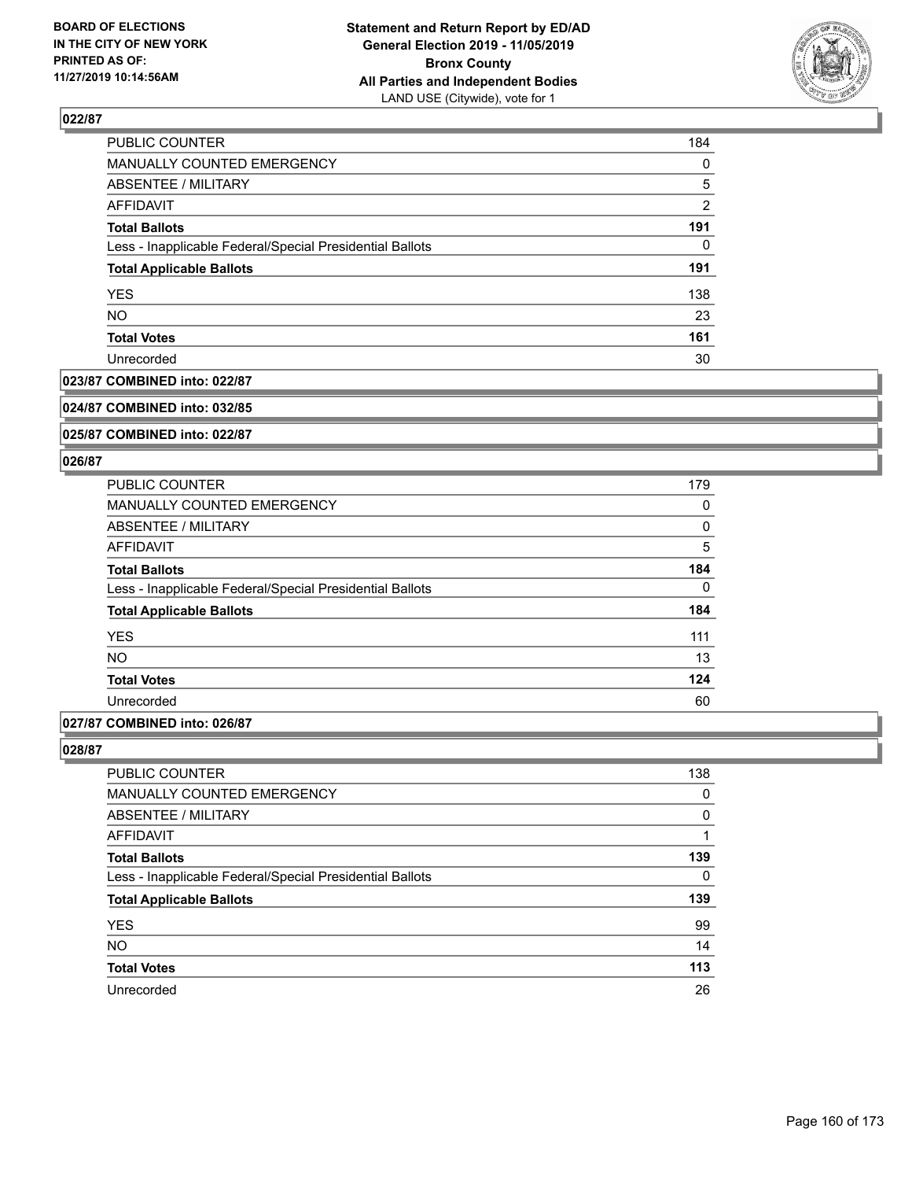## 022/87

| | |
|---|---|
| PUBLIC COUNTER | 184 |
| MANUALLY COUNTED EMERGENCY | 0 |
| ABSENTEE / MILITARY | 5 |
| AFFIDAVIT | 2 |
| **Total Ballots** | **191** |
| Less - Inapplicable Federal/Special Presidential Ballots | 0 |
| **Total Applicable Ballots** | **191** |
| YES | 138 |
| NO | 23 |
| **Total Votes** | **161** |
| Unrecorded | 30 |

## 023/87 COMBINED into: 022/87

## 024/87 COMBINED into: 032/85

## 025/87 COMBINED into: 022/87

## 026/87

| | |
|---|---|
| PUBLIC COUNTER | 179 |
| MANUALLY COUNTED EMERGENCY | 0 |
| ABSENTEE / MILITARY | 0 |
| AFFIDAVIT | 5 |
| **Total Ballots** | **184** |
| Less - Inapplicable Federal/Special Presidential Ballots | 0 |
| **Total Applicable Ballots** | **184** |
| YES | 111 |
| NO | 13 |
| **Total Votes** | **124** |
| Unrecorded | 60 |

## 027/87 COMBINED into: 026/87

## 028/87

| | |
|---|---|
| PUBLIC COUNTER | 138 |
| MANUALLY COUNTED EMERGENCY | 0 |
| ABSENTEE / MILITARY | 0 |
| AFFIDAVIT | 1 |
| **Total Ballots** | **139** |
| Less - Inapplicable Federal/Special Presidential Ballots | 0 |
| **Total Applicable Ballots** | **139** |
| YES | 99 |
| NO | 14 |
| **Total Votes** | **113** |
| Unrecorded | 26 |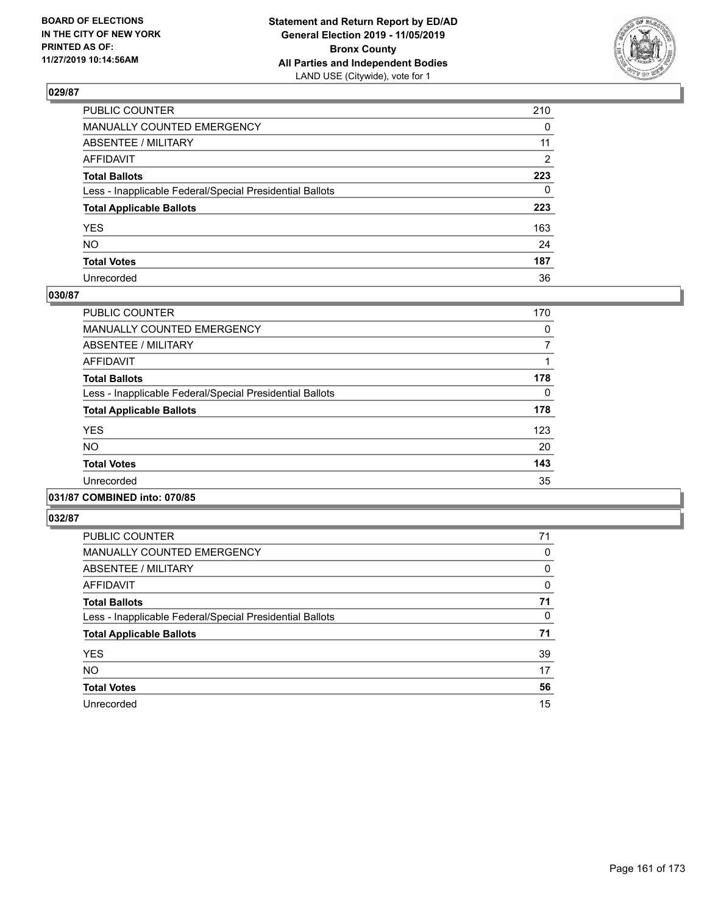### 029/87

| | |
|---|---|
| PUBLIC COUNTER | 210 |
| MANUALLY COUNTED EMERGENCY | 0 |
| ABSENTEE / MILITARY | 11 |
| AFFIDAVIT | 2 |
| **Total Ballots** | **223** |
| Less - Inapplicable Federal/Special Presidential Ballots | 0 |
| **Total Applicable Ballots** | **223** |
| YES | 163 |
| NO | 24 |
| **Total Votes** | **187** |
| Unrecorded | 36 |

### 030/87

| | |
|---|---|
| PUBLIC COUNTER | 170 |
| MANUALLY COUNTED EMERGENCY | 0 |
| ABSENTEE / MILITARY | 7 |
| AFFIDAVIT | 1 |
| **Total Ballots** | **178** |
| Less - Inapplicable Federal/Special Presidential Ballots | 0 |
| **Total Applicable Ballots** | **178** |
| YES | 123 |
| NO | 20 |
| **Total Votes** | **143** |
| Unrecorded | 35 |

### 031/87 COMBINED into: 070/85

### 032/87

| | |
|---|---|
| PUBLIC COUNTER | 71 |
| MANUALLY COUNTED EMERGENCY | 0 |
| ABSENTEE / MILITARY | 0 |
| AFFIDAVIT | 0 |
| **Total Ballots** | **71** |
| Less - Inapplicable Federal/Special Presidential Ballots | 0 |
| **Total Applicable Ballots** | **71** |
| YES | 39 |
| NO | 17 |
| **Total Votes** | **56** |
| Unrecorded | 15 |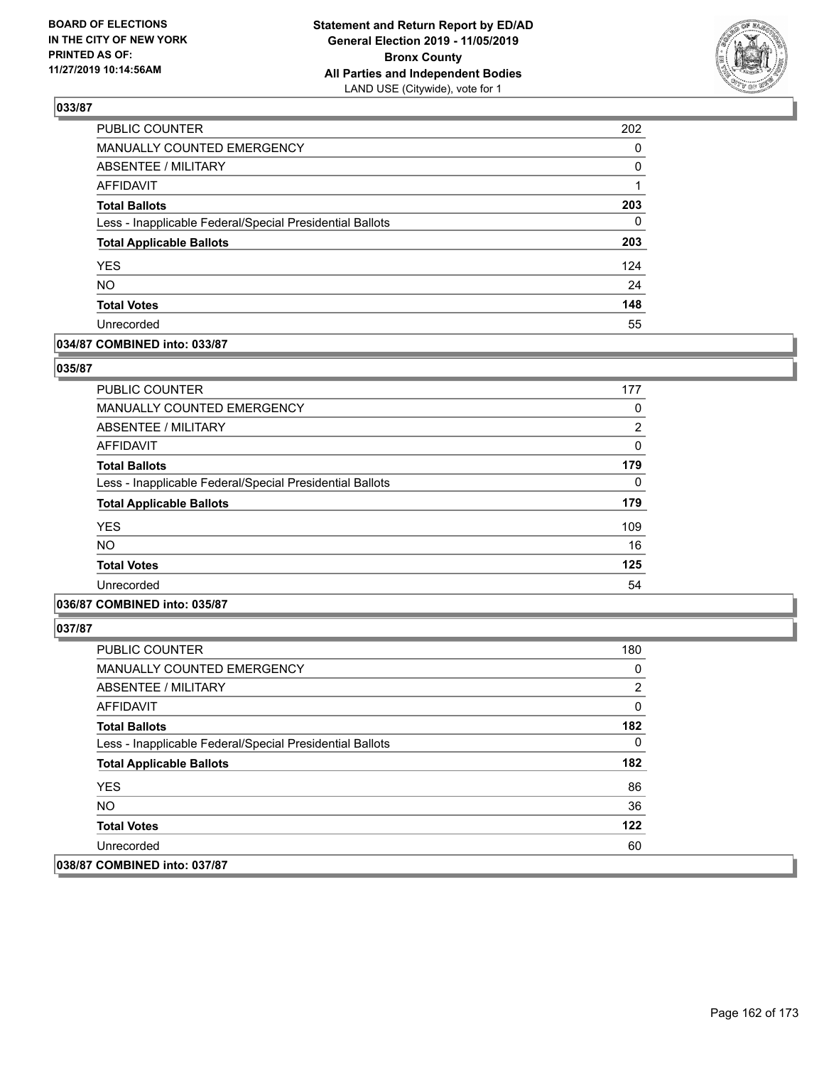**Statement and Return Report by ED/AD**
**General Election 2019 - 11/05/2019**
**Bronx County**
**All Parties and Independent Bodies**
LAND USE (Citywide), vote for 1

**BOARD OF ELECTIONS IN THE CITY OF NEW YORK PRINTED AS OF: 11/27/2019 10:14:56AM**

### 033/87

| | |
|---|---|
| PUBLIC COUNTER | 202 |
| MANUALLY COUNTED EMERGENCY | 0 |
| ABSENTEE / MILITARY | 0 |
| AFFIDAVIT | 1 |
| **Total Ballots** | **203** |
| Less - Inapplicable Federal/Special Presidential Ballots | 0 |
| **Total Applicable Ballots** | **203** |
| YES | 124 |
| NO | 24 |
| **Total Votes** | **148** |
| Unrecorded | 55 |

**034/87 COMBINED into: 033/87**

### 035/87

| | |
|---|---|
| PUBLIC COUNTER | 177 |
| MANUALLY COUNTED EMERGENCY | 0 |
| ABSENTEE / MILITARY | 2 |
| AFFIDAVIT | 0 |
| **Total Ballots** | **179** |
| Less - Inapplicable Federal/Special Presidential Ballots | 0 |
| **Total Applicable Ballots** | **179** |
| YES | 109 |
| NO | 16 |
| **Total Votes** | **125** |
| Unrecorded | 54 |

**036/87 COMBINED into: 035/87**

### 037/87

| | |
|---|---|
| PUBLIC COUNTER | 180 |
| MANUALLY COUNTED EMERGENCY | 0 |
| ABSENTEE / MILITARY | 2 |
| AFFIDAVIT | 0 |
| **Total Ballots** | **182** |
| Less - Inapplicable Federal/Special Presidential Ballots | 0 |
| **Total Applicable Ballots** | **182** |
| YES | 86 |
| NO | 36 |
| **Total Votes** | **122** |
| Unrecorded | 60 |

**038/87 COMBINED into: 037/87**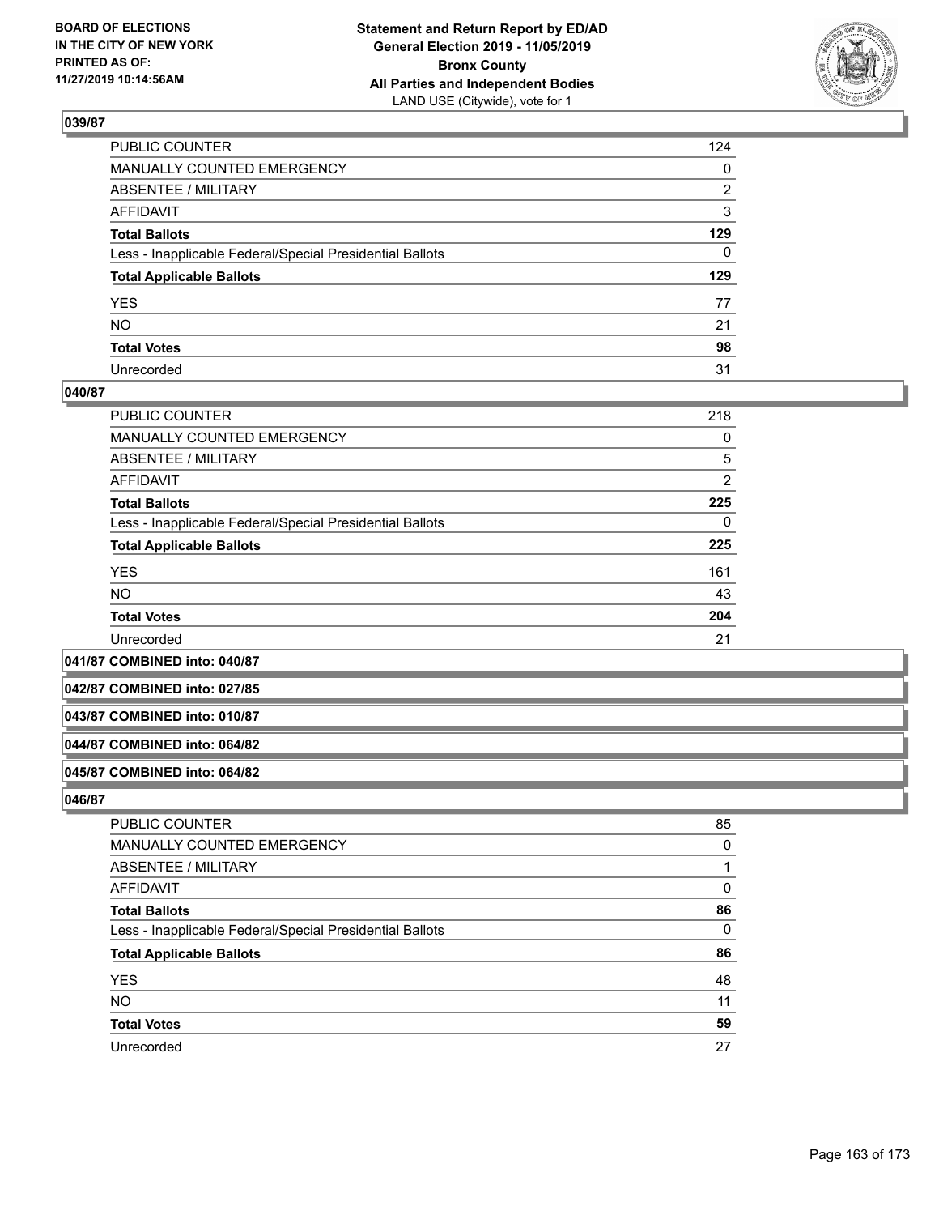**Statement and Return Report by ED/AD**
**General Election 2019 - 11/05/2019**
**Bronx County**
**All Parties and Independent Bodies**
LAND USE (Citywide), vote for 1

BOARD OF ELECTIONS IN THE CITY OF NEW YORK PRINTED AS OF: 11/27/2019 10:14:56AM

### 039/87

| | |
|---|---|
| PUBLIC COUNTER | 124 |
| MANUALLY COUNTED EMERGENCY | 0 |
| ABSENTEE / MILITARY | 2 |
| AFFIDAVIT | 3 |
| **Total Ballots** | **129** |
| Less - Inapplicable Federal/Special Presidential Ballots | 0 |
| **Total Applicable Ballots** | **129** |
| YES | 77 |
| NO | 21 |
| **Total Votes** | **98** |
| Unrecorded | 31 |

### 040/87

| | |
|---|---|
| PUBLIC COUNTER | 218 |
| MANUALLY COUNTED EMERGENCY | 0 |
| ABSENTEE / MILITARY | 5 |
| AFFIDAVIT | 2 |
| **Total Ballots** | **225** |
| Less - Inapplicable Federal/Special Presidential Ballots | 0 |
| **Total Applicable Ballots** | **225** |
| YES | 161 |
| NO | 43 |
| **Total Votes** | **204** |
| Unrecorded | 21 |

### 041/87 COMBINED into: 040/87

### 042/87 COMBINED into: 027/85

### 043/87 COMBINED into: 010/87

### 044/87 COMBINED into: 064/82

### 045/87 COMBINED into: 064/82

### 046/87

| | |
|---|---|
| PUBLIC COUNTER | 85 |
| MANUALLY COUNTED EMERGENCY | 0 |
| ABSENTEE / MILITARY | 1 |
| AFFIDAVIT | 0 |
| **Total Ballots** | **86** |
| Less - Inapplicable Federal/Special Presidential Ballots | 0 |
| **Total Applicable Ballots** | **86** |
| YES | 48 |
| NO | 11 |
| **Total Votes** | **59** |
| Unrecorded | 27 |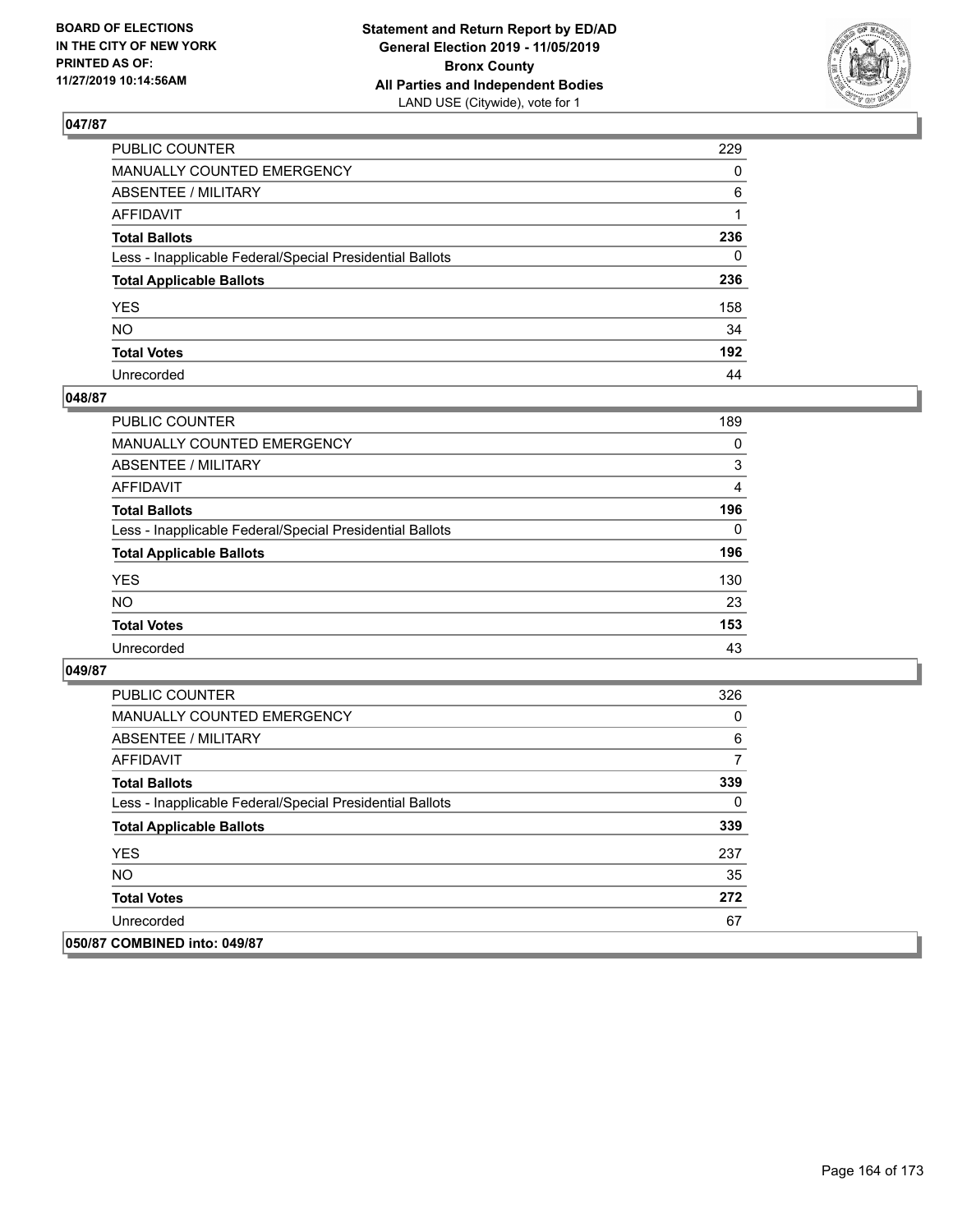**Statement and Return Report by ED/AD**
**General Election 2019 - 11/05/2019**
**Bronx County**
**All Parties and Independent Bodies**
LAND USE (Citywide), vote for 1

BOARD OF ELECTIONS
IN THE CITY OF NEW YORK
PRINTED AS OF:
11/27/2019 10:14:56AM

### 047/87

| | |
|---|---|
| PUBLIC COUNTER | 229 |
| MANUALLY COUNTED EMERGENCY | 0 |
| ABSENTEE / MILITARY | 6 |
| AFFIDAVIT | 1 |
| **Total Ballots** | **236** |
| Less - Inapplicable Federal/Special Presidential Ballots | 0 |
| **Total Applicable Ballots** | **236** |
| YES | 158 |
| NO | 34 |
| **Total Votes** | **192** |
| Unrecorded | 44 |

### 048/87

| | |
|---|---|
| PUBLIC COUNTER | 189 |
| MANUALLY COUNTED EMERGENCY | 0 |
| ABSENTEE / MILITARY | 3 |
| AFFIDAVIT | 4 |
| **Total Ballots** | **196** |
| Less - Inapplicable Federal/Special Presidential Ballots | 0 |
| **Total Applicable Ballots** | **196** |
| YES | 130 |
| NO | 23 |
| **Total Votes** | **153** |
| Unrecorded | 43 |

### 049/87

| | |
|---|---|
| PUBLIC COUNTER | 326 |
| MANUALLY COUNTED EMERGENCY | 0 |
| ABSENTEE / MILITARY | 6 |
| AFFIDAVIT | 7 |
| **Total Ballots** | **339** |
| Less - Inapplicable Federal/Special Presidential Ballots | 0 |
| **Total Applicable Ballots** | **339** |
| YES | 237 |
| NO | 35 |
| **Total Votes** | **272** |
| Unrecorded | 67 |

### 050/87 COMBINED into: 049/87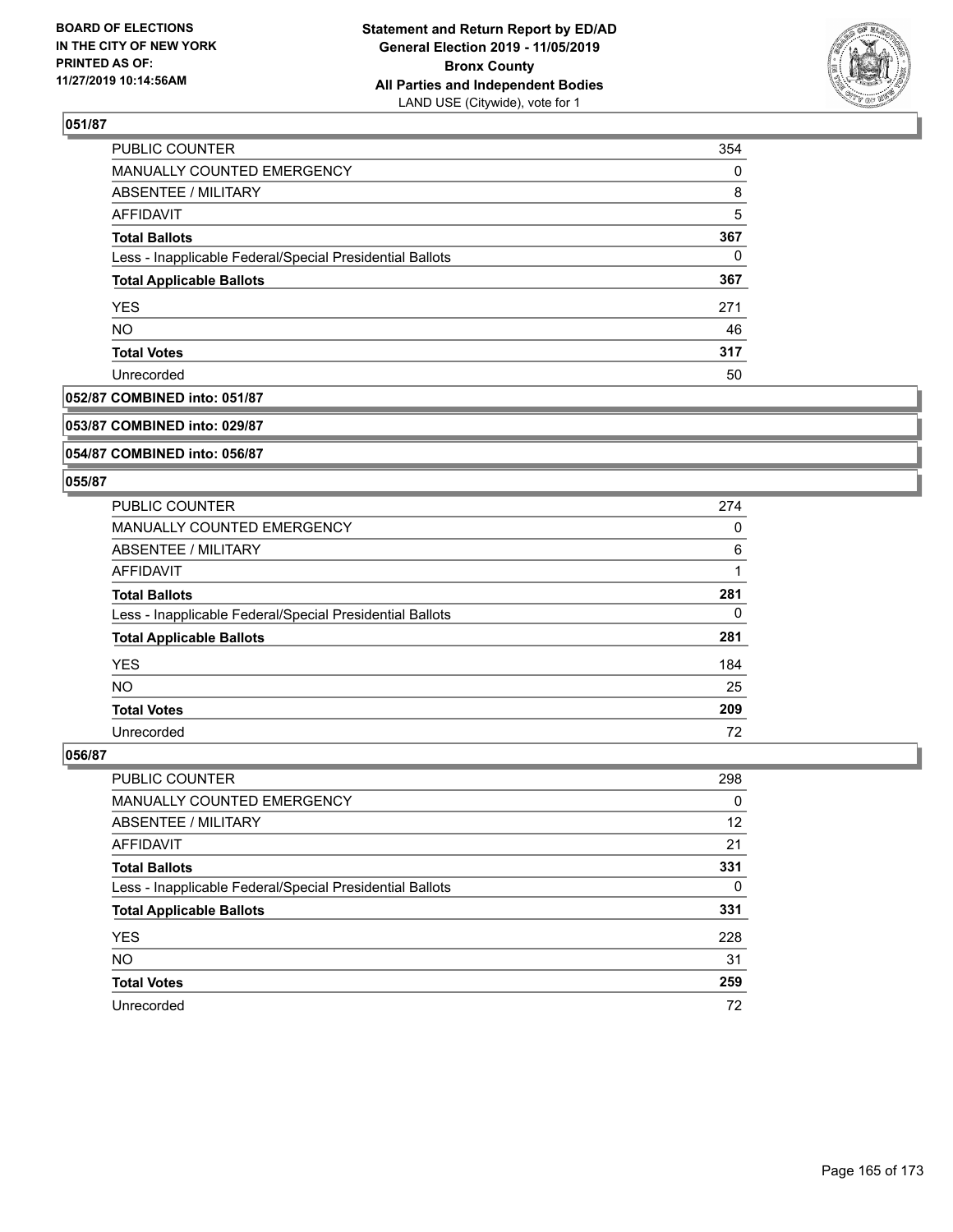### 051/87

| | |
|---|---|
| PUBLIC COUNTER | 354 |
| MANUALLY COUNTED EMERGENCY | 0 |
| ABSENTEE / MILITARY | 8 |
| AFFIDAVIT | 5 |
| **Total Ballots** | **367** |
| Less - Inapplicable Federal/Special Presidential Ballots | 0 |
| **Total Applicable Ballots** | **367** |
| YES | 271 |
| NO | 46 |
| **Total Votes** | **317** |
| Unrecorded | 50 |

### 052/87 COMBINED into: 051/87

### 053/87 COMBINED into: 029/87

### 054/87 COMBINED into: 056/87

### 055/87

| | |
|---|---|
| PUBLIC COUNTER | 274 |
| MANUALLY COUNTED EMERGENCY | 0 |
| ABSENTEE / MILITARY | 6 |
| AFFIDAVIT | 1 |
| **Total Ballots** | **281** |
| Less - Inapplicable Federal/Special Presidential Ballots | 0 |
| **Total Applicable Ballots** | **281** |
| YES | 184 |
| NO | 25 |
| **Total Votes** | **209** |
| Unrecorded | 72 |

### 056/87

| | |
|---|---|
| PUBLIC COUNTER | 298 |
| MANUALLY COUNTED EMERGENCY | 0 |
| ABSENTEE / MILITARY | 12 |
| AFFIDAVIT | 21 |
| **Total Ballots** | **331** |
| Less - Inapplicable Federal/Special Presidential Ballots | 0 |
| **Total Applicable Ballots** | **331** |
| YES | 228 |
| NO | 31 |
| **Total Votes** | **259** |
| Unrecorded | 72 |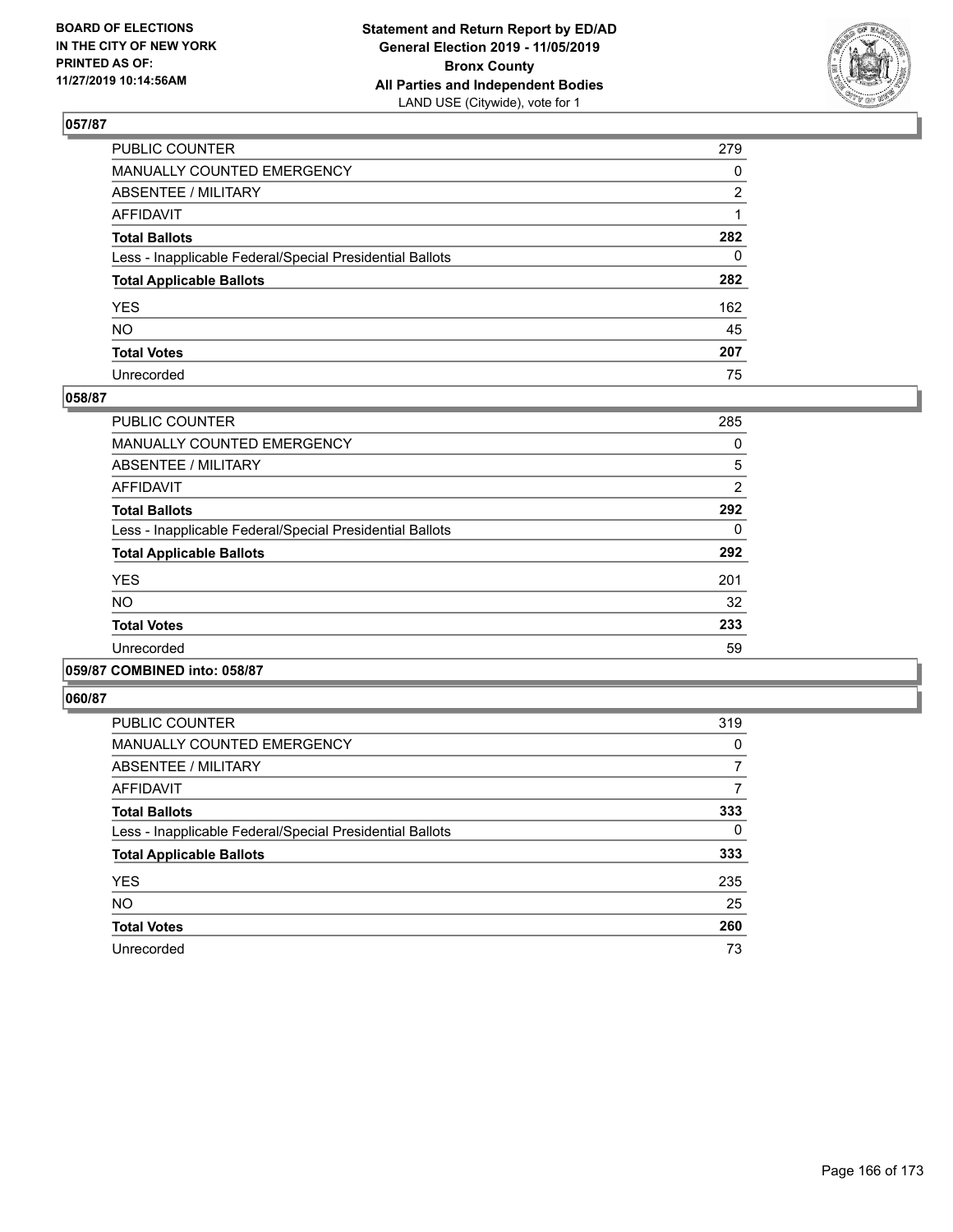**BOARD OF ELECTIONS IN THE CITY OF NEW YORK PRINTED AS OF: 11/27/2019 10:14:56AM**

**Statement and Return Report by ED/AD General Election 2019 - 11/05/2019 Bronx County All Parties and Independent Bodies**
LAND USE (Citywide), vote for 1

## 057/87

| | |
|---|---|
| PUBLIC COUNTER | 279 |
| MANUALLY COUNTED EMERGENCY | 0 |
| ABSENTEE / MILITARY | 2 |
| AFFIDAVIT | 1 |
| **Total Ballots** | **282** |
| Less - Inapplicable Federal/Special Presidential Ballots | 0 |
| **Total Applicable Ballots** | **282** |
| YES | 162 |
| NO | 45 |
| **Total Votes** | **207** |
| Unrecorded | 75 |

## 058/87

| | |
|---|---|
| PUBLIC COUNTER | 285 |
| MANUALLY COUNTED EMERGENCY | 0 |
| ABSENTEE / MILITARY | 5 |
| AFFIDAVIT | 2 |
| **Total Ballots** | **292** |
| Less - Inapplicable Federal/Special Presidential Ballots | 0 |
| **Total Applicable Ballots** | **292** |
| YES | 201 |
| NO | 32 |
| **Total Votes** | **233** |
| Unrecorded | 59 |

## 059/87 COMBINED into: 058/87

## 060/87

| | |
|---|---|
| PUBLIC COUNTER | 319 |
| MANUALLY COUNTED EMERGENCY | 0 |
| ABSENTEE / MILITARY | 7 |
| AFFIDAVIT | 7 |
| **Total Ballots** | **333** |
| Less - Inapplicable Federal/Special Presidential Ballots | 0 |
| **Total Applicable Ballots** | **333** |
| YES | 235 |
| NO | 25 |
| **Total Votes** | **260** |
| Unrecorded | 73 |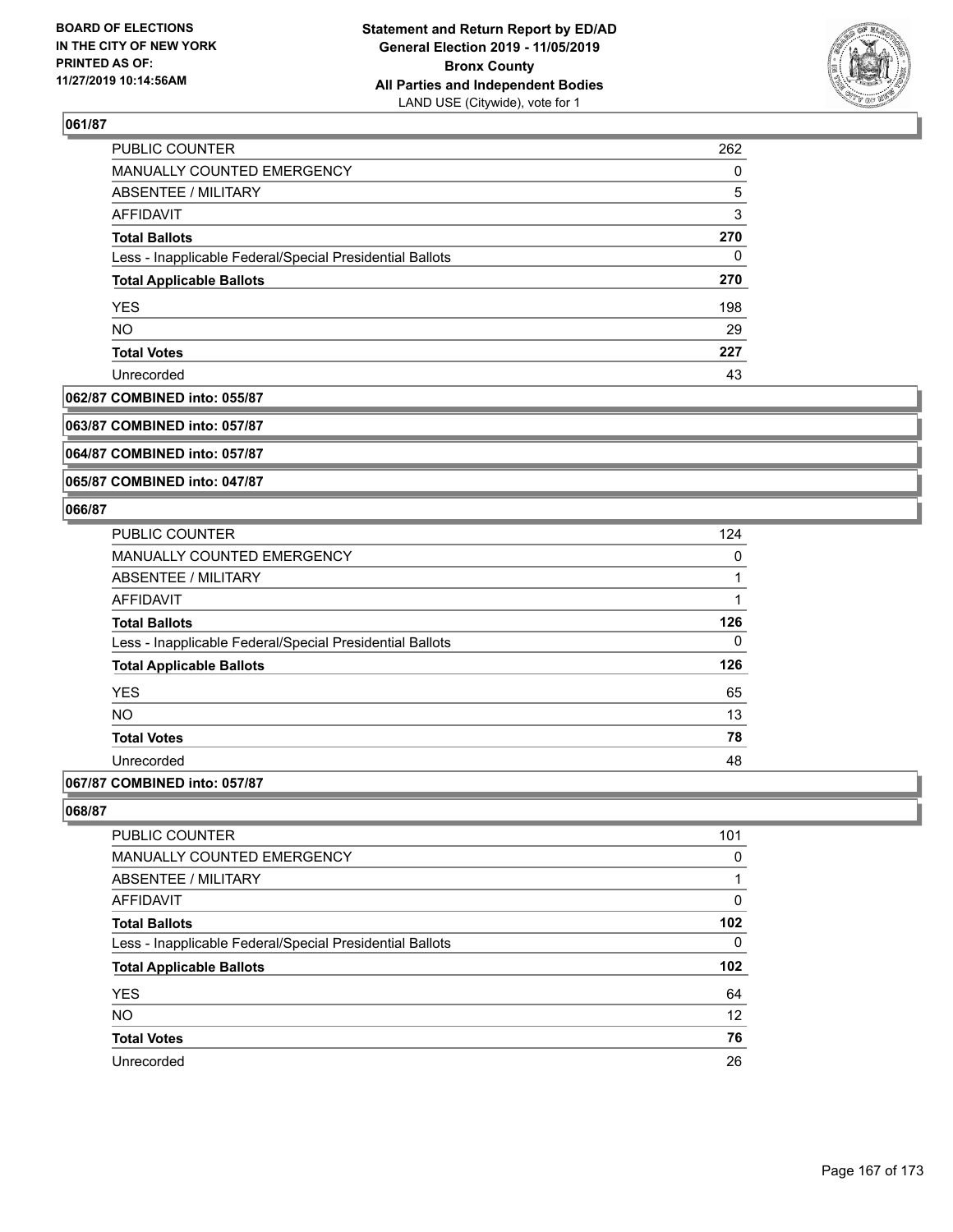### 061/87

| | |
|---|---|
| PUBLIC COUNTER | 262 |
| MANUALLY COUNTED EMERGENCY | 0 |
| ABSENTEE / MILITARY | 5 |
| AFFIDAVIT | 3 |
| **Total Ballots** | **270** |
| Less - Inapplicable Federal/Special Presidential Ballots | 0 |
| **Total Applicable Ballots** | **270** |
| YES | 198 |
| NO | 29 |
| **Total Votes** | **227** |
| Unrecorded | 43 |

### 062/87 COMBINED into: 055/87

### 063/87 COMBINED into: 057/87

### 064/87 COMBINED into: 057/87

### 065/87 COMBINED into: 047/87

### 066/87

| | |
|---|---|
| PUBLIC COUNTER | 124 |
| MANUALLY COUNTED EMERGENCY | 0 |
| ABSENTEE / MILITARY | 1 |
| AFFIDAVIT | 1 |
| **Total Ballots** | **126** |
| Less - Inapplicable Federal/Special Presidential Ballots | 0 |
| **Total Applicable Ballots** | **126** |
| YES | 65 |
| NO | 13 |
| **Total Votes** | **78** |
| Unrecorded | 48 |

### 067/87 COMBINED into: 057/87

### 068/87

| | |
|---|---|
| PUBLIC COUNTER | 101 |
| MANUALLY COUNTED EMERGENCY | 0 |
| ABSENTEE / MILITARY | 1 |
| AFFIDAVIT | 0 |
| **Total Ballots** | **102** |
| Less - Inapplicable Federal/Special Presidential Ballots | 0 |
| **Total Applicable Ballots** | **102** |
| YES | 64 |
| NO | 12 |
| **Total Votes** | **76** |
| Unrecorded | 26 |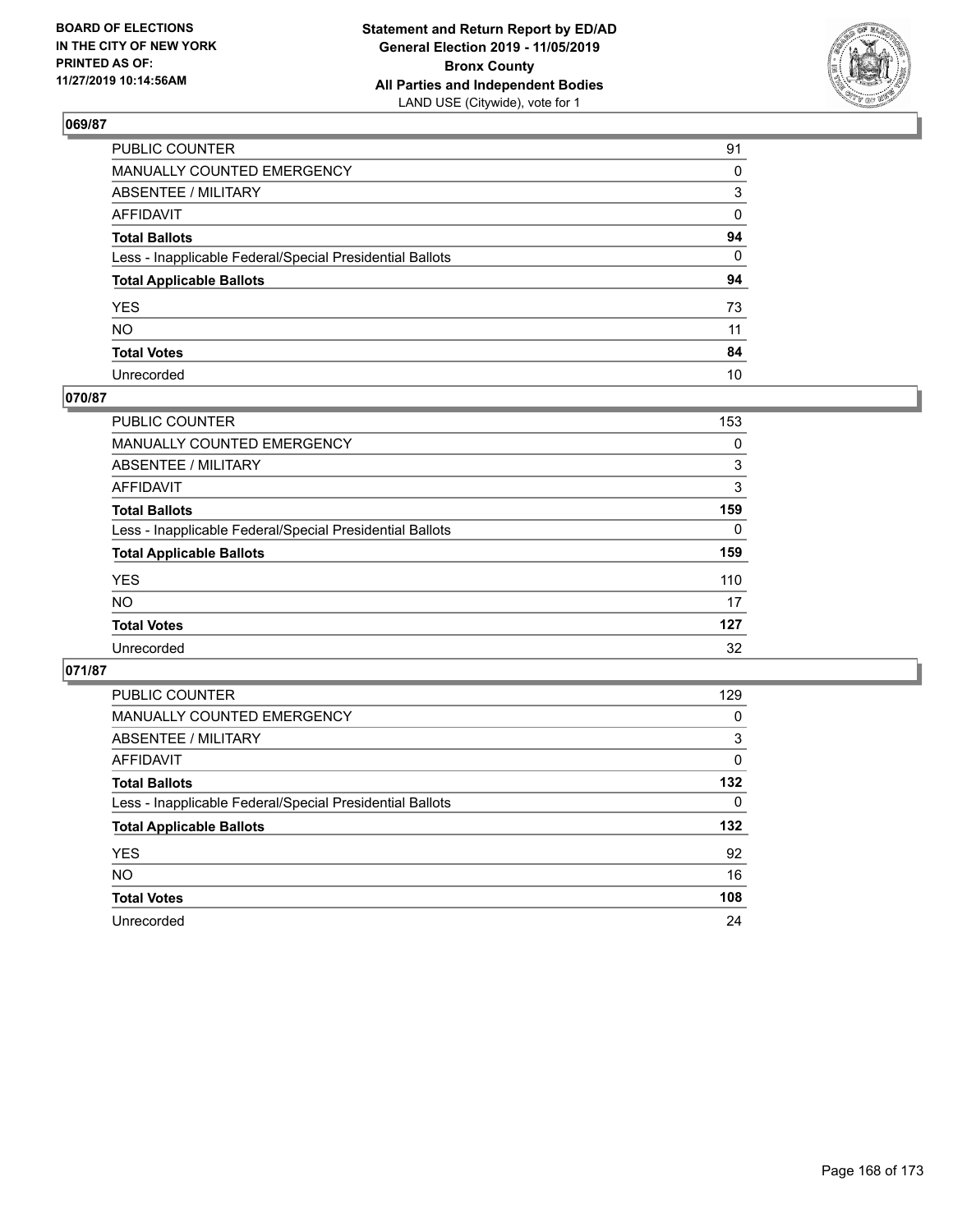**BOARD OF ELECTIONS IN THE CITY OF NEW YORK PRINTED AS OF: 11/27/2019 10:14:56AM**

**Statement and Return Report by ED/AD General Election 2019 - 11/05/2019 Bronx County All Parties and Independent Bodies**
LAND USE (Citywide), vote for 1

### 069/87

| | |
|---|---|
| PUBLIC COUNTER | 91 |
| MANUALLY COUNTED EMERGENCY | 0 |
| ABSENTEE / MILITARY | 3 |
| AFFIDAVIT | 0 |
| **Total Ballots** | **94** |
| Less - Inapplicable Federal/Special Presidential Ballots | 0 |
| **Total Applicable Ballots** | **94** |
| YES | 73 |
| NO | 11 |
| **Total Votes** | **84** |
| Unrecorded | 10 |

### 070/87

| | |
|---|---|
| PUBLIC COUNTER | 153 |
| MANUALLY COUNTED EMERGENCY | 0 |
| ABSENTEE / MILITARY | 3 |
| AFFIDAVIT | 3 |
| **Total Ballots** | **159** |
| Less - Inapplicable Federal/Special Presidential Ballots | 0 |
| **Total Applicable Ballots** | **159** |
| YES | 110 |
| NO | 17 |
| **Total Votes** | **127** |
| Unrecorded | 32 |

### 071/87

| | |
|---|---|
| PUBLIC COUNTER | 129 |
| MANUALLY COUNTED EMERGENCY | 0 |
| ABSENTEE / MILITARY | 3 |
| AFFIDAVIT | 0 |
| **Total Ballots** | **132** |
| Less - Inapplicable Federal/Special Presidential Ballots | 0 |
| **Total Applicable Ballots** | **132** |
| YES | 92 |
| NO | 16 |
| **Total Votes** | **108** |
| Unrecorded | 24 |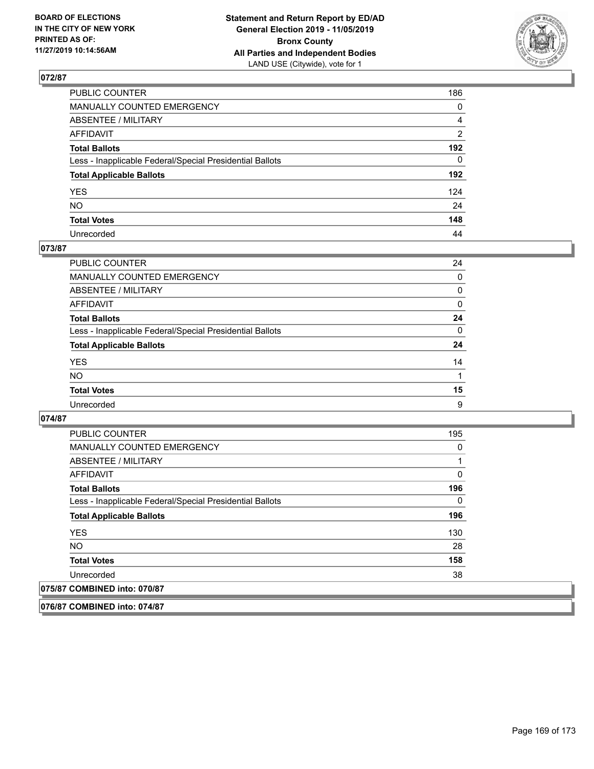## 072/87

| | |
|---|---|
| PUBLIC COUNTER | 186 |
| MANUALLY COUNTED EMERGENCY | 0 |
| ABSENTEE / MILITARY | 4 |
| AFFIDAVIT | 2 |
| **Total Ballots** | **192** |
| Less - Inapplicable Federal/Special Presidential Ballots | 0 |
| **Total Applicable Ballots** | **192** |
| YES | 124 |
| NO | 24 |
| **Total Votes** | **148** |
| Unrecorded | 44 |

## 073/87

| | |
|---|---|
| PUBLIC COUNTER | 24 |
| MANUALLY COUNTED EMERGENCY | 0 |
| ABSENTEE / MILITARY | 0 |
| AFFIDAVIT | 0 |
| **Total Ballots** | **24** |
| Less - Inapplicable Federal/Special Presidential Ballots | 0 |
| **Total Applicable Ballots** | **24** |
| YES | 14 |
| NO | 1 |
| **Total Votes** | **15** |
| Unrecorded | 9 |

## 074/87

| | |
|---|---|
| PUBLIC COUNTER | 195 |
| MANUALLY COUNTED EMERGENCY | 0 |
| ABSENTEE / MILITARY | 1 |
| AFFIDAVIT | 0 |
| **Total Ballots** | **196** |
| Less - Inapplicable Federal/Special Presidential Ballots | 0 |
| **Total Applicable Ballots** | **196** |
| YES | 130 |
| NO | 28 |
| **Total Votes** | **158** |
| Unrecorded | 38 |

## 075/87 COMBINED into: 070/87

## 076/87 COMBINED into: 074/87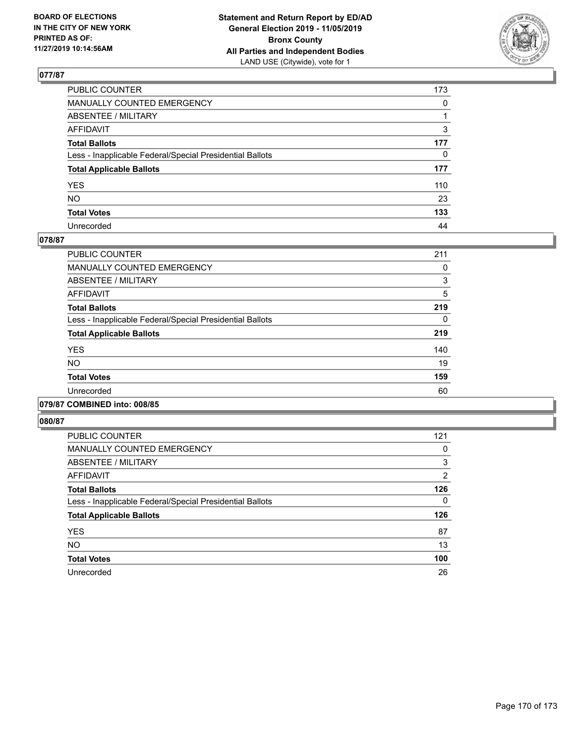## 077/87

| | |
|---|---|
| PUBLIC COUNTER | 173 |
| MANUALLY COUNTED EMERGENCY | 0 |
| ABSENTEE / MILITARY | 1 |
| AFFIDAVIT | 3 |
| **Total Ballots** | **177** |
| Less - Inapplicable Federal/Special Presidential Ballots | 0 |
| **Total Applicable Ballots** | **177** |
| YES | 110 |
| NO | 23 |
| **Total Votes** | **133** |
| Unrecorded | 44 |

## 078/87

| | |
|---|---|
| PUBLIC COUNTER | 211 |
| MANUALLY COUNTED EMERGENCY | 0 |
| ABSENTEE / MILITARY | 3 |
| AFFIDAVIT | 5 |
| **Total Ballots** | **219** |
| Less - Inapplicable Federal/Special Presidential Ballots | 0 |
| **Total Applicable Ballots** | **219** |
| YES | 140 |
| NO | 19 |
| **Total Votes** | **159** |
| Unrecorded | 60 |

## 079/87 COMBINED into: 008/85

## 080/87

| | |
|---|---|
| PUBLIC COUNTER | 121 |
| MANUALLY COUNTED EMERGENCY | 0 |
| ABSENTEE / MILITARY | 3 |
| AFFIDAVIT | 2 |
| **Total Ballots** | **126** |
| Less - Inapplicable Federal/Special Presidential Ballots | 0 |
| **Total Applicable Ballots** | **126** |
| YES | 87 |
| NO | 13 |
| **Total Votes** | **100** |
| Unrecorded | 26 |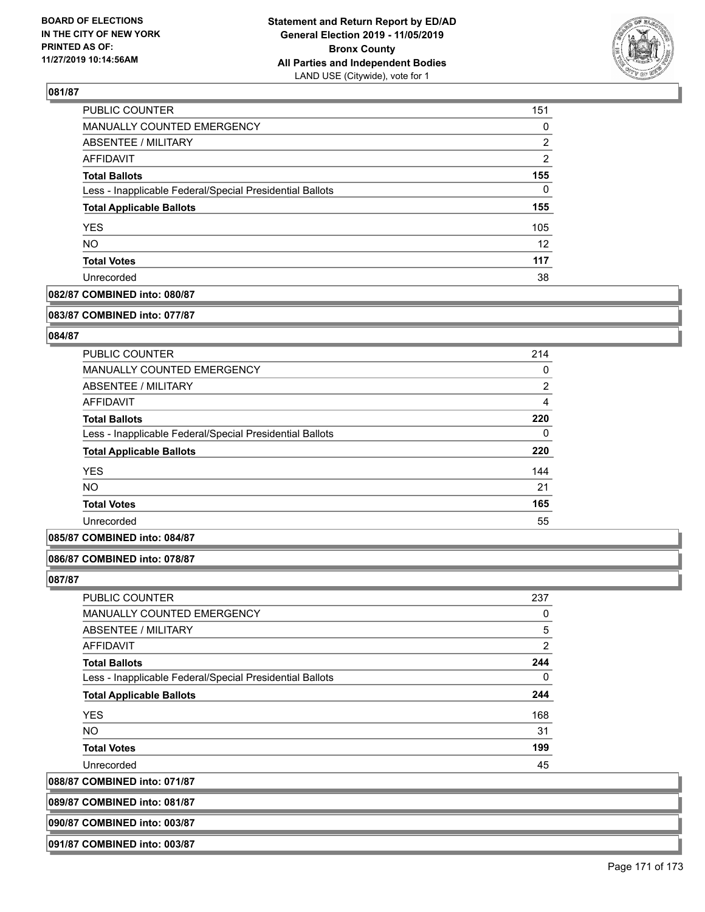### 081/87

| | |
|---|---|
| PUBLIC COUNTER | 151 |
| MANUALLY COUNTED EMERGENCY | 0 |
| ABSENTEE / MILITARY | 2 |
| AFFIDAVIT | 2 |
| **Total Ballots** | **155** |
| Less - Inapplicable Federal/Special Presidential Ballots | 0 |
| **Total Applicable Ballots** | **155** |
| YES | 105 |
| NO | 12 |
| **Total Votes** | **117** |
| Unrecorded | 38 |

**082/87 COMBINED into: 080/87**

**083/87 COMBINED into: 077/87**

### 084/87

| | |
|---|---|
| PUBLIC COUNTER | 214 |
| MANUALLY COUNTED EMERGENCY | 0 |
| ABSENTEE / MILITARY | 2 |
| AFFIDAVIT | 4 |
| **Total Ballots** | **220** |
| Less - Inapplicable Federal/Special Presidential Ballots | 0 |
| **Total Applicable Ballots** | **220** |
| YES | 144 |
| NO | 21 |
| **Total Votes** | **165** |
| Unrecorded | 55 |

**085/87 COMBINED into: 084/87**

**086/87 COMBINED into: 078/87**

### 087/87

| | |
|---|---|
| PUBLIC COUNTER | 237 |
| MANUALLY COUNTED EMERGENCY | 0 |
| ABSENTEE / MILITARY | 5 |
| AFFIDAVIT | 2 |
| **Total Ballots** | **244** |
| Less - Inapplicable Federal/Special Presidential Ballots | 0 |
| **Total Applicable Ballots** | **244** |
| YES | 168 |
| NO | 31 |
| **Total Votes** | **199** |
| Unrecorded | 45 |

**088/87 COMBINED into: 071/87**

**089/87 COMBINED into: 081/87**

**090/87 COMBINED into: 003/87**

**091/87 COMBINED into: 003/87**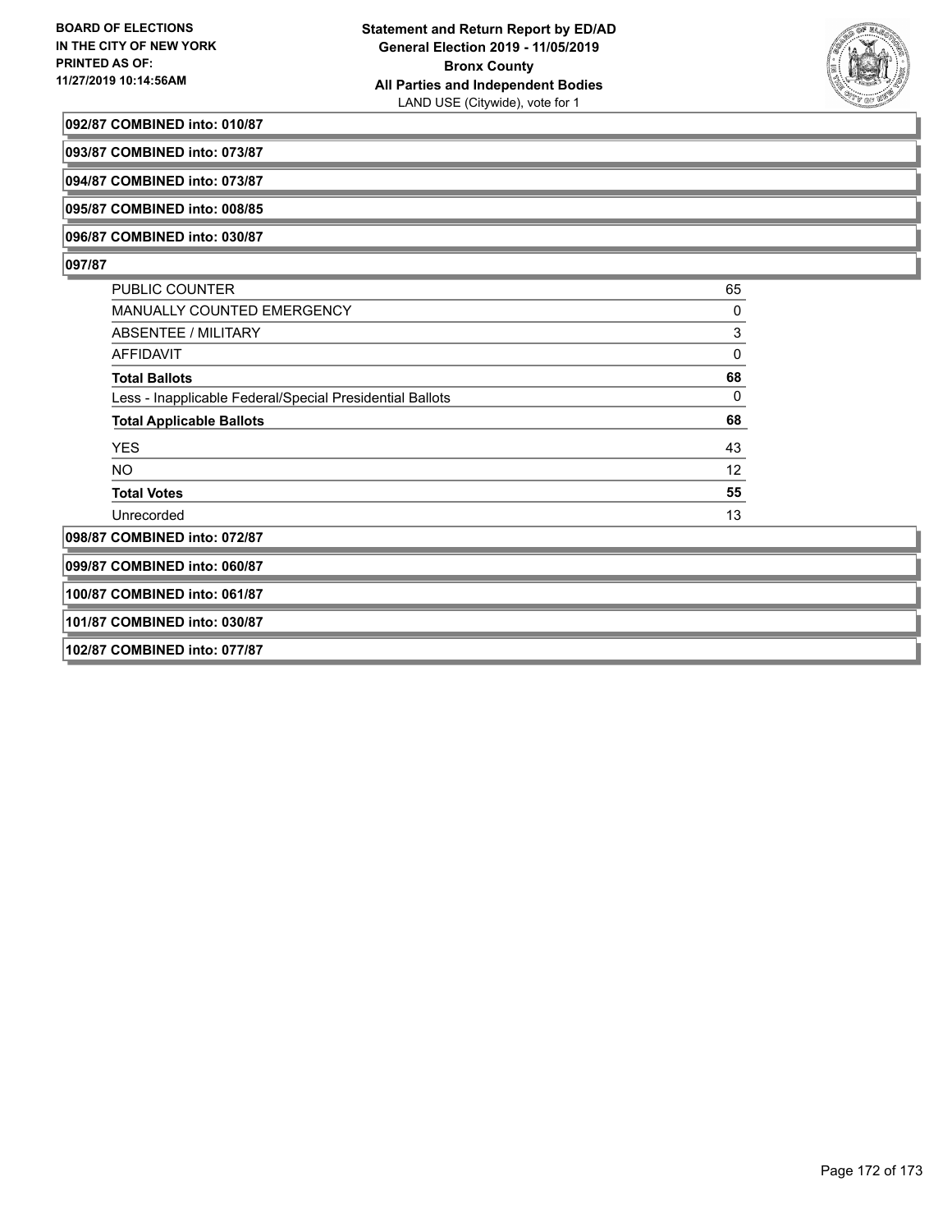**092/87 COMBINED into: 010/87**

**093/87 COMBINED into: 073/87**

**094/87 COMBINED into: 073/87**

**095/87 COMBINED into: 008/85**

**096/87 COMBINED into: 030/87**

**097/87**

| | |
|---|---|
| PUBLIC COUNTER | 65 |
| MANUALLY COUNTED EMERGENCY | 0 |
| ABSENTEE / MILITARY | 3 |
| AFFIDAVIT | 0 |
| **Total Ballots** | **68** |
| Less - Inapplicable Federal/Special Presidential Ballots | 0 |
| **Total Applicable Ballots** | **68** |
| YES | 43 |
| NO | 12 |
| **Total Votes** | **55** |
| Unrecorded | 13 |

**098/87 COMBINED into: 072/87**

**099/87 COMBINED into: 060/87**

**100/87 COMBINED into: 061/87**

**101/87 COMBINED into: 030/87**

**102/87 COMBINED into: 077/87**